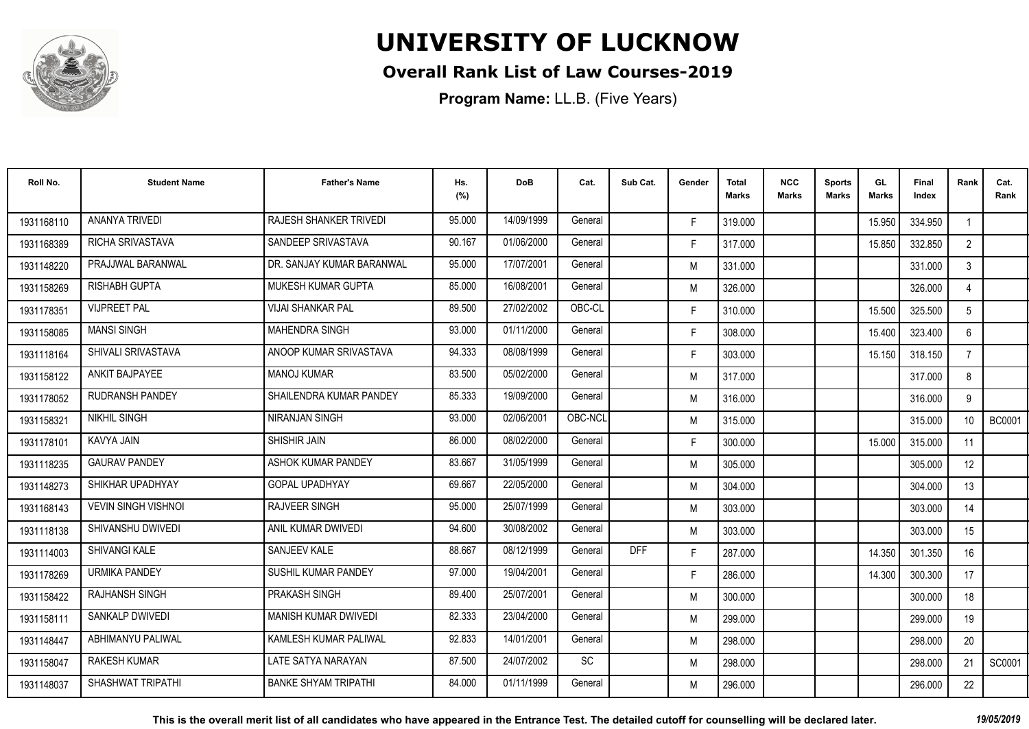# UNIVERSITY OF LUCKNOW

## Overall Rank List of Law Courses-2019

**Program Name:** LL.B. (Five Years)

| Roll No. | Student Name | Father's Name | Hs. (%) | DoB | Cat. | Sub Cat. | Gender | Total Marks | NCC Marks | Sports Marks | GL Marks | Final Index | Rank | Cat. Rank |
|---|---|---|---|---|---|---|---|---|---|---|---|---|---|---|
| 1931168110 | ANANYA TRIVEDI | RAJESH SHANKER TRIVEDI | 95.000 | 14/09/1999 | General | | F | 319.000 | | | 15.950 | 334.950 | 1 | |
| 1931168389 | RICHA SRIVASTAVA | SANDEEP SRIVASTAVA | 90.167 | 01/06/2000 | General | | F | 317.000 | | | 15.850 | 332.850 | 2 | |
| 1931148220 | PRAJJWAL BARANWAL | DR. SANJAY KUMAR BARANWAL | 95.000 | 17/07/2001 | General | | M | 331.000 | | | | 331.000 | 3 | |
| 1931158269 | RISHABH GUPTA | MUKESH KUMAR GUPTA | 85.000 | 16/08/2001 | General | | M | 326.000 | | | | 326.000 | 4 | |
| 1931178351 | VIJPREET PAL | VIJAI SHANKAR PAL | 89.500 | 27/02/2002 | OBC-CL | | F | 310.000 | | | 15.500 | 325.500 | 5 | |
| 1931158085 | MANSI SINGH | MAHENDRA SINGH | 93.000 | 01/11/2000 | General | | F | 308.000 | | | 15.400 | 323.400 | 6 | |
| 1931118164 | SHIVALI SRIVASTAVA | ANOOP KUMAR SRIVASTAVA | 94.333 | 08/08/1999 | General | | F | 303.000 | | | 15.150 | 318.150 | 7 | |
| 1931158122 | ANKIT BAJPAYEE | MANOJ KUMAR | 83.500 | 05/02/2000 | General | | M | 317.000 | | | | 317.000 | 8 | |
| 1931178052 | RUDRANSH PANDEY | SHAILENDRA KUMAR PANDEY | 85.333 | 19/09/2000 | General | | M | 316.000 | | | | 316.000 | 9 | |
| 1931158321 | NIKHIL SINGH | NIRANJAN SINGH | 93.000 | 02/06/2001 | OBC-NCL | | M | 315.000 | | | | 315.000 | 10 | BC0001 |
| 1931178101 | KAVYA JAIN | SHISHIR JAIN | 86.000 | 08/02/2000 | General | | F | 300.000 | | | 15.000 | 315.000 | 11 | |
| 1931118235 | GAURAV PANDEY | ASHOK KUMAR PANDEY | 83.667 | 31/05/1999 | General | | M | 305.000 | | | | 305.000 | 12 | |
| 1931148273 | SHIKHAR UPADHYAY | GOPAL UPADHYAY | 69.667 | 22/05/2000 | General | | M | 304.000 | | | | 304.000 | 13 | |
| 1931168143 | VEVIN SINGH VISHNOI | RAJVEER SINGH | 95.000 | 25/07/1999 | General | | M | 303.000 | | | | 303.000 | 14 | |
| 1931118138 | SHIVANSHU DWIVEDI | ANIL KUMAR DWIVEDI | 94.600 | 30/08/2002 | General | | M | 303.000 | | | | 303.000 | 15 | |
| 1931114003 | SHIVANGI KALE | SANJEEV KALE | 88.667 | 08/12/1999 | General | DFF | F | 287.000 | | | 14.350 | 301.350 | 16 | |
| 1931178269 | URMIKA PANDEY | SUSHIL KUMAR PANDEY | 97.000 | 19/04/2001 | General | | F | 286.000 | | | 14.300 | 300.300 | 17 | |
| 1931158422 | RAJHANSH SINGH | PRAKASH SINGH | 89.400 | 25/07/2001 | General | | M | 300.000 | | | | 300.000 | 18 | |
| 1931158111 | SANKALP DWIVEDI | MANISH KUMAR DWIVEDI | 82.333 | 23/04/2000 | General | | M | 299.000 | | | | 299.000 | 19 | |
| 1931148447 | ABHIMANYU PALIWAL | KAMLESH KUMAR PALIWAL | 92.833 | 14/01/2001 | General | | M | 298.000 | | | | 298.000 | 20 | |
| 1931158047 | RAKESH KUMAR | LATE SATYA NARAYAN | 87.500 | 24/07/2002 | SC | | M | 298.000 | | | | 298.000 | 21 | SC0001 |
| 1931148037 | SHASHWAT TRIPATHI | BANKE SHYAM TRIPATHI | 84.000 | 01/11/1999 | General | | M | 296.000 | | | | 296.000 | 22 | |

**This is the overall merit list of all candidates who have appeared in the Entrance Test. The detailed cutoff for counselling will be declared later.** *19/05/2019*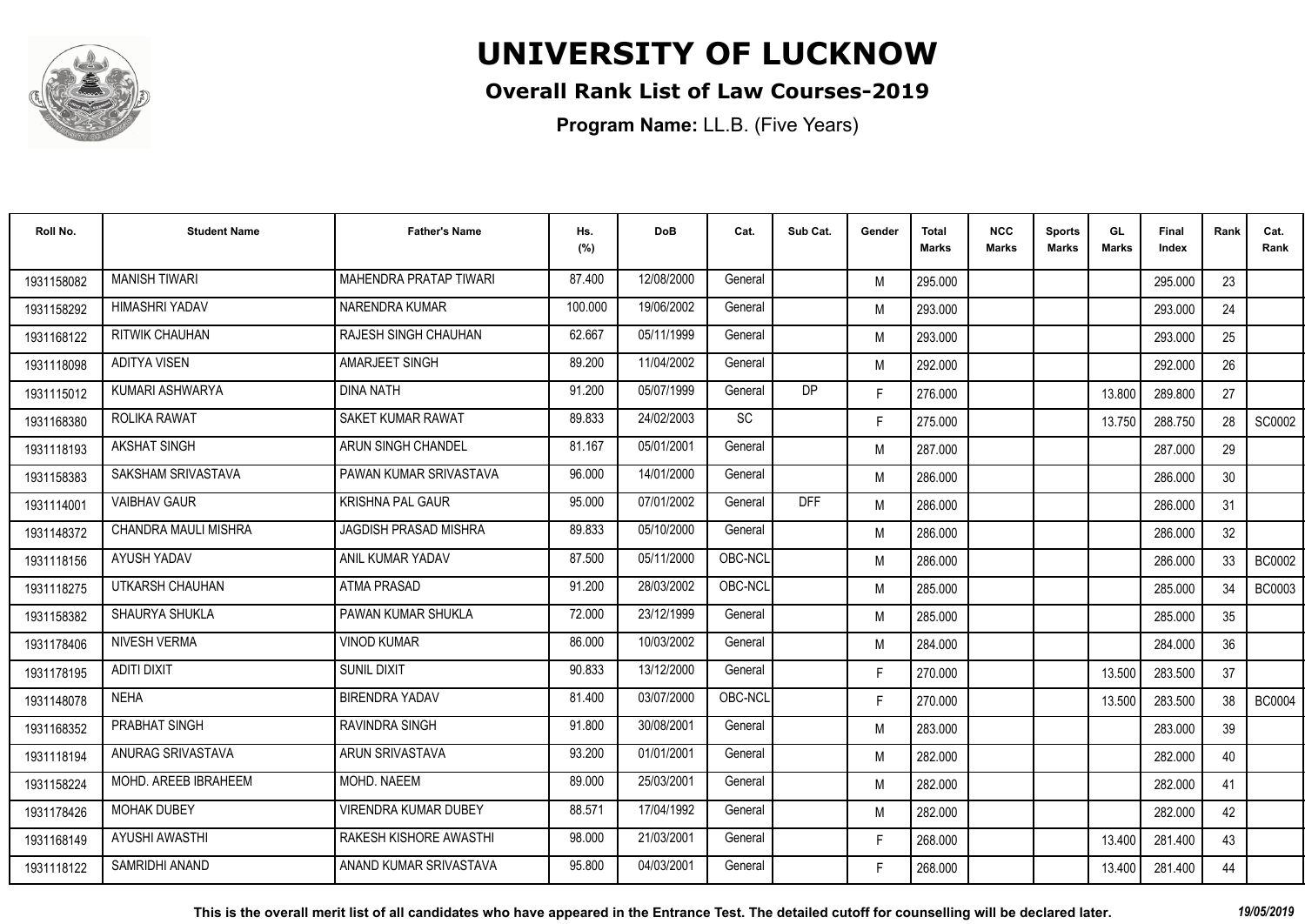# UNIVERSITY OF LUCKNOW

## Overall Rank List of Law Courses-2019

**Program Name:** LL.B. (Five Years)

| Roll No. | Student Name | Father's Name | Hs. (%) | DoB | Cat. | Sub Cat. | Gender | Total Marks | NCC Marks | Sports Marks | GL Marks | Final Index | Rank | Cat. Rank |
|---|---|---|---|---|---|---|---|---|---|---|---|---|---|---|
| 1931158082 | MANISH TIWARI | MAHENDRA PRATAP TIWARI | 87.400 | 12/08/2000 | General | | M | 295.000 | | | | 295.000 | 23 | |
| 1931158292 | HIMASHRI YADAV | NARENDRA KUMAR | 100.000 | 19/06/2002 | General | | M | 293.000 | | | | 293.000 | 24 | |
| 1931168122 | RITWIK CHAUHAN | RAJESH SINGH CHAUHAN | 62.667 | 05/11/1999 | General | | M | 293.000 | | | | 293.000 | 25 | |
| 1931118098 | ADITYA VISEN | AMARJEET SINGH | 89.200 | 11/04/2002 | General | | M | 292.000 | | | | 292.000 | 26 | |
| 1931115012 | KUMARI ASHWARYA | DINA NATH | 91.200 | 05/07/1999 | General | DP | F | 276.000 | | | 13.800 | 289.800 | 27 | |
| 1931168380 | ROLIKA RAWAT | SAKET KUMAR RAWAT | 89.833 | 24/02/2003 | SC | | F | 275.000 | | | 13.750 | 288.750 | 28 | SC0002 |
| 1931118193 | AKSHAT SINGH | ARUN SINGH CHANDEL | 81.167 | 05/01/2001 | General | | M | 287.000 | | | | 287.000 | 29 | |
| 1931158383 | SAKSHAM SRIVASTAVA | PAWAN KUMAR SRIVASTAVA | 96.000 | 14/01/2000 | General | | M | 286.000 | | | | 286.000 | 30 | |
| 1931114001 | VAIBHAV GAUR | KRISHNA PAL GAUR | 95.000 | 07/01/2002 | General | DFF | M | 286.000 | | | | 286.000 | 31 | |
| 1931148372 | CHANDRA MAULI MISHRA | JAGDISH PRASAD MISHRA | 89.833 | 05/10/2000 | General | | M | 286.000 | | | | 286.000 | 32 | |
| 1931118156 | AYUSH YADAV | ANIL KUMAR YADAV | 87.500 | 05/11/2000 | OBC-NCL | | M | 286.000 | | | | 286.000 | 33 | BC0002 |
| 1931118275 | UTKARSH CHAUHAN | ATMA PRASAD | 91.200 | 28/03/2002 | OBC-NCL | | M | 285.000 | | | | 285.000 | 34 | BC0003 |
| 1931158382 | SHAURYA SHUKLA | PAWAN KUMAR SHUKLA | 72.000 | 23/12/1999 | General | | M | 285.000 | | | | 285.000 | 35 | |
| 1931178406 | NIVESH VERMA | VINOD KUMAR | 86.000 | 10/03/2002 | General | | M | 284.000 | | | | 284.000 | 36 | |
| 1931178195 | ADITI DIXIT | SUNIL DIXIT | 90.833 | 13/12/2000 | General | | F | 270.000 | | | 13.500 | 283.500 | 37 | |
| 1931148078 | NEHA | BIRENDRA YADAV | 81.400 | 03/07/2000 | OBC-NCL | | F | 270.000 | | | 13.500 | 283.500 | 38 | BC0004 |
| 1931168352 | PRABHAT SINGH | RAVINDRA SINGH | 91.800 | 30/08/2001 | General | | M | 283.000 | | | | 283.000 | 39 | |
| 1931118194 | ANURAG SRIVASTAVA | ARUN SRIVASTAVA | 93.200 | 01/01/2001 | General | | M | 282.000 | | | | 282.000 | 40 | |
| 1931158224 | MOHD. AREEB IBRAHEEM | MOHD. NAEEM | 89.000 | 25/03/2001 | General | | M | 282.000 | | | | 282.000 | 41 | |
| 1931178426 | MOHAK DUBEY | VIRENDRA KUMAR DUBEY | 88.571 | 17/04/1992 | General | | M | 282.000 | | | | 282.000 | 42 | |
| 1931168149 | AYUSHI AWASTHI | RAKESH KISHORE AWASTHI | 98.000 | 21/03/2001 | General | | F | 268.000 | | | 13.400 | 281.400 | 43 | |
| 1931118122 | SAMRIDHI ANAND | ANAND KUMAR SRIVASTAVA | 95.800 | 04/03/2001 | General | | F | 268.000 | | | 13.400 | 281.400 | 44 | |

**This is the overall merit list of all candidates who have appeared in the Entrance Test. The detailed cutoff for counselling will be declared later.** *19/05/2019*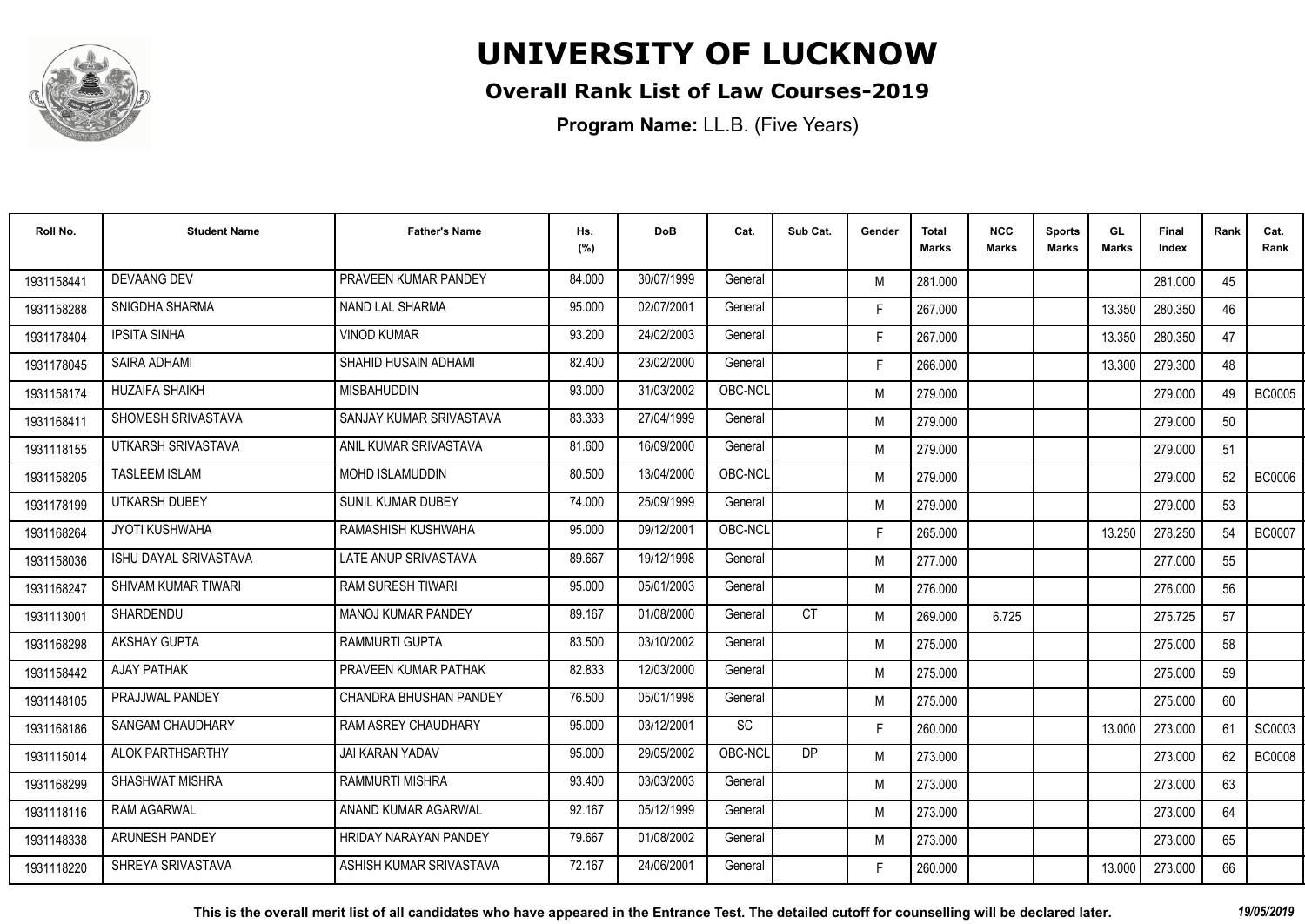# UNIVERSITY OF LUCKNOW

## Overall Rank List of Law Courses-2019

**Program Name:** LL.B. (Five Years)

| Roll No. | Student Name | Father's Name | Hs. (%) | DoB | Cat. | Sub Cat. | Gender | Total Marks | NCC Marks | Sports Marks | GL Marks | Final Index | Rank | Cat. Rank |
|---|---|---|---|---|---|---|---|---|---|---|---|---|---|---|
| 1931158441 | DEVAANG DEV | PRAVEEN KUMAR PANDEY | 84.000 | 30/07/1999 | General | | M | 281.000 | | | | 281.000 | 45 | |
| 1931158288 | SNIGDHA SHARMA | NAND LAL SHARMA | 95.000 | 02/07/2001 | General | | F | 267.000 | | | 13.350 | 280.350 | 46 | |
| 1931178404 | IPSITA SINHA | VINOD KUMAR | 93.200 | 24/02/2003 | General | | F | 267.000 | | | 13.350 | 280.350 | 47 | |
| 1931178045 | SAIRA ADHAMI | SHAHID HUSAIN ADHAMI | 82.400 | 23/02/2000 | General | | F | 266.000 | | | 13.300 | 279.300 | 48 | |
| 1931158174 | HUZAIFA SHAIKH | MISBAHUDDIN | 93.000 | 31/03/2002 | OBC-NCL | | M | 279.000 | | | | 279.000 | 49 | BC0005 |
| 1931168411 | SHOMESH SRIVASTAVA | SANJAY KUMAR SRIVASTAVA | 83.333 | 27/04/1999 | General | | M | 279.000 | | | | 279.000 | 50 | |
| 1931118155 | UTKARSH SRIVASTAVA | ANIL KUMAR SRIVASTAVA | 81.600 | 16/09/2000 | General | | M | 279.000 | | | | 279.000 | 51 | |
| 1931158205 | TASLEEM ISLAM | MOHD ISLAMUDDIN | 80.500 | 13/04/2000 | OBC-NCL | | M | 279.000 | | | | 279.000 | 52 | BC0006 |
| 1931178199 | UTKARSH DUBEY | SUNIL KUMAR DUBEY | 74.000 | 25/09/1999 | General | | M | 279.000 | | | | 279.000 | 53 | |
| 1931168264 | JYOTI KUSHWAHA | RAMASHISH KUSHWAHA | 95.000 | 09/12/2001 | OBC-NCL | | F | 265.000 | | | 13.250 | 278.250 | 54 | BC0007 |
| 1931158036 | ISHU DAYAL SRIVASTAVA | LATE ANUP SRIVASTAVA | 89.667 | 19/12/1998 | General | | M | 277.000 | | | | 277.000 | 55 | |
| 1931168247 | SHIVAM KUMAR TIWARI | RAM SURESH TIWARI | 95.000 | 05/01/2003 | General | | M | 276.000 | | | | 276.000 | 56 | |
| 1931113001 | SHARDENDU | MANOJ KUMAR PANDEY | 89.167 | 01/08/2000 | General | CT | M | 269.000 | 6.725 | | | 275.725 | 57 | |
| 1931168298 | AKSHAY GUPTA | RAMMURTI GUPTA | 83.500 | 03/10/2002 | General | | M | 275.000 | | | | 275.000 | 58 | |
| 1931158442 | AJAY PATHAK | PRAVEEN KUMAR PATHAK | 82.833 | 12/03/2000 | General | | M | 275.000 | | | | 275.000 | 59 | |
| 1931148105 | PRAJJWAL PANDEY | CHANDRA BHUSHAN PANDEY | 76.500 | 05/01/1998 | General | | M | 275.000 | | | | 275.000 | 60 | |
| 1931168186 | SANGAM CHAUDHARY | RAM ASREY CHAUDHARY | 95.000 | 03/12/2001 | SC | | F | 260.000 | | | 13.000 | 273.000 | 61 | SC0003 |
| 1931115014 | ALOK PARTHSARTHY | JAI KARAN YADAV | 95.000 | 29/05/2002 | OBC-NCL | DP | M | 273.000 | | | | 273.000 | 62 | BC0008 |
| 1931168299 | SHASHWAT MISHRA | RAMMURTI MISHRA | 93.400 | 03/03/2003 | General | | M | 273.000 | | | | 273.000 | 63 | |
| 1931118116 | RAM AGARWAL | ANAND KUMAR AGARWAL | 92.167 | 05/12/1999 | General | | M | 273.000 | | | | 273.000 | 64 | |
| 1931148338 | ARUNESH PANDEY | HRIDAY NARAYAN PANDEY | 79.667 | 01/08/2002 | General | | M | 273.000 | | | | 273.000 | 65 | |
| 1931118220 | SHREYA SRIVASTAVA | ASHISH KUMAR SRIVASTAVA | 72.167 | 24/06/2001 | General | | F | 260.000 | | | 13.000 | 273.000 | 66 | |

**This is the overall merit list of all candidates who have appeared in the Entrance Test. The detailed cutoff for counselling will be declared later.** *19/05/2019*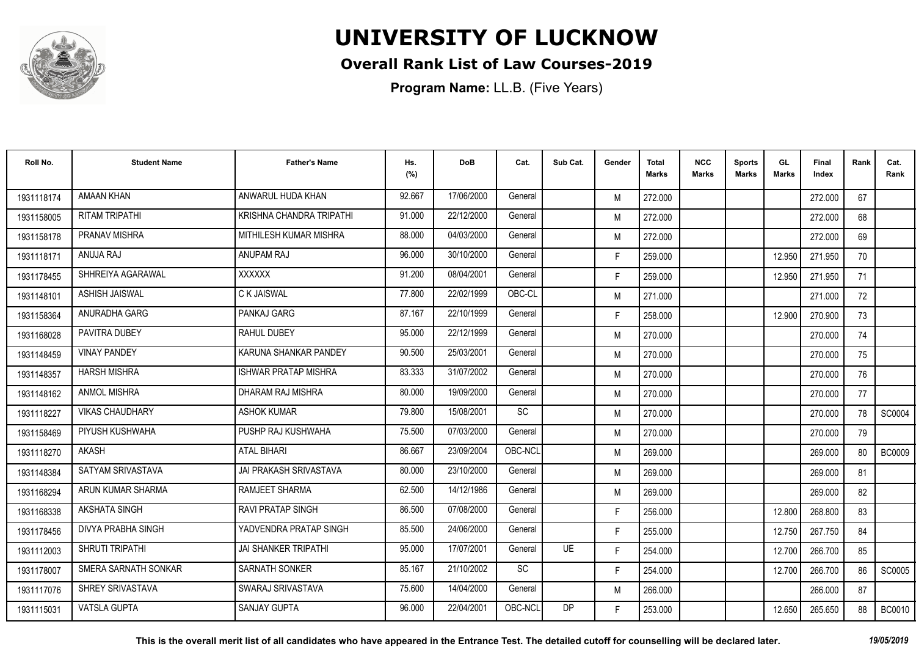# UNIVERSITY OF LUCKNOW

## Overall Rank List of Law Courses-2019

**Program Name:** LL.B. (Five Years)

| Roll No. | Student Name | Father's Name | Hs. (%) | DoB | Cat. | Sub Cat. | Gender | Total Marks | NCC Marks | Sports Marks | GL Marks | Final Index | Rank | Cat. Rank |
|---|---|---|---|---|---|---|---|---|---|---|---|---|---|---|
| 1931118174 | AMAAN KHAN | ANWARUL HUDA KHAN | 92.667 | 17/06/2000 | General | | M | 272.000 | | | | 272.000 | 67 | |
| 1931158005 | RITAM TRIPATHI | KRISHNA CHANDRA TRIPATHI | 91.000 | 22/12/2000 | General | | M | 272.000 | | | | 272.000 | 68 | |
| 1931158178 | PRANAV MISHRA | MITHILESH KUMAR MISHRA | 88.000 | 04/03/2000 | General | | M | 272.000 | | | | 272.000 | 69 | |
| 1931118171 | ANUJA RAJ | ANUPAM RAJ | 96.000 | 30/10/2000 | General | | F | 259.000 | | | 12.950 | 271.950 | 70 | |
| 1931178455 | SHHREIYA AGARAWAL | XXXXXX | 91.200 | 08/04/2001 | General | | F | 259.000 | | | 12.950 | 271.950 | 71 | |
| 1931148101 | ASHISH JAISWAL | C K JAISWAL | 77.800 | 22/02/1999 | OBC-CL | | M | 271.000 | | | | 271.000 | 72 | |
| 1931158364 | ANURADHA GARG | PANKAJ GARG | 87.167 | 22/10/1999 | General | | F | 258.000 | | | 12.900 | 270.900 | 73 | |
| 1931168028 | PAVITRA DUBEY | RAHUL DUBEY | 95.000 | 22/12/1999 | General | | M | 270.000 | | | | 270.000 | 74 | |
| 1931148459 | VINAY PANDEY | KARUNA SHANKAR PANDEY | 90.500 | 25/03/2001 | General | | M | 270.000 | | | | 270.000 | 75 | |
| 1931148357 | HARSH MISHRA | ISHWAR PRATAP MISHRA | 83.333 | 31/07/2002 | General | | M | 270.000 | | | | 270.000 | 76 | |
| 1931148162 | ANMOL MISHRA | DHARAM RAJ MISHRA | 80.000 | 19/09/2000 | General | | M | 270.000 | | | | 270.000 | 77 | |
| 1931118227 | VIKAS CHAUDHARY | ASHOK KUMAR | 79.800 | 15/08/2001 | SC | | M | 270.000 | | | | 270.000 | 78 | SC0004 |
| 1931158469 | PIYUSH KUSHWAHA | PUSHP RAJ KUSHWAHA | 75.500 | 07/03/2000 | General | | M | 270.000 | | | | 270.000 | 79 | |
| 1931118270 | AKASH | ATAL BIHARI | 86.667 | 23/09/2004 | OBC-NCL | | M | 269.000 | | | | 269.000 | 80 | BC0009 |
| 1931148384 | SATYAM SRIVASTAVA | JAI PRAKASH SRIVASTAVA | 80.000 | 23/10/2000 | General | | M | 269.000 | | | | 269.000 | 81 | |
| 1931168294 | ARUN KUMAR SHARMA | RAMJEET SHARMA | 62.500 | 14/12/1986 | General | | M | 269.000 | | | | 269.000 | 82 | |
| 1931168338 | AKSHATA SINGH | RAVI PRATAP SINGH | 86.500 | 07/08/2000 | General | | F | 256.000 | | | 12.800 | 268.800 | 83 | |
| 1931178456 | DIVYA PRABHA SINGH | YADVENDRA PRATAP SINGH | 85.500 | 24/06/2000 | General | | F | 255.000 | | | 12.750 | 267.750 | 84 | |
| 1931112003 | SHRUTI TRIPATHI | JAI SHANKER TRIPATHI | 95.000 | 17/07/2001 | General | UE | F | 254.000 | | | 12.700 | 266.700 | 85 | |
| 1931178007 | SMERA SARNATH SONKAR | SARNATH SONKER | 85.167 | 21/10/2002 | SC | | F | 254.000 | | | 12.700 | 266.700 | 86 | SC0005 |
| 1931117076 | SHREY SRIVASTAVA | SWARAJ SRIVASTAVA | 75.600 | 14/04/2000 | General | | M | 266.000 | | | | 266.000 | 87 | |
| 1931115031 | VATSLA GUPTA | SANJAY GUPTA | 96.000 | 22/04/2001 | OBC-NCL | DP | F | 253.000 | | | 12.650 | 265.650 | 88 | BC0010 |

**This is the overall merit list of all candidates who have appeared in the Entrance Test. The detailed cutoff for counselling will be declared later.** *19/05/2019*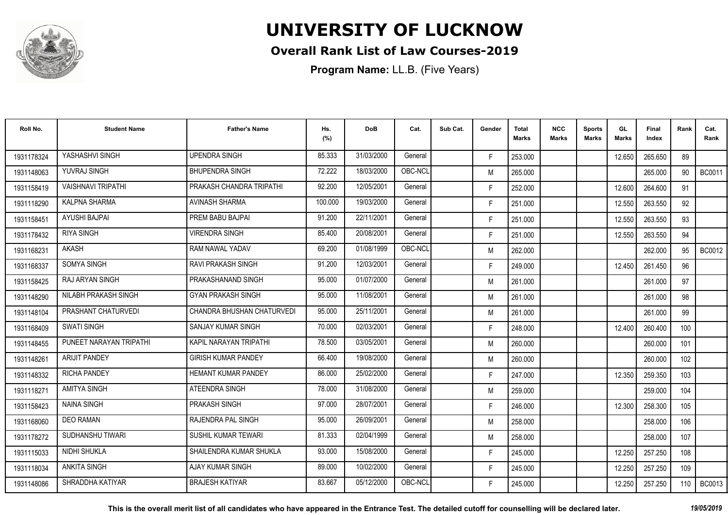# UNIVERSITY OF LUCKNOW

## Overall Rank List of Law Courses-2019

**Program Name:** LL.B. (Five Years)

| Roll No. | Student Name | Father's Name | Hs. (%) | DoB | Cat. | Sub Cat. | Gender | Total Marks | NCC Marks | Sports Marks | GL Marks | Final Index | Rank | Cat. Rank |
|---|---|---|---|---|---|---|---|---|---|---|---|---|---|---|
| 1931178324 | YASHASHVI SINGH | UPENDRA SINGH | 85.333 | 31/03/2000 | General | | F | 253.000 | | | 12.650 | 265.650 | 89 | |
| 1931148063 | YUVRAJ SINGH | BHUPENDRA SINGH | 72.222 | 18/03/2000 | OBC-NCL | | M | 265.000 | | | | 265.000 | 90 | BC0011 |
| 1931158419 | VAISHNAVI TRIPATHI | PRAKASH CHANDRA TRIPATHI | 92.200 | 12/05/2001 | General | | F | 252.000 | | | 12.600 | 264.600 | 91 | |
| 1931118290 | KALPNA SHARMA | AVINASH SHARMA | 100.000 | 19/03/2000 | General | | F | 251.000 | | | 12.550 | 263.550 | 92 | |
| 1931158451 | AYUSHI BAJPAI | PREM BABU BAJPAI | 91.200 | 22/11/2001 | General | | F | 251.000 | | | 12.550 | 263.550 | 93 | |
| 1931178432 | RIYA SINGH | VIRENDRA SINGH | 85.400 | 20/08/2001 | General | | F | 251.000 | | | 12.550 | 263.550 | 94 | |
| 1931168231 | AKASH | RAM NAWAL YADAV | 69.200 | 01/08/1999 | OBC-NCL | | M | 262.000 | | | | 262.000 | 95 | BC0012 |
| 1931168337 | SOMYA SINGH | RAVI PRAKASH SINGH | 91.200 | 12/03/2001 | General | | F | 249.000 | | | 12.450 | 261.450 | 96 | |
| 1931158425 | RAJ ARYAN SINGH | PRAKASHANAND SINGH | 95.000 | 01/07/2000 | General | | M | 261.000 | | | | 261.000 | 97 | |
| 1931148290 | NILABH PRAKASH SINGH | GYAN PRAKASH SINGH | 95.000 | 11/08/2001 | General | | M | 261.000 | | | | 261.000 | 98 | |
| 1931148104 | PRASHANT CHATURVEDI | CHANDRA BHUSHAN CHATURVEDI | 95.000 | 25/11/2001 | General | | M | 261.000 | | | | 261.000 | 99 | |
| 1931168409 | SWATI SINGH | SANJAY KUMAR SINGH | 70.000 | 02/03/2001 | General | | F | 248.000 | | | 12.400 | 260.400 | 100 | |
| 1931148455 | PUNEET NARAYAN TRIPATHI | KAPIL NARAYAN TRIPATHI | 78.500 | 03/05/2001 | General | | M | 260.000 | | | | 260.000 | 101 | |
| 1931148261 | ARIJIT PANDEY | GIRISH KUMAR PANDEY | 66.400 | 19/08/2000 | General | | M | 260.000 | | | | 260.000 | 102 | |
| 1931148332 | RICHA PANDEY | HEMANT KUMAR PANDEY | 86.000 | 25/02/2000 | General | | F | 247.000 | | | 12.350 | 259.350 | 103 | |
| 1931118271 | AMITYA SINGH | ATEENDRA SINGH | 78.000 | 31/08/2000 | General | | M | 259.000 | | | | 259.000 | 104 | |
| 1931158423 | NAINA SINGH | PRAKASH SINGH | 97.000 | 28/07/2001 | General | | F | 246.000 | | | 12.300 | 258.300 | 105 | |
| 1931168060 | DEO RAMAN | RAJENDRA PAL SINGH | 95.000 | 26/09/2001 | General | | M | 258.000 | | | | 258.000 | 106 | |
| 1931178272 | SUDHANSHU TIWARI | SUSHIL KUMAR TEWARI | 81.333 | 02/04/1999 | General | | M | 258.000 | | | | 258.000 | 107 | |
| 1931115033 | NIDHI SHUKLA | SHAILENDRA KUMAR SHUKLA | 93.000 | 15/08/2000 | General | | F | 245.000 | | | 12.250 | 257.250 | 108 | |
| 1931118034 | ANKITA SINGH | AJAY KUMAR SINGH | 89.000 | 10/02/2000 | General | | F | 245.000 | | | 12.250 | 257.250 | 109 | |
| 1931148086 | SHRADDHA KATIYAR | BRAJESH KATIYAR | 83.667 | 05/12/2000 | OBC-NCL | | F | 245.000 | | | 12.250 | 257.250 | 110 | BC0013 |

**This is the overall merit list of all candidates who have appeared in the Entrance Test. The detailed cutoff for counselling will be declared later.** *19/05/2019*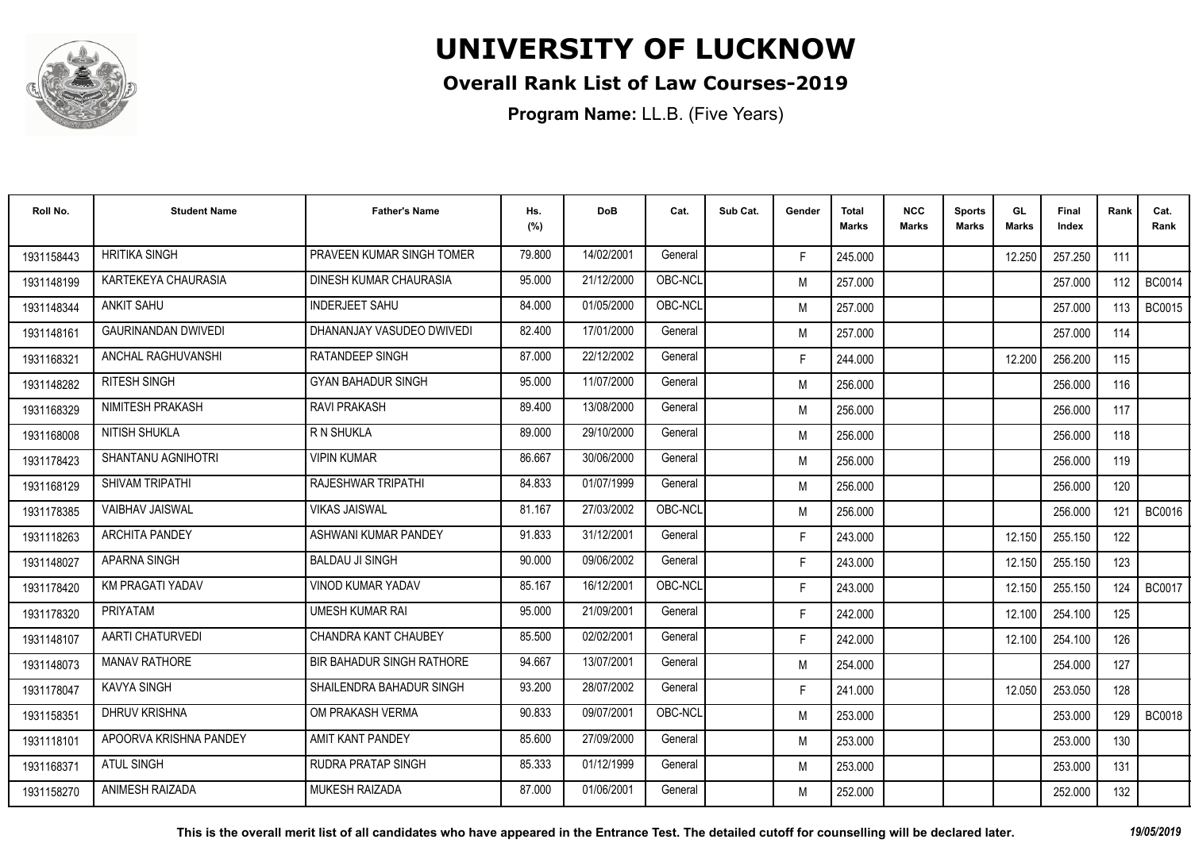# UNIVERSITY OF LUCKNOW

## Overall Rank List of Law Courses-2019

**Program Name:** LL.B. (Five Years)

| Roll No. | Student Name | Father's Name | Hs. (%) | DoB | Cat. | Sub Cat. | Gender | Total Marks | NCC Marks | Sports Marks | GL Marks | Final Index | Rank | Cat. Rank |
|---|---|---|---|---|---|---|---|---|---|---|---|---|---|---|
| 1931158443 | HRITIKA SINGH | PRAVEEN KUMAR SINGH TOMER | 79.800 | 14/02/2001 | General | | F | 245.000 | | | 12.250 | 257.250 | 111 | |
| 1931148199 | KARTEKEYA CHAURASIA | DINESH KUMAR CHAURASIA | 95.000 | 21/12/2000 | OBC-NCL | | M | 257.000 | | | | 257.000 | 112 | BC0014 |
| 1931148344 | ANKIT SAHU | INDERJEET SAHU | 84.000 | 01/05/2000 | OBC-NCL | | M | 257.000 | | | | 257.000 | 113 | BC0015 |
| 1931148161 | GAURINANDAN DWIVEDI | DHANANJAY VASUDEO DWIVEDI | 82.400 | 17/01/2000 | General | | M | 257.000 | | | | 257.000 | 114 | |
| 1931168321 | ANCHAL RAGHUVANSHI | RATANDEEP SINGH | 87.000 | 22/12/2002 | General | | F | 244.000 | | | 12.200 | 256.200 | 115 | |
| 1931148282 | RITESH SINGH | GYAN BAHADUR SINGH | 95.000 | 11/07/2000 | General | | M | 256.000 | | | | 256.000 | 116 | |
| 1931168329 | NIMITESH PRAKASH | RAVI PRAKASH | 89.400 | 13/08/2000 | General | | M | 256.000 | | | | 256.000 | 117 | |
| 1931168008 | NITISH SHUKLA | R N SHUKLA | 89.000 | 29/10/2000 | General | | M | 256.000 | | | | 256.000 | 118 | |
| 1931178423 | SHANTANU AGNIHOTRI | VIPIN KUMAR | 86.667 | 30/06/2000 | General | | M | 256.000 | | | | 256.000 | 119 | |
| 1931168129 | SHIVAM TRIPATHI | RAJESHWAR TRIPATHI | 84.833 | 01/07/1999 | General | | M | 256.000 | | | | 256.000 | 120 | |
| 1931178385 | VAIBHAV JAISWAL | VIKAS JAISWAL | 81.167 | 27/03/2002 | OBC-NCL | | M | 256.000 | | | | 256.000 | 121 | BC0016 |
| 1931118263 | ARCHITA PANDEY | ASHWANI KUMAR PANDEY | 91.833 | 31/12/2001 | General | | F | 243.000 | | | 12.150 | 255.150 | 122 | |
| 1931148027 | APARNA SINGH | BALDAU JI SINGH | 90.000 | 09/06/2002 | General | | F | 243.000 | | | 12.150 | 255.150 | 123 | |
| 1931178420 | KM PRAGATI YADAV | VINOD KUMAR YADAV | 85.167 | 16/12/2001 | OBC-NCL | | F | 243.000 | | | 12.150 | 255.150 | 124 | BC0017 |
| 1931178320 | PRIYATAM | UMESH KUMAR RAI | 95.000 | 21/09/2001 | General | | F | 242.000 | | | 12.100 | 254.100 | 125 | |
| 1931148107 | AARTI CHATURVEDI | CHANDRA KANT CHAUBEY | 85.500 | 02/02/2001 | General | | F | 242.000 | | | 12.100 | 254.100 | 126 | |
| 1931148073 | MANAV RATHORE | BIR BAHADUR SINGH RATHORE | 94.667 | 13/07/2001 | General | | M | 254.000 | | | | 254.000 | 127 | |
| 1931178047 | KAVYA SINGH | SHAILENDRA BAHADUR SINGH | 93.200 | 28/07/2002 | General | | F | 241.000 | | | 12.050 | 253.050 | 128 | |
| 1931158351 | DHRUV KRISHNA | OM PRAKASH VERMA | 90.833 | 09/07/2001 | OBC-NCL | | M | 253.000 | | | | 253.000 | 129 | BC0018 |
| 1931118101 | APOORVA KRISHNA PANDEY | AMIT KANT PANDEY | 85.600 | 27/09/2000 | General | | M | 253.000 | | | | 253.000 | 130 | |
| 1931168371 | ATUL SINGH | RUDRA PRATAP SINGH | 85.333 | 01/12/1999 | General | | M | 253.000 | | | | 253.000 | 131 | |
| 1931158270 | ANIMESH RAIZADA | MUKESH RAIZADA | 87.000 | 01/06/2001 | General | | M | 252.000 | | | | 252.000 | 132 | |

**This is the overall merit list of all candidates who have appeared in the Entrance Test. The detailed cutoff for counselling will be declared later.** *19/05/2019*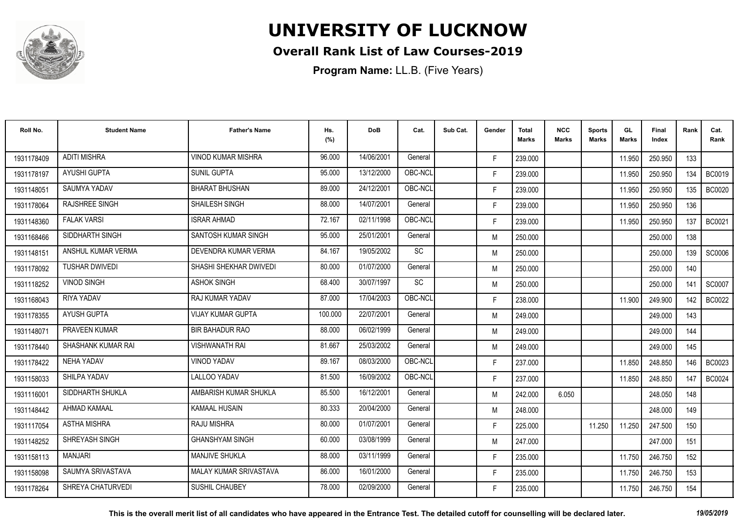# UNIVERSITY OF LUCKNOW

## Overall Rank List of Law Courses-2019

**Program Name:** LL.B. (Five Years)

| Roll No. | Student Name | Father's Name | Hs. (%) | DoB | Cat. | Sub Cat. | Gender | Total Marks | NCC Marks | Sports Marks | GL Marks | Final Index | Rank | Cat. Rank |
|---|---|---|---|---|---|---|---|---|---|---|---|---|---|---|
| 1931178409 | ADITI MISHRA | VINOD KUMAR MISHRA | 96.000 | 14/06/2001 | General | | F | 239.000 | | | 11.950 | 250.950 | 133 | |
| 1931178197 | AYUSHI GUPTA | SUNIL GUPTA | 95.000 | 13/12/2000 | OBC-NCL | | F | 239.000 | | | 11.950 | 250.950 | 134 | BC0019 |
| 1931148051 | SAUMYA YADAV | BHARAT BHUSHAN | 89.000 | 24/12/2001 | OBC-NCL | | F | 239.000 | | | 11.950 | 250.950 | 135 | BC0020 |
| 1931178064 | RAJSHREE SINGH | SHAILESH SINGH | 88.000 | 14/07/2001 | General | | F | 239.000 | | | 11.950 | 250.950 | 136 | |
| 1931148360 | FALAK VARSI | ISRAR AHMAD | 72.167 | 02/11/1998 | OBC-NCL | | F | 239.000 | | | 11.950 | 250.950 | 137 | BC0021 |
| 1931168466 | SIDDHARTH SINGH | SANTOSH KUMAR SINGH | 95.000 | 25/01/2001 | General | | M | 250.000 | | | | 250.000 | 138 | |
| 1931148151 | ANSHUL KUMAR VERMA | DEVENDRA KUMAR VERMA | 84.167 | 19/05/2002 | SC | | M | 250.000 | | | | 250.000 | 139 | SC0006 |
| 1931178092 | TUSHAR DWIVEDI | SHASHI SHEKHAR DWIVEDI | 80.000 | 01/07/2000 | General | | M | 250.000 | | | | 250.000 | 140 | |
| 1931118252 | VINOD SINGH | ASHOK SINGH | 68.400 | 30/07/1997 | SC | | M | 250.000 | | | | 250.000 | 141 | SC0007 |
| 1931168043 | RIYA YADAV | RAJ KUMAR YADAV | 87.000 | 17/04/2003 | OBC-NCL | | F | 238.000 | | | 11.900 | 249.900 | 142 | BC0022 |
| 1931178355 | AYUSH GUPTA | VIJAY KUMAR GUPTA | 100.000 | 22/07/2001 | General | | M | 249.000 | | | | 249.000 | 143 | |
| 1931148071 | PRAVEEN KUMAR | BIR BAHADUR RAO | 88.000 | 06/02/1999 | General | | M | 249.000 | | | | 249.000 | 144 | |
| 1931178440 | SHASHANK KUMAR RAI | VISHWANATH RAI | 81.667 | 25/03/2002 | General | | M | 249.000 | | | | 249.000 | 145 | |
| 1931178422 | NEHA YADAV | VINOD YADAV | 89.167 | 08/03/2000 | OBC-NCL | | F | 237.000 | | | 11.850 | 248.850 | 146 | BC0023 |
| 1931158033 | SHILPA YADAV | LALLOO YADAV | 81.500 | 16/09/2002 | OBC-NCL | | F | 237.000 | | | 11.850 | 248.850 | 147 | BC0024 |
| 1931116001 | SIDDHARTH SHUKLA | AMBARISH KUMAR SHUKLA | 85.500 | 16/12/2001 | General | | M | 242.000 | 6.050 | | | 248.050 | 148 | |
| 1931148442 | AHMAD KAMAAL | KAMAAL HUSAIN | 80.333 | 20/04/2000 | General | | M | 248.000 | | | | 248.000 | 149 | |
| 1931117054 | ASTHA MISHRA | RAJU MISHRA | 80.000 | 01/07/2001 | General | | F | 225.000 | | 11.250 | 11.250 | 247.500 | 150 | |
| 1931148252 | SHREYASH SINGH | GHANSHYAM SINGH | 60.000 | 03/08/1999 | General | | M | 247.000 | | | | 247.000 | 151 | |
| 1931158113 | MANJARI | MANJIVE SHUKLA | 88.000 | 03/11/1999 | General | | F | 235.000 | | | 11.750 | 246.750 | 152 | |
| 1931158098 | SAUMYA SRIVASTAVA | MALAY KUMAR SRIVASTAVA | 86.000 | 16/01/2000 | General | | F | 235.000 | | | 11.750 | 246.750 | 153 | |
| 1931178264 | SHREYA CHATURVEDI | SUSHIL CHAUBEY | 78.000 | 02/09/2000 | General | | F | 235.000 | | | 11.750 | 246.750 | 154 | |

**This is the overall merit list of all candidates who have appeared in the Entrance Test. The detailed cutoff for counselling will be declared later.** *19/05/2019*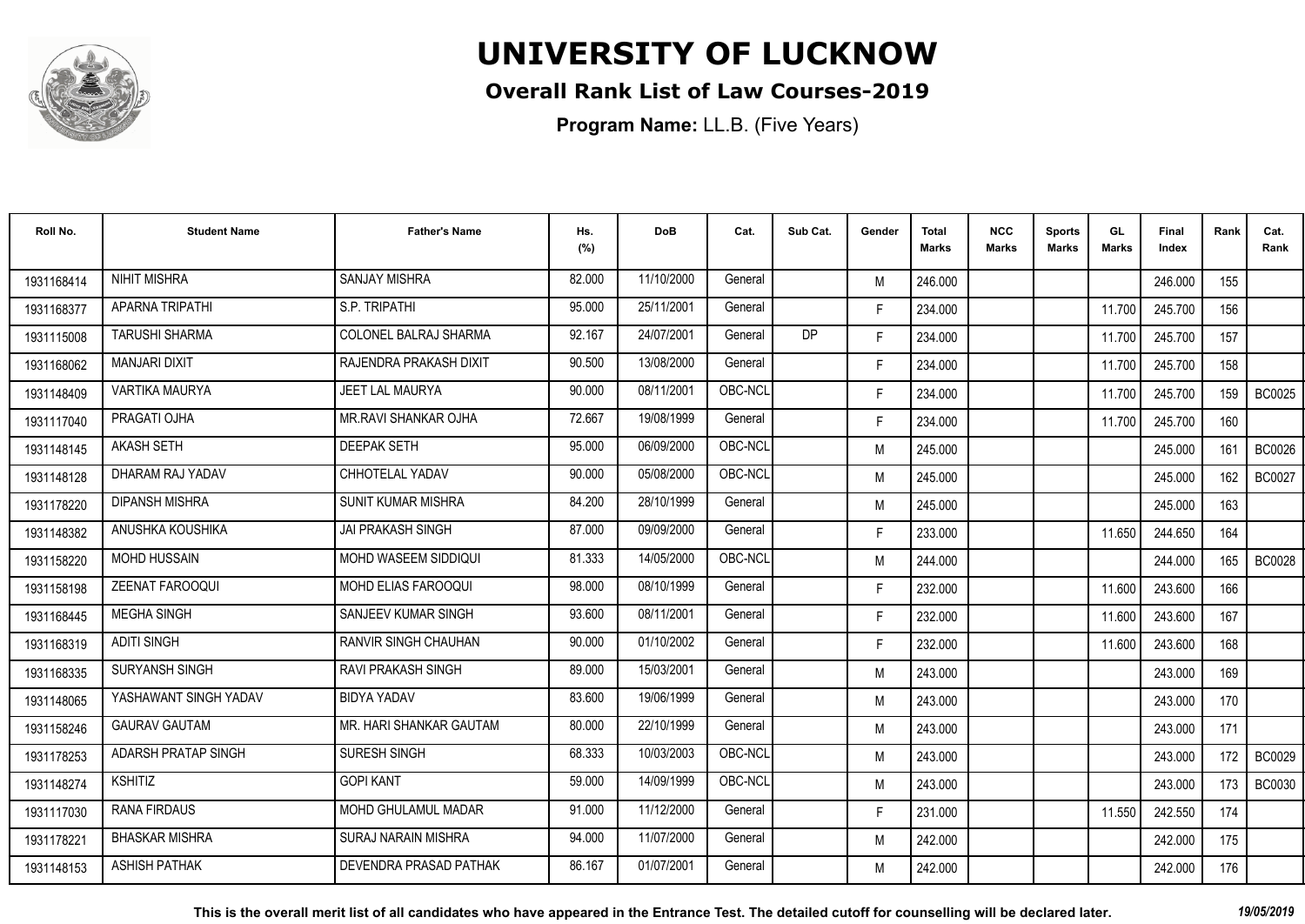# UNIVERSITY OF LUCKNOW

## Overall Rank List of Law Courses-2019

**Program Name:** LL.B. (Five Years)

| Roll No. | Student Name | Father's Name | Hs. (%) | DoB | Cat. | Sub Cat. | Gender | Total Marks | NCC Marks | Sports Marks | GL Marks | Final Index | Rank | Cat. Rank |
|---|---|---|---|---|---|---|---|---|---|---|---|---|---|---|
| 1931168414 | NIHIT MISHRA | SANJAY MISHRA | 82.000 | 11/10/2000 | General | | M | 246.000 | | | | 246.000 | 155 | |
| 1931168377 | APARNA TRIPATHI | S.P. TRIPATHI | 95.000 | 25/11/2001 | General | | F | 234.000 | | | 11.700 | 245.700 | 156 | |
| 1931115008 | TARUSHI SHARMA | COLONEL BALRAJ SHARMA | 92.167 | 24/07/2001 | General | DP | F | 234.000 | | | 11.700 | 245.700 | 157 | |
| 1931168062 | MANJARI DIXIT | RAJENDRA PRAKASH DIXIT | 90.500 | 13/08/2000 | General | | F | 234.000 | | | 11.700 | 245.700 | 158 | |
| 1931148409 | VARTIKA MAURYA | JEET LAL MAURYA | 90.000 | 08/11/2001 | OBC-NCL | | F | 234.000 | | | 11.700 | 245.700 | 159 | BC0025 |
| 1931117040 | PRAGATI OJHA | MR.RAVI SHANKAR OJHA | 72.667 | 19/08/1999 | General | | F | 234.000 | | | 11.700 | 245.700 | 160 | |
| 1931148145 | AKASH SETH | DEEPAK SETH | 95.000 | 06/09/2000 | OBC-NCL | | M | 245.000 | | | | 245.000 | 161 | BC0026 |
| 1931148128 | DHARAM RAJ YADAV | CHHOTELAL YADAV | 90.000 | 05/08/2000 | OBC-NCL | | M | 245.000 | | | | 245.000 | 162 | BC0027 |
| 1931178220 | DIPANSH MISHRA | SUNIT KUMAR MISHRA | 84.200 | 28/10/1999 | General | | M | 245.000 | | | | 245.000 | 163 | |
| 1931148382 | ANUSHKA KOUSHIKA | JAI PRAKASH SINGH | 87.000 | 09/09/2000 | General | | F | 233.000 | | | 11.650 | 244.650 | 164 | |
| 1931158220 | MOHD HUSSAIN | MOHD WASEEM SIDDIQUI | 81.333 | 14/05/2000 | OBC-NCL | | M | 244.000 | | | | 244.000 | 165 | BC0028 |
| 1931158198 | ZEENAT FAROOQUI | MOHD ELIAS FAROOQUI | 98.000 | 08/10/1999 | General | | F | 232.000 | | | 11.600 | 243.600 | 166 | |
| 1931168445 | MEGHA SINGH | SANJEEV KUMAR SINGH | 93.600 | 08/11/2001 | General | | F | 232.000 | | | 11.600 | 243.600 | 167 | |
| 1931168319 | ADITI SINGH | RANVIR SINGH CHAUHAN | 90.000 | 01/10/2002 | General | | F | 232.000 | | | 11.600 | 243.600 | 168 | |
| 1931168335 | SURYANSH SINGH | RAVI PRAKASH SINGH | 89.000 | 15/03/2001 | General | | M | 243.000 | | | | 243.000 | 169 | |
| 1931148065 | YASHAWANT SINGH YADAV | BIDYA YADAV | 83.600 | 19/06/1999 | General | | M | 243.000 | | | | 243.000 | 170 | |
| 1931158246 | GAURAV GAUTAM | MR. HARI SHANKAR GAUTAM | 80.000 | 22/10/1999 | General | | M | 243.000 | | | | 243.000 | 171 | |
| 1931178253 | ADARSH PRATAP SINGH | SURESH SINGH | 68.333 | 10/03/2003 | OBC-NCL | | M | 243.000 | | | | 243.000 | 172 | BC0029 |
| 1931148274 | KSHITIZ | GOPI KANT | 59.000 | 14/09/1999 | OBC-NCL | | M | 243.000 | | | | 243.000 | 173 | BC0030 |
| 1931117030 | RANA FIRDAUS | MOHD GHULAMUL MADAR | 91.000 | 11/12/2000 | General | | F | 231.000 | | | 11.550 | 242.550 | 174 | |
| 1931178221 | BHASKAR MISHRA | SURAJ NARAIN MISHRA | 94.000 | 11/07/2000 | General | | M | 242.000 | | | | 242.000 | 175 | |
| 1931148153 | ASHISH PATHAK | DEVENDRA PRASAD PATHAK | 86.167 | 01/07/2001 | General | | M | 242.000 | | | | 242.000 | 176 | |

**This is the overall merit list of all candidates who have appeared in the Entrance Test. The detailed cutoff for counselling will be declared later.** *19/05/2019*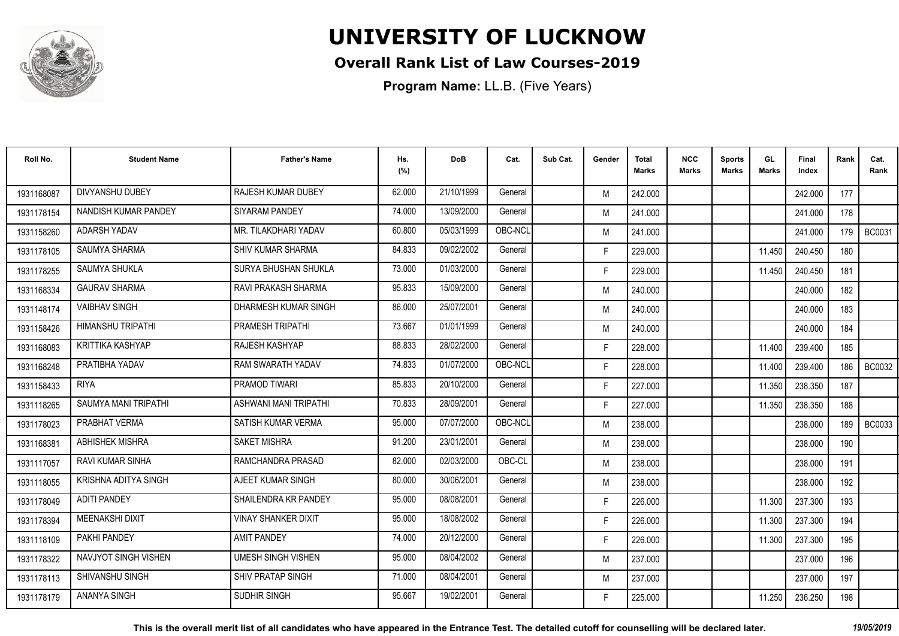# UNIVERSITY OF LUCKNOW

## Overall Rank List of Law Courses-2019

**Program Name:** LL.B. (Five Years)

| Roll No. | Student Name | Father's Name | Hs. (%) | DoB | Cat. | Sub Cat. | Gender | Total Marks | NCC Marks | Sports Marks | GL Marks | Final Index | Rank | Cat. Rank |
|---|---|---|---|---|---|---|---|---|---|---|---|---|---|---|
| 1931168087 | DIVYANSHU DUBEY | RAJESH KUMAR DUBEY | 62.000 | 21/10/1999 | General | | M | 242.000 | | | | 242.000 | 177 | |
| 1931178154 | NANDISH KUMAR PANDEY | SIYARAM PANDEY | 74.000 | 13/09/2000 | General | | M | 241.000 | | | | 241.000 | 178 | |
| 1931158260 | ADARSH YADAV | MR. TILAKDHARI YADAV | 60.800 | 05/03/1999 | OBC-NCL | | M | 241.000 | | | | 241.000 | 179 | BC0031 |
| 1931178105 | SAUMYA SHARMA | SHIV KUMAR SHARMA | 84.833 | 09/02/2002 | General | | F | 229.000 | | | 11.450 | 240.450 | 180 | |
| 1931178255 | SAUMYA SHUKLA | SURYA BHUSHAN SHUKLA | 73.000 | 01/03/2000 | General | | F | 229.000 | | | 11.450 | 240.450 | 181 | |
| 1931168334 | GAURAV SHARMA | RAVI PRAKASH SHARMA | 95.833 | 15/09/2000 | General | | M | 240.000 | | | | 240.000 | 182 | |
| 1931148174 | VAIBHAV SINGH | DHARMESH KUMAR SINGH | 86.000 | 25/07/2001 | General | | M | 240.000 | | | | 240.000 | 183 | |
| 1931158426 | HIMANSHU TRIPATHI | PRAMESH TRIPATHI | 73.667 | 01/01/1999 | General | | M | 240.000 | | | | 240.000 | 184 | |
| 1931168083 | KRITTIKA KASHYAP | RAJESH KASHYAP | 88.833 | 28/02/2000 | General | | F | 228.000 | | | 11.400 | 239.400 | 185 | |
| 1931168248 | PRATIBHA YADAV | RAM SWARATH YADAV | 74.833 | 01/07/2000 | OBC-NCL | | F | 228.000 | | | 11.400 | 239.400 | 186 | BC0032 |
| 1931158433 | RIYA | PRAMOD TIWARI | 85.833 | 20/10/2000 | General | | F | 227.000 | | | 11.350 | 238.350 | 187 | |
| 1931118265 | SAUMYA MANI TRIPATHI | ASHWANI MANI TRIPATHI | 70.833 | 28/09/2001 | General | | F | 227.000 | | | 11.350 | 238.350 | 188 | |
| 1931178023 | PRABHAT VERMA | SATISH KUMAR VERMA | 95.000 | 07/07/2000 | OBC-NCL | | M | 238.000 | | | | 238.000 | 189 | BC0033 |
| 1931168381 | ABHISHEK MISHRA | SAKET MISHRA | 91.200 | 23/01/2001 | General | | M | 238.000 | | | | 238.000 | 190 | |
| 1931117057 | RAVI KUMAR SINHA | RAMCHANDRA PRASAD | 82.000 | 02/03/2000 | OBC-CL | | M | 238.000 | | | | 238.000 | 191 | |
| 1931118055 | KRISHNA ADITYA SINGH | AJEET KUMAR SINGH | 80.000 | 30/06/2001 | General | | M | 238.000 | | | | 238.000 | 192 | |
| 1931178049 | ADITI PANDEY | SHAILENDRA KR PANDEY | 95.000 | 08/08/2001 | General | | F | 226.000 | | | 11.300 | 237.300 | 193 | |
| 1931178394 | MEENAKSHI DIXIT | VINAY SHANKER DIXIT | 95.000 | 18/08/2002 | General | | F | 226.000 | | | 11.300 | 237.300 | 194 | |
| 1931118109 | PAKHI PANDEY | AMIT PANDEY | 74.000 | 20/12/2000 | General | | F | 226.000 | | | 11.300 | 237.300 | 195 | |
| 1931178322 | NAVJYOT SINGH VISHEN | UMESH SINGH VISHEN | 95.000 | 08/04/2002 | General | | M | 237.000 | | | | 237.000 | 196 | |
| 1931178113 | SHIVANSHU SINGH | SHIV PRATAP SINGH | 71.000 | 08/04/2001 | General | | M | 237.000 | | | | 237.000 | 197 | |
| 1931178179 | ANANYA SINGH | SUDHIR SINGH | 95.667 | 19/02/2001 | General | | F | 225.000 | | | 11.250 | 236.250 | 198 | |

**This is the overall merit list of all candidates who have appeared in the Entrance Test. The detailed cutoff for counselling will be declared later.** *19/05/2019*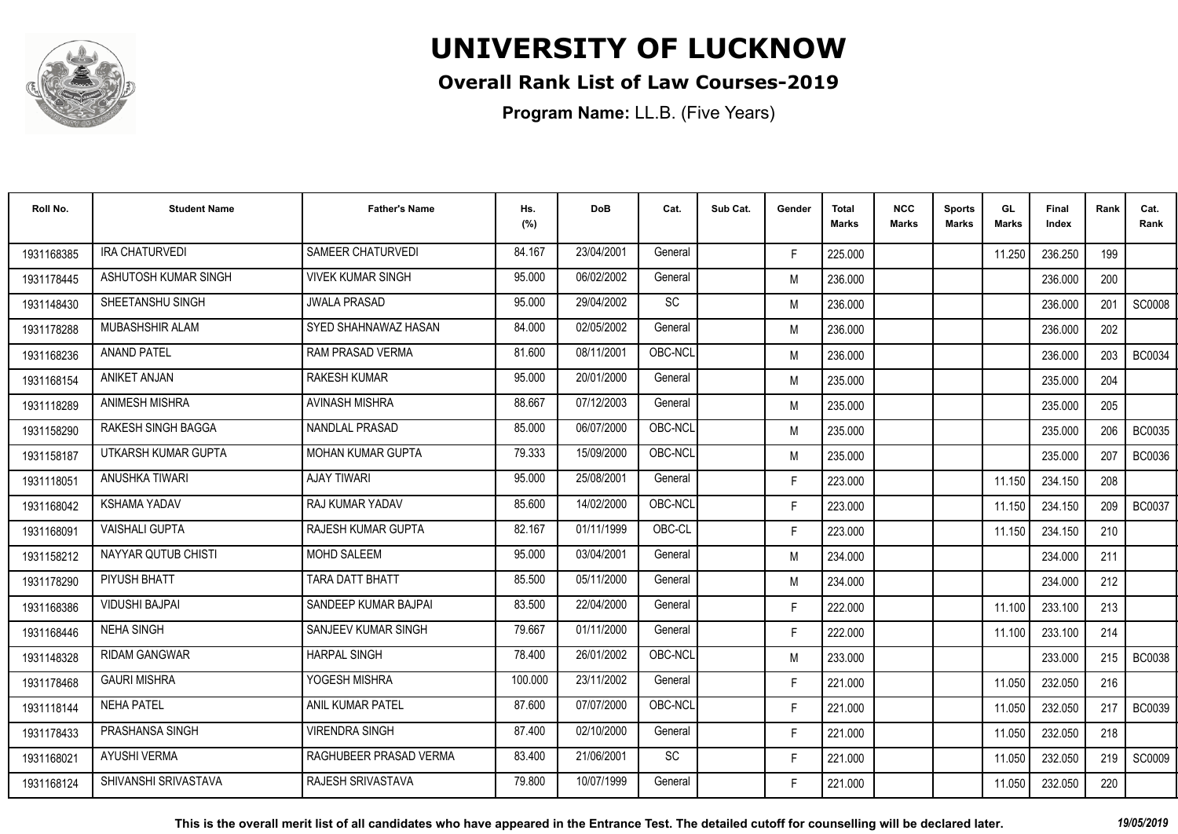# UNIVERSITY OF LUCKNOW

## Overall Rank List of Law Courses-2019

**Program Name:** LL.B. (Five Years)

| Roll No. | Student Name | Father's Name | Hs. (%) | DoB | Cat. | Sub Cat. | Gender | Total Marks | NCC Marks | Sports Marks | GL Marks | Final Index | Rank | Cat. Rank |
|---|---|---|---|---|---|---|---|---|---|---|---|---|---|---|
| 1931168385 | IRA CHATURVEDI | SAMEER CHATURVEDI | 84.167 | 23/04/2001 | General | | F | 225.000 | | | 11.250 | 236.250 | 199 | |
| 1931178445 | ASHUTOSH KUMAR SINGH | VIVEK KUMAR SINGH | 95.000 | 06/02/2002 | General | | M | 236.000 | | | | 236.000 | 200 | |
| 1931148430 | SHEETANSHU SINGH | JWALA PRASAD | 95.000 | 29/04/2002 | SC | | M | 236.000 | | | | 236.000 | 201 | SC0008 |
| 1931178288 | MUBASHSHIR ALAM | SYED SHAHNAWAZ HASAN | 84.000 | 02/05/2002 | General | | M | 236.000 | | | | 236.000 | 202 | |
| 1931168236 | ANAND PATEL | RAM PRASAD VERMA | 81.600 | 08/11/2001 | OBC-NCL | | M | 236.000 | | | | 236.000 | 203 | BC0034 |
| 1931168154 | ANIKET ANJAN | RAKESH KUMAR | 95.000 | 20/01/2000 | General | | M | 235.000 | | | | 235.000 | 204 | |
| 1931118289 | ANIMESH MISHRA | AVINASH MISHRA | 88.667 | 07/12/2003 | General | | M | 235.000 | | | | 235.000 | 205 | |
| 1931158290 | RAKESH SINGH BAGGA | NANDLAL PRASAD | 85.000 | 06/07/2000 | OBC-NCL | | M | 235.000 | | | | 235.000 | 206 | BC0035 |
| 1931158187 | UTKARSH KUMAR GUPTA | MOHAN KUMAR GUPTA | 79.333 | 15/09/2000 | OBC-NCL | | M | 235.000 | | | | 235.000 | 207 | BC0036 |
| 1931118051 | ANUSHKA TIWARI | AJAY TIWARI | 95.000 | 25/08/2001 | General | | F | 223.000 | | | 11.150 | 234.150 | 208 | |
| 1931168042 | KSHAMA YADAV | RAJ KUMAR YADAV | 85.600 | 14/02/2000 | OBC-NCL | | F | 223.000 | | | 11.150 | 234.150 | 209 | BC0037 |
| 1931168091 | VAISHALI GUPTA | RAJESH KUMAR GUPTA | 82.167 | 01/11/1999 | OBC-CL | | F | 223.000 | | | 11.150 | 234.150 | 210 | |
| 1931158212 | NAYYAR QUTUB CHISTI | MOHD SALEEM | 95.000 | 03/04/2001 | General | | M | 234.000 | | | | 234.000 | 211 | |
| 1931178290 | PIYUSH BHATT | TARA DATT BHATT | 85.500 | 05/11/2000 | General | | M | 234.000 | | | | 234.000 | 212 | |
| 1931168386 | VIDUSHI BAJPAI | SANDEEP KUMAR BAJPAI | 83.500 | 22/04/2000 | General | | F | 222.000 | | | 11.100 | 233.100 | 213 | |
| 1931168446 | NEHA SINGH | SANJEEV KUMAR SINGH | 79.667 | 01/11/2000 | General | | F | 222.000 | | | 11.100 | 233.100 | 214 | |
| 1931148328 | RIDAM GANGWAR | HARPAL SINGH | 78.400 | 26/01/2002 | OBC-NCL | | M | 233.000 | | | | 233.000 | 215 | BC0038 |
| 1931178468 | GAURI MISHRA | YOGESH MISHRA | 100.000 | 23/11/2002 | General | | F | 221.000 | | | 11.050 | 232.050 | 216 | |
| 1931118144 | NEHA PATEL | ANIL KUMAR PATEL | 87.600 | 07/07/2000 | OBC-NCL | | F | 221.000 | | | 11.050 | 232.050 | 217 | BC0039 |
| 1931178433 | PRASHANSA SINGH | VIRENDRA SINGH | 87.400 | 02/10/2000 | General | | F | 221.000 | | | 11.050 | 232.050 | 218 | |
| 1931168021 | AYUSHI VERMA | RAGHUBEER PRASAD VERMA | 83.400 | 21/06/2001 | SC | | F | 221.000 | | | 11.050 | 232.050 | 219 | SC0009 |
| 1931168124 | SHIVANSHI SRIVASTAVA | RAJESH SRIVASTAVA | 79.800 | 10/07/1999 | General | | F | 221.000 | | | 11.050 | 232.050 | 220 | |

**This is the overall merit list of all candidates who have appeared in the Entrance Test. The detailed cutoff for counselling will be declared later.** *19/05/2019*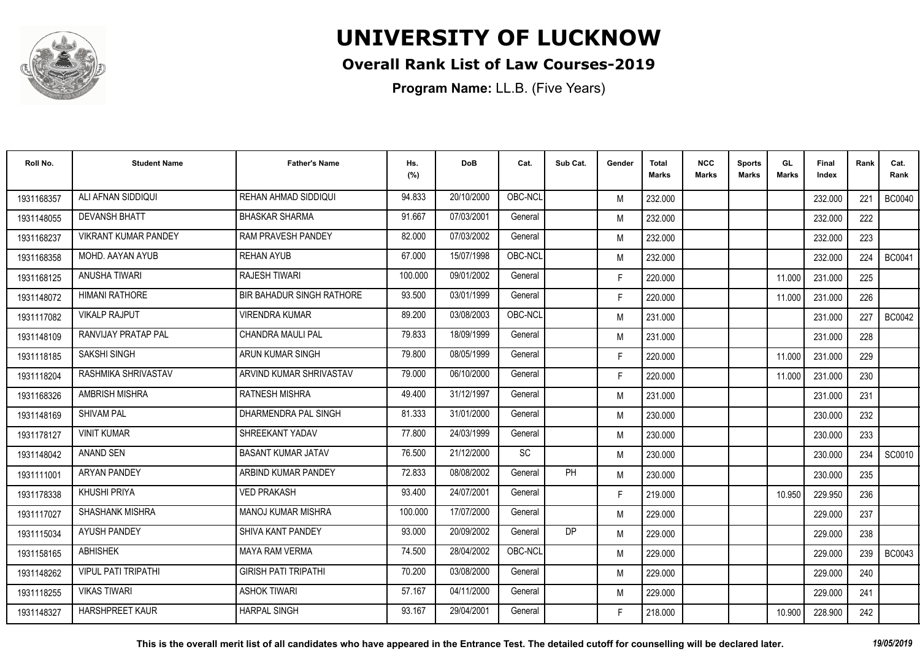# UNIVERSITY OF LUCKNOW

## Overall Rank List of Law Courses-2019

**Program Name:** LL.B. (Five Years)

| Roll No. | Student Name | Father's Name | Hs. (%) | DoB | Cat. | Sub Cat. | Gender | Total Marks | NCC Marks | Sports Marks | GL Marks | Final Index | Rank | Cat. Rank |
|---|---|---|---|---|---|---|---|---|---|---|---|---|---|---|
| 1931168357 | ALI AFNAN SIDDIQUI | REHAN AHMAD SIDDIQUI | 94.833 | 20/10/2000 | OBC-NCL | | M | 232.000 | | | | 232.000 | 221 | BC0040 |
| 1931148055 | DEVANSH BHATT | BHASKAR SHARMA | 91.667 | 07/03/2001 | General | | M | 232.000 | | | | 232.000 | 222 | |
| 1931168237 | VIKRANT KUMAR PANDEY | RAM PRAVESH PANDEY | 82.000 | 07/03/2002 | General | | M | 232.000 | | | | 232.000 | 223 | |
| 1931168358 | MOHD. AAYAN AYUB | REHAN AYUB | 67.000 | 15/07/1998 | OBC-NCL | | M | 232.000 | | | | 232.000 | 224 | BC0041 |
| 1931168125 | ANUSHA TIWARI | RAJESH TIWARI | 100.000 | 09/01/2002 | General | | F | 220.000 | | | 11.000 | 231.000 | 225 | |
| 1931148072 | HIMANI RATHORE | BIR BAHADUR SINGH RATHORE | 93.500 | 03/01/1999 | General | | F | 220.000 | | | 11.000 | 231.000 | 226 | |
| 1931117082 | VIKALP RAJPUT | VIRENDRA KUMAR | 89.200 | 03/08/2003 | OBC-NCL | | M | 231.000 | | | | 231.000 | 227 | BC0042 |
| 1931148109 | RANVIJAY PRATAP PAL | CHANDRA MAULI PAL | 79.833 | 18/09/1999 | General | | M | 231.000 | | | | 231.000 | 228 | |
| 1931118185 | SAKSHI SINGH | ARUN KUMAR SINGH | 79.800 | 08/05/1999 | General | | F | 220.000 | | | 11.000 | 231.000 | 229 | |
| 1931118204 | RASHMIKA SHRIVASTAV | ARVIND KUMAR SHRIVASTAV | 79.000 | 06/10/2000 | General | | F | 220.000 | | | 11.000 | 231.000 | 230 | |
| 1931168326 | AMBRISH MISHRA | RATNESH MISHRA | 49.400 | 31/12/1997 | General | | M | 231.000 | | | | 231.000 | 231 | |
| 1931148169 | SHIVAM PAL | DHARMENDRA PAL SINGH | 81.333 | 31/01/2000 | General | | M | 230.000 | | | | 230.000 | 232 | |
| 1931178127 | VINIT KUMAR | SHREEKANT YADAV | 77.800 | 24/03/1999 | General | | M | 230.000 | | | | 230.000 | 233 | |
| 1931148042 | ANAND SEN | BASANT KUMAR JATAV | 76.500 | 21/12/2000 | SC | | M | 230.000 | | | | 230.000 | 234 | SC0010 |
| 1931111001 | ARYAN PANDEY | ARBIND KUMAR PANDEY | 72.833 | 08/08/2002 | General | PH | M | 230.000 | | | | 230.000 | 235 | |
| 1931178338 | KHUSHI PRIYA | VED PRAKASH | 93.400 | 24/07/2001 | General | | F | 219.000 | | | 10.950 | 229.950 | 236 | |
| 1931117027 | SHASHANK MISHRA | MANOJ KUMAR MISHRA | 100.000 | 17/07/2000 | General | | M | 229.000 | | | | 229.000 | 237 | |
| 1931115034 | AYUSH PANDEY | SHIVA KANT PANDEY | 93.000 | 20/09/2002 | General | DP | M | 229.000 | | | | 229.000 | 238 | |
| 1931158165 | ABHISHEK | MAYA RAM VERMA | 74.500 | 28/04/2002 | OBC-NCL | | M | 229.000 | | | | 229.000 | 239 | BC0043 |
| 1931148262 | VIPUL PATI TRIPATHI | GIRISH PATI TRIPATHI | 70.200 | 03/08/2000 | General | | M | 229.000 | | | | 229.000 | 240 | |
| 1931118255 | VIKAS TIWARI | ASHOK TIWARI | 57.167 | 04/11/2000 | General | | M | 229.000 | | | | 229.000 | 241 | |
| 1931148327 | HARSHPREET KAUR | HARPAL SINGH | 93.167 | 29/04/2001 | General | | F | 218.000 | | | 10.900 | 228.900 | 242 | |

**This is the overall merit list of all candidates who have appeared in the Entrance Test. The detailed cutoff for counselling will be declared later.** *19/05/2019*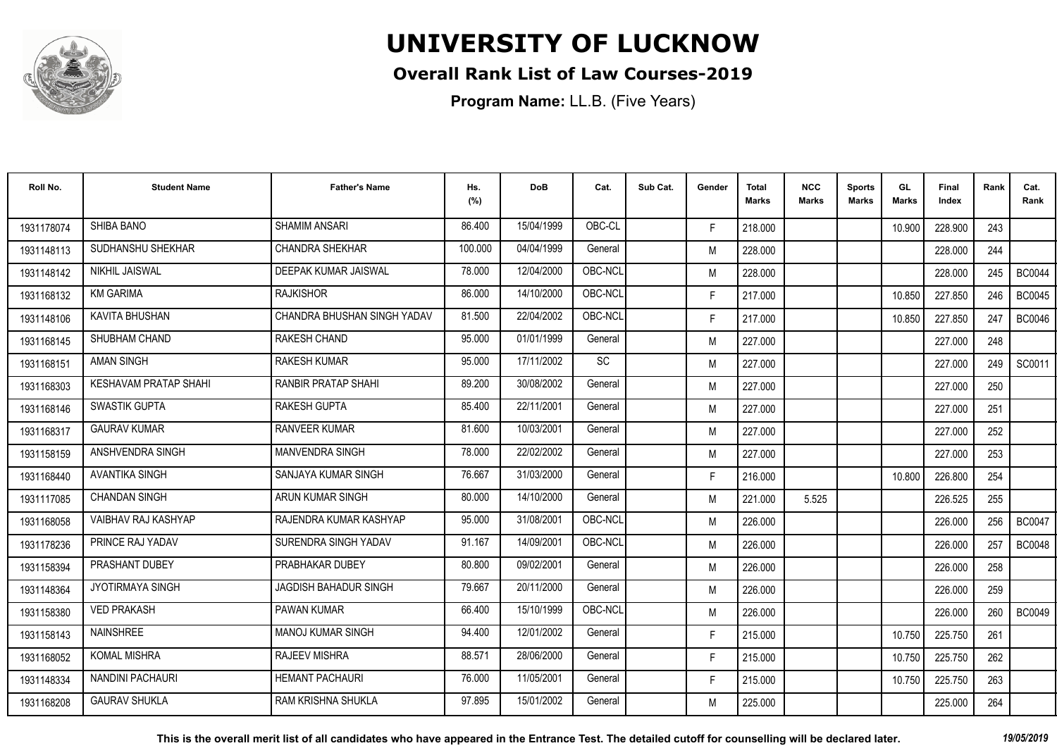# UNIVERSITY OF LUCKNOW

## Overall Rank List of Law Courses-2019

**Program Name:** LL.B. (Five Years)

| Roll No. | Student Name | Father's Name | Hs. (%) | DoB | Cat. | Sub Cat. | Gender | Total Marks | NCC Marks | Sports Marks | GL Marks | Final Index | Rank | Cat. Rank |
|---|---|---|---|---|---|---|---|---|---|---|---|---|---|---|
| 1931178074 | SHIBA BANO | SHAMIM ANSARI | 86.400 | 15/04/1999 | OBC-CL | | F | 218.000 | | | 10.900 | 228.900 | 243 | |
| 1931148113 | SUDHANSHU SHEKHAR | CHANDRA SHEKHAR | 100.000 | 04/04/1999 | General | | M | 228.000 | | | | 228.000 | 244 | |
| 1931148142 | NIKHIL JAISWAL | DEEPAK KUMAR JAISWAL | 78.000 | 12/04/2000 | OBC-NCL | | M | 228.000 | | | | 228.000 | 245 | BC0044 |
| 1931168132 | KM GARIMA | RAJKISHOR | 86.000 | 14/10/2000 | OBC-NCL | | F | 217.000 | | | 10.850 | 227.850 | 246 | BC0045 |
| 1931148106 | KAVITA BHUSHAN | CHANDRA BHUSHAN SINGH YADAV | 81.500 | 22/04/2002 | OBC-NCL | | F | 217.000 | | | 10.850 | 227.850 | 247 | BC0046 |
| 1931168145 | SHUBHAM CHAND | RAKESH CHAND | 95.000 | 01/01/1999 | General | | M | 227.000 | | | | 227.000 | 248 | |
| 1931168151 | AMAN SINGH | RAKESH KUMAR | 95.000 | 17/11/2002 | SC | | M | 227.000 | | | | 227.000 | 249 | SC0011 |
| 1931168303 | KESHAVAM PRATAP SHAHI | RANBIR PRATAP SHAHI | 89.200 | 30/08/2002 | General | | M | 227.000 | | | | 227.000 | 250 | |
| 1931168146 | SWASTIK GUPTA | RAKESH GUPTA | 85.400 | 22/11/2001 | General | | M | 227.000 | | | | 227.000 | 251 | |
| 1931168317 | GAURAV KUMAR | RANVEER KUMAR | 81.600 | 10/03/2001 | General | | M | 227.000 | | | | 227.000 | 252 | |
| 1931158159 | ANSHVENDRA SINGH | MANVENDRA SINGH | 78.000 | 22/02/2002 | General | | M | 227.000 | | | | 227.000 | 253 | |
| 1931168440 | AVANTIKA SINGH | SANJAYA KUMAR SINGH | 76.667 | 31/03/2000 | General | | F | 216.000 | | | 10.800 | 226.800 | 254 | |
| 1931117085 | CHANDAN SINGH | ARUN KUMAR SINGH | 80.000 | 14/10/2000 | General | | M | 221.000 | 5.525 | | | 226.525 | 255 | |
| 1931168058 | VAIBHAV RAJ KASHYAP | RAJENDRA KUMAR KASHYAP | 95.000 | 31/08/2001 | OBC-NCL | | M | 226.000 | | | | 226.000 | 256 | BC0047 |
| 1931178236 | PRINCE RAJ YADAV | SURENDRA SINGH YADAV | 91.167 | 14/09/2001 | OBC-NCL | | M | 226.000 | | | | 226.000 | 257 | BC0048 |
| 1931158394 | PRASHANT DUBEY | PRABHAKAR DUBEY | 80.800 | 09/02/2001 | General | | M | 226.000 | | | | 226.000 | 258 | |
| 1931148364 | JYOTIRMAYA SINGH | JAGDISH BAHADUR SINGH | 79.667 | 20/11/2000 | General | | M | 226.000 | | | | 226.000 | 259 | |
| 1931158380 | VED PRAKASH | PAWAN KUMAR | 66.400 | 15/10/1999 | OBC-NCL | | M | 226.000 | | | | 226.000 | 260 | BC0049 |
| 1931158143 | NAINSHREE | MANOJ KUMAR SINGH | 94.400 | 12/01/2002 | General | | F | 215.000 | | | 10.750 | 225.750 | 261 | |
| 1931168052 | KOMAL MISHRA | RAJEEV MISHRA | 88.571 | 28/06/2000 | General | | F | 215.000 | | | 10.750 | 225.750 | 262 | |
| 1931148334 | NANDINI PACHAURI | HEMANT PACHAURI | 76.000 | 11/05/2001 | General | | F | 215.000 | | | 10.750 | 225.750 | 263 | |
| 1931168208 | GAURAV SHUKLA | RAM KRISHNA SHUKLA | 97.895 | 15/01/2002 | General | | M | 225.000 | | | | 225.000 | 264 | |

**This is the overall merit list of all candidates who have appeared in the Entrance Test. The detailed cutoff for counselling will be declared later.** *19/05/2019*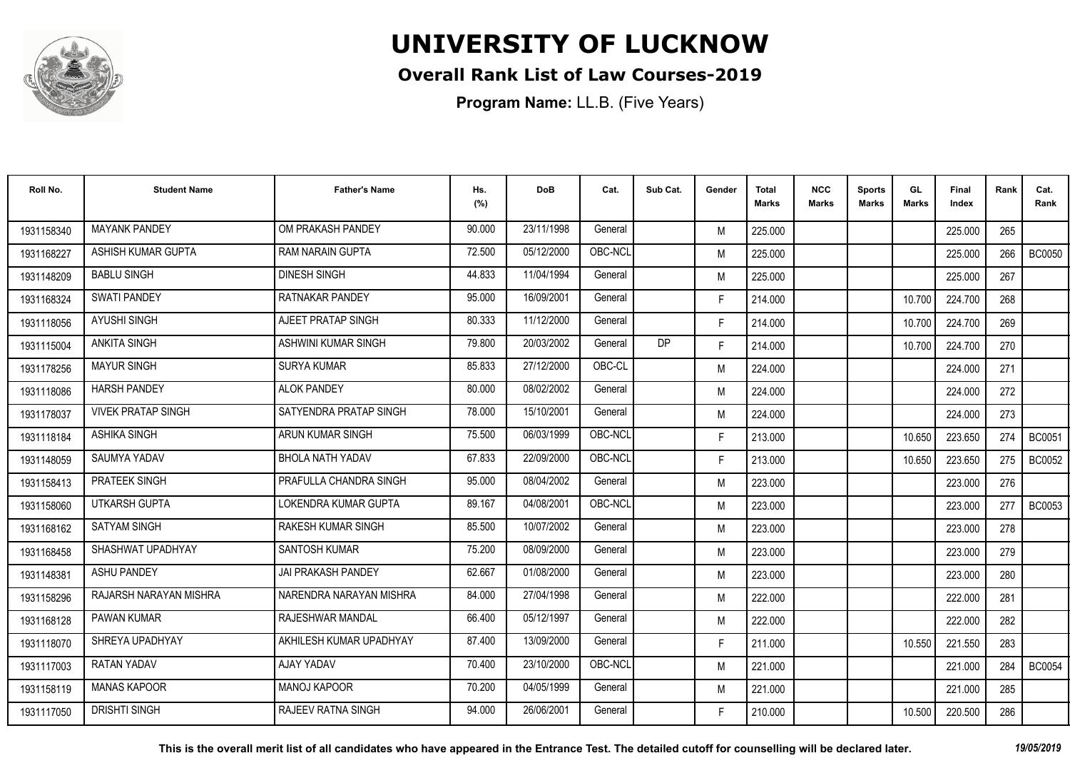# UNIVERSITY OF LUCKNOW

## Overall Rank List of Law Courses-2019

**Program Name:** LL.B. (Five Years)

| Roll No. | Student Name | Father's Name | Hs. (%) | DoB | Cat. | Sub Cat. | Gender | Total Marks | NCC Marks | Sports Marks | GL Marks | Final Index | Rank | Cat. Rank |
|---|---|---|---|---|---|---|---|---|---|---|---|---|---|---|
| 1931158340 | MAYANK PANDEY | OM PRAKASH PANDEY | 90.000 | 23/11/1998 | General | | M | 225.000 | | | | 225.000 | 265 | |
| 1931168227 | ASHISH KUMAR GUPTA | RAM NARAIN GUPTA | 72.500 | 05/12/2000 | OBC-NCL | | M | 225.000 | | | | 225.000 | 266 | BC0050 |
| 1931148209 | BABLU SINGH | DINESH SINGH | 44.833 | 11/04/1994 | General | | M | 225.000 | | | | 225.000 | 267 | |
| 1931168324 | SWATI PANDEY | RATNAKAR PANDEY | 95.000 | 16/09/2001 | General | | F | 214.000 | | | 10.700 | 224.700 | 268 | |
| 1931118056 | AYUSHI SINGH | AJEET PRATAP SINGH | 80.333 | 11/12/2000 | General | | F | 214.000 | | | 10.700 | 224.700 | 269 | |
| 1931115004 | ANKITA SINGH | ASHWINI KUMAR SINGH | 79.800 | 20/03/2002 | General | DP | F | 214.000 | | | 10.700 | 224.700 | 270 | |
| 1931178256 | MAYUR SINGH | SURYA KUMAR | 85.833 | 27/12/2000 | OBC-CL | | M | 224.000 | | | | 224.000 | 271 | |
| 1931118086 | HARSH PANDEY | ALOK PANDEY | 80.000 | 08/02/2002 | General | | M | 224.000 | | | | 224.000 | 272 | |
| 1931178037 | VIVEK PRATAP SINGH | SATYENDRA PRATAP SINGH | 78.000 | 15/10/2001 | General | | M | 224.000 | | | | 224.000 | 273 | |
| 1931118184 | ASHIKA SINGH | ARUN KUMAR SINGH | 75.500 | 06/03/1999 | OBC-NCL | | F | 213.000 | | | 10.650 | 223.650 | 274 | BC0051 |
| 1931148059 | SAUMYA YADAV | BHOLA NATH YADAV | 67.833 | 22/09/2000 | OBC-NCL | | F | 213.000 | | | 10.650 | 223.650 | 275 | BC0052 |
| 1931158413 | PRATEEK SINGH | PRAFULLA CHANDRA SINGH | 95.000 | 08/04/2002 | General | | M | 223.000 | | | | 223.000 | 276 | |
| 1931158060 | UTKARSH GUPTA | LOKENDRA KUMAR GUPTA | 89.167 | 04/08/2001 | OBC-NCL | | M | 223.000 | | | | 223.000 | 277 | BC0053 |
| 1931168162 | SATYAM SINGH | RAKESH KUMAR SINGH | 85.500 | 10/07/2002 | General | | M | 223.000 | | | | 223.000 | 278 | |
| 1931168458 | SHASHWAT UPADHYAY | SANTOSH KUMAR | 75.200 | 08/09/2000 | General | | M | 223.000 | | | | 223.000 | 279 | |
| 1931148381 | ASHU PANDEY | JAI PRAKASH PANDEY | 62.667 | 01/08/2000 | General | | M | 223.000 | | | | 223.000 | 280 | |
| 1931158296 | RAJARSH NARAYAN MISHRA | NARENDRA NARAYAN MISHRA | 84.000 | 27/04/1998 | General | | M | 222.000 | | | | 222.000 | 281 | |
| 1931168128 | PAWAN KUMAR | RAJESHWAR MANDAL | 66.400 | 05/12/1997 | General | | M | 222.000 | | | | 222.000 | 282 | |
| 1931118070 | SHREYA UPADHYAY | AKHILESH KUMAR UPADHYAY | 87.400 | 13/09/2000 | General | | F | 211.000 | | | 10.550 | 221.550 | 283 | |
| 1931117003 | RATAN YADAV | AJAY YADAV | 70.400 | 23/10/2000 | OBC-NCL | | M | 221.000 | | | | 221.000 | 284 | BC0054 |
| 1931158119 | MANAS KAPOOR | MANOJ KAPOOR | 70.200 | 04/05/1999 | General | | M | 221.000 | | | | 221.000 | 285 | |
| 1931117050 | DRISHTI SINGH | RAJEEV RATNA SINGH | 94.000 | 26/06/2001 | General | | F | 210.000 | | | 10.500 | 220.500 | 286 | |

**This is the overall merit list of all candidates who have appeared in the Entrance Test. The detailed cutoff for counselling will be declared later.** *19/05/2019*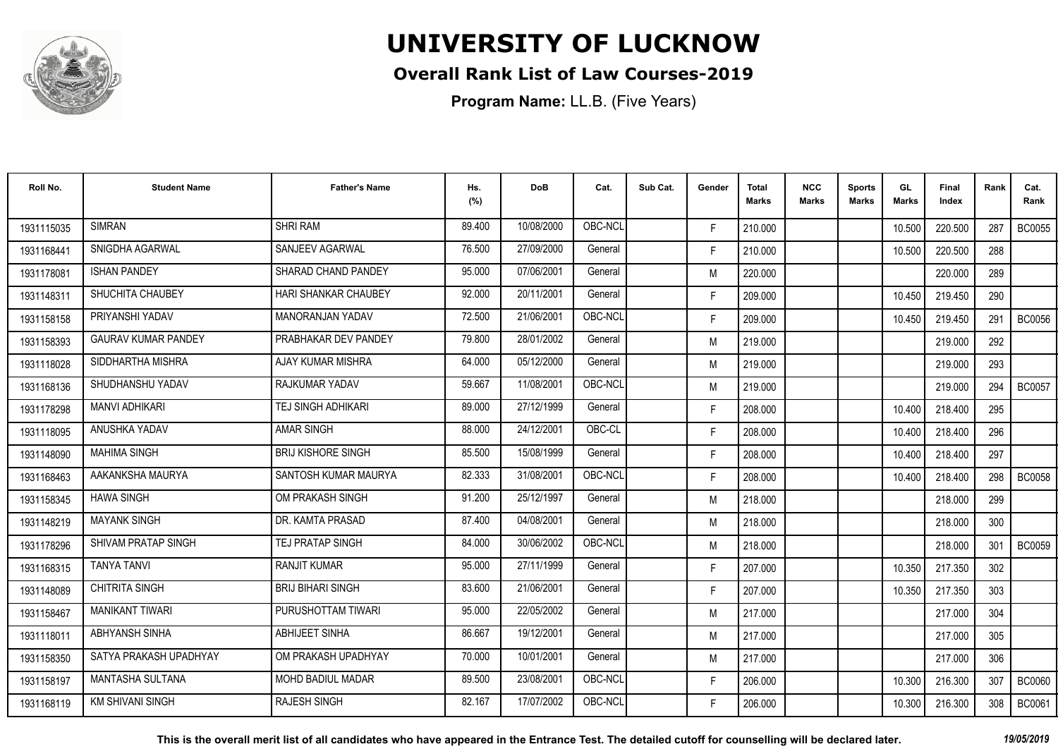# UNIVERSITY OF LUCKNOW

## Overall Rank List of Law Courses-2019

**Program Name:** LL.B. (Five Years)

| Roll No. | Student Name | Father's Name | Hs. (%) | DoB | Cat. | Sub Cat. | Gender | Total Marks | NCC Marks | Sports Marks | GL Marks | Final Index | Rank | Cat. Rank |
|---|---|---|---|---|---|---|---|---|---|---|---|---|---|---|
| 1931115035 | SIMRAN | SHRI RAM | 89.400 | 10/08/2000 | OBC-NCL | | F | 210.000 | | | 10.500 | 220.500 | 287 | BC0055 |
| 1931168441 | SNIGDHA AGARWAL | SANJEEV AGARWAL | 76.500 | 27/09/2000 | General | | F | 210.000 | | | 10.500 | 220.500 | 288 | |
| 1931178081 | ISHAN PANDEY | SHARAD CHAND PANDEY | 95.000 | 07/06/2001 | General | | M | 220.000 | | | | 220.000 | 289 | |
| 1931148311 | SHUCHITA CHAUBEY | HARI SHANKAR CHAUBEY | 92.000 | 20/11/2001 | General | | F | 209.000 | | | 10.450 | 219.450 | 290 | |
| 1931158158 | PRIYANSHI YADAV | MANORANJAN YADAV | 72.500 | 21/06/2001 | OBC-NCL | | F | 209.000 | | | 10.450 | 219.450 | 291 | BC0056 |
| 1931158393 | GAURAV KUMAR PANDEY | PRABHAKAR DEV PANDEY | 79.800 | 28/01/2002 | General | | M | 219.000 | | | | 219.000 | 292 | |
| 1931118028 | SIDDHARTHA MISHRA | AJAY KUMAR MISHRA | 64.000 | 05/12/2000 | General | | M | 219.000 | | | | 219.000 | 293 | |
| 1931168136 | SHUDHANSHU YADAV | RAJKUMAR YADAV | 59.667 | 11/08/2001 | OBC-NCL | | M | 219.000 | | | | 219.000 | 294 | BC0057 |
| 1931178298 | MANVI ADHIKARI | TEJ SINGH ADHIKARI | 89.000 | 27/12/1999 | General | | F | 208.000 | | | 10.400 | 218.400 | 295 | |
| 1931118095 | ANUSHKA YADAV | AMAR SINGH | 88.000 | 24/12/2001 | OBC-CL | | F | 208.000 | | | 10.400 | 218.400 | 296 | |
| 1931148090 | MAHIMA SINGH | BRIJ KISHORE SINGH | 85.500 | 15/08/1999 | General | | F | 208.000 | | | 10.400 | 218.400 | 297 | |
| 1931168463 | AAKANKSHA MAURYA | SANTOSH KUMAR MAURYA | 82.333 | 31/08/2001 | OBC-NCL | | F | 208.000 | | | 10.400 | 218.400 | 298 | BC0058 |
| 1931158345 | HAWA SINGH | OM PRAKASH SINGH | 91.200 | 25/12/1997 | General | | M | 218.000 | | | | 218.000 | 299 | |
| 1931148219 | MAYANK SINGH | DR. KAMTA PRASAD | 87.400 | 04/08/2001 | General | | M | 218.000 | | | | 218.000 | 300 | |
| 1931178296 | SHIVAM PRATAP SINGH | TEJ PRATAP SINGH | 84.000 | 30/06/2002 | OBC-NCL | | M | 218.000 | | | | 218.000 | 301 | BC0059 |
| 1931168315 | TANYA TANVI | RANJIT KUMAR | 95.000 | 27/11/1999 | General | | F | 207.000 | | | 10.350 | 217.350 | 302 | |
| 1931148089 | CHITRITA SINGH | BRIJ BIHARI SINGH | 83.600 | 21/06/2001 | General | | F | 207.000 | | | 10.350 | 217.350 | 303 | |
| 1931158467 | MANIKANT TIWARI | PURUSHOTTAM TIWARI | 95.000 | 22/05/2002 | General | | M | 217.000 | | | | 217.000 | 304 | |
| 1931118011 | ABHYANSH SINHA | ABHIJEET SINHA | 86.667 | 19/12/2001 | General | | M | 217.000 | | | | 217.000 | 305 | |
| 1931158350 | SATYA PRAKASH UPADHYAY | OM PRAKASH UPADHYAY | 70.000 | 10/01/2001 | General | | M | 217.000 | | | | 217.000 | 306 | |
| 1931158197 | MANTASHA SULTANA | MOHD BADIUL MADAR | 89.500 | 23/08/2001 | OBC-NCL | | F | 206.000 | | | 10.300 | 216.300 | 307 | BC0060 |
| 1931168119 | KM SHIVANI SINGH | RAJESH SINGH | 82.167 | 17/07/2002 | OBC-NCL | | F | 206.000 | | | 10.300 | 216.300 | 308 | BC0061 |

**This is the overall merit list of all candidates who have appeared in the Entrance Test. The detailed cutoff for counselling will be declared later.** *19/05/2019*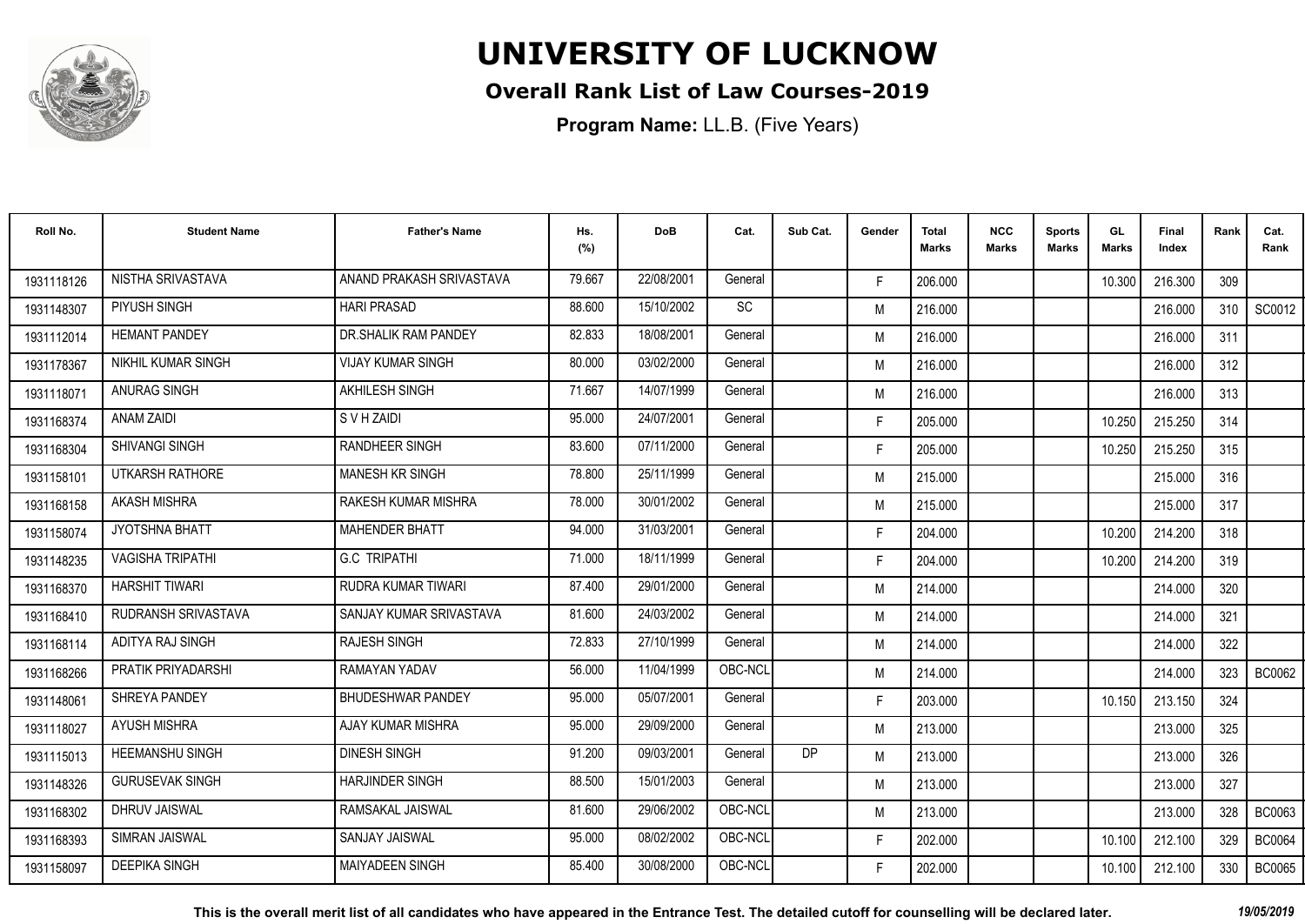# UNIVERSITY OF LUCKNOW

## Overall Rank List of Law Courses-2019

**Program Name:** LL.B. (Five Years)

| Roll No. | Student Name | Father's Name | Hs. (%) | DoB | Cat. | Sub Cat. | Gender | Total Marks | NCC Marks | Sports Marks | GL Marks | Final Index | Rank | Cat. Rank |
|---|---|---|---|---|---|---|---|---|---|---|---|---|---|---|
| 1931118126 | NISTHA SRIVASTAVA | ANAND PRAKASH SRIVASTAVA | 79.667 | 22/08/2001 | General | | F | 206.000 | | | 10.300 | 216.300 | 309 | |
| 1931148307 | PIYUSH SINGH | HARI PRASAD | 88.600 | 15/10/2002 | SC | | M | 216.000 | | | | 216.000 | 310 | SC0012 |
| 1931112014 | HEMANT PANDEY | DR.SHALIK RAM PANDEY | 82.833 | 18/08/2001 | General | | M | 216.000 | | | | 216.000 | 311 | |
| 1931178367 | NIKHIL KUMAR SINGH | VIJAY KUMAR SINGH | 80.000 | 03/02/2000 | General | | M | 216.000 | | | | 216.000 | 312 | |
| 1931118071 | ANURAG SINGH | AKHILESH SINGH | 71.667 | 14/07/1999 | General | | M | 216.000 | | | | 216.000 | 313 | |
| 1931168374 | ANAM ZAIDI | S V H ZAIDI | 95.000 | 24/07/2001 | General | | F | 205.000 | | | 10.250 | 215.250 | 314 | |
| 1931168304 | SHIVANGI SINGH | RANDHEER SINGH | 83.600 | 07/11/2000 | General | | F | 205.000 | | | 10.250 | 215.250 | 315 | |
| 1931158101 | UTKARSH RATHORE | MANESH KR SINGH | 78.800 | 25/11/1999 | General | | M | 215.000 | | | | 215.000 | 316 | |
| 1931168158 | AKASH MISHRA | RAKESH KUMAR MISHRA | 78.000 | 30/01/2002 | General | | M | 215.000 | | | | 215.000 | 317 | |
| 1931158074 | JYOTSHNA BHATT | MAHENDER BHATT | 94.000 | 31/03/2001 | General | | F | 204.000 | | | 10.200 | 214.200 | 318 | |
| 1931148235 | VAGISHA TRIPATHI | G.C TRIPATHI | 71.000 | 18/11/1999 | General | | F | 204.000 | | | 10.200 | 214.200 | 319 | |
| 1931168370 | HARSHIT TIWARI | RUDRA KUMAR TIWARI | 87.400 | 29/01/2000 | General | | M | 214.000 | | | | 214.000 | 320 | |
| 1931168410 | RUDRANSH SRIVASTAVA | SANJAY KUMAR SRIVASTAVA | 81.600 | 24/03/2002 | General | | M | 214.000 | | | | 214.000 | 321 | |
| 1931168114 | ADITYA RAJ SINGH | RAJESH SINGH | 72.833 | 27/10/1999 | General | | M | 214.000 | | | | 214.000 | 322 | |
| 1931168266 | PRATIK PRIYADARSHI | RAMAYAN YADAV | 56.000 | 11/04/1999 | OBC-NCL | | M | 214.000 | | | | 214.000 | 323 | BC0062 |
| 1931148061 | SHREYA PANDEY | BHUDESHWAR PANDEY | 95.000 | 05/07/2001 | General | | F | 203.000 | | | 10.150 | 213.150 | 324 | |
| 1931118027 | AYUSH MISHRA | AJAY KUMAR MISHRA | 95.000 | 29/09/2000 | General | | M | 213.000 | | | | 213.000 | 325 | |
| 1931115013 | HEEMANSHU SINGH | DINESH SINGH | 91.200 | 09/03/2001 | General | DP | M | 213.000 | | | | 213.000 | 326 | |
| 1931148326 | GURUSEVAK SINGH | HARJINDER SINGH | 88.500 | 15/01/2003 | General | | M | 213.000 | | | | 213.000 | 327 | |
| 1931168302 | DHRUV JAISWAL | RAMSAKAL JAISWAL | 81.600 | 29/06/2002 | OBC-NCL | | M | 213.000 | | | | 213.000 | 328 | BC0063 |
| 1931168393 | SIMRAN JAISWAL | SANJAY JAISWAL | 95.000 | 08/02/2002 | OBC-NCL | | F | 202.000 | | | 10.100 | 212.100 | 329 | BC0064 |
| 1931158097 | DEEPIKA SINGH | MAIYADEEN SINGH | 85.400 | 30/08/2000 | OBC-NCL | | F | 202.000 | | | 10.100 | 212.100 | 330 | BC0065 |

**This is the overall merit list of all candidates who have appeared in the Entrance Test. The detailed cutoff for counselling will be declared later.** *19/05/2019*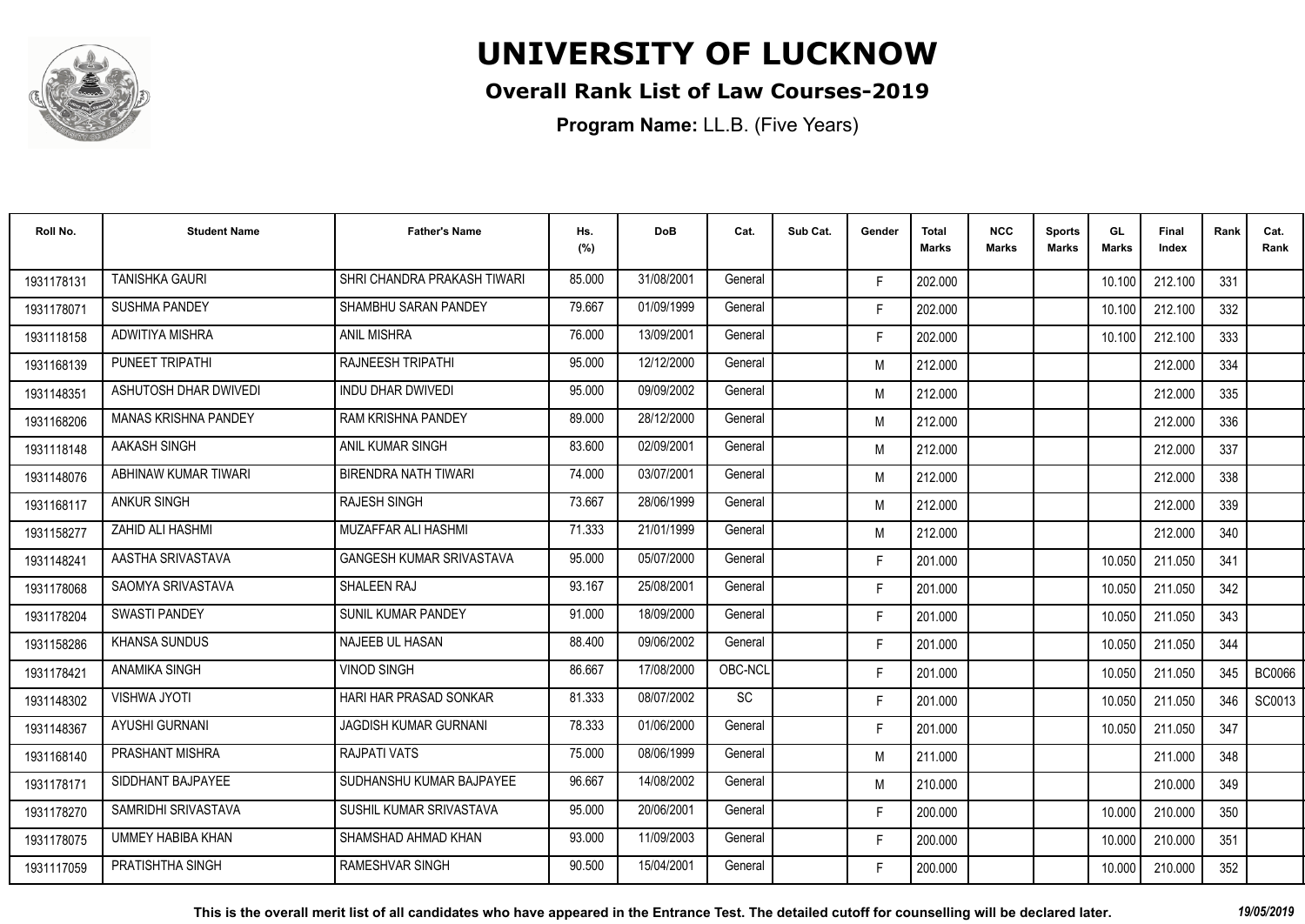# UNIVERSITY OF LUCKNOW

## Overall Rank List of Law Courses-2019

**Program Name:** LL.B. (Five Years)

| Roll No. | Student Name | Father's Name | Hs. (%) | DoB | Cat. | Sub Cat. | Gender | Total Marks | NCC Marks | Sports Marks | GL Marks | Final Index | Rank | Cat. Rank |
|---|---|---|---|---|---|---|---|---|---|---|---|---|---|---|
| 1931178131 | TANISHKA GAURI | SHRI CHANDRA PRAKASH TIWARI | 85.000 | 31/08/2001 | General | | F | 202.000 | | | 10.100 | 212.100 | 331 | |
| 1931178071 | SUSHMA PANDEY | SHAMBHU SARAN PANDEY | 79.667 | 01/09/1999 | General | | F | 202.000 | | | 10.100 | 212.100 | 332 | |
| 1931118158 | ADWITIYA MISHRA | ANIL MISHRA | 76.000 | 13/09/2001 | General | | F | 202.000 | | | 10.100 | 212.100 | 333 | |
| 1931168139 | PUNEET TRIPATHI | RAJNEESH TRIPATHI | 95.000 | 12/12/2000 | General | | M | 212.000 | | | | 212.000 | 334 | |
| 1931148351 | ASHUTOSH DHAR DWIVEDI | INDU DHAR DWIVEDI | 95.000 | 09/09/2002 | General | | M | 212.000 | | | | 212.000 | 335 | |
| 1931168206 | MANAS KRISHNA PANDEY | RAM KRISHNA PANDEY | 89.000 | 28/12/2000 | General | | M | 212.000 | | | | 212.000 | 336 | |
| 1931118148 | AAKASH SINGH | ANIL KUMAR SINGH | 83.600 | 02/09/2001 | General | | M | 212.000 | | | | 212.000 | 337 | |
| 1931148076 | ABHINAW KUMAR TIWARI | BIRENDRA NATH TIWARI | 74.000 | 03/07/2001 | General | | M | 212.000 | | | | 212.000 | 338 | |
| 1931168117 | ANKUR SINGH | RAJESH SINGH | 73.667 | 28/06/1999 | General | | M | 212.000 | | | | 212.000 | 339 | |
| 1931158277 | ZAHID ALI HASHMI | MUZAFFAR ALI HASHMI | 71.333 | 21/01/1999 | General | | M | 212.000 | | | | 212.000 | 340 | |
| 1931148241 | AASTHA SRIVASTAVA | GANGESH KUMAR SRIVASTAVA | 95.000 | 05/07/2000 | General | | F | 201.000 | | | 10.050 | 211.050 | 341 | |
| 1931178068 | SAOMYA SRIVASTAVA | SHALEEN RAJ | 93.167 | 25/08/2001 | General | | F | 201.000 | | | 10.050 | 211.050 | 342 | |
| 1931178204 | SWASTI PANDEY | SUNIL KUMAR PANDEY | 91.000 | 18/09/2000 | General | | F | 201.000 | | | 10.050 | 211.050 | 343 | |
| 1931158286 | KHANSA SUNDUS | NAJEEB UL HASAN | 88.400 | 09/06/2002 | General | | F | 201.000 | | | 10.050 | 211.050 | 344 | |
| 1931178421 | ANAMIKA SINGH | VINOD SINGH | 86.667 | 17/08/2000 | OBC-NCL | | F | 201.000 | | | 10.050 | 211.050 | 345 | BC0066 |
| 1931148302 | VISHWA JYOTI | HARI HAR PRASAD SONKAR | 81.333 | 08/07/2002 | SC | | F | 201.000 | | | 10.050 | 211.050 | 346 | SC0013 |
| 1931148367 | AYUSHI GURNANI | JAGDISH KUMAR GURNANI | 78.333 | 01/06/2000 | General | | F | 201.000 | | | 10.050 | 211.050 | 347 | |
| 1931168140 | PRASHANT MISHRA | RAJPATI VATS | 75.000 | 08/06/1999 | General | | M | 211.000 | | | | 211.000 | 348 | |
| 1931178171 | SIDDHANT BAJPAYEE | SUDHANSHU KUMAR BAJPAYEE | 96.667 | 14/08/2002 | General | | M | 210.000 | | | | 210.000 | 349 | |
| 1931178270 | SAMRIDHI SRIVASTAVA | SUSHIL KUMAR SRIVASTAVA | 95.000 | 20/06/2001 | General | | F | 200.000 | | | 10.000 | 210.000 | 350 | |
| 1931178075 | UMMEY HABIBA KHAN | SHAMSHAD AHMAD KHAN | 93.000 | 11/09/2003 | General | | F | 200.000 | | | 10.000 | 210.000 | 351 | |
| 1931117059 | PRATISHTHA SINGH | RAMESHVAR SINGH | 90.500 | 15/04/2001 | General | | F | 200.000 | | | 10.000 | 210.000 | 352 | |

**This is the overall merit list of all candidates who have appeared in the Entrance Test. The detailed cutoff for counselling will be declared later.** *19/05/2019*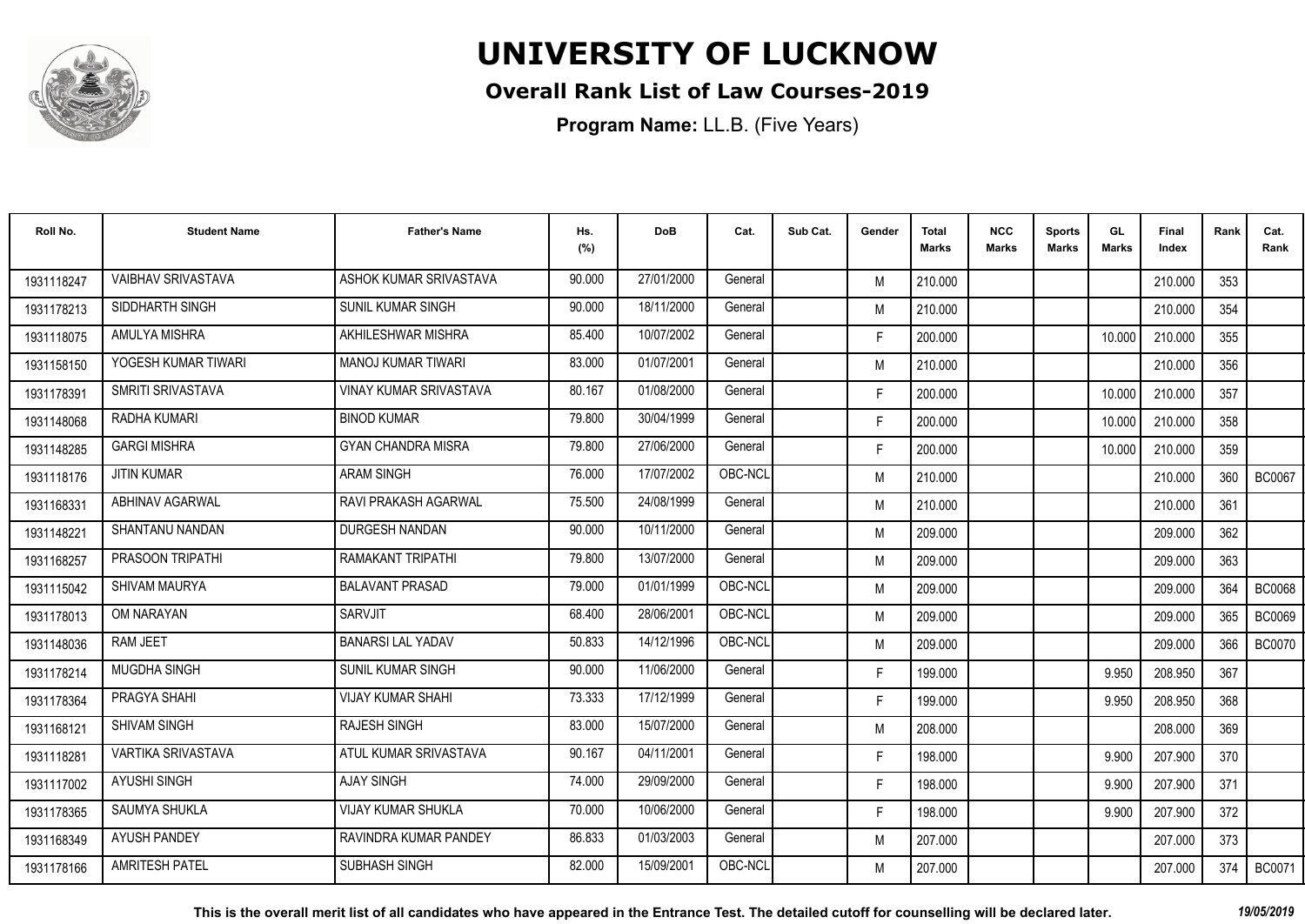# UNIVERSITY OF LUCKNOW

## Overall Rank List of Law Courses-2019

**Program Name:** LL.B. (Five Years)

| Roll No. | Student Name | Father's Name | Hs. (%) | DoB | Cat. | Sub Cat. | Gender | Total Marks | NCC Marks | Sports Marks | GL Marks | Final Index | Rank | Cat. Rank |
|---|---|---|---|---|---|---|---|---|---|---|---|---|---|---|
| 1931118247 | VAIBHAV SRIVASTAVA | ASHOK KUMAR SRIVASTAVA | 90.000 | 27/01/2000 | General | | M | 210.000 | | | | 210.000 | 353 | |
| 1931178213 | SIDDHARTH SINGH | SUNIL KUMAR SINGH | 90.000 | 18/11/2000 | General | | M | 210.000 | | | | 210.000 | 354 | |
| 1931118075 | AMULYA MISHRA | AKHILESHWAR MISHRA | 85.400 | 10/07/2002 | General | | F | 200.000 | | | 10.000 | 210.000 | 355 | |
| 1931158150 | YOGESH KUMAR TIWARI | MANOJ KUMAR TIWARI | 83.000 | 01/07/2001 | General | | M | 210.000 | | | | 210.000 | 356 | |
| 1931178391 | SMRITI SRIVASTAVA | VINAY KUMAR SRIVASTAVA | 80.167 | 01/08/2000 | General | | F | 200.000 | | | 10.000 | 210.000 | 357 | |
| 1931148068 | RADHA KUMARI | BINOD KUMAR | 79.800 | 30/04/1999 | General | | F | 200.000 | | | 10.000 | 210.000 | 358 | |
| 1931148285 | GARGI MISHRA | GYAN CHANDRA MISRA | 79.800 | 27/06/2000 | General | | F | 200.000 | | | 10.000 | 210.000 | 359 | |
| 1931118176 | JITIN KUMAR | ARAM SINGH | 76.000 | 17/07/2002 | OBC-NCL | | M | 210.000 | | | | 210.000 | 360 | BC0067 |
| 1931168331 | ABHINAV AGARWAL | RAVI PRAKASH AGARWAL | 75.500 | 24/08/1999 | General | | M | 210.000 | | | | 210.000 | 361 | |
| 1931148221 | SHANTANU NANDAN | DURGESH NANDAN | 90.000 | 10/11/2000 | General | | M | 209.000 | | | | 209.000 | 362 | |
| 1931168257 | PRASOON TRIPATHI | RAMAKANT TRIPATHI | 79.800 | 13/07/2000 | General | | M | 209.000 | | | | 209.000 | 363 | |
| 1931115042 | SHIVAM MAURYA | BALAVANT PRASAD | 79.000 | 01/01/1999 | OBC-NCL | | M | 209.000 | | | | 209.000 | 364 | BC0068 |
| 1931178013 | OM NARAYAN | SARVJIT | 68.400 | 28/06/2001 | OBC-NCL | | M | 209.000 | | | | 209.000 | 365 | BC0069 |
| 1931148036 | RAM JEET | BANARSI LAL YADAV | 50.833 | 14/12/1996 | OBC-NCL | | M | 209.000 | | | | 209.000 | 366 | BC0070 |
| 1931178214 | MUGDHA SINGH | SUNIL KUMAR SINGH | 90.000 | 11/06/2000 | General | | F | 199.000 | | | 9.950 | 208.950 | 367 | |
| 1931178364 | PRAGYA SHAHI | VIJAY KUMAR SHAHI | 73.333 | 17/12/1999 | General | | F | 199.000 | | | 9.950 | 208.950 | 368 | |
| 1931168121 | SHIVAM SINGH | RAJESH SINGH | 83.000 | 15/07/2000 | General | | M | 208.000 | | | | 208.000 | 369 | |
| 1931118281 | VARTIKA SRIVASTAVA | ATUL KUMAR SRIVASTAVA | 90.167 | 04/11/2001 | General | | F | 198.000 | | | 9.900 | 207.900 | 370 | |
| 1931117002 | AYUSHI SINGH | AJAY SINGH | 74.000 | 29/09/2000 | General | | F | 198.000 | | | 9.900 | 207.900 | 371 | |
| 1931178365 | SAUMYA SHUKLA | VIJAY KUMAR SHUKLA | 70.000 | 10/06/2000 | General | | F | 198.000 | | | 9.900 | 207.900 | 372 | |
| 1931168349 | AYUSH PANDEY | RAVINDRA KUMAR PANDEY | 86.833 | 01/03/2003 | General | | M | 207.000 | | | | 207.000 | 373 | |
| 1931178166 | AMRITESH PATEL | SUBHASH SINGH | 82.000 | 15/09/2001 | OBC-NCL | | M | 207.000 | | | | 207.000 | 374 | BC0071 |

**This is the overall merit list of all candidates who have appeared in the Entrance Test. The detailed cutoff for counselling will be declared later.** *19/05/2019*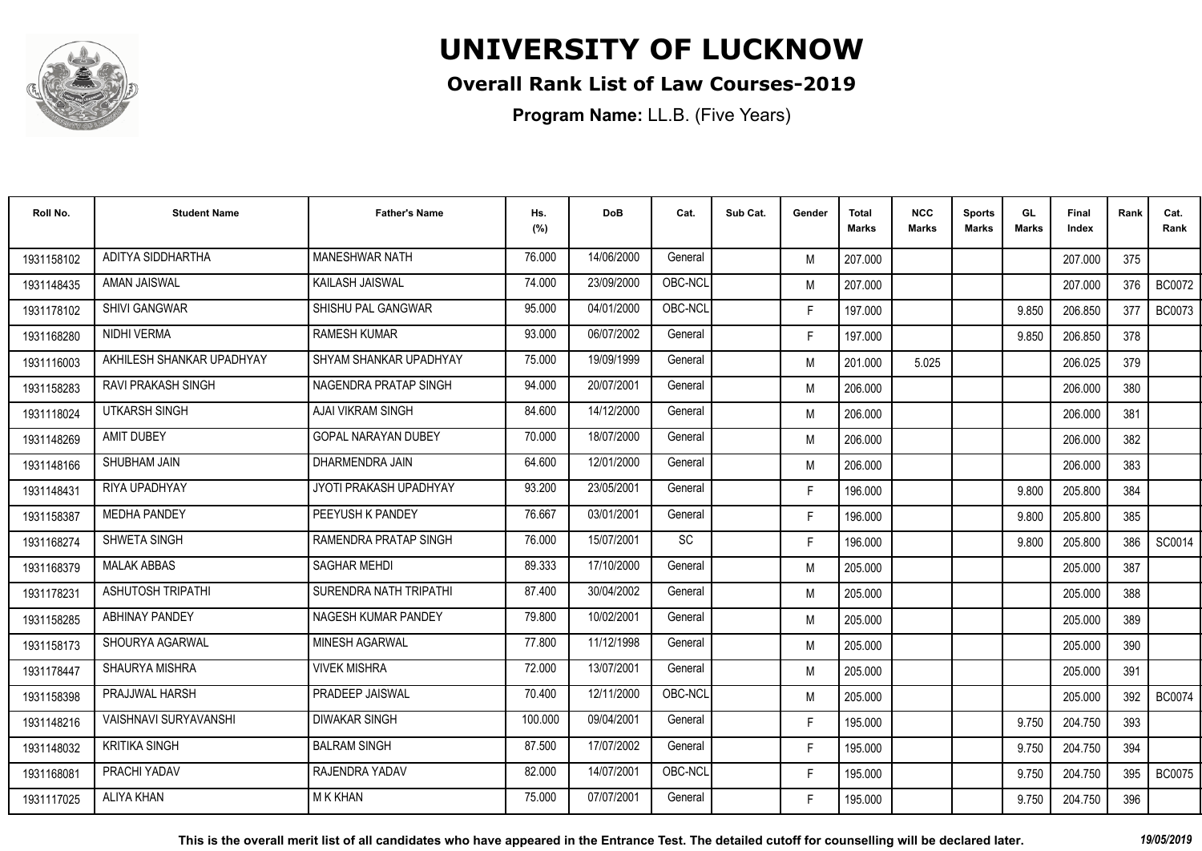# UNIVERSITY OF LUCKNOW

## Overall Rank List of Law Courses-2019

**Program Name:** LL.B. (Five Years)

| Roll No. | Student Name | Father's Name | Hs. (%) | DoB | Cat. | Sub Cat. | Gender | Total Marks | NCC Marks | Sports Marks | GL Marks | Final Index | Rank | Cat. Rank |
|---|---|---|---|---|---|---|---|---|---|---|---|---|---|---|
| 1931158102 | ADITYA SIDDHARTHA | MANESHWAR NATH | 76.000 | 14/06/2000 | General | | M | 207.000 | | | | 207.000 | 375 | |
| 1931148435 | AMAN JAISWAL | KAILASH JAISWAL | 74.000 | 23/09/2000 | OBC-NCL | | M | 207.000 | | | | 207.000 | 376 | BC0072 |
| 1931178102 | SHIVI GANGWAR | SHISHU PAL GANGWAR | 95.000 | 04/01/2000 | OBC-NCL | | F | 197.000 | | | 9.850 | 206.850 | 377 | BC0073 |
| 1931168280 | NIDHI VERMA | RAMESH KUMAR | 93.000 | 06/07/2002 | General | | F | 197.000 | | | 9.850 | 206.850 | 378 | |
| 1931116003 | AKHILESH SHANKAR UPADHYAY | SHYAM SHANKAR UPADHYAY | 75.000 | 19/09/1999 | General | | M | 201.000 | 5.025 | | | 206.025 | 379 | |
| 1931158283 | RAVI PRAKASH SINGH | NAGENDRA PRATAP SINGH | 94.000 | 20/07/2001 | General | | M | 206.000 | | | | 206.000 | 380 | |
| 1931118024 | UTKARSH SINGH | AJAI VIKRAM SINGH | 84.600 | 14/12/2000 | General | | M | 206.000 | | | | 206.000 | 381 | |
| 1931148269 | AMIT DUBEY | GOPAL NARAYAN DUBEY | 70.000 | 18/07/2000 | General | | M | 206.000 | | | | 206.000 | 382 | |
| 1931148166 | SHUBHAM JAIN | DHARMENDRA JAIN | 64.600 | 12/01/2000 | General | | M | 206.000 | | | | 206.000 | 383 | |
| 1931148431 | RIYA UPADHYAY | JYOTI PRAKASH UPADHYAY | 93.200 | 23/05/2001 | General | | F | 196.000 | | | 9.800 | 205.800 | 384 | |
| 1931158387 | MEDHA PANDEY | PEEYUSH K PANDEY | 76.667 | 03/01/2001 | General | | F | 196.000 | | | 9.800 | 205.800 | 385 | |
| 1931168274 | SHWETA SINGH | RAMENDRA PRATAP SINGH | 76.000 | 15/07/2001 | SC | | F | 196.000 | | | 9.800 | 205.800 | 386 | SC0014 |
| 1931168379 | MALAK ABBAS | SAGHAR MEHDI | 89.333 | 17/10/2000 | General | | M | 205.000 | | | | 205.000 | 387 | |
| 1931178231 | ASHUTOSH TRIPATHI | SURENDRA NATH TRIPATHI | 87.400 | 30/04/2002 | General | | M | 205.000 | | | | 205.000 | 388 | |
| 1931158285 | ABHINAY PANDEY | NAGESH KUMAR PANDEY | 79.800 | 10/02/2001 | General | | M | 205.000 | | | | 205.000 | 389 | |
| 1931158173 | SHOURYA AGARWAL | MINESH AGARWAL | 77.800 | 11/12/1998 | General | | M | 205.000 | | | | 205.000 | 390 | |
| 1931178447 | SHAURYA MISHRA | VIVEK MISHRA | 72.000 | 13/07/2001 | General | | M | 205.000 | | | | 205.000 | 391 | |
| 1931158398 | PRAJJWAL HARSH | PRADEEP JAISWAL | 70.400 | 12/11/2000 | OBC-NCL | | M | 205.000 | | | | 205.000 | 392 | BC0074 |
| 1931148216 | VAISHNAVI SURYAVANSHI | DIWAKAR SINGH | 100.000 | 09/04/2001 | General | | F | 195.000 | | | 9.750 | 204.750 | 393 | |
| 1931148032 | KRITIKA SINGH | BALRAM SINGH | 87.500 | 17/07/2002 | General | | F | 195.000 | | | 9.750 | 204.750 | 394 | |
| 1931168081 | PRACHI YADAV | RAJENDRA YADAV | 82.000 | 14/07/2001 | OBC-NCL | | F | 195.000 | | | 9.750 | 204.750 | 395 | BC0075 |
| 1931117025 | ALIYA KHAN | M K KHAN | 75.000 | 07/07/2001 | General | | F | 195.000 | | | 9.750 | 204.750 | 396 | |

This is the overall merit list of all candidates who have appeared in the Entrance Test. The detailed cutoff for counselling will be declared later. *19/05/2019*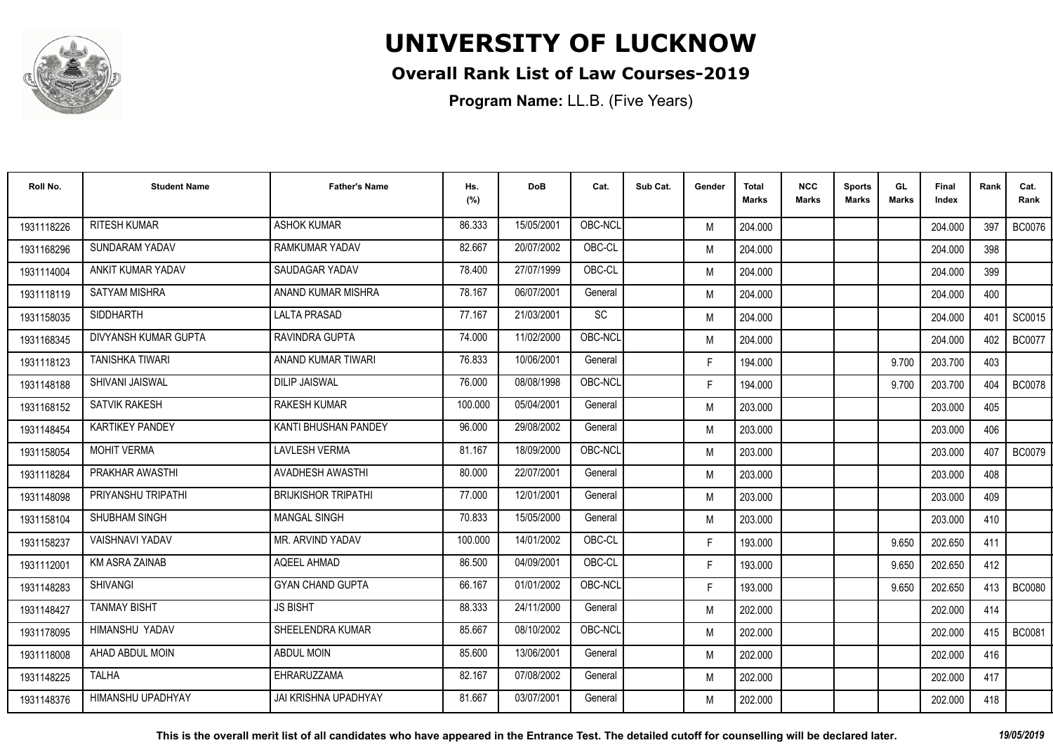# UNIVERSITY OF LUCKNOW

## Overall Rank List of Law Courses-2019

**Program Name:** LL.B. (Five Years)

| Roll No. | Student Name | Father's Name | Hs. (%) | DoB | Cat. | Sub Cat. | Gender | Total Marks | NCC Marks | Sports Marks | GL Marks | Final Index | Rank | Cat. Rank |
|---|---|---|---|---|---|---|---|---|---|---|---|---|---|---|
| 1931118226 | RITESH KUMAR | ASHOK KUMAR | 86.333 | 15/05/2001 | OBC-NCL | | M | 204.000 | | | | 204.000 | 397 | BC0076 |
| 1931168296 | SUNDARAM YADAV | RAMKUMAR YADAV | 82.667 | 20/07/2002 | OBC-CL | | M | 204.000 | | | | 204.000 | 398 | |
| 1931114004 | ANKIT KUMAR YADAV | SAUDAGAR YADAV | 78.400 | 27/07/1999 | OBC-CL | | M | 204.000 | | | | 204.000 | 399 | |
| 1931118119 | SATYAM MISHRA | ANAND KUMAR MISHRA | 78.167 | 06/07/2001 | General | | M | 204.000 | | | | 204.000 | 400 | |
| 1931158035 | SIDDHARTH | LALTA PRASAD | 77.167 | 21/03/2001 | SC | | M | 204.000 | | | | 204.000 | 401 | SC0015 |
| 1931168345 | DIVYANSH KUMAR GUPTA | RAVINDRA GUPTA | 74.000 | 11/02/2000 | OBC-NCL | | M | 204.000 | | | | 204.000 | 402 | BC0077 |
| 1931118123 | TANISHKA TIWARI | ANAND KUMAR TIWARI | 76.833 | 10/06/2001 | General | | F | 194.000 | | | 9.700 | 203.700 | 403 | |
| 1931148188 | SHIVANI JAISWAL | DILIP JAISWAL | 76.000 | 08/08/1998 | OBC-NCL | | F | 194.000 | | | 9.700 | 203.700 | 404 | BC0078 |
| 1931168152 | SATVIK RAKESH | RAKESH KUMAR | 100.000 | 05/04/2001 | General | | M | 203.000 | | | | 203.000 | 405 | |
| 1931148454 | KARTIKEY PANDEY | KANTI BHUSHAN PANDEY | 96.000 | 29/08/2002 | General | | M | 203.000 | | | | 203.000 | 406 | |
| 1931158054 | MOHIT VERMA | LAVLESH VERMA | 81.167 | 18/09/2000 | OBC-NCL | | M | 203.000 | | | | 203.000 | 407 | BC0079 |
| 1931118284 | PRAKHAR AWASTHI | AVADHESH AWASTHI | 80.000 | 22/07/2001 | General | | M | 203.000 | | | | 203.000 | 408 | |
| 1931148098 | PRIYANSHU TRIPATHI | BRIJKISHOR TRIPATHI | 77.000 | 12/01/2001 | General | | M | 203.000 | | | | 203.000 | 409 | |
| 1931158104 | SHUBHAM SINGH | MANGAL SINGH | 70.833 | 15/05/2000 | General | | M | 203.000 | | | | 203.000 | 410 | |
| 1931158237 | VAISHNAVI YADAV | MR. ARVIND YADAV | 100.000 | 14/01/2002 | OBC-CL | | F | 193.000 | | | 9.650 | 202.650 | 411 | |
| 1931112001 | KM ASRA ZAINAB | AQEEL AHMAD | 86.500 | 04/09/2001 | OBC-CL | | F | 193.000 | | | 9.650 | 202.650 | 412 | |
| 1931148283 | SHIVANGI | GYAN CHAND GUPTA | 66.167 | 01/01/2002 | OBC-NCL | | F | 193.000 | | | 9.650 | 202.650 | 413 | BC0080 |
| 1931148427 | TANMAY BISHT | JS BISHT | 88.333 | 24/11/2000 | General | | M | 202.000 | | | | 202.000 | 414 | |
| 1931178095 | HIMANSHU YADAV | SHEELENDRA KUMAR | 85.667 | 08/10/2002 | OBC-NCL | | M | 202.000 | | | | 202.000 | 415 | BC0081 |
| 1931118008 | AHAD ABDUL MOIN | ABDUL MOIN | 85.600 | 13/06/2001 | General | | M | 202.000 | | | | 202.000 | 416 | |
| 1931148225 | TALHA | EHRARUZZAMA | 82.167 | 07/08/2002 | General | | M | 202.000 | | | | 202.000 | 417 | |
| 1931148376 | HIMANSHU UPADHYAY | JAI KRISHNA UPADHYAY | 81.667 | 03/07/2001 | General | | M | 202.000 | | | | 202.000 | 418 | |

**This is the overall merit list of all candidates who have appeared in the Entrance Test. The detailed cutoff for counselling will be declared later.** *19/05/2019*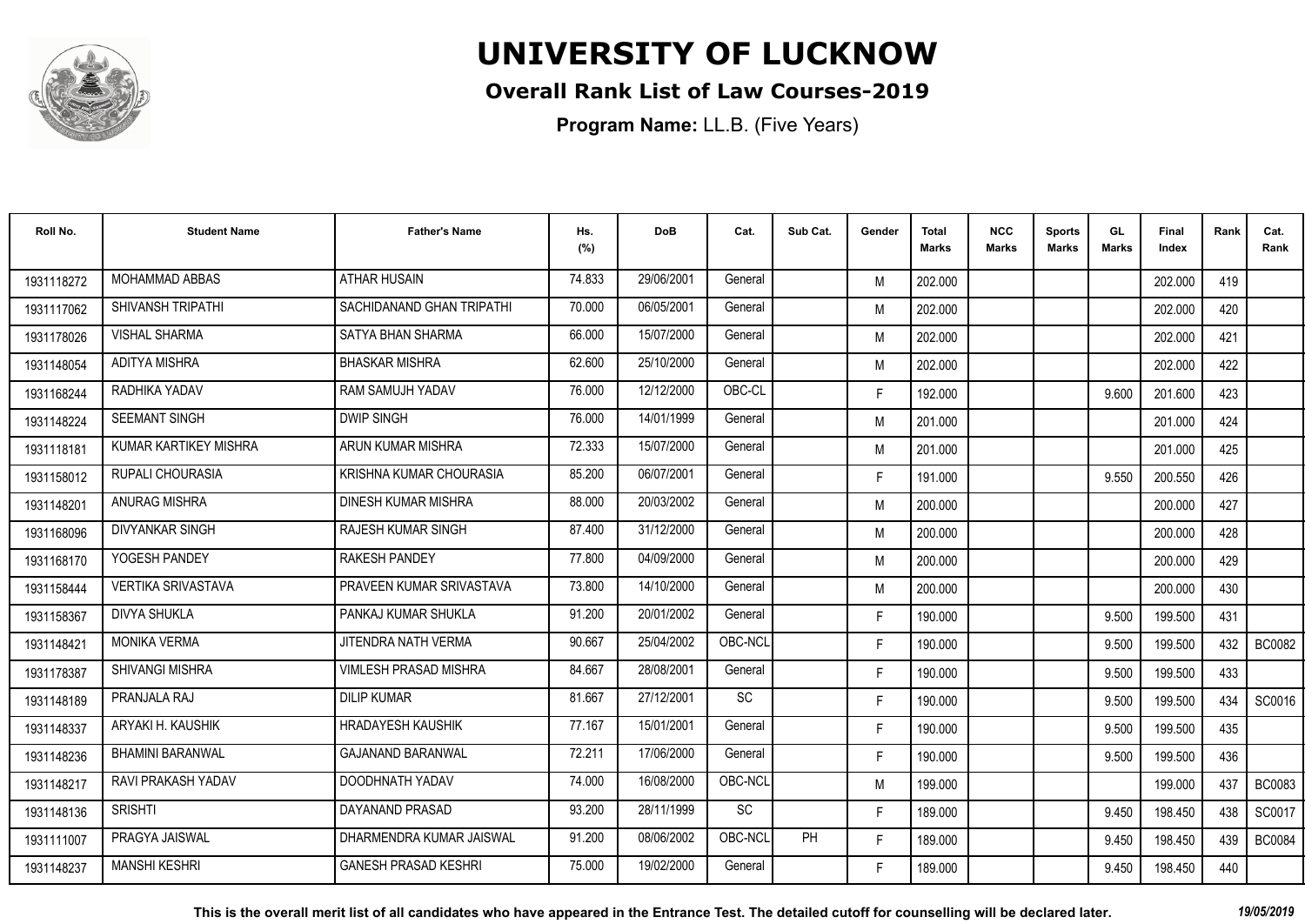# UNIVERSITY OF LUCKNOW

## Overall Rank List of Law Courses-2019

**Program Name:** LL.B. (Five Years)

| Roll No. | Student Name | Father's Name | Hs. (%) | DoB | Cat. | Sub Cat. | Gender | Total Marks | NCC Marks | Sports Marks | GL Marks | Final Index | Rank | Cat. Rank |
|---|---|---|---|---|---|---|---|---|---|---|---|---|---|---|
| 1931118272 | MOHAMMAD ABBAS | ATHAR HUSAIN | 74.833 | 29/06/2001 | General | | M | 202.000 | | | | 202.000 | 419 | |
| 1931117062 | SHIVANSH TRIPATHI | SACHIDANAND GHAN TRIPATHI | 70.000 | 06/05/2001 | General | | M | 202.000 | | | | 202.000 | 420 | |
| 1931178026 | VISHAL SHARMA | SATYA BHAN SHARMA | 66.000 | 15/07/2000 | General | | M | 202.000 | | | | 202.000 | 421 | |
| 1931148054 | ADITYA MISHRA | BHASKAR MISHRA | 62.600 | 25/10/2000 | General | | M | 202.000 | | | | 202.000 | 422 | |
| 1931168244 | RADHIKA YADAV | RAM SAMUJH YADAV | 76.000 | 12/12/2000 | OBC-CL | | F | 192.000 | | | 9.600 | 201.600 | 423 | |
| 1931148224 | SEEMANT SINGH | DWIP SINGH | 76.000 | 14/01/1999 | General | | M | 201.000 | | | | 201.000 | 424 | |
| 1931118181 | KUMAR KARTIKEY MISHRA | ARUN KUMAR MISHRA | 72.333 | 15/07/2000 | General | | M | 201.000 | | | | 201.000 | 425 | |
| 1931158012 | RUPALI CHOURASIA | KRISHNA KUMAR CHOURASIA | 85.200 | 06/07/2001 | General | | F | 191.000 | | | 9.550 | 200.550 | 426 | |
| 1931148201 | ANURAG MISHRA | DINESH KUMAR MISHRA | 88.000 | 20/03/2002 | General | | M | 200.000 | | | | 200.000 | 427 | |
| 1931168096 | DIVYANKAR SINGH | RAJESH KUMAR SINGH | 87.400 | 31/12/2000 | General | | M | 200.000 | | | | 200.000 | 428 | |
| 1931168170 | YOGESH PANDEY | RAKESH PANDEY | 77.800 | 04/09/2000 | General | | M | 200.000 | | | | 200.000 | 429 | |
| 1931158444 | VERTIKA SRIVASTAVA | PRAVEEN KUMAR SRIVASTAVA | 73.800 | 14/10/2000 | General | | M | 200.000 | | | | 200.000 | 430 | |
| 1931158367 | DIVYA SHUKLA | PANKAJ KUMAR SHUKLA | 91.200 | 20/01/2002 | General | | F | 190.000 | | | 9.500 | 199.500 | 431 | |
| 1931148421 | MONIKA VERMA | JITENDRA NATH VERMA | 90.667 | 25/04/2002 | OBC-NCL | | F | 190.000 | | | 9.500 | 199.500 | 432 | BC0082 |
| 1931178387 | SHIVANGI MISHRA | VIMLESH PRASAD MISHRA | 84.667 | 28/08/2001 | General | | F | 190.000 | | | 9.500 | 199.500 | 433 | |
| 1931148189 | PRANJALA RAJ | DILIP KUMAR | 81.667 | 27/12/2001 | SC | | F | 190.000 | | | 9.500 | 199.500 | 434 | SC0016 |
| 1931148337 | ARYAKI H. KAUSHIK | HRADAYESH KAUSHIK | 77.167 | 15/01/2001 | General | | F | 190.000 | | | 9.500 | 199.500 | 435 | |
| 1931148236 | BHAMINI BARANWAL | GAJANAND BARANWAL | 72.211 | 17/06/2000 | General | | F | 190.000 | | | 9.500 | 199.500 | 436 | |
| 1931148217 | RAVI PRAKASH YADAV | DOODHNATH YADAV | 74.000 | 16/08/2000 | OBC-NCL | | M | 199.000 | | | | 199.000 | 437 | BC0083 |
| 1931148136 | SRISHTI | DAYANAND PRASAD | 93.200 | 28/11/1999 | SC | | F | 189.000 | | | 9.450 | 198.450 | 438 | SC0017 |
| 1931111007 | PRAGYA JAISWAL | DHARMENDRA KUMAR JAISWAL | 91.200 | 08/06/2002 | OBC-NCL | PH | F | 189.000 | | | 9.450 | 198.450 | 439 | BC0084 |
| 1931148237 | MANSHI KESHRI | GANESH PRASAD KESHRI | 75.000 | 19/02/2000 | General | | F | 189.000 | | | 9.450 | 198.450 | 440 | |

**This is the overall merit list of all candidates who have appeared in the Entrance Test. The detailed cutoff for counselling will be declared later.** *19/05/2019*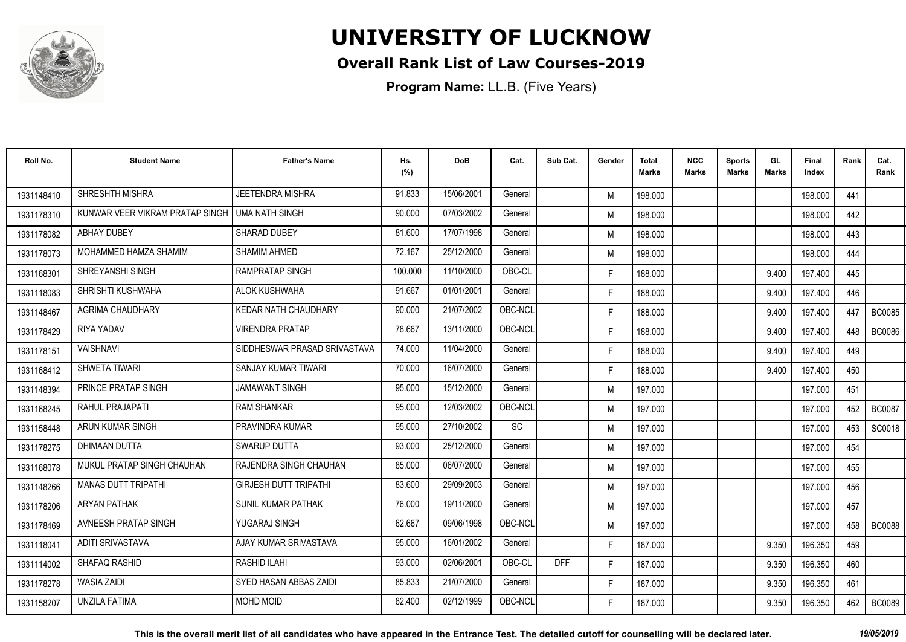# UNIVERSITY OF LUCKNOW

## Overall Rank List of Law Courses-2019

**Program Name:** LL.B. (Five Years)

| Roll No. | Student Name | Father's Name | Hs. (%) | DoB | Cat. | Sub Cat. | Gender | Total Marks | NCC Marks | Sports Marks | GL Marks | Final Index | Rank | Cat. Rank |
|---|---|---|---|---|---|---|---|---|---|---|---|---|---|---|
| 1931148410 | SHRESHTH MISHRA | JEETENDRA MISHRA | 91.833 | 15/06/2001 | General | | M | 198.000 | | | | 198.000 | 441 | |
| 1931178310 | KUNWAR VEER VIKRAM PRATAP SINGH | UMA NATH SINGH | 90.000 | 07/03/2002 | General | | M | 198.000 | | | | 198.000 | 442 | |
| 1931178082 | ABHAY DUBEY | SHARAD DUBEY | 81.600 | 17/07/1998 | General | | M | 198.000 | | | | 198.000 | 443 | |
| 1931178073 | MOHAMMED HAMZA SHAMIM | SHAMIM AHMED | 72.167 | 25/12/2000 | General | | M | 198.000 | | | | 198.000 | 444 | |
| 1931168301 | SHREYANSHI SINGH | RAMPRATAP SINGH | 100.000 | 11/10/2000 | OBC-CL | | F | 188.000 | | | 9.400 | 197.400 | 445 | |
| 1931118083 | SHRISHTI KUSHWAHA | ALOK KUSHWAHA | 91.667 | 01/01/2001 | General | | F | 188.000 | | | 9.400 | 197.400 | 446 | |
| 1931148467 | AGRIMA CHAUDHARY | KEDAR NATH CHAUDHARY | 90.000 | 21/07/2002 | OBC-NCL | | F | 188.000 | | | 9.400 | 197.400 | 447 | BC0085 |
| 1931178429 | RIYA YADAV | VIRENDRA PRATAP | 78.667 | 13/11/2000 | OBC-NCL | | F | 188.000 | | | 9.400 | 197.400 | 448 | BC0086 |
| 1931178151 | VAISHNAVI | SIDDHESWAR PRASAD SRIVASTAVA | 74.000 | 11/04/2000 | General | | F | 188.000 | | | 9.400 | 197.400 | 449 | |
| 1931168412 | SHWETA TIWARI | SANJAY KUMAR TIWARI | 70.000 | 16/07/2000 | General | | F | 188.000 | | | 9.400 | 197.400 | 450 | |
| 1931148394 | PRINCE PRATAP SINGH | JAMAWANT SINGH | 95.000 | 15/12/2000 | General | | M | 197.000 | | | | 197.000 | 451 | |
| 1931168245 | RAHUL PRAJAPATI | RAM SHANKAR | 95.000 | 12/03/2002 | OBC-NCL | | M | 197.000 | | | | 197.000 | 452 | BC0087 |
| 1931158448 | ARUN KUMAR SINGH | PRAVINDRA KUMAR | 95.000 | 27/10/2002 | SC | | M | 197.000 | | | | 197.000 | 453 | SC0018 |
| 1931178275 | DHIMAAN DUTTA | SWARUP DUTTA | 93.000 | 25/12/2000 | General | | M | 197.000 | | | | 197.000 | 454 | |
| 1931168078 | MUKUL PRATAP SINGH CHAUHAN | RAJENDRA SINGH CHAUHAN | 85.000 | 06/07/2000 | General | | M | 197.000 | | | | 197.000 | 455 | |
| 1931148266 | MANAS DUTT TRIPATHI | GIRJESH DUTT TRIPATHI | 83.600 | 29/09/2003 | General | | M | 197.000 | | | | 197.000 | 456 | |
| 1931178206 | ARYAN PATHAK | SUNIL KUMAR PATHAK | 76.000 | 19/11/2000 | General | | M | 197.000 | | | | 197.000 | 457 | |
| 1931178469 | AVNEESH PRATAP SINGH | YUGARAJ SINGH | 62.667 | 09/06/1998 | OBC-NCL | | M | 197.000 | | | | 197.000 | 458 | BC0088 |
| 1931118041 | ADITI SRIVASTAVA | AJAY KUMAR SRIVASTAVA | 95.000 | 16/01/2002 | General | | F | 187.000 | | | 9.350 | 196.350 | 459 | |
| 1931114002 | SHAFAQ RASHID | RASHID ILAHI | 93.000 | 02/06/2001 | OBC-CL | DFF | F | 187.000 | | | 9.350 | 196.350 | 460 | |
| 1931178278 | WASIA ZAIDI | SYED HASAN ABBAS ZAIDI | 85.833 | 21/07/2000 | General | | F | 187.000 | | | 9.350 | 196.350 | 461 | |
| 1931158207 | UNZILA FATIMA | MOHD MOID | 82.400 | 02/12/1999 | OBC-NCL | | F | 187.000 | | | 9.350 | 196.350 | 462 | BC0089 |

**This is the overall merit list of all candidates who have appeared in the Entrance Test. The detailed cutoff for counselling will be declared later.** *19/05/2019*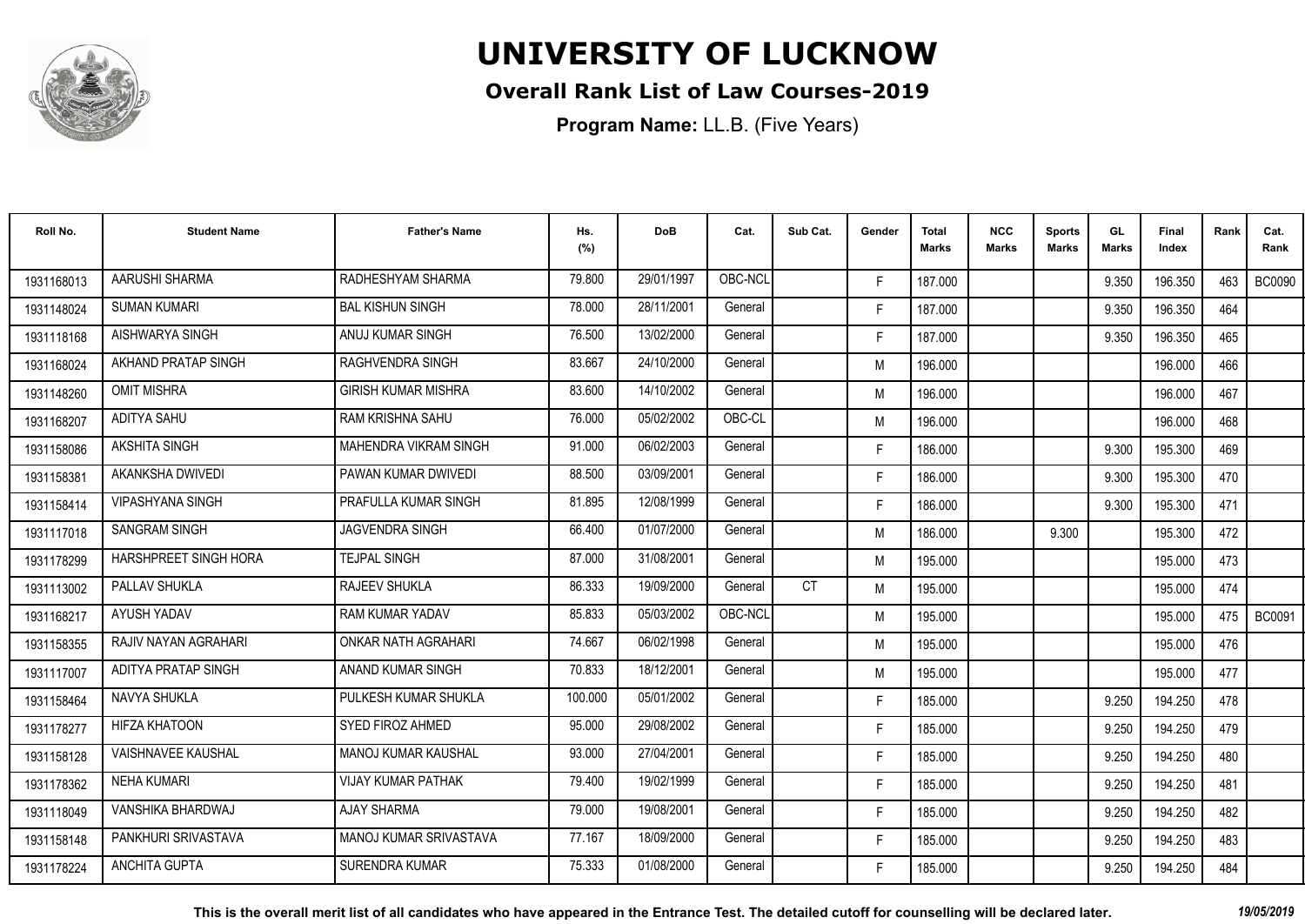# UNIVERSITY OF LUCKNOW

## Overall Rank List of Law Courses-2019

**Program Name:** LL.B. (Five Years)

| Roll No. | Student Name | Father's Name | Hs. (%) | DoB | Cat. | Sub Cat. | Gender | Total Marks | NCC Marks | Sports Marks | GL Marks | Final Index | Rank | Cat. Rank |
|---|---|---|---|---|---|---|---|---|---|---|---|---|---|---|
| 1931168013 | AARUSHI SHARMA | RADHESHYAM SHARMA | 79.800 | 29/01/1997 | OBC-NCL | | F | 187.000 | | | 9.350 | 196.350 | 463 | BC0090 |
| 1931148024 | SUMAN KUMARI | BAL KISHUN SINGH | 78.000 | 28/11/2001 | General | | F | 187.000 | | | 9.350 | 196.350 | 464 | |
| 1931118168 | AISHWARYA SINGH | ANUJ KUMAR SINGH | 76.500 | 13/02/2000 | General | | F | 187.000 | | | 9.350 | 196.350 | 465 | |
| 1931168024 | AKHAND PRATAP SINGH | RAGHVENDRA SINGH | 83.667 | 24/10/2000 | General | | M | 196.000 | | | | 196.000 | 466 | |
| 1931148260 | OMIT MISHRA | GIRISH KUMAR MISHRA | 83.600 | 14/10/2002 | General | | M | 196.000 | | | | 196.000 | 467 | |
| 1931168207 | ADITYA SAHU | RAM KRISHNA SAHU | 76.000 | 05/02/2002 | OBC-CL | | M | 196.000 | | | | 196.000 | 468 | |
| 1931158086 | AKSHITA SINGH | MAHENDRA VIKRAM SINGH | 91.000 | 06/02/2003 | General | | F | 186.000 | | | 9.300 | 195.300 | 469 | |
| 1931158381 | AKANKSHA DWIVEDI | PAWAN KUMAR DWIVEDI | 88.500 | 03/09/2001 | General | | F | 186.000 | | | 9.300 | 195.300 | 470 | |
| 1931158414 | VIPASHYANA SINGH | PRAFULLA KUMAR SINGH | 81.895 | 12/08/1999 | General | | F | 186.000 | | | 9.300 | 195.300 | 471 | |
| 1931117018 | SANGRAM SINGH | JAGVENDRA SINGH | 66.400 | 01/07/2000 | General | | M | 186.000 | | 9.300 | | 195.300 | 472 | |
| 1931178299 | HARSHPREET SINGH HORA | TEJPAL SINGH | 87.000 | 31/08/2001 | General | | M | 195.000 | | | | 195.000 | 473 | |
| 1931113002 | PALLAV SHUKLA | RAJEEV SHUKLA | 86.333 | 19/09/2000 | General | CT | M | 195.000 | | | | 195.000 | 474 | |
| 1931168217 | AYUSH YADAV | RAM KUMAR YADAV | 85.833 | 05/03/2002 | OBC-NCL | | M | 195.000 | | | | 195.000 | 475 | BC0091 |
| 1931158355 | RAJIV NAYAN AGRAHARI | ONKAR NATH AGRAHARI | 74.667 | 06/02/1998 | General | | M | 195.000 | | | | 195.000 | 476 | |
| 1931117007 | ADITYA PRATAP SINGH | ANAND KUMAR SINGH | 70.833 | 18/12/2001 | General | | M | 195.000 | | | | 195.000 | 477 | |
| 1931158464 | NAVYA SHUKLA | PULKESH KUMAR SHUKLA | 100.000 | 05/01/2002 | General | | F | 185.000 | | | 9.250 | 194.250 | 478 | |
| 1931178277 | HIFZA KHATOON | SYED FIROZ AHMED | 95.000 | 29/08/2002 | General | | F | 185.000 | | | 9.250 | 194.250 | 479 | |
| 1931158128 | VAISHNAVEE KAUSHAL | MANOJ KUMAR KAUSHAL | 93.000 | 27/04/2001 | General | | F | 185.000 | | | 9.250 | 194.250 | 480 | |
| 1931178362 | NEHA KUMARI | VIJAY KUMAR PATHAK | 79.400 | 19/02/1999 | General | | F | 185.000 | | | 9.250 | 194.250 | 481 | |
| 1931118049 | VANSHIKA BHARDWAJ | AJAY SHARMA | 79.000 | 19/08/2001 | General | | F | 185.000 | | | 9.250 | 194.250 | 482 | |
| 1931158148 | PANKHURI SRIVASTAVA | MANOJ KUMAR SRIVASTAVA | 77.167 | 18/09/2000 | General | | F | 185.000 | | | 9.250 | 194.250 | 483 | |
| 1931178224 | ANCHITA GUPTA | SURENDRA KUMAR | 75.333 | 01/08/2000 | General | | F | 185.000 | | | 9.250 | 194.250 | 484 | |

**This is the overall merit list of all candidates who have appeared in the Entrance Test. The detailed cutoff for counselling will be declared later.** *19/05/2019*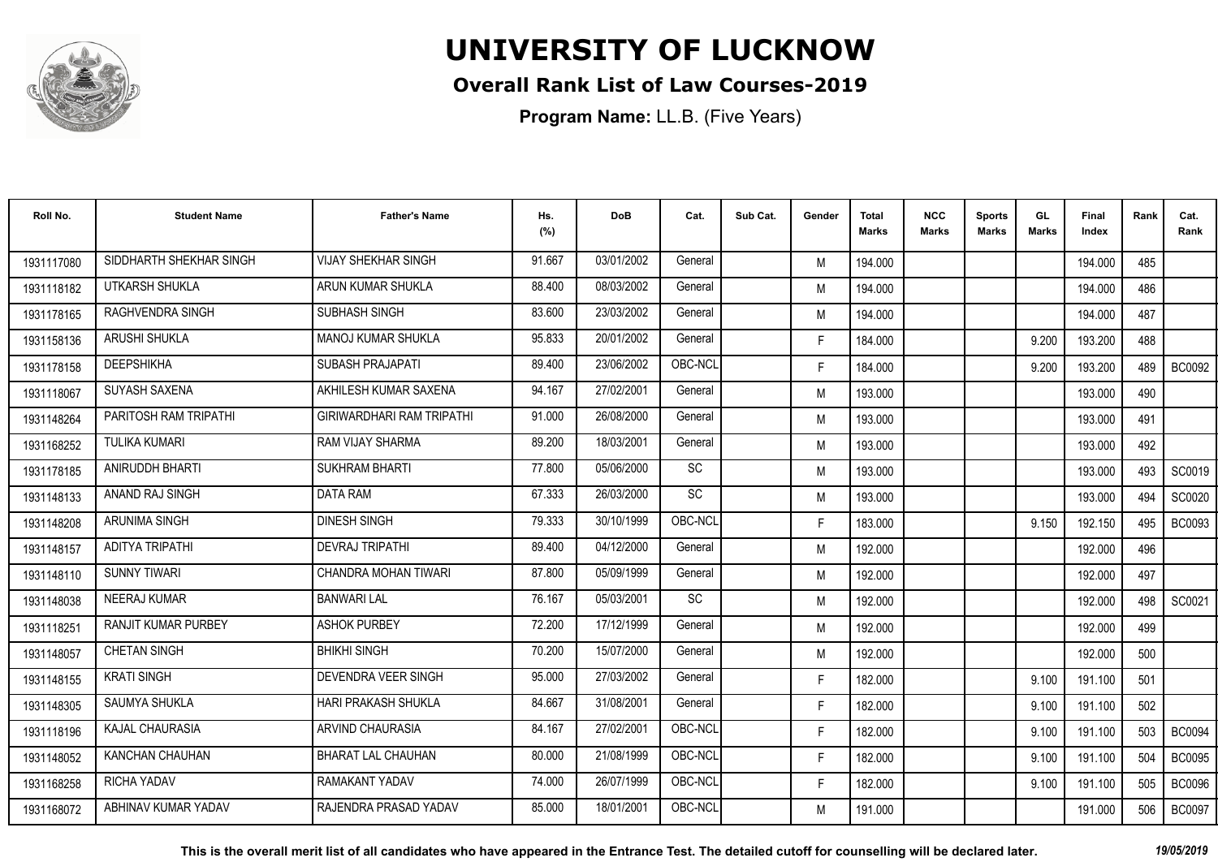# UNIVERSITY OF LUCKNOW

## Overall Rank List of Law Courses-2019

**Program Name:** LL.B. (Five Years)

| Roll No. | Student Name | Father's Name | Hs. (%) | DoB | Cat. | Sub Cat. | Gender | Total Marks | NCC Marks | Sports Marks | GL Marks | Final Index | Rank | Cat. Rank |
|---|---|---|---|---|---|---|---|---|---|---|---|---|---|---|
| 1931117080 | SIDDHARTH SHEKHAR SINGH | VIJAY SHEKHAR SINGH | 91.667 | 03/01/2002 | General | | M | 194.000 | | | | 194.000 | 485 | |
| 1931118182 | UTKARSH SHUKLA | ARUN KUMAR SHUKLA | 88.400 | 08/03/2002 | General | | M | 194.000 | | | | 194.000 | 486 | |
| 1931178165 | RAGHVENDRA SINGH | SUBHASH SINGH | 83.600 | 23/03/2002 | General | | M | 194.000 | | | | 194.000 | 487 | |
| 1931158136 | ARUSHI SHUKLA | MANOJ KUMAR SHUKLA | 95.833 | 20/01/2002 | General | | F | 184.000 | | | 9.200 | 193.200 | 488 | |
| 1931178158 | DEEPSHIKHA | SUBASH PRAJAPATI | 89.400 | 23/06/2002 | OBC-NCL | | F | 184.000 | | | 9.200 | 193.200 | 489 | BC0092 |
| 1931118067 | SUYASH SAXENA | AKHILESH KUMAR SAXENA | 94.167 | 27/02/2001 | General | | M | 193.000 | | | | 193.000 | 490 | |
| 1931148264 | PARITOSH RAM TRIPATHI | GIRIWARDHARI RAM TRIPATHI | 91.000 | 26/08/2000 | General | | M | 193.000 | | | | 193.000 | 491 | |
| 1931168252 | TULIKA KUMARI | RAM VIJAY SHARMA | 89.200 | 18/03/2001 | General | | M | 193.000 | | | | 193.000 | 492 | |
| 1931178185 | ANIRUDDH BHARTI | SUKHRAM BHARTI | 77.800 | 05/06/2000 | SC | | M | 193.000 | | | | 193.000 | 493 | SC0019 |
| 1931148133 | ANAND RAJ SINGH | DATA RAM | 67.333 | 26/03/2000 | SC | | M | 193.000 | | | | 193.000 | 494 | SC0020 |
| 1931148208 | ARUNIMA SINGH | DINESH SINGH | 79.333 | 30/10/1999 | OBC-NCL | | F | 183.000 | | | 9.150 | 192.150 | 495 | BC0093 |
| 1931148157 | ADITYA TRIPATHI | DEVRAJ TRIPATHI | 89.400 | 04/12/2000 | General | | M | 192.000 | | | | 192.000 | 496 | |
| 1931148110 | SUNNY TIWARI | CHANDRA MOHAN TIWARI | 87.800 | 05/09/1999 | General | | M | 192.000 | | | | 192.000 | 497 | |
| 1931148038 | NEERAJ KUMAR | BANWARI LAL | 76.167 | 05/03/2001 | SC | | M | 192.000 | | | | 192.000 | 498 | SC0021 |
| 1931118251 | RANJIT KUMAR PURBEY | ASHOK PURBEY | 72.200 | 17/12/1999 | General | | M | 192.000 | | | | 192.000 | 499 | |
| 1931148057 | CHETAN SINGH | BHIKHI SINGH | 70.200 | 15/07/2000 | General | | M | 192.000 | | | | 192.000 | 500 | |
| 1931148155 | KRATI SINGH | DEVENDRA VEER SINGH | 95.000 | 27/03/2002 | General | | F | 182.000 | | | 9.100 | 191.100 | 501 | |
| 1931148305 | SAUMYA SHUKLA | HARI PRAKASH SHUKLA | 84.667 | 31/08/2001 | General | | F | 182.000 | | | 9.100 | 191.100 | 502 | |
| 1931118196 | KAJAL CHAURASIA | ARVIND CHAURASIA | 84.167 | 27/02/2001 | OBC-NCL | | F | 182.000 | | | 9.100 | 191.100 | 503 | BC0094 |
| 1931148052 | KANCHAN CHAUHAN | BHARAT LAL CHAUHAN | 80.000 | 21/08/1999 | OBC-NCL | | F | 182.000 | | | 9.100 | 191.100 | 504 | BC0095 |
| 1931168258 | RICHA YADAV | RAMAKANT YADAV | 74.000 | 26/07/1999 | OBC-NCL | | F | 182.000 | | | 9.100 | 191.100 | 505 | BC0096 |
| 1931168072 | ABHINAV KUMAR YADAV | RAJENDRA PRASAD YADAV | 85.000 | 18/01/2001 | OBC-NCL | | M | 191.000 | | | | 191.000 | 506 | BC0097 |

**This is the overall merit list of all candidates who have appeared in the Entrance Test. The detailed cutoff for counselling will be declared later.** *19/05/2019*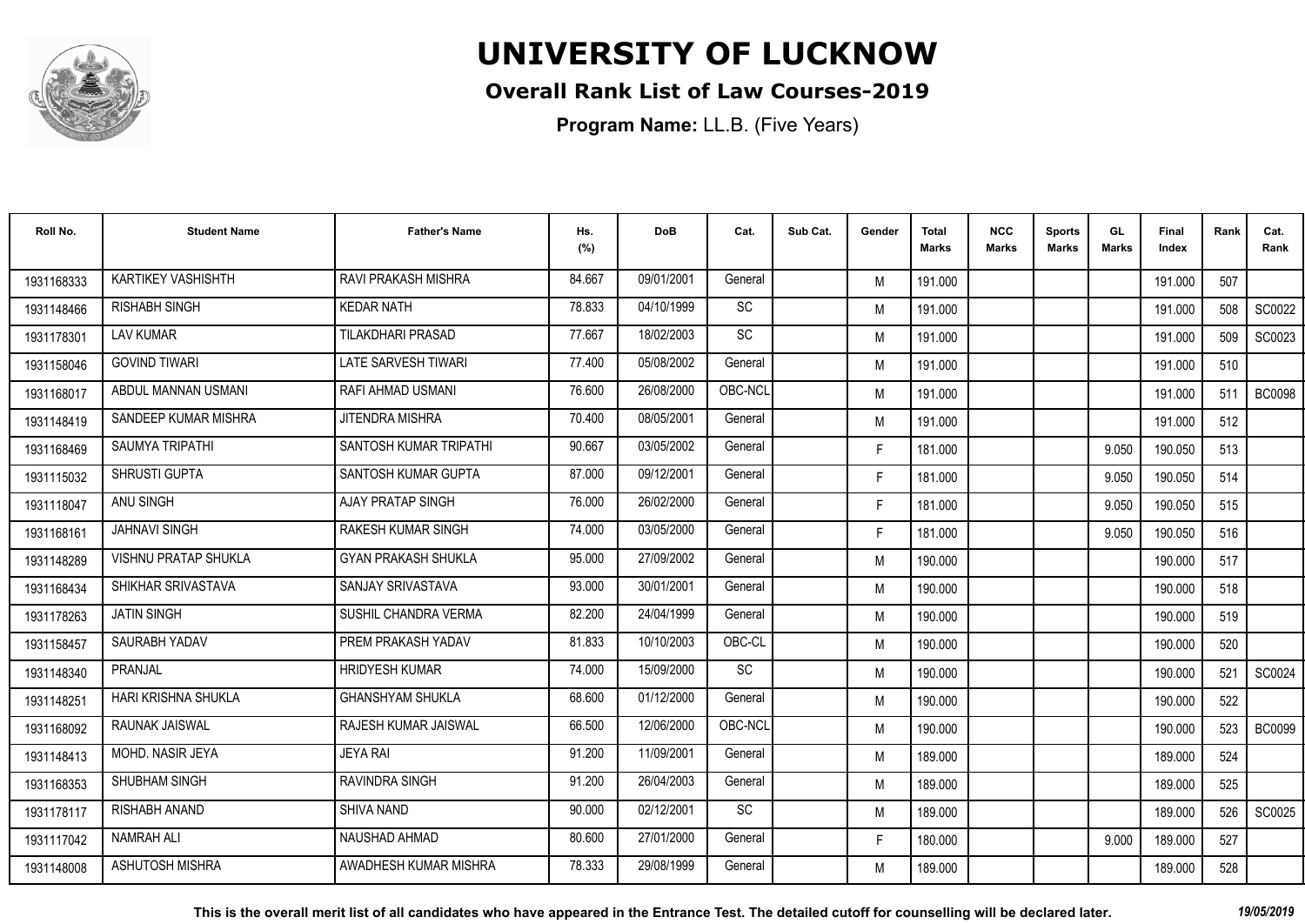# UNIVERSITY OF LUCKNOW

## Overall Rank List of Law Courses-2019

**Program Name:** LL.B. (Five Years)

| Roll No. | Student Name | Father's Name | Hs. (%) | DoB | Cat. | Sub Cat. | Gender | Total Marks | NCC Marks | Sports Marks | GL Marks | Final Index | Rank | Cat. Rank |
|---|---|---|---|---|---|---|---|---|---|---|---|---|---|---|
| 1931168333 | KARTIKEY VASHISHTH | RAVI PRAKASH MISHRA | 84.667 | 09/01/2001 | General | | M | 191.000 | | | | 191.000 | 507 | |
| 1931148466 | RISHABH SINGH | KEDAR NATH | 78.833 | 04/10/1999 | SC | | M | 191.000 | | | | 191.000 | 508 | SC0022 |
| 1931178301 | LAV KUMAR | TILAKDHARI PRASAD | 77.667 | 18/02/2003 | SC | | M | 191.000 | | | | 191.000 | 509 | SC0023 |
| 1931158046 | GOVIND TIWARI | LATE SARVESH TIWARI | 77.400 | 05/08/2002 | General | | M | 191.000 | | | | 191.000 | 510 | |
| 1931168017 | ABDUL MANNAN USMANI | RAFI AHMAD USMANI | 76.600 | 26/08/2000 | OBC-NCL | | M | 191.000 | | | | 191.000 | 511 | BC0098 |
| 1931148419 | SANDEEP KUMAR MISHRA | JITENDRA MISHRA | 70.400 | 08/05/2001 | General | | M | 191.000 | | | | 191.000 | 512 | |
| 1931168469 | SAUMYA TRIPATHI | SANTOSH KUMAR TRIPATHI | 90.667 | 03/05/2002 | General | | F | 181.000 | | | 9.050 | 190.050 | 513 | |
| 1931115032 | SHRUSTI GUPTA | SANTOSH KUMAR GUPTA | 87.000 | 09/12/2001 | General | | F | 181.000 | | | 9.050 | 190.050 | 514 | |
| 1931118047 | ANU SINGH | AJAY PRATAP SINGH | 76.000 | 26/02/2000 | General | | F | 181.000 | | | 9.050 | 190.050 | 515 | |
| 1931168161 | JAHNAVI SINGH | RAKESH KUMAR SINGH | 74.000 | 03/05/2000 | General | | F | 181.000 | | | 9.050 | 190.050 | 516 | |
| 1931148289 | VISHNU PRATAP SHUKLA | GYAN PRAKASH SHUKLA | 95.000 | 27/09/2002 | General | | M | 190.000 | | | | 190.000 | 517 | |
| 1931168434 | SHIKHAR SRIVASTAVA | SANJAY SRIVASTAVA | 93.000 | 30/01/2001 | General | | M | 190.000 | | | | 190.000 | 518 | |
| 1931178263 | JATIN SINGH | SUSHIL CHANDRA VERMA | 82.200 | 24/04/1999 | General | | M | 190.000 | | | | 190.000 | 519 | |
| 1931158457 | SAURABH YADAV | PREM PRAKASH YADAV | 81.833 | 10/10/2003 | OBC-CL | | M | 190.000 | | | | 190.000 | 520 | |
| 1931148340 | PRANJAL | HRIDYESH KUMAR | 74.000 | 15/09/2000 | SC | | M | 190.000 | | | | 190.000 | 521 | SC0024 |
| 1931148251 | HARI KRISHNA SHUKLA | GHANSHYAM SHUKLA | 68.600 | 01/12/2000 | General | | M | 190.000 | | | | 190.000 | 522 | |
| 1931168092 | RAUNAK JAISWAL | RAJESH KUMAR JAISWAL | 66.500 | 12/06/2000 | OBC-NCL | | M | 190.000 | | | | 190.000 | 523 | BC0099 |
| 1931148413 | MOHD. NASIR JEYA | JEYA RAI | 91.200 | 11/09/2001 | General | | M | 189.000 | | | | 189.000 | 524 | |
| 1931168353 | SHUBHAM SINGH | RAVINDRA SINGH | 91.200 | 26/04/2003 | General | | M | 189.000 | | | | 189.000 | 525 | |
| 1931178117 | RISHABH ANAND | SHIVA NAND | 90.000 | 02/12/2001 | SC | | M | 189.000 | | | | 189.000 | 526 | SC0025 |
| 1931117042 | NAMRAH ALI | NAUSHAD AHMAD | 80.600 | 27/01/2000 | General | | F | 180.000 | | | 9.000 | 189.000 | 527 | |
| 1931148008 | ASHUTOSH MISHRA | AWADHESH KUMAR MISHRA | 78.333 | 29/08/1999 | General | | M | 189.000 | | | | 189.000 | 528 | |

**This is the overall merit list of all candidates who have appeared in the Entrance Test. The detailed cutoff for counselling will be declared later.** *19/05/2019*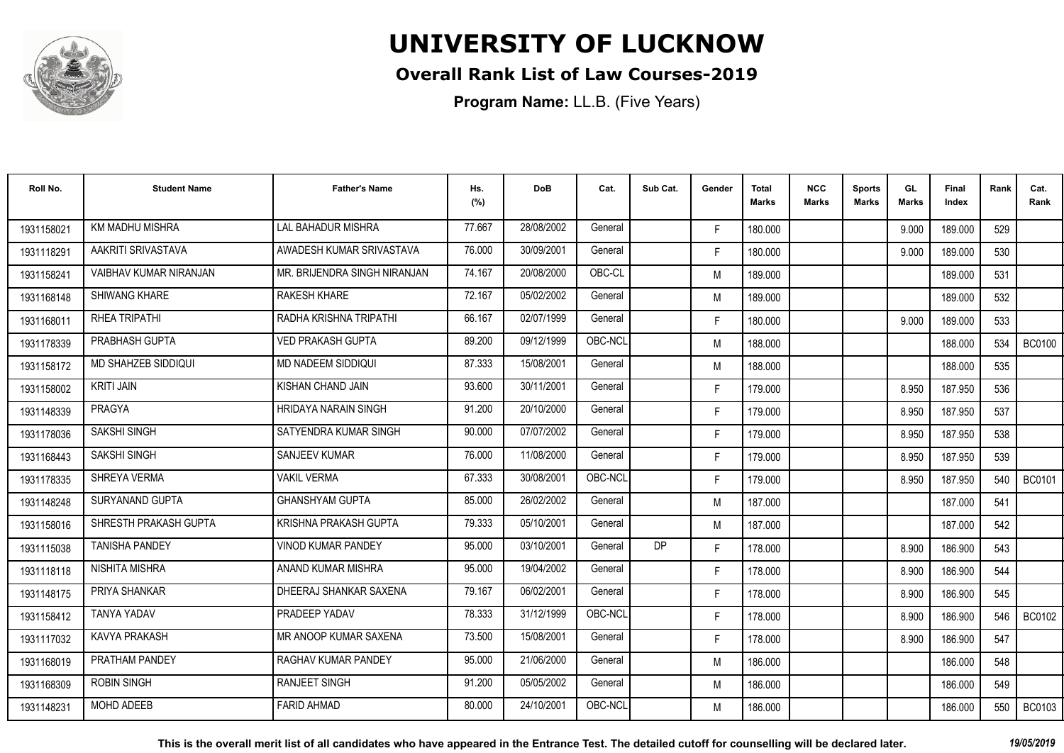# UNIVERSITY OF LUCKNOW

## Overall Rank List of Law Courses-2019

**Program Name:** LL.B. (Five Years)

| Roll No. | Student Name | Father's Name | Hs. (%) | DoB | Cat. | Sub Cat. | Gender | Total Marks | NCC Marks | Sports Marks | GL Marks | Final Index | Rank | Cat. Rank |
|---|---|---|---|---|---|---|---|---|---|---|---|---|---|---|
| 1931158021 | KM MADHU MISHRA | LAL BAHADUR MISHRA | 77.667 | 28/08/2002 | General | | F | 180.000 | | | 9.000 | 189.000 | 529 | |
| 1931118291 | AAKRITI SRIVASTAVA | AWADESH KUMAR SRIVASTAVA | 76.000 | 30/09/2001 | General | | F | 180.000 | | | 9.000 | 189.000 | 530 | |
| 1931158241 | VAIBHAV KUMAR NIRANJAN | MR. BRIJENDRA SINGH NIRANJAN | 74.167 | 20/08/2000 | OBC-CL | | M | 189.000 | | | | 189.000 | 531 | |
| 1931168148 | SHIWANG KHARE | RAKESH KHARE | 72.167 | 05/02/2002 | General | | M | 189.000 | | | | 189.000 | 532 | |
| 1931168011 | RHEA TRIPATHI | RADHA KRISHNA TRIPATHI | 66.167 | 02/07/1999 | General | | F | 180.000 | | | 9.000 | 189.000 | 533 | |
| 1931178339 | PRABHASH GUPTA | VED PRAKASH GUPTA | 89.200 | 09/12/1999 | OBC-NCL | | M | 188.000 | | | | 188.000 | 534 | BC0100 |
| 1931158172 | MD SHAHZEB SIDDIQUI | MD NADEEM SIDDIQUI | 87.333 | 15/08/2001 | General | | M | 188.000 | | | | 188.000 | 535 | |
| 1931158002 | KRITI JAIN | KISHAN CHAND JAIN | 93.600 | 30/11/2001 | General | | F | 179.000 | | | 8.950 | 187.950 | 536 | |
| 1931148339 | PRAGYA | HRIDAYA NARAIN SINGH | 91.200 | 20/10/2000 | General | | F | 179.000 | | | 8.950 | 187.950 | 537 | |
| 1931178036 | SAKSHI SINGH | SATYENDRA KUMAR SINGH | 90.000 | 07/07/2002 | General | | F | 179.000 | | | 8.950 | 187.950 | 538 | |
| 1931168443 | SAKSHI SINGH | SANJEEV KUMAR | 76.000 | 11/08/2000 | General | | F | 179.000 | | | 8.950 | 187.950 | 539 | |
| 1931178335 | SHREYA VERMA | VAKIL VERMA | 67.333 | 30/08/2001 | OBC-NCL | | F | 179.000 | | | 8.950 | 187.950 | 540 | BC0101 |
| 1931148248 | SURYANAND GUPTA | GHANSHYAM GUPTA | 85.000 | 26/02/2002 | General | | M | 187.000 | | | | 187.000 | 541 | |
| 1931158016 | SHRESTH PRAKASH GUPTA | KRISHNA PRAKASH GUPTA | 79.333 | 05/10/2001 | General | | M | 187.000 | | | | 187.000 | 542 | |
| 1931115038 | TANISHA PANDEY | VINOD KUMAR PANDEY | 95.000 | 03/10/2001 | General | DP | F | 178.000 | | | 8.900 | 186.900 | 543 | |
| 1931118118 | NISHITA MISHRA | ANAND KUMAR MISHRA | 95.000 | 19/04/2002 | General | | F | 178.000 | | | 8.900 | 186.900 | 544 | |
| 1931148175 | PRIYA SHANKAR | DHEERAJ SHANKAR SAXENA | 79.167 | 06/02/2001 | General | | F | 178.000 | | | 8.900 | 186.900 | 545 | |
| 1931158412 | TANYA YADAV | PRADEEP YADAV | 78.333 | 31/12/1999 | OBC-NCL | | F | 178.000 | | | 8.900 | 186.900 | 546 | BC0102 |
| 1931117032 | KAVYA PRAKASH | MR ANOOP KUMAR SAXENA | 73.500 | 15/08/2001 | General | | F | 178.000 | | | 8.900 | 186.900 | 547 | |
| 1931168019 | PRATHAM PANDEY | RAGHAV KUMAR PANDEY | 95.000 | 21/06/2000 | General | | M | 186.000 | | | | 186.000 | 548 | |
| 1931168309 | ROBIN SINGH | RANJEET SINGH | 91.200 | 05/05/2002 | General | | M | 186.000 | | | | 186.000 | 549 | |
| 1931148231 | MOHD ADEEB | FARID AHMAD | 80.000 | 24/10/2001 | OBC-NCL | | M | 186.000 | | | | 186.000 | 550 | BC0103 |

**This is the overall merit list of all candidates who have appeared in the Entrance Test. The detailed cutoff for counselling will be declared later.** *19/05/2019*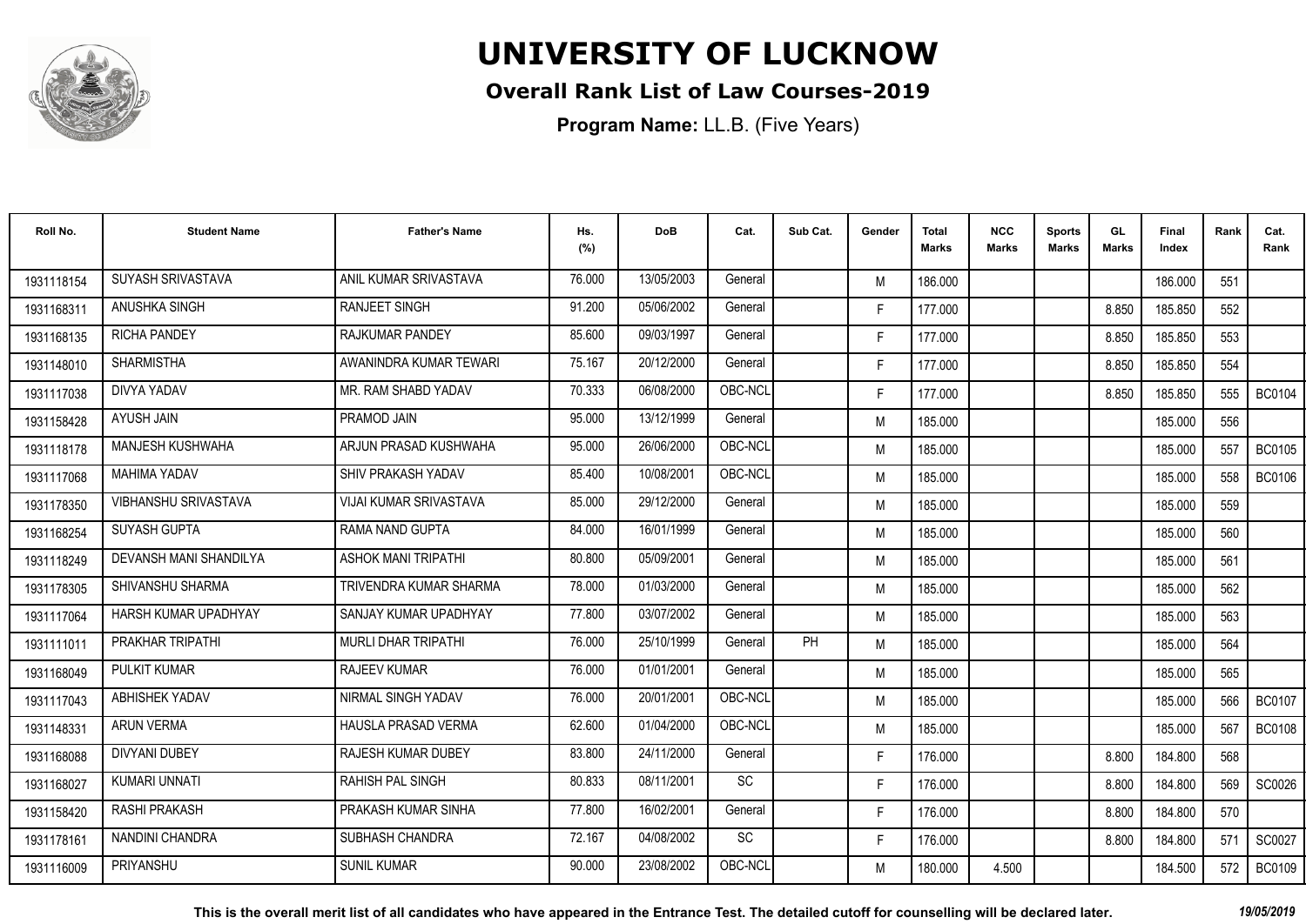# UNIVERSITY OF LUCKNOW

## Overall Rank List of Law Courses-2019

**Program Name:** LL.B. (Five Years)

| Roll No. | Student Name | Father's Name | Hs. (%) | DoB | Cat. | Sub Cat. | Gender | Total Marks | NCC Marks | Sports Marks | GL Marks | Final Index | Rank | Cat. Rank |
|---|---|---|---|---|---|---|---|---|---|---|---|---|---|---|
| 1931118154 | SUYASH SRIVASTAVA | ANIL KUMAR SRIVASTAVA | 76.000 | 13/05/2003 | General | | M | 186.000 | | | | 186.000 | 551 | |
| 1931168311 | ANUSHKA SINGH | RANJEET SINGH | 91.200 | 05/06/2002 | General | | F | 177.000 | | | 8.850 | 185.850 | 552 | |
| 1931168135 | RICHA PANDEY | RAJKUMAR PANDEY | 85.600 | 09/03/1997 | General | | F | 177.000 | | | 8.850 | 185.850 | 553 | |
| 1931148010 | SHARMISTHA | AWANINDRA KUMAR TEWARI | 75.167 | 20/12/2000 | General | | F | 177.000 | | | 8.850 | 185.850 | 554 | |
| 1931117038 | DIVYA YADAV | MR. RAM SHABD YADAV | 70.333 | 06/08/2000 | OBC-NCL | | F | 177.000 | | | 8.850 | 185.850 | 555 | BC0104 |
| 1931158428 | AYUSH JAIN | PRAMOD JAIN | 95.000 | 13/12/1999 | General | | M | 185.000 | | | | 185.000 | 556 | |
| 1931118178 | MANJESH KUSHWAHA | ARJUN PRASAD KUSHWAHA | 95.000 | 26/06/2000 | OBC-NCL | | M | 185.000 | | | | 185.000 | 557 | BC0105 |
| 1931117068 | MAHIMA YADAV | SHIV PRAKASH YADAV | 85.400 | 10/08/2001 | OBC-NCL | | M | 185.000 | | | | 185.000 | 558 | BC0106 |
| 1931178350 | VIBHANSHU SRIVASTAVA | VIJAI KUMAR SRIVASTAVA | 85.000 | 29/12/2000 | General | | M | 185.000 | | | | 185.000 | 559 | |
| 1931168254 | SUYASH GUPTA | RAMA NAND GUPTA | 84.000 | 16/01/1999 | General | | M | 185.000 | | | | 185.000 | 560 | |
| 1931118249 | DEVANSH MANI SHANDILYA | ASHOK MANI TRIPATHI | 80.800 | 05/09/2001 | General | | M | 185.000 | | | | 185.000 | 561 | |
| 1931178305 | SHIVANSHU SHARMA | TRIVENDRA KUMAR SHARMA | 78.000 | 01/03/2000 | General | | M | 185.000 | | | | 185.000 | 562 | |
| 1931117064 | HARSH KUMAR UPADHYAY | SANJAY KUMAR UPADHYAY | 77.800 | 03/07/2002 | General | | M | 185.000 | | | | 185.000 | 563 | |
| 1931111011 | PRAKHAR TRIPATHI | MURLI DHAR TRIPATHI | 76.000 | 25/10/1999 | General | PH | M | 185.000 | | | | 185.000 | 564 | |
| 1931168049 | PULKIT KUMAR | RAJEEV KUMAR | 76.000 | 01/01/2001 | General | | M | 185.000 | | | | 185.000 | 565 | |
| 1931117043 | ABHISHEK YADAV | NIRMAL SINGH YADAV | 76.000 | 20/01/2001 | OBC-NCL | | M | 185.000 | | | | 185.000 | 566 | BC0107 |
| 1931148331 | ARUN VERMA | HAUSLA PRASAD VERMA | 62.600 | 01/04/2000 | OBC-NCL | | M | 185.000 | | | | 185.000 | 567 | BC0108 |
| 1931168088 | DIVYANI DUBEY | RAJESH KUMAR DUBEY | 83.800 | 24/11/2000 | General | | F | 176.000 | | | 8.800 | 184.800 | 568 | |
| 1931168027 | KUMARI UNNATI | RAHISH PAL SINGH | 80.833 | 08/11/2001 | SC | | F | 176.000 | | | 8.800 | 184.800 | 569 | SC0026 |
| 1931158420 | RASHI PRAKASH | PRAKASH KUMAR SINHA | 77.800 | 16/02/2001 | General | | F | 176.000 | | | 8.800 | 184.800 | 570 | |
| 1931178161 | NANDINI CHANDRA | SUBHASH CHANDRA | 72.167 | 04/08/2002 | SC | | F | 176.000 | | | 8.800 | 184.800 | 571 | SC0027 |
| 1931116009 | PRIYANSHU | SUNIL KUMAR | 90.000 | 23/08/2002 | OBC-NCL | | M | 180.000 | 4.500 | | | 184.500 | 572 | BC0109 |

**This is the overall merit list of all candidates who have appeared in the Entrance Test. The detailed cutoff for counselling will be declared later.** *19/05/2019*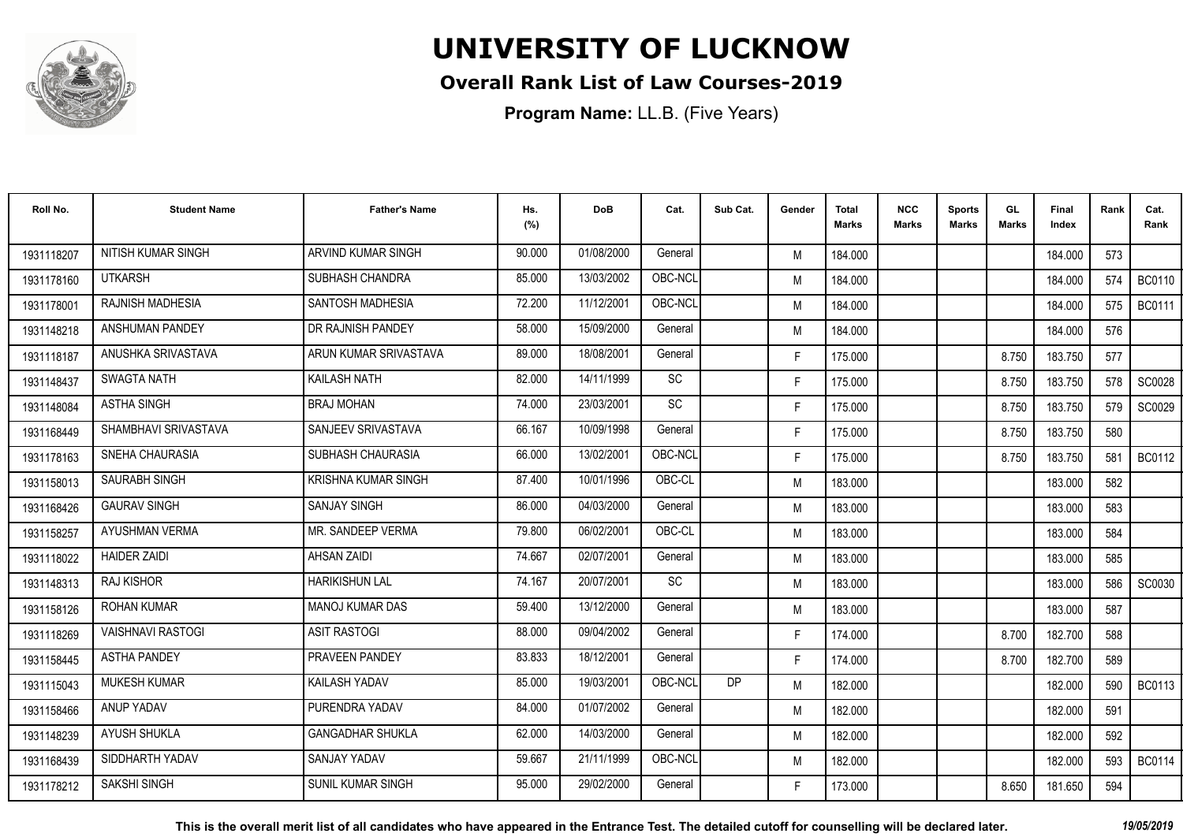# UNIVERSITY OF LUCKNOW

## Overall Rank List of Law Courses-2019

**Program Name:** LL.B. (Five Years)

| Roll No. | Student Name | Father's Name | Hs. (%) | DoB | Cat. | Sub Cat. | Gender | Total Marks | NCC Marks | Sports Marks | GL Marks | Final Index | Rank | Cat. Rank |
|---|---|---|---|---|---|---|---|---|---|---|---|---|---|---|
| 1931118207 | NITISH KUMAR SINGH | ARVIND KUMAR SINGH | 90.000 | 01/08/2000 | General | | M | 184.000 | | | | 184.000 | 573 | |
| 1931178160 | UTKARSH | SUBHASH CHANDRA | 85.000 | 13/03/2002 | OBC-NCL | | M | 184.000 | | | | 184.000 | 574 | BC0110 |
| 1931178001 | RAJNISH MADHESIA | SANTOSH MADHESIA | 72.200 | 11/12/2001 | OBC-NCL | | M | 184.000 | | | | 184.000 | 575 | BC0111 |
| 1931148218 | ANSHUMAN PANDEY | DR RAJNISH PANDEY | 58.000 | 15/09/2000 | General | | M | 184.000 | | | | 184.000 | 576 | |
| 1931118187 | ANUSHKA SRIVASTAVA | ARUN KUMAR SRIVASTAVA | 89.000 | 18/08/2001 | General | | F | 175.000 | | | 8.750 | 183.750 | 577 | |
| 1931148437 | SWAGTA NATH | KAILASH NATH | 82.000 | 14/11/1999 | SC | | F | 175.000 | | | 8.750 | 183.750 | 578 | SC0028 |
| 1931148084 | ASTHA SINGH | BRAJ MOHAN | 74.000 | 23/03/2001 | SC | | F | 175.000 | | | 8.750 | 183.750 | 579 | SC0029 |
| 1931168449 | SHAMBHAVI SRIVASTAVA | SANJEEV SRIVASTAVA | 66.167 | 10/09/1998 | General | | F | 175.000 | | | 8.750 | 183.750 | 580 | |
| 1931178163 | SNEHA CHAURASIA | SUBHASH CHAURASIA | 66.000 | 13/02/2001 | OBC-NCL | | F | 175.000 | | | 8.750 | 183.750 | 581 | BC0112 |
| 1931158013 | SAURABH SINGH | KRISHNA KUMAR SINGH | 87.400 | 10/01/1996 | OBC-CL | | M | 183.000 | | | | 183.000 | 582 | |
| 1931168426 | GAURAV SINGH | SANJAY SINGH | 86.000 | 04/03/2000 | General | | M | 183.000 | | | | 183.000 | 583 | |
| 1931158257 | AYUSHMAN VERMA | MR. SANDEEP VERMA | 79.800 | 06/02/2001 | OBC-CL | | M | 183.000 | | | | 183.000 | 584 | |
| 1931118022 | HAIDER ZAIDI | AHSAN ZAIDI | 74.667 | 02/07/2001 | General | | M | 183.000 | | | | 183.000 | 585 | |
| 1931148313 | RAJ KISHOR | HARIKISHUN LAL | 74.167 | 20/07/2001 | SC | | M | 183.000 | | | | 183.000 | 586 | SC0030 |
| 1931158126 | ROHAN KUMAR | MANOJ KUMAR DAS | 59.400 | 13/12/2000 | General | | M | 183.000 | | | | 183.000 | 587 | |
| 1931118269 | VAISHNAVI RASTOGI | ASIT RASTOGI | 88.000 | 09/04/2002 | General | | F | 174.000 | | | 8.700 | 182.700 | 588 | |
| 1931158445 | ASTHA PANDEY | PRAVEEN PANDEY | 83.833 | 18/12/2001 | General | | F | 174.000 | | | 8.700 | 182.700 | 589 | |
| 1931115043 | MUKESH KUMAR | KAILASH YADAV | 85.000 | 19/03/2001 | OBC-NCL | DP | M | 182.000 | | | | 182.000 | 590 | BC0113 |
| 1931158466 | ANUP YADAV | PURENDRA YADAV | 84.000 | 01/07/2002 | General | | M | 182.000 | | | | 182.000 | 591 | |
| 1931148239 | AYUSH SHUKLA | GANGADHAR SHUKLA | 62.000 | 14/03/2000 | General | | M | 182.000 | | | | 182.000 | 592 | |
| 1931168439 | SIDDHARTH YADAV | SANJAY YADAV | 59.667 | 21/11/1999 | OBC-NCL | | M | 182.000 | | | | 182.000 | 593 | BC0114 |
| 1931178212 | SAKSHI SINGH | SUNIL KUMAR SINGH | 95.000 | 29/02/2000 | General | | F | 173.000 | | | 8.650 | 181.650 | 594 | |

**This is the overall merit list of all candidates who have appeared in the Entrance Test. The detailed cutoff for counselling will be declared later.** *19/05/2019*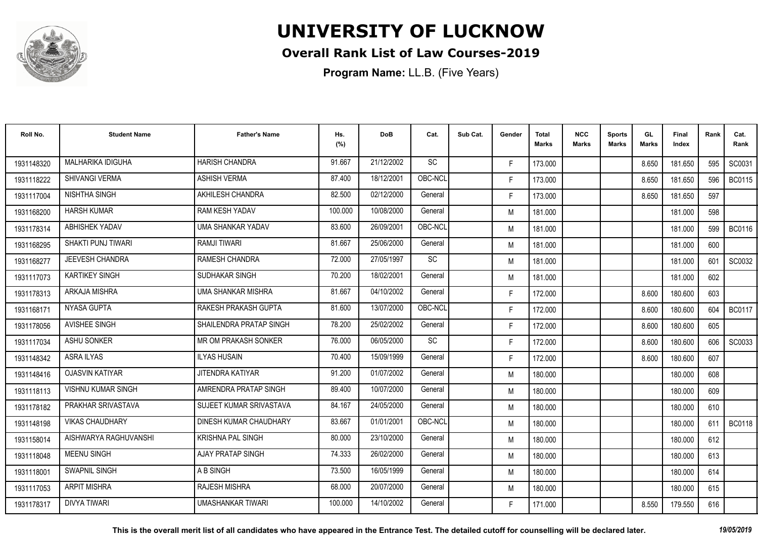# UNIVERSITY OF LUCKNOW

## Overall Rank List of Law Courses-2019

**Program Name:** LL.B. (Five Years)

| Roll No. | Student Name | Father's Name | Hs. (%) | DoB | Cat. | Sub Cat. | Gender | Total Marks | NCC Marks | Sports Marks | GL Marks | Final Index | Rank | Cat. Rank |
|---|---|---|---|---|---|---|---|---|---|---|---|---|---|---|
| 1931148320 | MALHARIKA IDIGUHA | HARISH CHANDRA | 91.667 | 21/12/2002 | SC | | F | 173.000 | | | 8.650 | 181.650 | 595 | SC0031 |
| 1931118222 | SHIVANGI VERMA | ASHISH VERMA | 87.400 | 18/12/2001 | OBC-NCL | | F | 173.000 | | | 8.650 | 181.650 | 596 | BC0115 |
| 1931117004 | NISHTHA SINGH | AKHILESH CHANDRA | 82.500 | 02/12/2000 | General | | F | 173.000 | | | 8.650 | 181.650 | 597 | |
| 1931168200 | HARSH KUMAR | RAM KESH YADAV | 100.000 | 10/08/2000 | General | | M | 181.000 | | | | 181.000 | 598 | |
| 1931178314 | ABHISHEK YADAV | UMA SHANKAR YADAV | 83.600 | 26/09/2001 | OBC-NCL | | M | 181.000 | | | | 181.000 | 599 | BC0116 |
| 1931168295 | SHAKTI PUNJ TIWARI | RAMJI TIWARI | 81.667 | 25/06/2000 | General | | M | 181.000 | | | | 181.000 | 600 | |
| 1931168277 | JEEVESH CHANDRA | RAMESH CHANDRA | 72.000 | 27/05/1997 | SC | | M | 181.000 | | | | 181.000 | 601 | SC0032 |
| 1931117073 | KARTIKEY SINGH | SUDHAKAR SINGH | 70.200 | 18/02/2001 | General | | M | 181.000 | | | | 181.000 | 602 | |
| 1931178313 | ARKAJA MISHRA | UMA SHANKAR MISHRA | 81.667 | 04/10/2002 | General | | F | 172.000 | | | 8.600 | 180.600 | 603 | |
| 1931168171 | NYASA GUPTA | RAKESH PRAKASH GUPTA | 81.600 | 13/07/2000 | OBC-NCL | | F | 172.000 | | | 8.600 | 180.600 | 604 | BC0117 |
| 1931178056 | AVISHEE SINGH | SHAILENDRA PRATAP SINGH | 78.200 | 25/02/2002 | General | | F | 172.000 | | | 8.600 | 180.600 | 605 | |
| 1931117034 | ASHU SONKER | MR OM PRAKASH SONKER | 76.000 | 06/05/2000 | SC | | F | 172.000 | | | 8.600 | 180.600 | 606 | SC0033 |
| 1931148342 | ASRA ILYAS | ILYAS HUSAIN | 70.400 | 15/09/1999 | General | | F | 172.000 | | | 8.600 | 180.600 | 607 | |
| 1931148416 | OJASVIN KATIYAR | JITENDRA KATIYAR | 91.200 | 01/07/2002 | General | | M | 180.000 | | | | 180.000 | 608 | |
| 1931118113 | VISHNU KUMAR SINGH | AMRENDRA PRATAP SINGH | 89.400 | 10/07/2000 | General | | M | 180.000 | | | | 180.000 | 609 | |
| 1931178182 | PRAKHAR SRIVASTAVA | SUJEET KUMAR SRIVASTAVA | 84.167 | 24/05/2000 | General | | M | 180.000 | | | | 180.000 | 610 | |
| 1931148198 | VIKAS CHAUDHARY | DINESH KUMAR CHAUDHARY | 83.667 | 01/01/2001 | OBC-NCL | | M | 180.000 | | | | 180.000 | 611 | BC0118 |
| 1931158014 | AISHWARYA RAGHUVANSHI | KRISHNA PAL SINGH | 80.000 | 23/10/2000 | General | | M | 180.000 | | | | 180.000 | 612 | |
| 1931118048 | MEENU SINGH | AJAY PRATAP SINGH | 74.333 | 26/02/2000 | General | | M | 180.000 | | | | 180.000 | 613 | |
| 1931118001 | SWAPNIL SINGH | A B SINGH | 73.500 | 16/05/1999 | General | | M | 180.000 | | | | 180.000 | 614 | |
| 1931117053 | ARPIT MISHRA | RAJESH MISHRA | 68.000 | 20/07/2000 | General | | M | 180.000 | | | | 180.000 | 615 | |
| 1931178317 | DIVYA TIWARI | UMASHANKAR TIWARI | 100.000 | 14/10/2002 | General | | F | 171.000 | | | 8.550 | 179.550 | 616 | |

**This is the overall merit list of all candidates who have appeared in the Entrance Test. The detailed cutoff for counselling will be declared later.** *19/05/2019*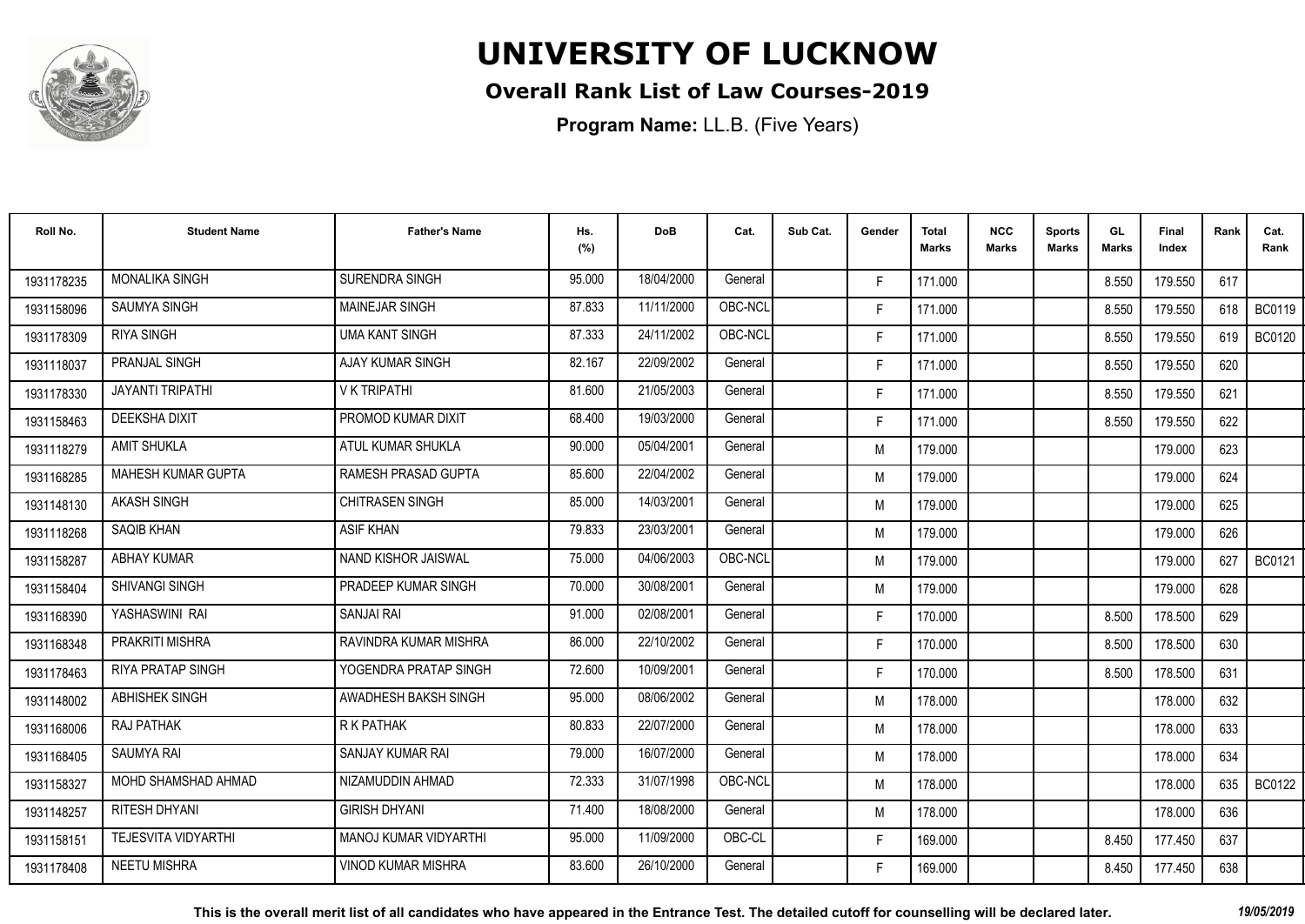# UNIVERSITY OF LUCKNOW

## Overall Rank List of Law Courses-2019

**Program Name:** LL.B. (Five Years)

| Roll No. | Student Name | Father's Name | Hs. (%) | DoB | Cat. | Sub Cat. | Gender | Total Marks | NCC Marks | Sports Marks | GL Marks | Final Index | Rank | Cat. Rank |
|---|---|---|---|---|---|---|---|---|---|---|---|---|---|---|
| 1931178235 | MONALIKA SINGH | SURENDRA SINGH | 95.000 | 18/04/2000 | General | | F | 171.000 | | | 8.550 | 179.550 | 617 | |
| 1931158096 | SAUMYA SINGH | MAINEJAR SINGH | 87.833 | 11/11/2000 | OBC-NCL | | F | 171.000 | | | 8.550 | 179.550 | 618 | BC0119 |
| 1931178309 | RIYA SINGH | UMA KANT SINGH | 87.333 | 24/11/2002 | OBC-NCL | | F | 171.000 | | | 8.550 | 179.550 | 619 | BC0120 |
| 1931118037 | PRANJAL SINGH | AJAY KUMAR SINGH | 82.167 | 22/09/2002 | General | | F | 171.000 | | | 8.550 | 179.550 | 620 | |
| 1931178330 | JAYANTI TRIPATHI | V K TRIPATHI | 81.600 | 21/05/2003 | General | | F | 171.000 | | | 8.550 | 179.550 | 621 | |
| 1931158463 | DEEKSHA DIXIT | PROMOD KUMAR DIXIT | 68.400 | 19/03/2000 | General | | F | 171.000 | | | 8.550 | 179.550 | 622 | |
| 1931118279 | AMIT SHUKLA | ATUL KUMAR SHUKLA | 90.000 | 05/04/2001 | General | | M | 179.000 | | | | 179.000 | 623 | |
| 1931168285 | MAHESH KUMAR GUPTA | RAMESH PRASAD GUPTA | 85.600 | 22/04/2002 | General | | M | 179.000 | | | | 179.000 | 624 | |
| 1931148130 | AKASH SINGH | CHITRASEN SINGH | 85.000 | 14/03/2001 | General | | M | 179.000 | | | | 179.000 | 625 | |
| 1931118268 | SAQIB KHAN | ASIF KHAN | 79.833 | 23/03/2001 | General | | M | 179.000 | | | | 179.000 | 626 | |
| 1931158287 | ABHAY KUMAR | NAND KISHOR JAISWAL | 75.000 | 04/06/2003 | OBC-NCL | | M | 179.000 | | | | 179.000 | 627 | BC0121 |
| 1931158404 | SHIVANGI SINGH | PRADEEP KUMAR SINGH | 70.000 | 30/08/2001 | General | | M | 179.000 | | | | 179.000 | 628 | |
| 1931168390 | YASHASWINI RAI | SANJAI RAI | 91.000 | 02/08/2001 | General | | F | 170.000 | | | 8.500 | 178.500 | 629 | |
| 1931168348 | PRAKRITI MISHRA | RAVINDRA KUMAR MISHRA | 86.000 | 22/10/2002 | General | | F | 170.000 | | | 8.500 | 178.500 | 630 | |
| 1931178463 | RIYA PRATAP SINGH | YOGENDRA PRATAP SINGH | 72.600 | 10/09/2001 | General | | F | 170.000 | | | 8.500 | 178.500 | 631 | |
| 1931148002 | ABHISHEK SINGH | AWADHESH BAKSH SINGH | 95.000 | 08/06/2002 | General | | M | 178.000 | | | | 178.000 | 632 | |
| 1931168006 | RAJ PATHAK | R K PATHAK | 80.833 | 22/07/2000 | General | | M | 178.000 | | | | 178.000 | 633 | |
| 1931168405 | SAUMYA RAI | SANJAY KUMAR RAI | 79.000 | 16/07/2000 | General | | M | 178.000 | | | | 178.000 | 634 | |
| 1931158327 | MOHD SHAMSHAD AHMAD | NIZAMUDDIN AHMAD | 72.333 | 31/07/1998 | OBC-NCL | | M | 178.000 | | | | 178.000 | 635 | BC0122 |
| 1931148257 | RITESH DHYANI | GIRISH DHYANI | 71.400 | 18/08/2000 | General | | M | 178.000 | | | | 178.000 | 636 | |
| 1931158151 | TEJESVITA VIDYARTHI | MANOJ KUMAR VIDYARTHI | 95.000 | 11/09/2000 | OBC-CL | | F | 169.000 | | | 8.450 | 177.450 | 637 | |
| 1931178408 | NEETU MISHRA | VINOD KUMAR MISHRA | 83.600 | 26/10/2000 | General | | F | 169.000 | | | 8.450 | 177.450 | 638 | |

**This is the overall merit list of all candidates who have appeared in the Entrance Test. The detailed cutoff for counselling will be declared later.** *19/05/2019*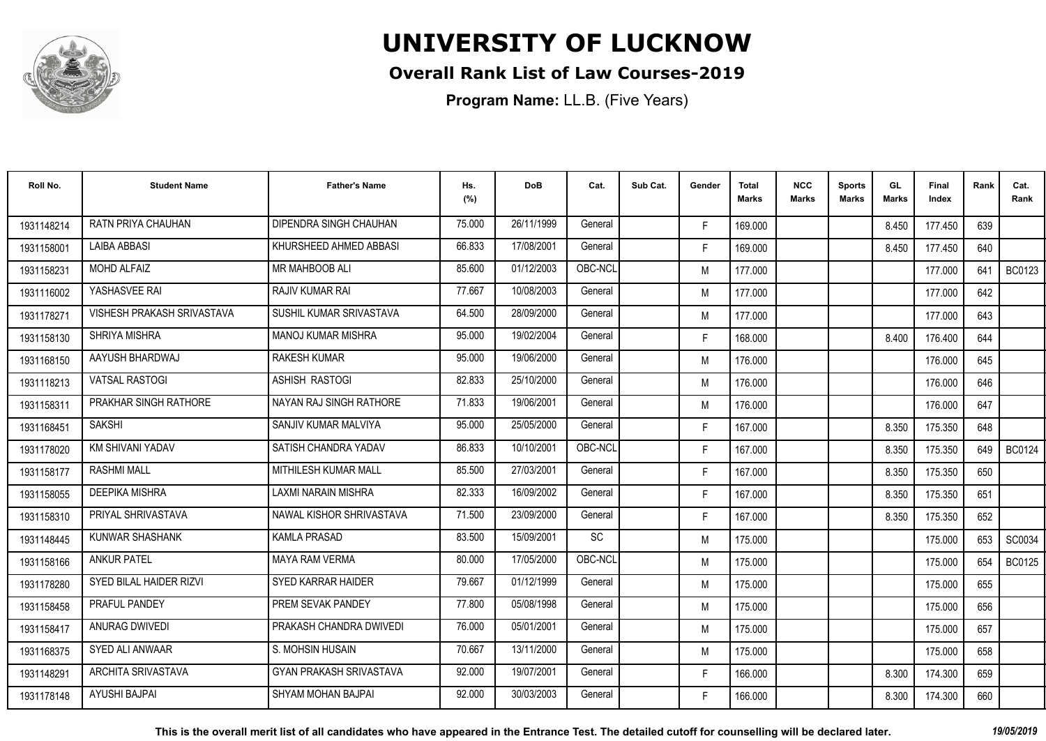# UNIVERSITY OF LUCKNOW

## Overall Rank List of Law Courses-2019

**Program Name:** LL.B. (Five Years)

| Roll No. | Student Name | Father's Name | Hs. (%) | DoB | Cat. | Sub Cat. | Gender | Total Marks | NCC Marks | Sports Marks | GL Marks | Final Index | Rank | Cat. Rank |
|---|---|---|---|---|---|---|---|---|---|---|---|---|---|---|
| 1931148214 | RATN PRIYA CHAUHAN | DIPENDRA SINGH CHAUHAN | 75.000 | 26/11/1999 | General | | F | 169.000 | | | 8.450 | 177.450 | 639 | |
| 1931158001 | LAIBA ABBASI | KHURSHEED AHMED ABBASI | 66.833 | 17/08/2001 | General | | F | 169.000 | | | 8.450 | 177.450 | 640 | |
| 1931158231 | MOHD ALFAIZ | MR MAHBOOB ALI | 85.600 | 01/12/2003 | OBC-NCL | | M | 177.000 | | | | 177.000 | 641 | BC0123 |
| 1931116002 | YASHASVEE RAI | RAJIV KUMAR RAI | 77.667 | 10/08/2003 | General | | M | 177.000 | | | | 177.000 | 642 | |
| 1931178271 | VISHESH PRAKASH SRIVASTAVA | SUSHIL KUMAR SRIVASTAVA | 64.500 | 28/09/2000 | General | | M | 177.000 | | | | 177.000 | 643 | |
| 1931158130 | SHRIYA MISHRA | MANOJ KUMAR MISHRA | 95.000 | 19/02/2004 | General | | F | 168.000 | | | 8.400 | 176.400 | 644 | |
| 1931168150 | AAYUSH BHARDWAJ | RAKESH KUMAR | 95.000 | 19/06/2000 | General | | M | 176.000 | | | | 176.000 | 645 | |
| 1931118213 | VATSAL RASTOGI | ASHISH RASTOGI | 82.833 | 25/10/2000 | General | | M | 176.000 | | | | 176.000 | 646 | |
| 1931158311 | PRAKHAR SINGH RATHORE | NAYAN RAJ SINGH RATHORE | 71.833 | 19/06/2001 | General | | M | 176.000 | | | | 176.000 | 647 | |
| 1931168451 | SAKSHI | SANJIV KUMAR MALVIYA | 95.000 | 25/05/2000 | General | | F | 167.000 | | | 8.350 | 175.350 | 648 | |
| 1931178020 | KM SHIVANI YADAV | SATISH CHANDRA YADAV | 86.833 | 10/10/2001 | OBC-NCL | | F | 167.000 | | | 8.350 | 175.350 | 649 | BC0124 |
| 1931158177 | RASHMI MALL | MITHILESH KUMAR MALL | 85.500 | 27/03/2001 | General | | F | 167.000 | | | 8.350 | 175.350 | 650 | |
| 1931158055 | DEEPIKA MISHRA | LAXMI NARAIN MISHRA | 82.333 | 16/09/2002 | General | | F | 167.000 | | | 8.350 | 175.350 | 651 | |
| 1931158310 | PRIYAL SHRIVASTAVA | NAWAL KISHOR SHRIVASTAVA | 71.500 | 23/09/2000 | General | | F | 167.000 | | | 8.350 | 175.350 | 652 | |
| 1931148445 | KUNWAR SHASHANK | KAMLA PRASAD | 83.500 | 15/09/2001 | SC | | M | 175.000 | | | | 175.000 | 653 | SC0034 |
| 1931158166 | ANKUR PATEL | MAYA RAM VERMA | 80.000 | 17/05/2000 | OBC-NCL | | M | 175.000 | | | | 175.000 | 654 | BC0125 |
| 1931178280 | SYED BILAL HAIDER RIZVI | SYED KARRAR HAIDER | 79.667 | 01/12/1999 | General | | M | 175.000 | | | | 175.000 | 655 | |
| 1931158458 | PRAFUL PANDEY | PREM SEVAK PANDEY | 77.800 | 05/08/1998 | General | | M | 175.000 | | | | 175.000 | 656 | |
| 1931158417 | ANURAG DWIVEDI | PRAKASH CHANDRA DWIVEDI | 76.000 | 05/01/2001 | General | | M | 175.000 | | | | 175.000 | 657 | |
| 1931168375 | SYED ALI ANWAAR | S. MOHSIN HUSAIN | 70.667 | 13/11/2000 | General | | M | 175.000 | | | | 175.000 | 658 | |
| 1931148291 | ARCHITA SRIVASTAVA | GYAN PRAKASH SRIVASTAVA | 92.000 | 19/07/2001 | General | | F | 166.000 | | | 8.300 | 174.300 | 659 | |
| 1931178148 | AYUSHI BAJPAI | SHYAM MOHAN BAJPAI | 92.000 | 30/03/2003 | General | | F | 166.000 | | | 8.300 | 174.300 | 660 | |

**This is the overall merit list of all candidates who have appeared in the Entrance Test. The detailed cutoff for counselling will be declared later.** *19/05/2019*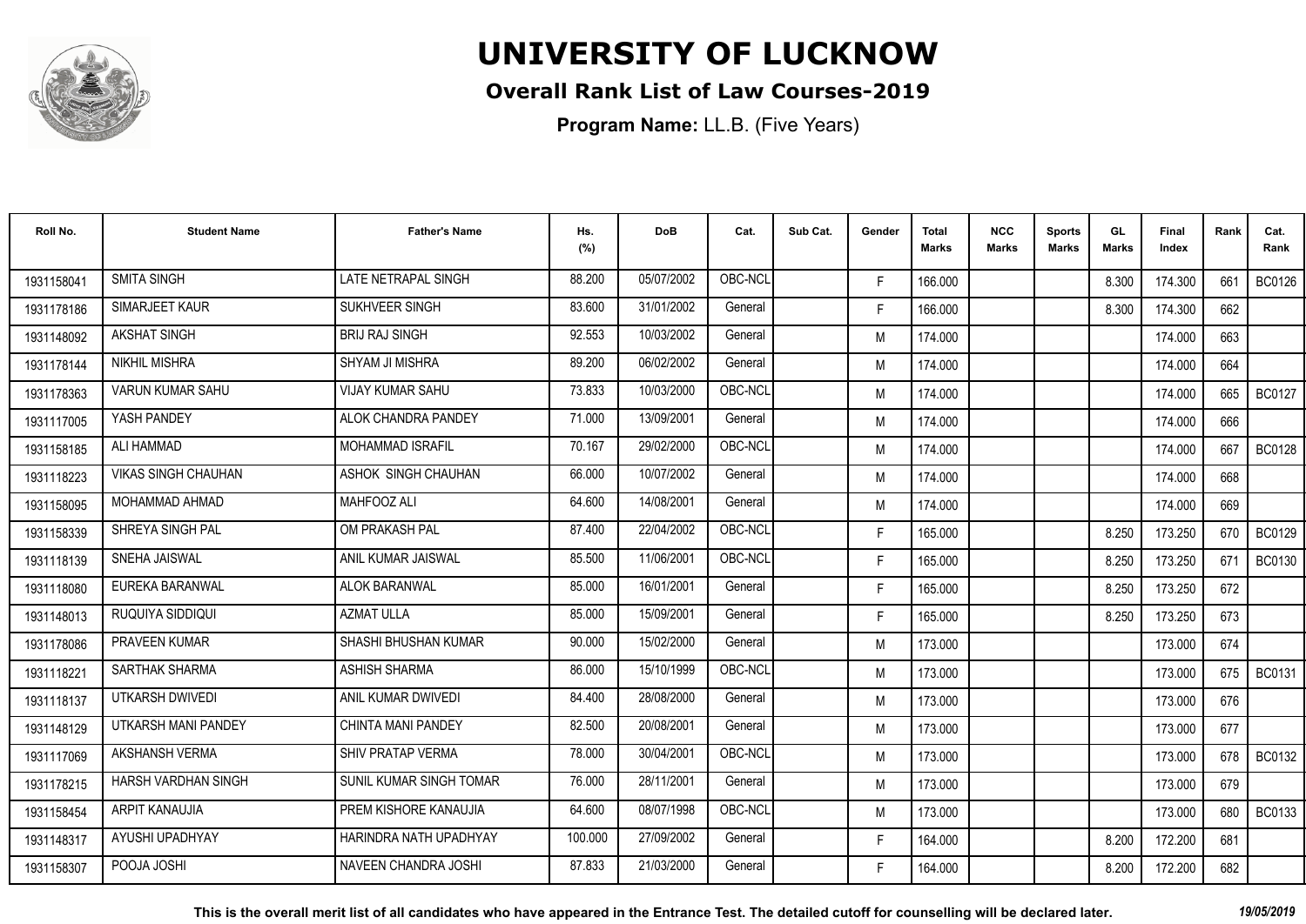# UNIVERSITY OF LUCKNOW

## Overall Rank List of Law Courses-2019

**Program Name:** LL.B. (Five Years)

| Roll No. | Student Name | Father's Name | Hs. (%) | DoB | Cat. | Sub Cat. | Gender | Total Marks | NCC Marks | Sports Marks | GL Marks | Final Index | Rank | Cat. Rank |
|---|---|---|---|---|---|---|---|---|---|---|---|---|---|---|
| 1931158041 | SMITA SINGH | LATE NETRAPAL SINGH | 88.200 | 05/07/2002 | OBC-NCL | | F | 166.000 | | | 8.300 | 174.300 | 661 | BC0126 |
| 1931178186 | SIMARJEET KAUR | SUKHVEER SINGH | 83.600 | 31/01/2002 | General | | F | 166.000 | | | 8.300 | 174.300 | 662 | |
| 1931148092 | AKSHAT SINGH | BRIJ RAJ SINGH | 92.553 | 10/03/2002 | General | | M | 174.000 | | | | 174.000 | 663 | |
| 1931178144 | NIKHIL MISHRA | SHYAM JI MISHRA | 89.200 | 06/02/2002 | General | | M | 174.000 | | | | 174.000 | 664 | |
| 1931178363 | VARUN KUMAR SAHU | VIJAY KUMAR SAHU | 73.833 | 10/03/2000 | OBC-NCL | | M | 174.000 | | | | 174.000 | 665 | BC0127 |
| 1931117005 | YASH PANDEY | ALOK CHANDRA PANDEY | 71.000 | 13/09/2001 | General | | M | 174.000 | | | | 174.000 | 666 | |
| 1931158185 | ALI HAMMAD | MOHAMMAD ISRAFIL | 70.167 | 29/02/2000 | OBC-NCL | | M | 174.000 | | | | 174.000 | 667 | BC0128 |
| 1931118223 | VIKAS SINGH CHAUHAN | ASHOK SINGH CHAUHAN | 66.000 | 10/07/2002 | General | | M | 174.000 | | | | 174.000 | 668 | |
| 1931158095 | MOHAMMAD AHMAD | MAHFOOZ ALI | 64.600 | 14/08/2001 | General | | M | 174.000 | | | | 174.000 | 669 | |
| 1931158339 | SHREYA SINGH PAL | OM PRAKASH PAL | 87.400 | 22/04/2002 | OBC-NCL | | F | 165.000 | | | 8.250 | 173.250 | 670 | BC0129 |
| 1931118139 | SNEHA JAISWAL | ANIL KUMAR JAISWAL | 85.500 | 11/06/2001 | OBC-NCL | | F | 165.000 | | | 8.250 | 173.250 | 671 | BC0130 |
| 1931118080 | EUREKA BARANWAL | ALOK BARANWAL | 85.000 | 16/01/2001 | General | | F | 165.000 | | | 8.250 | 173.250 | 672 | |
| 1931148013 | RUQUIYA SIDDIQUI | AZMAT ULLA | 85.000 | 15/09/2001 | General | | F | 165.000 | | | 8.250 | 173.250 | 673 | |
| 1931178086 | PRAVEEN KUMAR | SHASHI BHUSHAN KUMAR | 90.000 | 15/02/2000 | General | | M | 173.000 | | | | 173.000 | 674 | |
| 1931118221 | SARTHAK SHARMA | ASHISH SHARMA | 86.000 | 15/10/1999 | OBC-NCL | | M | 173.000 | | | | 173.000 | 675 | BC0131 |
| 1931118137 | UTKARSH DWIVEDI | ANIL KUMAR DWIVEDI | 84.400 | 28/08/2000 | General | | M | 173.000 | | | | 173.000 | 676 | |
| 1931148129 | UTKARSH MANI PANDEY | CHINTA MANI PANDEY | 82.500 | 20/08/2001 | General | | M | 173.000 | | | | 173.000 | 677 | |
| 1931117069 | AKSHANSH VERMA | SHIV PRATAP VERMA | 78.000 | 30/04/2001 | OBC-NCL | | M | 173.000 | | | | 173.000 | 678 | BC0132 |
| 1931178215 | HARSH VARDHAN SINGH | SUNIL KUMAR SINGH TOMAR | 76.000 | 28/11/2001 | General | | M | 173.000 | | | | 173.000 | 679 | |
| 1931158454 | ARPIT KANAUJIA | PREM KISHORE KANAUJIA | 64.600 | 08/07/1998 | OBC-NCL | | M | 173.000 | | | | 173.000 | 680 | BC0133 |
| 1931148317 | AYUSHI UPADHYAY | HARINDRA NATH UPADHYAY | 100.000 | 27/09/2002 | General | | F | 164.000 | | | 8.200 | 172.200 | 681 | |
| 1931158307 | POOJA JOSHI | NAVEEN CHANDRA JOSHI | 87.833 | 21/03/2000 | General | | F | 164.000 | | | 8.200 | 172.200 | 682 | |

**This is the overall merit list of all candidates who have appeared in the Entrance Test. The detailed cutoff for counselling will be declared later.** *19/05/2019*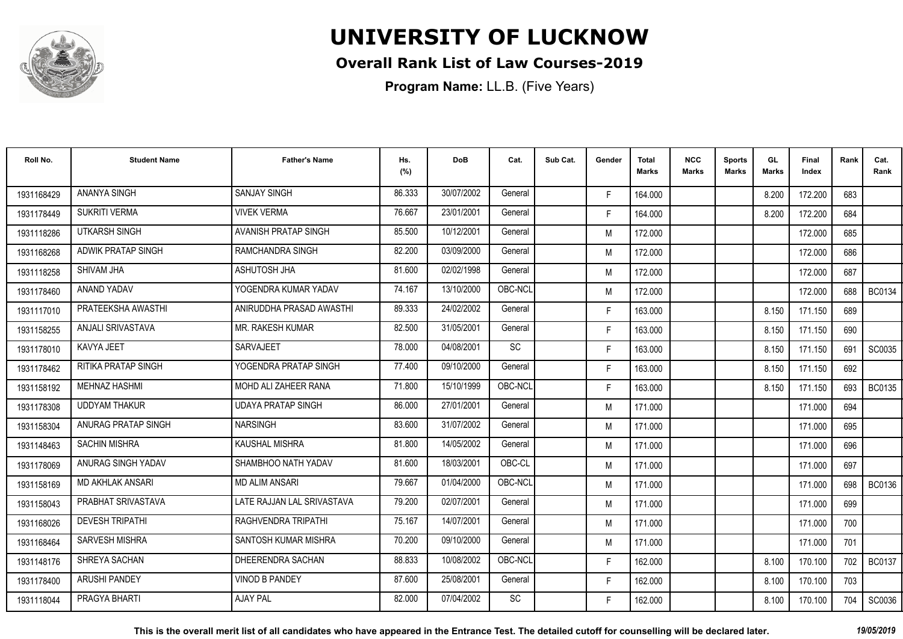# UNIVERSITY OF LUCKNOW

## Overall Rank List of Law Courses-2019

**Program Name:** LL.B. (Five Years)

| Roll No. | Student Name | Father's Name | Hs. (%) | DoB | Cat. | Sub Cat. | Gender | Total Marks | NCC Marks | Sports Marks | GL Marks | Final Index | Rank | Cat. Rank |
|---|---|---|---|---|---|---|---|---|---|---|---|---|---|---|
| 1931168429 | ANANYA SINGH | SANJAY SINGH | 86.333 | 30/07/2002 | General | | F | 164.000 | | | 8.200 | 172.200 | 683 | |
| 1931178449 | SUKRITI VERMA | VIVEK VERMA | 76.667 | 23/01/2001 | General | | F | 164.000 | | | 8.200 | 172.200 | 684 | |
| 1931118286 | UTKARSH SINGH | AVANISH PRATAP SINGH | 85.500 | 10/12/2001 | General | | M | 172.000 | | | | 172.000 | 685 | |
| 1931168268 | ADWIK PRATAP SINGH | RAMCHANDRA SINGH | 82.200 | 03/09/2000 | General | | M | 172.000 | | | | 172.000 | 686 | |
| 1931118258 | SHIVAM JHA | ASHUTOSH JHA | 81.600 | 02/02/1998 | General | | M | 172.000 | | | | 172.000 | 687 | |
| 1931178460 | ANAND YADAV | YOGENDRA KUMAR YADAV | 74.167 | 13/10/2000 | OBC-NCL | | M | 172.000 | | | | 172.000 | 688 | BC0134 |
| 1931117010 | PRATEEKSHA AWASTHI | ANIRUDDHA PRASAD AWASTHI | 89.333 | 24/02/2002 | General | | F | 163.000 | | | 8.150 | 171.150 | 689 | |
| 1931158255 | ANJALI SRIVASTAVA | MR. RAKESH KUMAR | 82.500 | 31/05/2001 | General | | F | 163.000 | | | 8.150 | 171.150 | 690 | |
| 1931178010 | KAVYA JEET | SARVAJEET | 78.000 | 04/08/2001 | SC | | F | 163.000 | | | 8.150 | 171.150 | 691 | SC0035 |
| 1931178462 | RITIKA PRATAP SINGH | YOGENDRA PRATAP SINGH | 77.400 | 09/10/2000 | General | | F | 163.000 | | | 8.150 | 171.150 | 692 | |
| 1931158192 | MEHNAZ HASHMI | MOHD ALI ZAHEER RANA | 71.800 | 15/10/1999 | OBC-NCL | | F | 163.000 | | | 8.150 | 171.150 | 693 | BC0135 |
| 1931178308 | UDDYAM THAKUR | UDAYA PRATAP SINGH | 86.000 | 27/01/2001 | General | | M | 171.000 | | | | 171.000 | 694 | |
| 1931158304 | ANURAG PRATAP SINGH | NARSINGH | 83.600 | 31/07/2002 | General | | M | 171.000 | | | | 171.000 | 695 | |
| 1931148463 | SACHIN MISHRA | KAUSHAL MISHRA | 81.800 | 14/05/2002 | General | | M | 171.000 | | | | 171.000 | 696 | |
| 1931178069 | ANURAG SINGH YADAV | SHAMBHOO NATH YADAV | 81.600 | 18/03/2001 | OBC-CL | | M | 171.000 | | | | 171.000 | 697 | |
| 1931158169 | MD AKHLAK ANSARI | MD ALIM ANSARI | 79.667 | 01/04/2000 | OBC-NCL | | M | 171.000 | | | | 171.000 | 698 | BC0136 |
| 1931158043 | PRABHAT SRIVASTAVA | LATE RAJJAN LAL SRIVASTAVA | 79.200 | 02/07/2001 | General | | M | 171.000 | | | | 171.000 | 699 | |
| 1931168026 | DEVESH TRIPATHI | RAGHVENDRA TRIPATHI | 75.167 | 14/07/2001 | General | | M | 171.000 | | | | 171.000 | 700 | |
| 1931168464 | SARVESH MISHRA | SANTOSH KUMAR MISHRA | 70.200 | 09/10/2000 | General | | M | 171.000 | | | | 171.000 | 701 | |
| 1931148176 | SHREYA SACHAN | DHEERENDRA SACHAN | 88.833 | 10/08/2002 | OBC-NCL | | F | 162.000 | | | 8.100 | 170.100 | 702 | BC0137 |
| 1931178400 | ARUSHI PANDEY | VINOD B PANDEY | 87.600 | 25/08/2001 | General | | F | 162.000 | | | 8.100 | 170.100 | 703 | |
| 1931118044 | PRAGYA BHARTI | AJAY PAL | 82.000 | 07/04/2002 | SC | | F | 162.000 | | | 8.100 | 170.100 | 704 | SC0036 |

**This is the overall merit list of all candidates who have appeared in the Entrance Test. The detailed cutoff for counselling will be declared later.** *19/05/2019*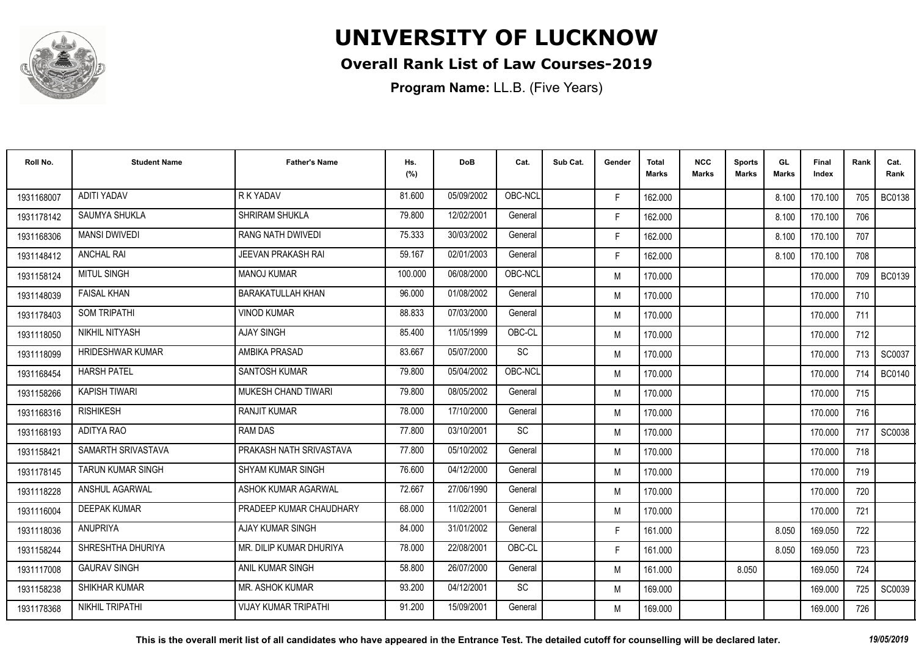# UNIVERSITY OF LUCKNOW

## Overall Rank List of Law Courses-2019

**Program Name:** LL.B. (Five Years)

| Roll No. | Student Name | Father's Name | Hs. (%) | DoB | Cat. | Sub Cat. | Gender | Total Marks | NCC Marks | Sports Marks | GL Marks | Final Index | Rank | Cat. Rank |
|---|---|---|---|---|---|---|---|---|---|---|---|---|---|---|
| 1931168007 | ADITI YADAV | R K YADAV | 81.600 | 05/09/2002 | OBC-NCL | | F | 162.000 | | | 8.100 | 170.100 | 705 | BC0138 |
| 1931178142 | SAUMYA SHUKLA | SHRIRAM SHUKLA | 79.800 | 12/02/2001 | General | | F | 162.000 | | | 8.100 | 170.100 | 706 | |
| 1931168306 | MANSI DWIVEDI | RANG NATH DWIVEDI | 75.333 | 30/03/2002 | General | | F | 162.000 | | | 8.100 | 170.100 | 707 | |
| 1931148412 | ANCHAL RAI | JEEVAN PRAKASH RAI | 59.167 | 02/01/2003 | General | | F | 162.000 | | | 8.100 | 170.100 | 708 | |
| 1931158124 | MITUL SINGH | MANOJ KUMAR | 100.000 | 06/08/2000 | OBC-NCL | | M | 170.000 | | | | 170.000 | 709 | BC0139 |
| 1931148039 | FAISAL KHAN | BARAKATULLAH KHAN | 96.000 | 01/08/2002 | General | | M | 170.000 | | | | 170.000 | 710 | |
| 1931178403 | SOM TRIPATHI | VINOD KUMAR | 88.833 | 07/03/2000 | General | | M | 170.000 | | | | 170.000 | 711 | |
| 1931118050 | NIKHIL NITYASH | AJAY SINGH | 85.400 | 11/05/1999 | OBC-CL | | M | 170.000 | | | | 170.000 | 712 | |
| 1931118099 | HRIDESHWAR KUMAR | AMBIKA PRASAD | 83.667 | 05/07/2000 | SC | | M | 170.000 | | | | 170.000 | 713 | SC0037 |
| 1931168454 | HARSH PATEL | SANTOSH KUMAR | 79.800 | 05/04/2002 | OBC-NCL | | M | 170.000 | | | | 170.000 | 714 | BC0140 |
| 1931158266 | KAPISH TIWARI | MUKESH CHAND TIWARI | 79.800 | 08/05/2002 | General | | M | 170.000 | | | | 170.000 | 715 | |
| 1931168316 | RISHIKESH | RANJIT KUMAR | 78.000 | 17/10/2000 | General | | M | 170.000 | | | | 170.000 | 716 | |
| 1931168193 | ADITYA RAO | RAM DAS | 77.800 | 03/10/2001 | SC | | M | 170.000 | | | | 170.000 | 717 | SC0038 |
| 1931158421 | SAMARTH SRIVASTAVA | PRAKASH NATH SRIVASTAVA | 77.800 | 05/10/2002 | General | | M | 170.000 | | | | 170.000 | 718 | |
| 1931178145 | TARUN KUMAR SINGH | SHYAM KUMAR SINGH | 76.600 | 04/12/2000 | General | | M | 170.000 | | | | 170.000 | 719 | |
| 1931118228 | ANSHUL AGARWAL | ASHOK KUMAR AGARWAL | 72.667 | 27/06/1990 | General | | M | 170.000 | | | | 170.000 | 720 | |
| 1931116004 | DEEPAK KUMAR | PRADEEP KUMAR CHAUDHARY | 68.000 | 11/02/2001 | General | | M | 170.000 | | | | 170.000 | 721 | |
| 1931118036 | ANUPRIYA | AJAY KUMAR SINGH | 84.000 | 31/01/2002 | General | | F | 161.000 | | | 8.050 | 169.050 | 722 | |
| 1931158244 | SHRESHTHA DHURIYA | MR. DILIP KUMAR DHURIYA | 78.000 | 22/08/2001 | OBC-CL | | F | 161.000 | | | 8.050 | 169.050 | 723 | |
| 1931117008 | GAURAV SINGH | ANIL KUMAR SINGH | 58.800 | 26/07/2000 | General | | M | 161.000 | | 8.050 | | 169.050 | 724 | |
| 1931158238 | SHIKHAR KUMAR | MR. ASHOK KUMAR | 93.200 | 04/12/2001 | SC | | M | 169.000 | | | | 169.000 | 725 | SC0039 |
| 1931178368 | NIKHIL TRIPATHI | VIJAY KUMAR TRIPATHI | 91.200 | 15/09/2001 | General | | M | 169.000 | | | | 169.000 | 726 | |

**This is the overall merit list of all candidates who have appeared in the Entrance Test. The detailed cutoff for counselling will be declared later.** *19/05/2019*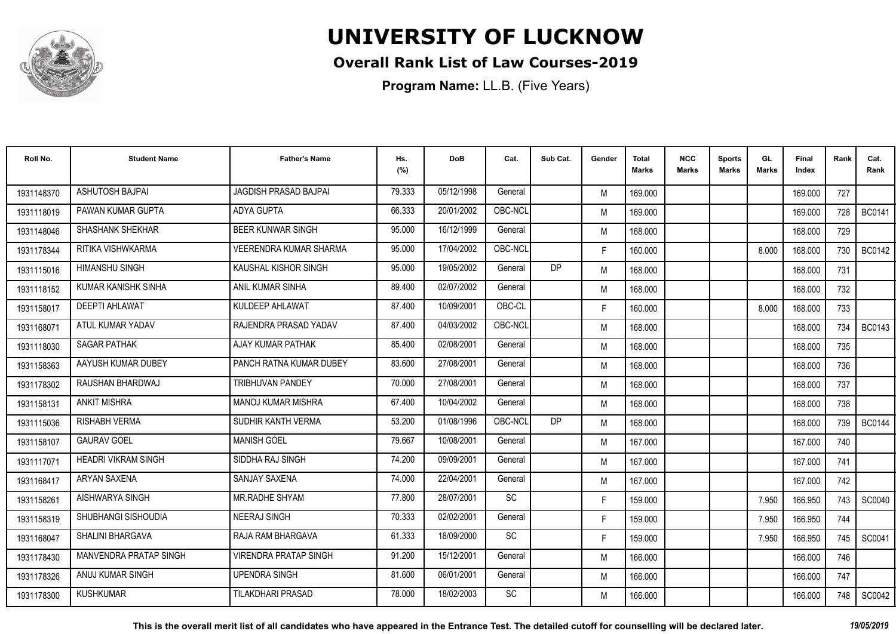# UNIVERSITY OF LUCKNOW

## Overall Rank List of Law Courses-2019

**Program Name:** LL.B. (Five Years)

| Roll No. | Student Name | Father's Name | Hs. (%) | DoB | Cat. | Sub Cat. | Gender | Total Marks | NCC Marks | Sports Marks | GL Marks | Final Index | Rank | Cat. Rank |
|---|---|---|---|---|---|---|---|---|---|---|---|---|---|---|
| 1931148370 | ASHUTOSH BAJPAI | JAGDISH PRASAD BAJPAI | 79.333 | 05/12/1998 | General | | M | 169.000 | | | | 169.000 | 727 | |
| 1931118019 | PAWAN KUMAR GUPTA | ADYA GUPTA | 66.333 | 20/01/2002 | OBC-NCL | | M | 169.000 | | | | 169.000 | 728 | BC0141 |
| 1931148046 | SHASHANK SHEKHAR | BEER KUNWAR SINGH | 95.000 | 16/12/1999 | General | | M | 168.000 | | | | 168.000 | 729 | |
| 1931178344 | RITIKA VISHWKARMA | VEERENDRA KUMAR SHARMA | 95.000 | 17/04/2002 | OBC-NCL | | F | 160.000 | | | 8.000 | 168.000 | 730 | BC0142 |
| 1931115016 | HIMANSHU SINGH | KAUSHAL KISHOR SINGH | 95.000 | 19/05/2002 | General | DP | M | 168.000 | | | | 168.000 | 731 | |
| 1931118152 | KUMAR KANISHK SINHA | ANIL KUMAR SINHA | 89.400 | 02/07/2002 | General | | M | 168.000 | | | | 168.000 | 732 | |
| 1931158017 | DEEPTI AHLAWAT | KULDEEP AHLAWAT | 87.400 | 10/09/2001 | OBC-CL | | F | 160.000 | | | 8.000 | 168.000 | 733 | |
| 1931168071 | ATUL KUMAR YADAV | RAJENDRA PRASAD YADAV | 87.400 | 04/03/2002 | OBC-NCL | | M | 168.000 | | | | 168.000 | 734 | BC0143 |
| 1931118030 | SAGAR PATHAK | AJAY KUMAR PATHAK | 85.400 | 02/08/2001 | General | | M | 168.000 | | | | 168.000 | 735 | |
| 1931158363 | AAYUSH KUMAR DUBEY | PANCH RATNA KUMAR DUBEY | 83.600 | 27/08/2001 | General | | M | 168.000 | | | | 168.000 | 736 | |
| 1931178302 | RAUSHAN BHARDWAJ | TRIBHUVAN PANDEY | 70.000 | 27/08/2001 | General | | M | 168.000 | | | | 168.000 | 737 | |
| 1931158131 | ANKIT MISHRA | MANOJ KUMAR MISHRA | 67.400 | 10/04/2002 | General | | M | 168.000 | | | | 168.000 | 738 | |
| 1931115036 | RISHABH VERMA | SUDHIR KANTH VERMA | 53.200 | 01/08/1996 | OBC-NCL | DP | M | 168.000 | | | | 168.000 | 739 | BC0144 |
| 1931158107 | GAURAV GOEL | MANISH GOEL | 79.667 | 10/08/2001 | General | | M | 167.000 | | | | 167.000 | 740 | |
| 1931117071 | HEADRI VIKRAM SINGH | SIDDHA RAJ SINGH | 74.200 | 09/09/2001 | General | | M | 167.000 | | | | 167.000 | 741 | |
| 1931168417 | ARYAN SAXENA | SANJAY SAXENA | 74.000 | 22/04/2001 | General | | M | 167.000 | | | | 167.000 | 742 | |
| 1931158261 | AISHWARYA SINGH | MR.RADHE SHYAM | 77.800 | 28/07/2001 | SC | | F | 159.000 | | | 7.950 | 166.950 | 743 | SC0040 |
| 1931158319 | SHUBHANGI SISHOUDIA | NEERAJ SINGH | 70.333 | 02/02/2001 | General | | F | 159.000 | | | 7.950 | 166.950 | 744 | |
| 1931168047 | SHALINI BHARGAVA | RAJA RAM BHARGAVA | 61.333 | 18/09/2000 | SC | | F | 159.000 | | | 7.950 | 166.950 | 745 | SC0041 |
| 1931178430 | MANVENDRA PRATAP SINGH | VIRENDRA PRATAP SINGH | 91.200 | 15/12/2001 | General | | M | 166.000 | | | | 166.000 | 746 | |
| 1931178326 | ANUJ KUMAR SINGH | UPENDRA SINGH | 81.600 | 06/01/2001 | General | | M | 166.000 | | | | 166.000 | 747 | |
| 1931178300 | KUSHKUMAR | TILAKDHARI PRASAD | 78.000 | 18/02/2003 | SC | | M | 166.000 | | | | 166.000 | 748 | SC0042 |

**This is the overall merit list of all candidates who have appeared in the Entrance Test. The detailed cutoff for counselling will be declared later.** *19/05/2019*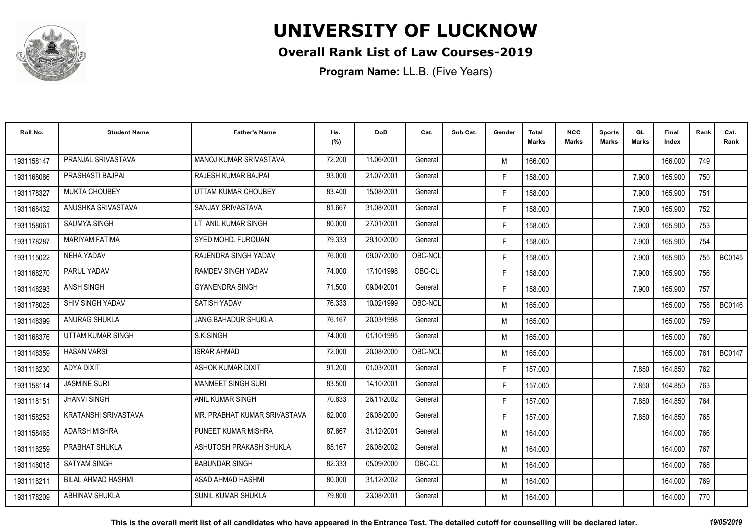# UNIVERSITY OF LUCKNOW

## Overall Rank List of Law Courses-2019

**Program Name:** LL.B. (Five Years)

| Roll No. | Student Name | Father's Name | Hs. (%) | DoB | Cat. | Sub Cat. | Gender | Total Marks | NCC Marks | Sports Marks | GL Marks | Final Index | Rank | Cat. Rank |
|---|---|---|---|---|---|---|---|---|---|---|---|---|---|---|
| 1931158147 | PRANJAL SRIVASTAVA | MANOJ KUMAR SRIVASTAVA | 72.200 | 11/06/2001 | General | | M | 166.000 | | | | 166.000 | 749 | |
| 1931168086 | PRASHASTI BAJPAI | RAJESH KUMAR BAJPAI | 93.000 | 21/07/2001 | General | | F | 158.000 | | | 7.900 | 165.900 | 750 | |
| 1931178327 | MUKTA CHOUBEY | UTTAM KUMAR CHOUBEY | 83.400 | 15/08/2001 | General | | F | 158.000 | | | 7.900 | 165.900 | 751 | |
| 1931168432 | ANUSHKA SRIVASTAVA | SANJAY SRIVASTAVA | 81.667 | 31/08/2001 | General | | F | 158.000 | | | 7.900 | 165.900 | 752 | |
| 1931158061 | SAUMYA SINGH | LT. ANIL KUMAR SINGH | 80.000 | 27/01/2001 | General | | F | 158.000 | | | 7.900 | 165.900 | 753 | |
| 1931178287 | MARIYAM FATIMA | SYED MOHD. FURQUAN | 79.333 | 29/10/2000 | General | | F | 158.000 | | | 7.900 | 165.900 | 754 | |
| 1931115022 | NEHA YADAV | RAJENDRA SINGH YADAV | 76.000 | 09/07/2000 | OBC-NCL | | F | 158.000 | | | 7.900 | 165.900 | 755 | BC0145 |
| 1931168270 | PARUL YADAV | RAMDEV SINGH YADAV | 74.000 | 17/10/1998 | OBC-CL | | F | 158.000 | | | 7.900 | 165.900 | 756 | |
| 1931148293 | ANSH SINGH | GYANENDRA SINGH | 71.500 | 09/04/2001 | General | | F | 158.000 | | | 7.900 | 165.900 | 757 | |
| 1931178025 | SHIV SINGH YADAV | SATISH YADAV | 76.333 | 10/02/1999 | OBC-NCL | | M | 165.000 | | | | 165.000 | 758 | BC0146 |
| 1931148399 | ANURAG SHUKLA | JANG BAHADUR SHUKLA | 76.167 | 20/03/1998 | General | | M | 165.000 | | | | 165.000 | 759 | |
| 1931168376 | UTTAM KUMAR SINGH | S.K.SINGH | 74.000 | 01/10/1995 | General | | M | 165.000 | | | | 165.000 | 760 | |
| 1931148359 | HASAN VARSI | ISRAR AHMAD | 72.000 | 20/08/2000 | OBC-NCL | | M | 165.000 | | | | 165.000 | 761 | BC0147 |
| 1931118230 | ADYA DIXIT | ASHOK KUMAR DIXIT | 91.200 | 01/03/2001 | General | | F | 157.000 | | | 7.850 | 164.850 | 762 | |
| 1931158114 | JASMINE SURI | MANMEET SINGH SURI | 83.500 | 14/10/2001 | General | | F | 157.000 | | | 7.850 | 164.850 | 763 | |
| 1931118151 | JHANVI SINGH | ANIL KUMAR SINGH | 70.833 | 26/11/2002 | General | | F | 157.000 | | | 7.850 | 164.850 | 764 | |
| 1931158253 | KRATANSHI SRIVASTAVA | MR. PRABHAT KUMAR SRIVASTAVA | 62.000 | 26/08/2000 | General | | F | 157.000 | | | 7.850 | 164.850 | 765 | |
| 1931158465 | ADARSH MISHRA | PUNEET KUMAR MISHRA | 87.667 | 31/12/2001 | General | | M | 164.000 | | | | 164.000 | 766 | |
| 1931118259 | PRABHAT SHUKLA | ASHUTOSH PRAKASH SHUKLA | 85.167 | 26/08/2002 | General | | M | 164.000 | | | | 164.000 | 767 | |
| 1931148018 | SATYAM SINGH | BABUNDAR SINGH | 82.333 | 05/09/2000 | OBC-CL | | M | 164.000 | | | | 164.000 | 768 | |
| 1931118211 | BILAL AHMAD HASHMI | ASAD AHMAD HASHMI | 80.000 | 31/12/2002 | General | | M | 164.000 | | | | 164.000 | 769 | |
| 1931178209 | ABHINAV SHUKLA | SUNIL KUMAR SHUKLA | 79.800 | 23/08/2001 | General | | M | 164.000 | | | | 164.000 | 770 | |

**This is the overall merit list of all candidates who have appeared in the Entrance Test. The detailed cutoff for counselling will be declared later.** *19/05/2019*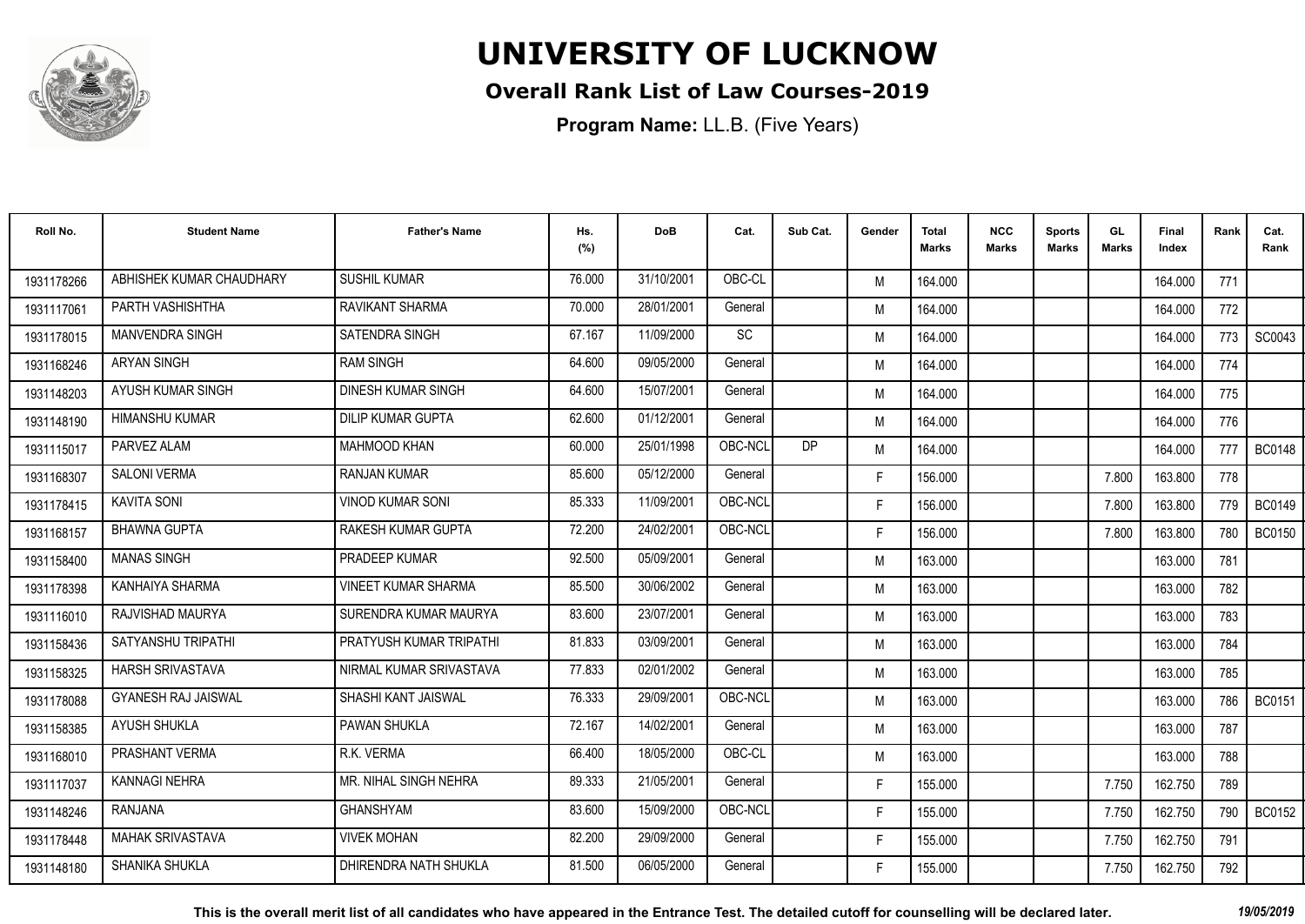# UNIVERSITY OF LUCKNOW

## Overall Rank List of Law Courses-2019

**Program Name:** LL.B. (Five Years)

| Roll No. | Student Name | Father's Name | Hs. (%) | DoB | Cat. | Sub Cat. | Gender | Total Marks | NCC Marks | Sports Marks | GL Marks | Final Index | Rank | Cat. Rank |
|---|---|---|---|---|---|---|---|---|---|---|---|---|---|---|
| 1931178266 | ABHISHEK KUMAR CHAUDHARY | SUSHIL KUMAR | 76.000 | 31/10/2001 | OBC-CL | | M | 164.000 | | | | 164.000 | 771 | |
| 1931117061 | PARTH VASHISHTHA | RAVIKANT SHARMA | 70.000 | 28/01/2001 | General | | M | 164.000 | | | | 164.000 | 772 | |
| 1931178015 | MANVENDRA SINGH | SATENDRA SINGH | 67.167 | 11/09/2000 | SC | | M | 164.000 | | | | 164.000 | 773 | SC0043 |
| 1931168246 | ARYAN SINGH | RAM SINGH | 64.600 | 09/05/2000 | General | | M | 164.000 | | | | 164.000 | 774 | |
| 1931148203 | AYUSH KUMAR SINGH | DINESH KUMAR SINGH | 64.600 | 15/07/2001 | General | | M | 164.000 | | | | 164.000 | 775 | |
| 1931148190 | HIMANSHU KUMAR | DILIP KUMAR GUPTA | 62.600 | 01/12/2001 | General | | M | 164.000 | | | | 164.000 | 776 | |
| 1931115017 | PARVEZ ALAM | MAHMOOD KHAN | 60.000 | 25/01/1998 | OBC-NCL | DP | M | 164.000 | | | | 164.000 | 777 | BC0148 |
| 1931168307 | SALONI VERMA | RANJAN KUMAR | 85.600 | 05/12/2000 | General | | F | 156.000 | | | 7.800 | 163.800 | 778 | |
| 1931178415 | KAVITA SONI | VINOD KUMAR SONI | 85.333 | 11/09/2001 | OBC-NCL | | F | 156.000 | | | 7.800 | 163.800 | 779 | BC0149 |
| 1931168157 | BHAWNA GUPTA | RAKESH KUMAR GUPTA | 72.200 | 24/02/2001 | OBC-NCL | | F | 156.000 | | | 7.800 | 163.800 | 780 | BC0150 |
| 1931158400 | MANAS SINGH | PRADEEP KUMAR | 92.500 | 05/09/2001 | General | | M | 163.000 | | | | 163.000 | 781 | |
| 1931178398 | KANHAIYA SHARMA | VINEET KUMAR SHARMA | 85.500 | 30/06/2002 | General | | M | 163.000 | | | | 163.000 | 782 | |
| 1931116010 | RAJVISHAD MAURYA | SURENDRA KUMAR MAURYA | 83.600 | 23/07/2001 | General | | M | 163.000 | | | | 163.000 | 783 | |
| 1931158436 | SATYANSHU TRIPATHI | PRATYUSH KUMAR TRIPATHI | 81.833 | 03/09/2001 | General | | M | 163.000 | | | | 163.000 | 784 | |
| 1931158325 | HARSH SRIVASTAVA | NIRMAL KUMAR SRIVASTAVA | 77.833 | 02/01/2002 | General | | M | 163.000 | | | | 163.000 | 785 | |
| 1931178088 | GYANESH RAJ JAISWAL | SHASHI KANT JAISWAL | 76.333 | 29/09/2001 | OBC-NCL | | M | 163.000 | | | | 163.000 | 786 | BC0151 |
| 1931158385 | AYUSH SHUKLA | PAWAN SHUKLA | 72.167 | 14/02/2001 | General | | M | 163.000 | | | | 163.000 | 787 | |
| 1931168010 | PRASHANT VERMA | R.K. VERMA | 66.400 | 18/05/2000 | OBC-CL | | M | 163.000 | | | | 163.000 | 788 | |
| 1931117037 | KANNAGI NEHRA | MR. NIHAL SINGH NEHRA | 89.333 | 21/05/2001 | General | | F | 155.000 | | | 7.750 | 162.750 | 789 | |
| 1931148246 | RANJANA | GHANSHYAM | 83.600 | 15/09/2000 | OBC-NCL | | F | 155.000 | | | 7.750 | 162.750 | 790 | BC0152 |
| 1931178448 | MAHAK SRIVASTAVA | VIVEK MOHAN | 82.200 | 29/09/2000 | General | | F | 155.000 | | | 7.750 | 162.750 | 791 | |
| 1931148180 | SHANIKA SHUKLA | DHIRENDRA NATH SHUKLA | 81.500 | 06/05/2000 | General | | F | 155.000 | | | 7.750 | 162.750 | 792 | |

**This is the overall merit list of all candidates who have appeared in the Entrance Test. The detailed cutoff for counselling will be declared later.** *19/05/2019*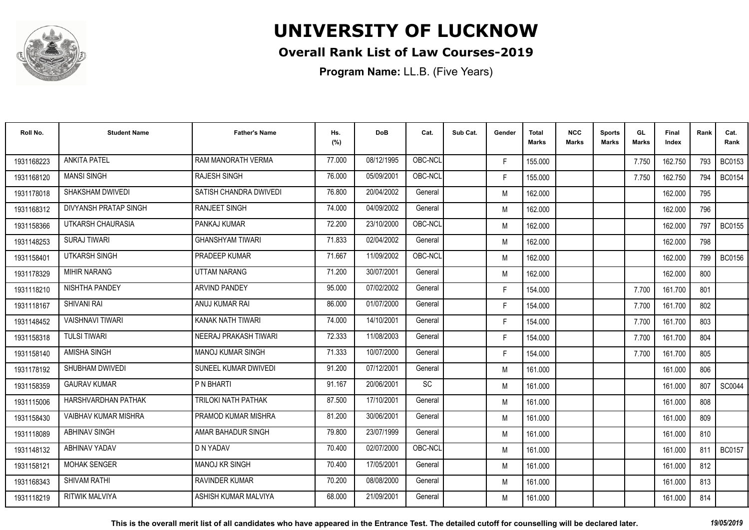# UNIVERSITY OF LUCKNOW

## Overall Rank List of Law Courses-2019

**Program Name:** LL.B. (Five Years)

| Roll No. | Student Name | Father's Name | Hs. (%) | DoB | Cat. | Sub Cat. | Gender | Total Marks | NCC Marks | Sports Marks | GL Marks | Final Index | Rank | Cat. Rank |
|---|---|---|---|---|---|---|---|---|---|---|---|---|---|---|
| 1931168223 | ANKITA PATEL | RAM MANORATH VERMA | 77.000 | 08/12/1995 | OBC-NCL | | F | 155.000 | | | 7.750 | 162.750 | 793 | BC0153 |
| 1931168120 | MANSI SINGH | RAJESH SINGH | 76.000 | 05/09/2001 | OBC-NCL | | F | 155.000 | | | 7.750 | 162.750 | 794 | BC0154 |
| 1931178018 | SHAKSHAM DWIVEDI | SATISH CHANDRA DWIVEDI | 76.800 | 20/04/2002 | General | | M | 162.000 | | | | 162.000 | 795 | |
| 1931168312 | DIVYANSH PRATAP SINGH | RANJEET SINGH | 74.000 | 04/09/2002 | General | | M | 162.000 | | | | 162.000 | 796 | |
| 1931158366 | UTKARSH CHAURASIA | PANKAJ KUMAR | 72.200 | 23/10/2000 | OBC-NCL | | M | 162.000 | | | | 162.000 | 797 | BC0155 |
| 1931148253 | SURAJ TIWARI | GHANSHYAM TIWARI | 71.833 | 02/04/2002 | General | | M | 162.000 | | | | 162.000 | 798 | |
| 1931158401 | UTKARSH SINGH | PRADEEP KUMAR | 71.667 | 11/09/2002 | OBC-NCL | | M | 162.000 | | | | 162.000 | 799 | BC0156 |
| 1931178329 | MIHIR NARANG | UTTAM NARANG | 71.200 | 30/07/2001 | General | | M | 162.000 | | | | 162.000 | 800 | |
| 1931118210 | NISHTHA PANDEY | ARVIND PANDEY | 95.000 | 07/02/2002 | General | | F | 154.000 | | | 7.700 | 161.700 | 801 | |
| 1931118167 | SHIVANI RAI | ANUJ KUMAR RAI | 86.000 | 01/07/2000 | General | | F | 154.000 | | | 7.700 | 161.700 | 802 | |
| 1931148452 | VAISHNAVI TIWARI | KANAK NATH TIWARI | 74.000 | 14/10/2001 | General | | F | 154.000 | | | 7.700 | 161.700 | 803 | |
| 1931158318 | TULSI TIWARI | NEERAJ PRAKASH TIWARI | 72.333 | 11/08/2003 | General | | F | 154.000 | | | 7.700 | 161.700 | 804 | |
| 1931158140 | AMISHA SINGH | MANOJ KUMAR SINGH | 71.333 | 10/07/2000 | General | | F | 154.000 | | | 7.700 | 161.700 | 805 | |
| 1931178192 | SHUBHAM DWIVEDI | SUNEEL KUMAR DWIVEDI | 91.200 | 07/12/2001 | General | | M | 161.000 | | | | 161.000 | 806 | |
| 1931158359 | GAURAV KUMAR | P N BHARTI | 91.167 | 20/06/2001 | SC | | M | 161.000 | | | | 161.000 | 807 | SC0044 |
| 1931115006 | HARSHVARDHAN PATHAK | TRILOKI NATH PATHAK | 87.500 | 17/10/2001 | General | | M | 161.000 | | | | 161.000 | 808 | |
| 1931158430 | VAIBHAV KUMAR MISHRA | PRAMOD KUMAR MISHRA | 81.200 | 30/06/2001 | General | | M | 161.000 | | | | 161.000 | 809 | |
| 1931118089 | ABHINAV SINGH | AMAR BAHADUR SINGH | 79.800 | 23/07/1999 | General | | M | 161.000 | | | | 161.000 | 810 | |
| 1931148132 | ABHINAV YADAV | D N YADAV | 70.400 | 02/07/2000 | OBC-NCL | | M | 161.000 | | | | 161.000 | 811 | BC0157 |
| 1931158121 | MOHAK SENGER | MANOJ KR SINGH | 70.400 | 17/05/2001 | General | | M | 161.000 | | | | 161.000 | 812 | |
| 1931168343 | SHIVAM RATHI | RAVINDER KUMAR | 70.200 | 08/08/2000 | General | | M | 161.000 | | | | 161.000 | 813 | |
| 1931118219 | RITWIK MALVIYA | ASHISH KUMAR MALVIYA | 68.000 | 21/09/2001 | General | | M | 161.000 | | | | 161.000 | 814 | |

**This is the overall merit list of all candidates who have appeared in the Entrance Test. The detailed cutoff for counselling will be declared later.** *19/05/2019*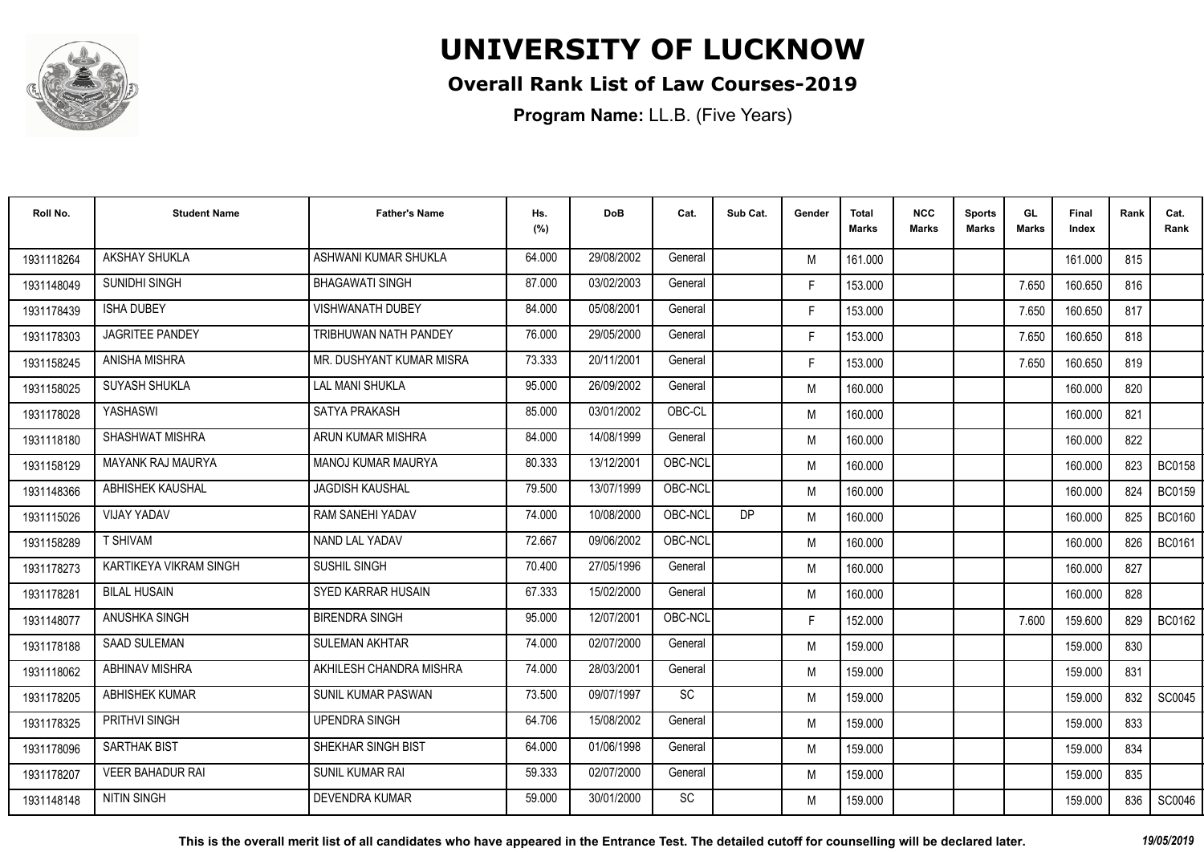# UNIVERSITY OF LUCKNOW

## Overall Rank List of Law Courses-2019

**Program Name:** LL.B. (Five Years)

| Roll No. | Student Name | Father's Name | Hs. (%) | DoB | Cat. | Sub Cat. | Gender | Total Marks | NCC Marks | Sports Marks | GL Marks | Final Index | Rank | Cat. Rank |
|---|---|---|---|---|---|---|---|---|---|---|---|---|---|---|
| 1931118264 | AKSHAY SHUKLA | ASHWANI KUMAR SHUKLA | 64.000 | 29/08/2002 | General | | M | 161.000 | | | | 161.000 | 815 | |
| 1931148049 | SUNIDHI SINGH | BHAGAWATI SINGH | 87.000 | 03/02/2003 | General | | F | 153.000 | | | 7.650 | 160.650 | 816 | |
| 1931178439 | ISHA DUBEY | VISHWANATH DUBEY | 84.000 | 05/08/2001 | General | | F | 153.000 | | | 7.650 | 160.650 | 817 | |
| 1931178303 | JAGRITEE PANDEY | TRIBHUWAN NATH PANDEY | 76.000 | 29/05/2000 | General | | F | 153.000 | | | 7.650 | 160.650 | 818 | |
| 1931158245 | ANISHA MISHRA | MR. DUSHYANT KUMAR MISRA | 73.333 | 20/11/2001 | General | | F | 153.000 | | | 7.650 | 160.650 | 819 | |
| 1931158025 | SUYASH SHUKLA | LAL MANI SHUKLA | 95.000 | 26/09/2002 | General | | M | 160.000 | | | | 160.000 | 820 | |
| 1931178028 | YASHASWI | SATYA PRAKASH | 85.000 | 03/01/2002 | OBC-CL | | M | 160.000 | | | | 160.000 | 821 | |
| 1931118180 | SHASHWAT MISHRA | ARUN KUMAR MISHRA | 84.000 | 14/08/1999 | General | | M | 160.000 | | | | 160.000 | 822 | |
| 1931158129 | MAYANK RAJ MAURYA | MANOJ KUMAR MAURYA | 80.333 | 13/12/2001 | OBC-NCL | | M | 160.000 | | | | 160.000 | 823 | BC0158 |
| 1931148366 | ABHISHEK KAUSHAL | JAGDISH KAUSHAL | 79.500 | 13/07/1999 | OBC-NCL | | M | 160.000 | | | | 160.000 | 824 | BC0159 |
| 1931115026 | VIJAY YADAV | RAM SANEHI YADAV | 74.000 | 10/08/2000 | OBC-NCL | DP | M | 160.000 | | | | 160.000 | 825 | BC0160 |
| 1931158289 | T SHIVAM | NAND LAL YADAV | 72.667 | 09/06/2002 | OBC-NCL | | M | 160.000 | | | | 160.000 | 826 | BC0161 |
| 1931178273 | KARTIKEYA VIKRAM SINGH | SUSHIL SINGH | 70.400 | 27/05/1996 | General | | M | 160.000 | | | | 160.000 | 827 | |
| 1931178281 | BILAL HUSAIN | SYED KARRAR HUSAIN | 67.333 | 15/02/2000 | General | | M | 160.000 | | | | 160.000 | 828 | |
| 1931148077 | ANUSHKA SINGH | BIRENDRA SINGH | 95.000 | 12/07/2001 | OBC-NCL | | F | 152.000 | | | 7.600 | 159.600 | 829 | BC0162 |
| 1931178188 | SAAD SULEMAN | SULEMAN AKHTAR | 74.000 | 02/07/2000 | General | | M | 159.000 | | | | 159.000 | 830 | |
| 1931118062 | ABHINAV MISHRA | AKHILESH CHANDRA MISHRA | 74.000 | 28/03/2001 | General | | M | 159.000 | | | | 159.000 | 831 | |
| 1931178205 | ABHISHEK KUMAR | SUNIL KUMAR PASWAN | 73.500 | 09/07/1997 | SC | | M | 159.000 | | | | 159.000 | 832 | SC0045 |
| 1931178325 | PRITHVI SINGH | UPENDRA SINGH | 64.706 | 15/08/2002 | General | | M | 159.000 | | | | 159.000 | 833 | |
| 1931178096 | SARTHAK BIST | SHEKHAR SINGH BIST | 64.000 | 01/06/1998 | General | | M | 159.000 | | | | 159.000 | 834 | |
| 1931178207 | VEER BAHADUR RAI | SUNIL KUMAR RAI | 59.333 | 02/07/2000 | General | | M | 159.000 | | | | 159.000 | 835 | |
| 1931148148 | NITIN SINGH | DEVENDRA KUMAR | 59.000 | 30/01/2000 | SC | | M | 159.000 | | | | 159.000 | 836 | SC0046 |

**This is the overall merit list of all candidates who have appeared in the Entrance Test. The detailed cutoff for counselling will be declared later.** *19/05/2019*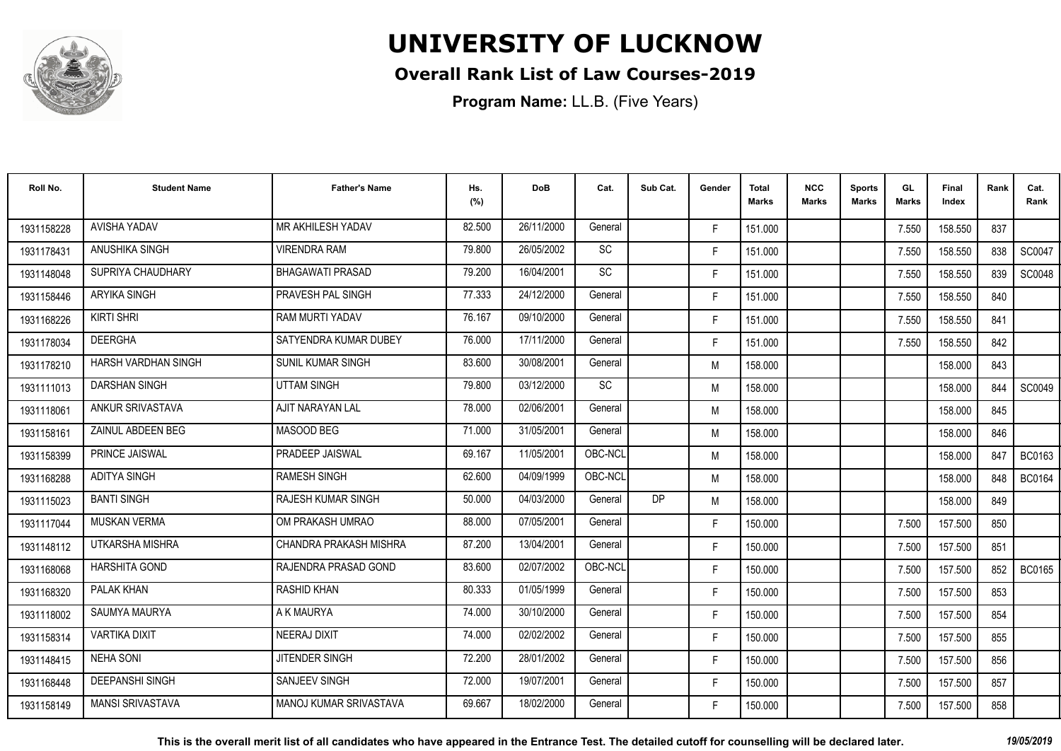# UNIVERSITY OF LUCKNOW

## Overall Rank List of Law Courses-2019

**Program Name:** LL.B. (Five Years)

| Roll No. | Student Name | Father's Name | Hs. (%) | DoB | Cat. | Sub Cat. | Gender | Total Marks | NCC Marks | Sports Marks | GL Marks | Final Index | Rank | Cat. Rank |
|---|---|---|---|---|---|---|---|---|---|---|---|---|---|---|
| 1931158228 | AVISHA YADAV | MR AKHILESH YADAV | 82.500 | 26/11/2000 | General | | F | 151.000 | | | 7.550 | 158.550 | 837 | |
| 1931178431 | ANUSHIKA SINGH | VIRENDRA RAM | 79.800 | 26/05/2002 | SC | | F | 151.000 | | | 7.550 | 158.550 | 838 | SC0047 |
| 1931148048 | SUPRIYA CHAUDHARY | BHAGAWATI PRASAD | 79.200 | 16/04/2001 | SC | | F | 151.000 | | | 7.550 | 158.550 | 839 | SC0048 |
| 1931158446 | ARYIKA SINGH | PRAVESH PAL SINGH | 77.333 | 24/12/2000 | General | | F | 151.000 | | | 7.550 | 158.550 | 840 | |
| 1931168226 | KIRTI SHRI | RAM MURTI YADAV | 76.167 | 09/10/2000 | General | | F | 151.000 | | | 7.550 | 158.550 | 841 | |
| 1931178034 | DEERGHA | SATYENDRA KUMAR DUBEY | 76.000 | 17/11/2000 | General | | F | 151.000 | | | 7.550 | 158.550 | 842 | |
| 1931178210 | HARSH VARDHAN SINGH | SUNIL KUMAR SINGH | 83.600 | 30/08/2001 | General | | M | 158.000 | | | | 158.000 | 843 | |
| 1931111013 | DARSHAN SINGH | UTTAM SINGH | 79.800 | 03/12/2000 | SC | | M | 158.000 | | | | 158.000 | 844 | SC0049 |
| 1931118061 | ANKUR SRIVASTAVA | AJIT NARAYAN LAL | 78.000 | 02/06/2001 | General | | M | 158.000 | | | | 158.000 | 845 | |
| 1931158161 | ZAINUL ABDEEN BEG | MASOOD BEG | 71.000 | 31/05/2001 | General | | M | 158.000 | | | | 158.000 | 846 | |
| 1931158399 | PRINCE JAISWAL | PRADEEP JAISWAL | 69.167 | 11/05/2001 | OBC-NCL | | M | 158.000 | | | | 158.000 | 847 | BC0163 |
| 1931168288 | ADITYA SINGH | RAMESH SINGH | 62.600 | 04/09/1999 | OBC-NCL | | M | 158.000 | | | | 158.000 | 848 | BC0164 |
| 1931115023 | BANTI SINGH | RAJESH KUMAR SINGH | 50.000 | 04/03/2000 | General | DP | M | 158.000 | | | | 158.000 | 849 | |
| 1931117044 | MUSKAN VERMA | OM PRAKASH UMRAO | 88.000 | 07/05/2001 | General | | F | 150.000 | | | 7.500 | 157.500 | 850 | |
| 1931148112 | UTKARSHA MISHRA | CHANDRA PRAKASH MISHRA | 87.200 | 13/04/2001 | General | | F | 150.000 | | | 7.500 | 157.500 | 851 | |
| 1931168068 | HARSHITA GOND | RAJENDRA PRASAD GOND | 83.600 | 02/07/2002 | OBC-NCL | | F | 150.000 | | | 7.500 | 157.500 | 852 | BC0165 |
| 1931168320 | PALAK KHAN | RASHID KHAN | 80.333 | 01/05/1999 | General | | F | 150.000 | | | 7.500 | 157.500 | 853 | |
| 1931118002 | SAUMYA MAURYA | A K MAURYA | 74.000 | 30/10/2000 | General | | F | 150.000 | | | 7.500 | 157.500 | 854 | |
| 1931158314 | VARTIKA DIXIT | NEERAJ DIXIT | 74.000 | 02/02/2002 | General | | F | 150.000 | | | 7.500 | 157.500 | 855 | |
| 1931148415 | NEHA SONI | JITENDER SINGH | 72.200 | 28/01/2002 | General | | F | 150.000 | | | 7.500 | 157.500 | 856 | |
| 1931168448 | DEEPANSHI SINGH | SANJEEV SINGH | 72.000 | 19/07/2001 | General | | F | 150.000 | | | 7.500 | 157.500 | 857 | |
| 1931158149 | MANSI SRIVASTAVA | MANOJ KUMAR SRIVASTAVA | 69.667 | 18/02/2000 | General | | F | 150.000 | | | 7.500 | 157.500 | 858 | |

**This is the overall merit list of all candidates who have appeared in the Entrance Test. The detailed cutoff for counselling will be declared later.** *19/05/2019*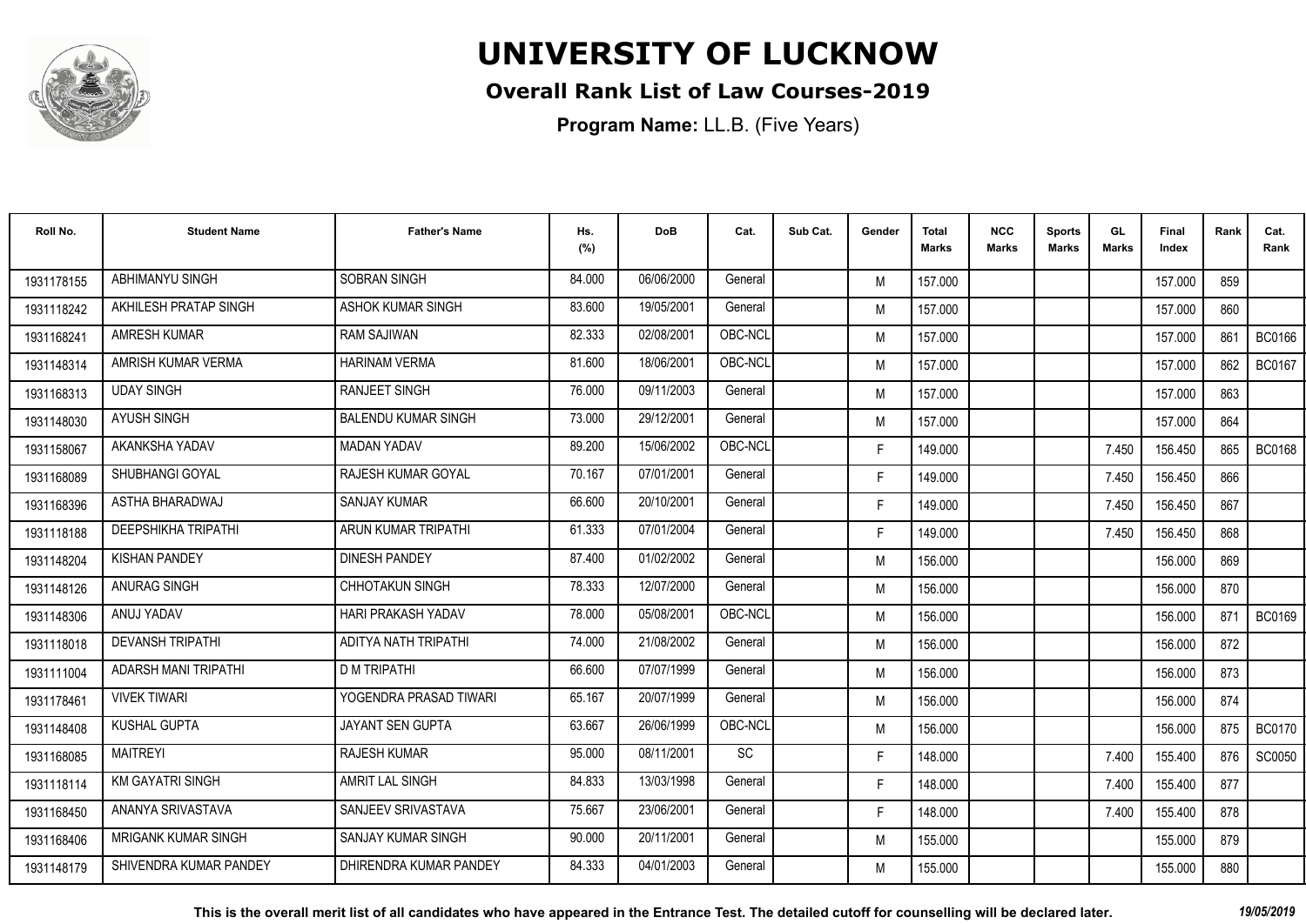# UNIVERSITY OF LUCKNOW

## Overall Rank List of Law Courses-2019

**Program Name:** LL.B. (Five Years)

| Roll No. | Student Name | Father's Name | Hs. (%) | DoB | Cat. | Sub Cat. | Gender | Total Marks | NCC Marks | Sports Marks | GL Marks | Final Index | Rank | Cat. Rank |
|---|---|---|---|---|---|---|---|---|---|---|---|---|---|---|
| 1931178155 | ABHIMANYU SINGH | SOBRAN SINGH | 84.000 | 06/06/2000 | General | | M | 157.000 | | | | 157.000 | 859 | |
| 1931118242 | AKHILESH PRATAP SINGH | ASHOK KUMAR SINGH | 83.600 | 19/05/2001 | General | | M | 157.000 | | | | 157.000 | 860 | |
| 1931168241 | AMRESH KUMAR | RAM SAJIWAN | 82.333 | 02/08/2001 | OBC-NCL | | M | 157.000 | | | | 157.000 | 861 | BC0166 |
| 1931148314 | AMRISH KUMAR VERMA | HARINAM VERMA | 81.600 | 18/06/2001 | OBC-NCL | | M | 157.000 | | | | 157.000 | 862 | BC0167 |
| 1931168313 | UDAY SINGH | RANJEET SINGH | 76.000 | 09/11/2003 | General | | M | 157.000 | | | | 157.000 | 863 | |
| 1931148030 | AYUSH SINGH | BALENDU KUMAR SINGH | 73.000 | 29/12/2001 | General | | M | 157.000 | | | | 157.000 | 864 | |
| 1931158067 | AKANKSHA YADAV | MADAN YADAV | 89.200 | 15/06/2002 | OBC-NCL | | F | 149.000 | | | 7.450 | 156.450 | 865 | BC0168 |
| 1931168089 | SHUBHANGI GOYAL | RAJESH KUMAR GOYAL | 70.167 | 07/01/2001 | General | | F | 149.000 | | | 7.450 | 156.450 | 866 | |
| 1931168396 | ASTHA BHARADWAJ | SANJAY KUMAR | 66.600 | 20/10/2001 | General | | F | 149.000 | | | 7.450 | 156.450 | 867 | |
| 1931118188 | DEEPSHIKHA TRIPATHI | ARUN KUMAR TRIPATHI | 61.333 | 07/01/2004 | General | | F | 149.000 | | | 7.450 | 156.450 | 868 | |
| 1931148204 | KISHAN PANDEY | DINESH PANDEY | 87.400 | 01/02/2002 | General | | M | 156.000 | | | | 156.000 | 869 | |
| 1931148126 | ANURAG SINGH | CHHOTAKUN SINGH | 78.333 | 12/07/2000 | General | | M | 156.000 | | | | 156.000 | 870 | |
| 1931148306 | ANUJ YADAV | HARI PRAKASH YADAV | 78.000 | 05/08/2001 | OBC-NCL | | M | 156.000 | | | | 156.000 | 871 | BC0169 |
| 1931118018 | DEVANSH TRIPATHI | ADITYA NATH TRIPATHI | 74.000 | 21/08/2002 | General | | M | 156.000 | | | | 156.000 | 872 | |
| 1931111004 | ADARSH MANI TRIPATHI | D M TRIPATHI | 66.600 | 07/07/1999 | General | | M | 156.000 | | | | 156.000 | 873 | |
| 1931178461 | VIVEK TIWARI | YOGENDRA PRASAD TIWARI | 65.167 | 20/07/1999 | General | | M | 156.000 | | | | 156.000 | 874 | |
| 1931148408 | KUSHAL GUPTA | JAYANT SEN GUPTA | 63.667 | 26/06/1999 | OBC-NCL | | M | 156.000 | | | | 156.000 | 875 | BC0170 |
| 1931168085 | MAITREYI | RAJESH KUMAR | 95.000 | 08/11/2001 | SC | | F | 148.000 | | | 7.400 | 155.400 | 876 | SC0050 |
| 1931118114 | KM GAYATRI SINGH | AMRIT LAL SINGH | 84.833 | 13/03/1998 | General | | F | 148.000 | | | 7.400 | 155.400 | 877 | |
| 1931168450 | ANANYA SRIVASTAVA | SANJEEV SRIVASTAVA | 75.667 | 23/06/2001 | General | | F | 148.000 | | | 7.400 | 155.400 | 878 | |
| 1931168406 | MRIGANK KUMAR SINGH | SANJAY KUMAR SINGH | 90.000 | 20/11/2001 | General | | M | 155.000 | | | | 155.000 | 879 | |
| 1931148179 | SHIVENDRA KUMAR PANDEY | DHIRENDRA KUMAR PANDEY | 84.333 | 04/01/2003 | General | | M | 155.000 | | | | 155.000 | 880 | |

**This is the overall merit list of all candidates who have appeared in the Entrance Test. The detailed cutoff for counselling will be declared later.** *19/05/2019*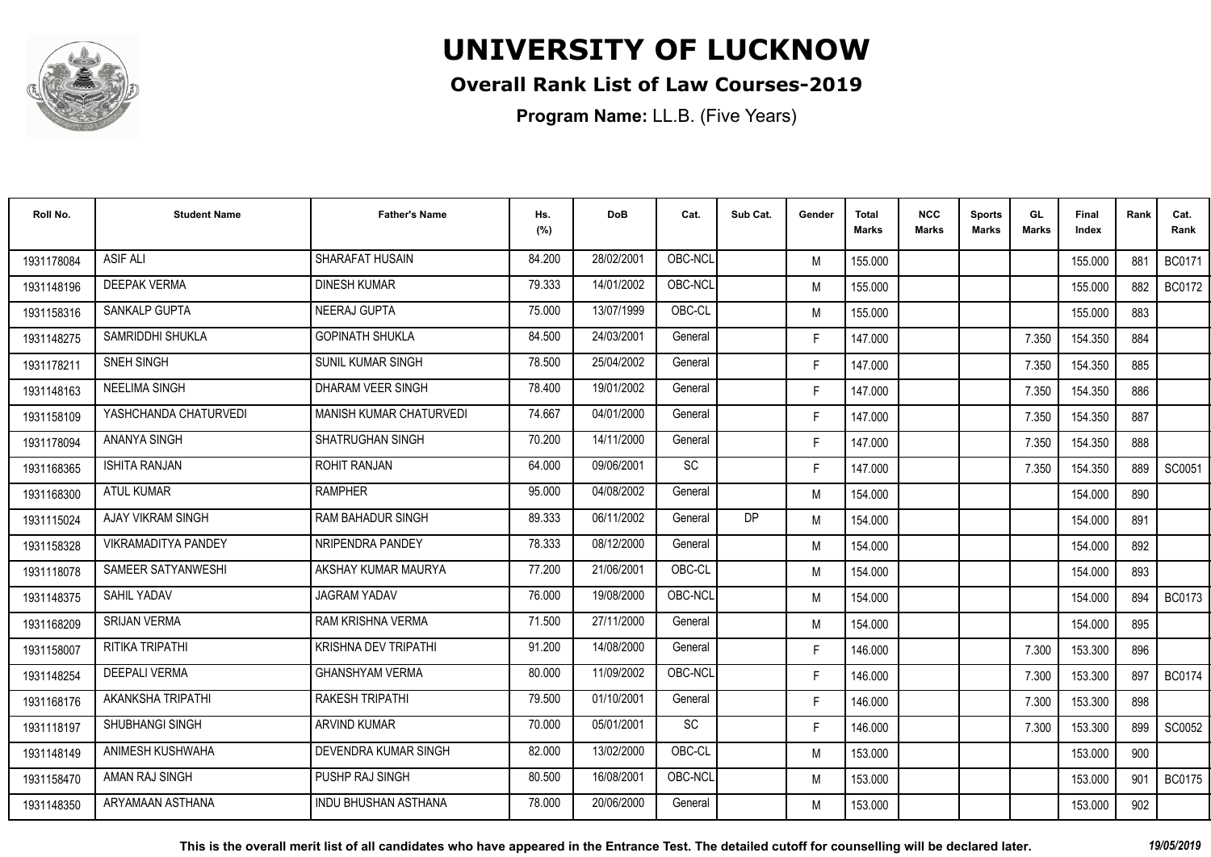# UNIVERSITY OF LUCKNOW

## Overall Rank List of Law Courses-2019

**Program Name:** LL.B. (Five Years)

| Roll No. | Student Name | Father's Name | Hs. (%) | DoB | Cat. | Sub Cat. | Gender | Total Marks | NCC Marks | Sports Marks | GL Marks | Final Index | Rank | Cat. Rank |
|---|---|---|---|---|---|---|---|---|---|---|---|---|---|---|
| 1931178084 | ASIF ALI | SHARAFAT HUSAIN | 84.200 | 28/02/2001 | OBC-NCL | | M | 155.000 | | | | 155.000 | 881 | BC0171 |
| 1931148196 | DEEPAK VERMA | DINESH KUMAR | 79.333 | 14/01/2002 | OBC-NCL | | M | 155.000 | | | | 155.000 | 882 | BC0172 |
| 1931158316 | SANKALP GUPTA | NEERAJ GUPTA | 75.000 | 13/07/1999 | OBC-CL | | M | 155.000 | | | | 155.000 | 883 | |
| 1931148275 | SAMRIDDHI SHUKLA | GOPINATH SHUKLA | 84.500 | 24/03/2001 | General | | F | 147.000 | | | 7.350 | 154.350 | 884 | |
| 1931178211 | SNEH SINGH | SUNIL KUMAR SINGH | 78.500 | 25/04/2002 | General | | F | 147.000 | | | 7.350 | 154.350 | 885 | |
| 1931148163 | NEELIMA SINGH | DHARAM VEER SINGH | 78.400 | 19/01/2002 | General | | F | 147.000 | | | 7.350 | 154.350 | 886 | |
| 1931158109 | YASHCHANDA CHATURVEDI | MANISH KUMAR CHATURVEDI | 74.667 | 04/01/2000 | General | | F | 147.000 | | | 7.350 | 154.350 | 887 | |
| 1931178094 | ANANYA SINGH | SHATRUGHAN SINGH | 70.200 | 14/11/2000 | General | | F | 147.000 | | | 7.350 | 154.350 | 888 | |
| 1931168365 | ISHITA RANJAN | ROHIT RANJAN | 64.000 | 09/06/2001 | SC | | F | 147.000 | | | 7.350 | 154.350 | 889 | SC0051 |
| 1931168300 | ATUL KUMAR | RAMPHER | 95.000 | 04/08/2002 | General | | M | 154.000 | | | | 154.000 | 890 | |
| 1931115024 | AJAY VIKRAM SINGH | RAM BAHADUR SINGH | 89.333 | 06/11/2002 | General | DP | M | 154.000 | | | | 154.000 | 891 | |
| 1931158328 | VIKRAMADITYA PANDEY | NRIPENDRA PANDEY | 78.333 | 08/12/2000 | General | | M | 154.000 | | | | 154.000 | 892 | |
| 1931118078 | SAMEER SATYANWESHI | AKSHAY KUMAR MAURYA | 77.200 | 21/06/2001 | OBC-CL | | M | 154.000 | | | | 154.000 | 893 | |
| 1931148375 | SAHIL YADAV | JAGRAM YADAV | 76.000 | 19/08/2000 | OBC-NCL | | M | 154.000 | | | | 154.000 | 894 | BC0173 |
| 1931168209 | SRIJAN VERMA | RAM KRISHNA VERMA | 71.500 | 27/11/2000 | General | | M | 154.000 | | | | 154.000 | 895 | |
| 1931158007 | RITIKA TRIPATHI | KRISHNA DEV TRIPATHI | 91.200 | 14/08/2000 | General | | F | 146.000 | | | 7.300 | 153.300 | 896 | |
| 1931148254 | DEEPALI VERMA | GHANSHYAM VERMA | 80.000 | 11/09/2002 | OBC-NCL | | F | 146.000 | | | 7.300 | 153.300 | 897 | BC0174 |
| 1931168176 | AKANKSHA TRIPATHI | RAKESH TRIPATHI | 79.500 | 01/10/2001 | General | | F | 146.000 | | | 7.300 | 153.300 | 898 | |
| 1931118197 | SHUBHANGI SINGH | ARVIND KUMAR | 70.000 | 05/01/2001 | SC | | F | 146.000 | | | 7.300 | 153.300 | 899 | SC0052 |
| 1931148149 | ANIMESH KUSHWAHA | DEVENDRA KUMAR SINGH | 82.000 | 13/02/2000 | OBC-CL | | M | 153.000 | | | | 153.000 | 900 | |
| 1931158470 | AMAN RAJ SINGH | PUSHP RAJ SINGH | 80.500 | 16/08/2001 | OBC-NCL | | M | 153.000 | | | | 153.000 | 901 | BC0175 |
| 1931148350 | ARYAMAAN ASTHANA | INDU BHUSHAN ASTHANA | 78.000 | 20/06/2000 | General | | M | 153.000 | | | | 153.000 | 902 | |

**This is the overall merit list of all candidates who have appeared in the Entrance Test. The detailed cutoff for counselling will be declared later.** *19/05/2019*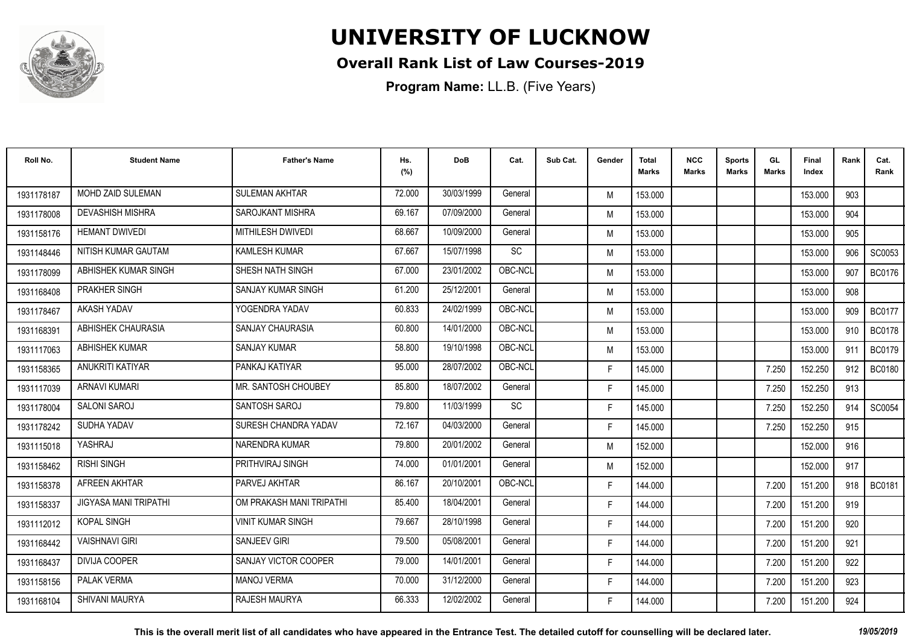# UNIVERSITY OF LUCKNOW

## Overall Rank List of Law Courses-2019

**Program Name:** LL.B. (Five Years)

| Roll No. | Student Name | Father's Name | Hs. (%) | DoB | Cat. | Sub Cat. | Gender | Total Marks | NCC Marks | Sports Marks | GL Marks | Final Index | Rank | Cat. Rank |
|---|---|---|---|---|---|---|---|---|---|---|---|---|---|---|
| 1931178187 | MOHD ZAID SULEMAN | SULEMAN AKHTAR | 72.000 | 30/03/1999 | General | | M | 153.000 | | | | 153.000 | 903 | |
| 1931178008 | DEVASHISH MISHRA | SAROJKANT MISHRA | 69.167 | 07/09/2000 | General | | M | 153.000 | | | | 153.000 | 904 | |
| 1931158176 | HEMANT DWIVEDI | MITHILESH DWIVEDI | 68.667 | 10/09/2000 | General | | M | 153.000 | | | | 153.000 | 905 | |
| 1931148446 | NITISH KUMAR GAUTAM | KAMLESH KUMAR | 67.667 | 15/07/1998 | SC | | M | 153.000 | | | | 153.000 | 906 | SC0053 |
| 1931178099 | ABHISHEK KUMAR SINGH | SHESH NATH SINGH | 67.000 | 23/01/2002 | OBC-NCL | | M | 153.000 | | | | 153.000 | 907 | BC0176 |
| 1931168408 | PRAKHER SINGH | SANJAY KUMAR SINGH | 61.200 | 25/12/2001 | General | | M | 153.000 | | | | 153.000 | 908 | |
| 1931178467 | AKASH YADAV | YOGENDRA YADAV | 60.833 | 24/02/1999 | OBC-NCL | | M | 153.000 | | | | 153.000 | 909 | BC0177 |
| 1931168391 | ABHISHEK CHAURASIA | SANJAY CHAURASIA | 60.800 | 14/01/2000 | OBC-NCL | | M | 153.000 | | | | 153.000 | 910 | BC0178 |
| 1931117063 | ABHISHEK KUMAR | SANJAY KUMAR | 58.800 | 19/10/1998 | OBC-NCL | | M | 153.000 | | | | 153.000 | 911 | BC0179 |
| 1931158365 | ANUKRITI KATIYAR | PANKAJ KATIYAR | 95.000 | 28/07/2002 | OBC-NCL | | F | 145.000 | | | 7.250 | 152.250 | 912 | BC0180 |
| 1931117039 | ARNAVI KUMARI | MR. SANTOSH CHOUBEY | 85.800 | 18/07/2002 | General | | F | 145.000 | | | 7.250 | 152.250 | 913 | |
| 1931178004 | SALONI SAROJ | SANTOSH SAROJ | 79.800 | 11/03/1999 | SC | | F | 145.000 | | | 7.250 | 152.250 | 914 | SC0054 |
| 1931178242 | SUDHA YADAV | SURESH CHANDRA YADAV | 72.167 | 04/03/2000 | General | | F | 145.000 | | | 7.250 | 152.250 | 915 | |
| 1931115018 | YASHRAJ | NARENDRA KUMAR | 79.800 | 20/01/2002 | General | | M | 152.000 | | | | 152.000 | 916 | |
| 1931158462 | RISHI SINGH | PRITHVIRAJ SINGH | 74.000 | 01/01/2001 | General | | M | 152.000 | | | | 152.000 | 917 | |
| 1931158378 | AFREEN AKHTAR | PARVEJ AKHTAR | 86.167 | 20/10/2001 | OBC-NCL | | F | 144.000 | | | 7.200 | 151.200 | 918 | BC0181 |
| 1931158337 | JIGYASA MANI TRIPATHI | OM PRAKASH MANI TRIPATHI | 85.400 | 18/04/2001 | General | | F | 144.000 | | | 7.200 | 151.200 | 919 | |
| 1931112012 | KOPAL SINGH | VINIT KUMAR SINGH | 79.667 | 28/10/1998 | General | | F | 144.000 | | | 7.200 | 151.200 | 920 | |
| 1931168442 | VAISHNAVI GIRI | SANJEEV GIRI | 79.500 | 05/08/2001 | General | | F | 144.000 | | | 7.200 | 151.200 | 921 | |
| 1931168437 | DIVIJA COOPER | SANJAY VICTOR COOPER | 79.000 | 14/01/2001 | General | | F | 144.000 | | | 7.200 | 151.200 | 922 | |
| 1931158156 | PALAK VERMA | MANOJ VERMA | 70.000 | 31/12/2000 | General | | F | 144.000 | | | 7.200 | 151.200 | 923 | |
| 1931168104 | SHIVANI MAURYA | RAJESH MAURYA | 66.333 | 12/02/2002 | General | | F | 144.000 | | | 7.200 | 151.200 | 924 | |

**This is the overall merit list of all candidates who have appeared in the Entrance Test. The detailed cutoff for counselling will be declared later.** *19/05/2019*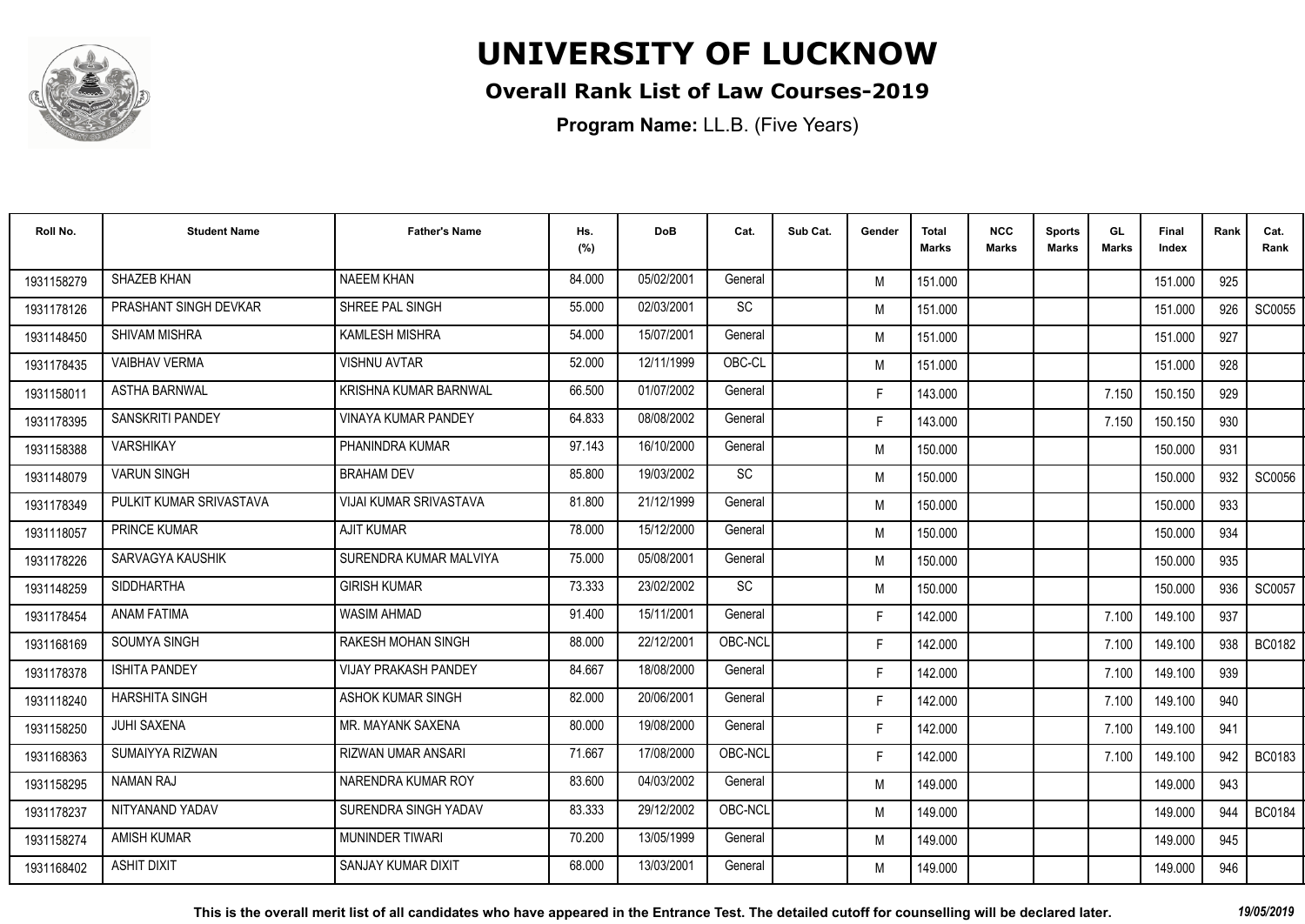# UNIVERSITY OF LUCKNOW

## Overall Rank List of Law Courses-2019

**Program Name:** LL.B. (Five Years)

| Roll No. | Student Name | Father's Name | Hs. (%) | DoB | Cat. | Sub Cat. | Gender | Total Marks | NCC Marks | Sports Marks | GL Marks | Final Index | Rank | Cat. Rank |
|---|---|---|---|---|---|---|---|---|---|---|---|---|---|---|
| 1931158279 | SHAZEB KHAN | NAEEM KHAN | 84.000 | 05/02/2001 | General | | M | 151.000 | | | | 151.000 | 925 | |
| 1931178126 | PRASHANT SINGH DEVKAR | SHREE PAL SINGH | 55.000 | 02/03/2001 | SC | | M | 151.000 | | | | 151.000 | 926 | SC0055 |
| 1931148450 | SHIVAM MISHRA | KAMLESH MISHRA | 54.000 | 15/07/2001 | General | | M | 151.000 | | | | 151.000 | 927 | |
| 1931178435 | VAIBHAV VERMA | VISHNU AVTAR | 52.000 | 12/11/1999 | OBC-CL | | M | 151.000 | | | | 151.000 | 928 | |
| 1931158011 | ASTHA BARNWAL | KRISHNA KUMAR BARNWAL | 66.500 | 01/07/2002 | General | | F | 143.000 | | | 7.150 | 150.150 | 929 | |
| 1931178395 | SANSKRITI PANDEY | VINAYA KUMAR PANDEY | 64.833 | 08/08/2002 | General | | F | 143.000 | | | 7.150 | 150.150 | 930 | |
| 1931158388 | VARSHIKAY | PHANINDRA KUMAR | 97.143 | 16/10/2000 | General | | M | 150.000 | | | | 150.000 | 931 | |
| 1931148079 | VARUN SINGH | BRAHAM DEV | 85.800 | 19/03/2002 | SC | | M | 150.000 | | | | 150.000 | 932 | SC0056 |
| 1931178349 | PULKIT KUMAR SRIVASTAVA | VIJAI KUMAR SRIVASTAVA | 81.800 | 21/12/1999 | General | | M | 150.000 | | | | 150.000 | 933 | |
| 1931118057 | PRINCE KUMAR | AJIT KUMAR | 78.000 | 15/12/2000 | General | | M | 150.000 | | | | 150.000 | 934 | |
| 1931178226 | SARVAGYA KAUSHIK | SURENDRA KUMAR MALVIYA | 75.000 | 05/08/2001 | General | | M | 150.000 | | | | 150.000 | 935 | |
| 1931148259 | SIDDHARTHA | GIRISH KUMAR | 73.333 | 23/02/2002 | SC | | M | 150.000 | | | | 150.000 | 936 | SC0057 |
| 1931178454 | ANAM FATIMA | WASIM AHMAD | 91.400 | 15/11/2001 | General | | F | 142.000 | | | 7.100 | 149.100 | 937 | |
| 1931168169 | SOUMYA SINGH | RAKESH MOHAN SINGH | 88.000 | 22/12/2001 | OBC-NCL | | F | 142.000 | | | 7.100 | 149.100 | 938 | BC0182 |
| 1931178378 | ISHITA PANDEY | VIJAY PRAKASH PANDEY | 84.667 | 18/08/2000 | General | | F | 142.000 | | | 7.100 | 149.100 | 939 | |
| 1931118240 | HARSHITA SINGH | ASHOK KUMAR SINGH | 82.000 | 20/06/2001 | General | | F | 142.000 | | | 7.100 | 149.100 | 940 | |
| 1931158250 | JUHI SAXENA | MR. MAYANK SAXENA | 80.000 | 19/08/2000 | General | | F | 142.000 | | | 7.100 | 149.100 | 941 | |
| 1931168363 | SUMAIYYA RIZWAN | RIZWAN UMAR ANSARI | 71.667 | 17/08/2000 | OBC-NCL | | F | 142.000 | | | 7.100 | 149.100 | 942 | BC0183 |
| 1931158295 | NAMAN RAJ | NARENDRA KUMAR ROY | 83.600 | 04/03/2002 | General | | M | 149.000 | | | | 149.000 | 943 | |
| 1931178237 | NITYANAND YADAV | SURENDRA SINGH YADAV | 83.333 | 29/12/2002 | OBC-NCL | | M | 149.000 | | | | 149.000 | 944 | BC0184 |
| 1931158274 | AMISH KUMAR | MUNINDER TIWARI | 70.200 | 13/05/1999 | General | | M | 149.000 | | | | 149.000 | 945 | |
| 1931168402 | ASHIT DIXIT | SANJAY KUMAR DIXIT | 68.000 | 13/03/2001 | General | | M | 149.000 | | | | 149.000 | 946 | |

**This is the overall merit list of all candidates who have appeared in the Entrance Test. The detailed cutoff for counselling will be declared later.** *19/05/2019*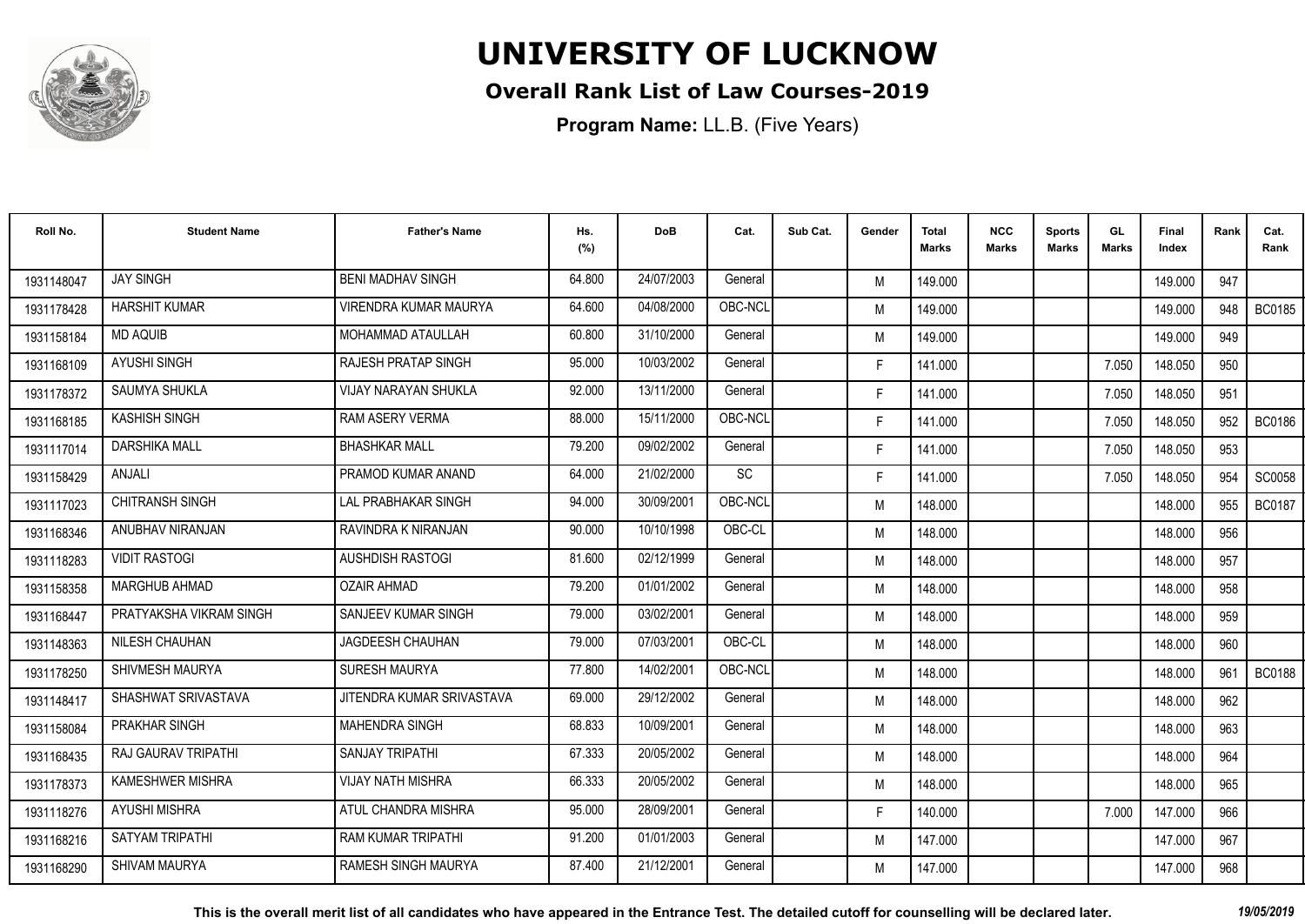# UNIVERSITY OF LUCKNOW

## Overall Rank List of Law Courses-2019

**Program Name:** LL.B. (Five Years)

| Roll No. | Student Name | Father's Name | Hs. (%) | DoB | Cat. | Sub Cat. | Gender | Total Marks | NCC Marks | Sports Marks | GL Marks | Final Index | Rank | Cat. Rank |
|---|---|---|---|---|---|---|---|---|---|---|---|---|---|---|
| 1931148047 | JAY SINGH | BENI MADHAV SINGH | 64.800 | 24/07/2003 | General | | M | 149.000 | | | | 149.000 | 947 | |
| 1931178428 | HARSHIT KUMAR | VIRENDRA KUMAR MAURYA | 64.600 | 04/08/2000 | OBC-NCL | | M | 149.000 | | | | 149.000 | 948 | BC0185 |
| 1931158184 | MD AQUIB | MOHAMMAD ATAULLAH | 60.800 | 31/10/2000 | General | | M | 149.000 | | | | 149.000 | 949 | |
| 1931168109 | AYUSHI SINGH | RAJESH PRATAP SINGH | 95.000 | 10/03/2002 | General | | F | 141.000 | | | 7.050 | 148.050 | 950 | |
| 1931178372 | SAUMYA SHUKLA | VIJAY NARAYAN SHUKLA | 92.000 | 13/11/2000 | General | | F | 141.000 | | | 7.050 | 148.050 | 951 | |
| 1931168185 | KASHISH SINGH | RAM ASERY VERMA | 88.000 | 15/11/2000 | OBC-NCL | | F | 141.000 | | | 7.050 | 148.050 | 952 | BC0186 |
| 1931117014 | DARSHIKA MALL | BHASHKAR MALL | 79.200 | 09/02/2002 | General | | F | 141.000 | | | 7.050 | 148.050 | 953 | |
| 1931158429 | ANJALI | PRAMOD KUMAR ANAND | 64.000 | 21/02/2000 | SC | | F | 141.000 | | | 7.050 | 148.050 | 954 | SC0058 |
| 1931117023 | CHITRANSH SINGH | LAL PRABHAKAR SINGH | 94.000 | 30/09/2001 | OBC-NCL | | M | 148.000 | | | | 148.000 | 955 | BC0187 |
| 1931168346 | ANUBHAV NIRANJAN | RAVINDRA K NIRANJAN | 90.000 | 10/10/1998 | OBC-CL | | M | 148.000 | | | | 148.000 | 956 | |
| 1931118283 | VIDIT RASTOGI | AUSHDISH RASTOGI | 81.600 | 02/12/1999 | General | | M | 148.000 | | | | 148.000 | 957 | |
| 1931158358 | MARGHUB AHMAD | OZAIR AHMAD | 79.200 | 01/01/2002 | General | | M | 148.000 | | | | 148.000 | 958 | |
| 1931168447 | PRATYAKSHA VIKRAM SINGH | SANJEEV KUMAR SINGH | 79.000 | 03/02/2001 | General | | M | 148.000 | | | | 148.000 | 959 | |
| 1931148363 | NILESH CHAUHAN | JAGDEESH CHAUHAN | 79.000 | 07/03/2001 | OBC-CL | | M | 148.000 | | | | 148.000 | 960 | |
| 1931178250 | SHIVMESH MAURYA | SURESH MAURYA | 77.800 | 14/02/2001 | OBC-NCL | | M | 148.000 | | | | 148.000 | 961 | BC0188 |
| 1931148417 | SHASHWAT SRIVASTAVA | JITENDRA KUMAR SRIVASTAVA | 69.000 | 29/12/2002 | General | | M | 148.000 | | | | 148.000 | 962 | |
| 1931158084 | PRAKHAR SINGH | MAHENDRA SINGH | 68.833 | 10/09/2001 | General | | M | 148.000 | | | | 148.000 | 963 | |
| 1931168435 | RAJ GAURAV TRIPATHI | SANJAY TRIPATHI | 67.333 | 20/05/2002 | General | | M | 148.000 | | | | 148.000 | 964 | |
| 1931178373 | KAMESHWER MISHRA | VIJAY NATH MISHRA | 66.333 | 20/05/2002 | General | | M | 148.000 | | | | 148.000 | 965 | |
| 1931118276 | AYUSHI MISHRA | ATUL CHANDRA MISHRA | 95.000 | 28/09/2001 | General | | F | 140.000 | | | 7.000 | 147.000 | 966 | |
| 1931168216 | SATYAM TRIPATHI | RAM KUMAR TRIPATHI | 91.200 | 01/01/2003 | General | | M | 147.000 | | | | 147.000 | 967 | |
| 1931168290 | SHIVAM MAURYA | RAMESH SINGH MAURYA | 87.400 | 21/12/2001 | General | | M | 147.000 | | | | 147.000 | 968 | |

**This is the overall merit list of all candidates who have appeared in the Entrance Test. The detailed cutoff for counselling will be declared later.** *19/05/2019*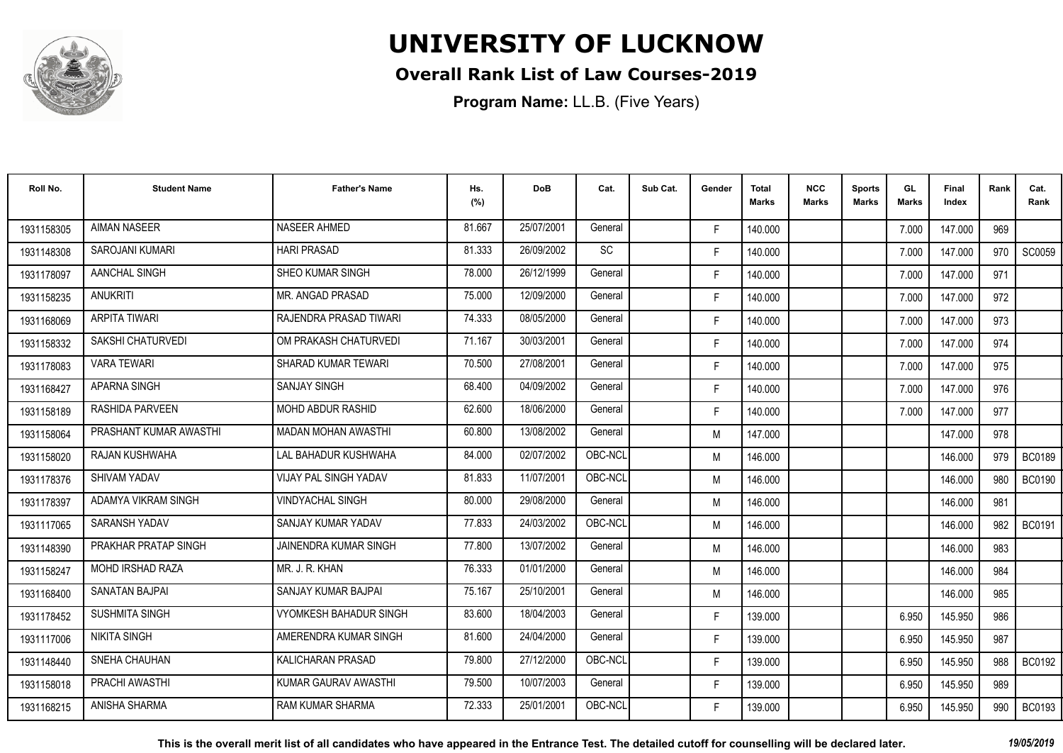# UNIVERSITY OF LUCKNOW

## Overall Rank List of Law Courses-2019

**Program Name:** LL.B. (Five Years)

| Roll No. | Student Name | Father's Name | Hs. (%) | DoB | Cat. | Sub Cat. | Gender | Total Marks | NCC Marks | Sports Marks | GL Marks | Final Index | Rank | Cat. Rank |
|---|---|---|---|---|---|---|---|---|---|---|---|---|---|---|
| 1931158305 | AIMAN NASEER | NASEER AHMED | 81.667 | 25/07/2001 | General | | F | 140.000 | | | 7.000 | 147.000 | 969 | |
| 1931148308 | SAROJANI KUMARI | HARI PRASAD | 81.333 | 26/09/2002 | SC | | F | 140.000 | | | 7.000 | 147.000 | 970 | SC0059 |
| 1931178097 | AANCHAL SINGH | SHEO KUMAR SINGH | 78.000 | 26/12/1999 | General | | F | 140.000 | | | 7.000 | 147.000 | 971 | |
| 1931158235 | ANUKRITI | MR. ANGAD PRASAD | 75.000 | 12/09/2000 | General | | F | 140.000 | | | 7.000 | 147.000 | 972 | |
| 1931168069 | ARPITA TIWARI | RAJENDRA PRASAD TIWARI | 74.333 | 08/05/2000 | General | | F | 140.000 | | | 7.000 | 147.000 | 973 | |
| 1931158332 | SAKSHI CHATURVEDI | OM PRAKASH CHATURVEDI | 71.167 | 30/03/2001 | General | | F | 140.000 | | | 7.000 | 147.000 | 974 | |
| 1931178083 | VARA TEWARI | SHARAD KUMAR TEWARI | 70.500 | 27/08/2001 | General | | F | 140.000 | | | 7.000 | 147.000 | 975 | |
| 1931168427 | APARNA SINGH | SANJAY SINGH | 68.400 | 04/09/2002 | General | | F | 140.000 | | | 7.000 | 147.000 | 976 | |
| 1931158189 | RASHIDA PARVEEN | MOHD ABDUR RASHID | 62.600 | 18/06/2000 | General | | F | 140.000 | | | 7.000 | 147.000 | 977 | |
| 1931158064 | PRASHANT KUMAR AWASTHI | MADAN MOHAN AWASTHI | 60.800 | 13/08/2002 | General | | M | 147.000 | | | | 147.000 | 978 | |
| 1931158020 | RAJAN KUSHWAHA | LAL BAHADUR KUSHWAHA | 84.000 | 02/07/2002 | OBC-NCL | | M | 146.000 | | | | 146.000 | 979 | BC0189 |
| 1931178376 | SHIVAM YADAV | VIJAY PAL SINGH YADAV | 81.833 | 11/07/2001 | OBC-NCL | | M | 146.000 | | | | 146.000 | 980 | BC0190 |
| 1931178397 | ADAMYA VIKRAM SINGH | VINDYACHAL SINGH | 80.000 | 29/08/2000 | General | | M | 146.000 | | | | 146.000 | 981 | |
| 1931117065 | SARANSH YADAV | SANJAY KUMAR YADAV | 77.833 | 24/03/2002 | OBC-NCL | | M | 146.000 | | | | 146.000 | 982 | BC0191 |
| 1931148390 | PRAKHAR PRATAP SINGH | JAINENDRA KUMAR SINGH | 77.800 | 13/07/2002 | General | | M | 146.000 | | | | 146.000 | 983 | |
| 1931158247 | MOHD IRSHAD RAZA | MR. J. R. KHAN | 76.333 | 01/01/2000 | General | | M | 146.000 | | | | 146.000 | 984 | |
| 1931168400 | SANATAN BAJPAI | SANJAY KUMAR BAJPAI | 75.167 | 25/10/2001 | General | | M | 146.000 | | | | 146.000 | 985 | |
| 1931178452 | SUSHMITA SINGH | VYOMKESH BAHADUR SINGH | 83.600 | 18/04/2003 | General | | F | 139.000 | | | 6.950 | 145.950 | 986 | |
| 1931117006 | NIKITA SINGH | AMERENDRA KUMAR SINGH | 81.600 | 24/04/2000 | General | | F | 139.000 | | | 6.950 | 145.950 | 987 | |
| 1931148440 | SNEHA CHAUHAN | KALICHARAN PRASAD | 79.800 | 27/12/2000 | OBC-NCL | | F | 139.000 | | | 6.950 | 145.950 | 988 | BC0192 |
| 1931158018 | PRACHI AWASTHI | KUMAR GAURAV AWASTHI | 79.500 | 10/07/2003 | General | | F | 139.000 | | | 6.950 | 145.950 | 989 | |
| 1931168215 | ANISHA SHARMA | RAM KUMAR SHARMA | 72.333 | 25/01/2001 | OBC-NCL | | F | 139.000 | | | 6.950 | 145.950 | 990 | BC0193 |

**This is the overall merit list of all candidates who have appeared in the Entrance Test. The detailed cutoff for counselling will be declared later.** *19/05/2019*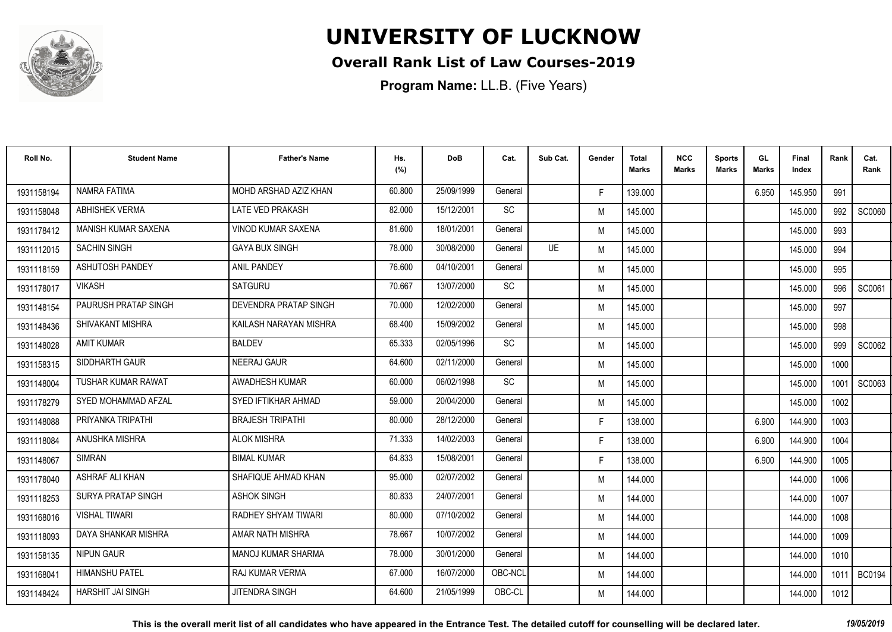# UNIVERSITY OF LUCKNOW

## Overall Rank List of Law Courses-2019

**Program Name:** LL.B. (Five Years)

| Roll No. | Student Name | Father's Name | Hs. (%) | DoB | Cat. | Sub Cat. | Gender | Total Marks | NCC Marks | Sports Marks | GL Marks | Final Index | Rank | Cat. Rank |
|---|---|---|---|---|---|---|---|---|---|---|---|---|---|---|
| 1931158194 | NAMRA FATIMA | MOHD ARSHAD AZIZ KHAN | 60.800 | 25/09/1999 | General | | F | 139.000 | | | 6.950 | 145.950 | 991 | |
| 1931158048 | ABHISHEK VERMA | LATE VED PRAKASH | 82.000 | 15/12/2001 | SC | | M | 145.000 | | | | 145.000 | 992 | SC0060 |
| 1931178412 | MANISH KUMAR SAXENA | VINOD KUMAR SAXENA | 81.600 | 18/01/2001 | General | | M | 145.000 | | | | 145.000 | 993 | |
| 1931112015 | SACHIN SINGH | GAYA BUX SINGH | 78.000 | 30/08/2000 | General | UE | M | 145.000 | | | | 145.000 | 994 | |
| 1931118159 | ASHUTOSH PANDEY | ANIL PANDEY | 76.600 | 04/10/2001 | General | | M | 145.000 | | | | 145.000 | 995 | |
| 1931178017 | VIKASH | SATGURU | 70.667 | 13/07/2000 | SC | | M | 145.000 | | | | 145.000 | 996 | SC0061 |
| 1931148154 | PAURUSH PRATAP SINGH | DEVENDRA PRATAP SINGH | 70.000 | 12/02/2000 | General | | M | 145.000 | | | | 145.000 | 997 | |
| 1931148436 | SHIVAKANT MISHRA | KAILASH NARAYAN MISHRA | 68.400 | 15/09/2002 | General | | M | 145.000 | | | | 145.000 | 998 | |
| 1931148028 | AMIT KUMAR | BALDEV | 65.333 | 02/05/1996 | SC | | M | 145.000 | | | | 145.000 | 999 | SC0062 |
| 1931158315 | SIDDHARTH GAUR | NEERAJ GAUR | 64.600 | 02/11/2000 | General | | M | 145.000 | | | | 145.000 | 1000 | |
| 1931148004 | TUSHAR KUMAR RAWAT | AWADHESH KUMAR | 60.000 | 06/02/1998 | SC | | M | 145.000 | | | | 145.000 | 1001 | SC0063 |
| 1931178279 | SYED MOHAMMAD AFZAL | SYED IFTIKHAR AHMAD | 59.000 | 20/04/2000 | General | | M | 145.000 | | | | 145.000 | 1002 | |
| 1931148088 | PRIYANKA TRIPATHI | BRAJESH TRIPATHI | 80.000 | 28/12/2000 | General | | F | 138.000 | | | 6.900 | 144.900 | 1003 | |
| 1931118084 | ANUSHKA MISHRA | ALOK MISHRA | 71.333 | 14/02/2003 | General | | F | 138.000 | | | 6.900 | 144.900 | 1004 | |
| 1931148067 | SIMRAN | BIMAL KUMAR | 64.833 | 15/08/2001 | General | | F | 138.000 | | | 6.900 | 144.900 | 1005 | |
| 1931178040 | ASHRAF ALI KHAN | SHAFIQUE AHMAD KHAN | 95.000 | 02/07/2002 | General | | M | 144.000 | | | | 144.000 | 1006 | |
| 1931118253 | SURYA PRATAP SINGH | ASHOK SINGH | 80.833 | 24/07/2001 | General | | M | 144.000 | | | | 144.000 | 1007 | |
| 1931168016 | VISHAL TIWARI | RADHEY SHYAM TIWARI | 80.000 | 07/10/2002 | General | | M | 144.000 | | | | 144.000 | 1008 | |
| 1931118093 | DAYA SHANKAR MISHRA | AMAR NATH MISHRA | 78.667 | 10/07/2002 | General | | M | 144.000 | | | | 144.000 | 1009 | |
| 1931158135 | NIPUN GAUR | MANOJ KUMAR SHARMA | 78.000 | 30/01/2000 | General | | M | 144.000 | | | | 144.000 | 1010 | |
| 1931168041 | HIMANSHU PATEL | RAJ KUMAR VERMA | 67.000 | 16/07/2000 | OBC-NCL | | M | 144.000 | | | | 144.000 | 1011 | BC0194 |
| 1931148424 | HARSHIT JAI SINGH | JITENDRA SINGH | 64.600 | 21/05/1999 | OBC-CL | | M | 144.000 | | | | 144.000 | 1012 | |

**This is the overall merit list of all candidates who have appeared in the Entrance Test. The detailed cutoff for counselling will be declared later.** *19/05/2019*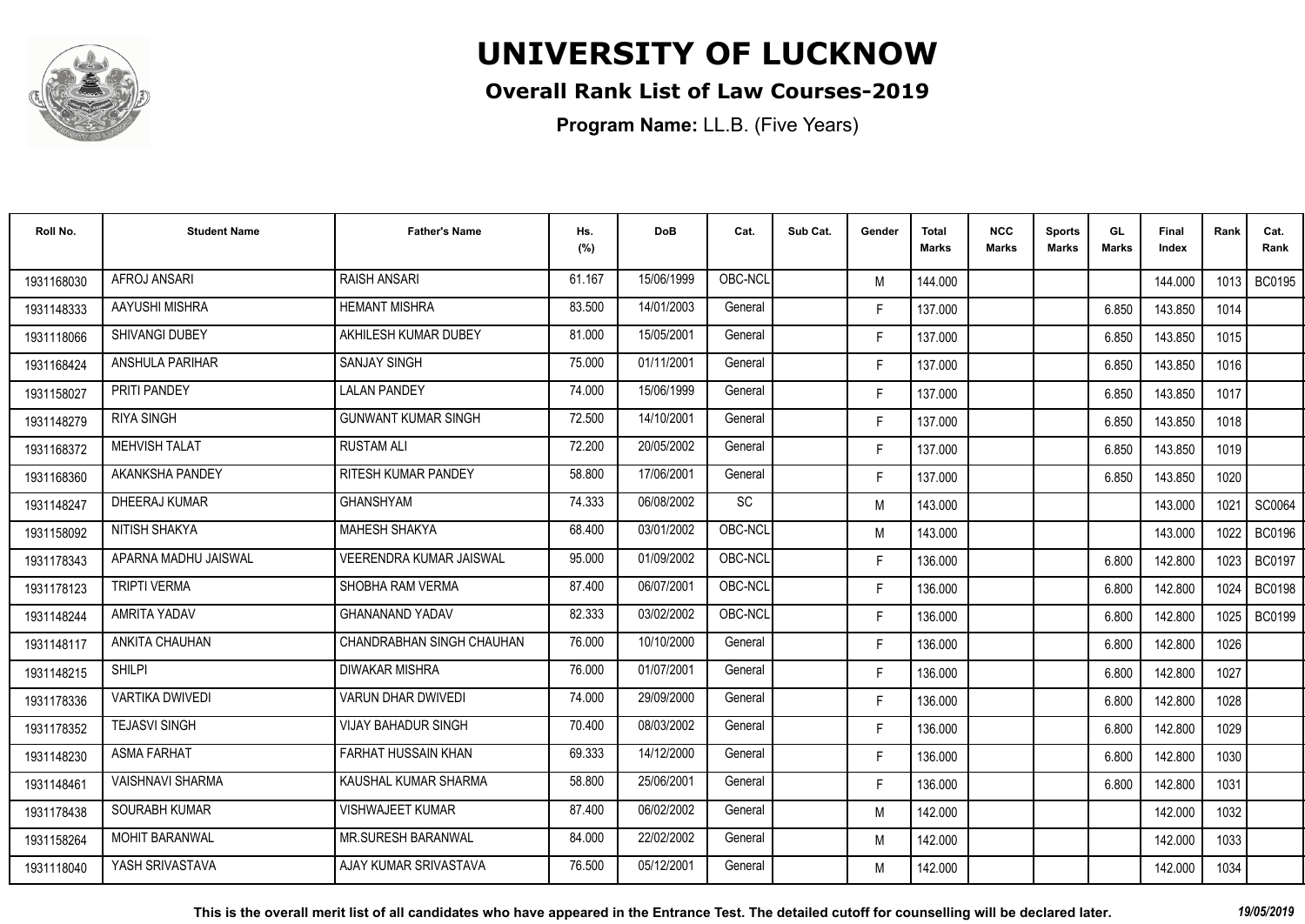# UNIVERSITY OF LUCKNOW

## Overall Rank List of Law Courses-2019

**Program Name:** LL.B. (Five Years)

| Roll No. | Student Name | Father's Name | Hs. (%) | DoB | Cat. | Sub Cat. | Gender | Total Marks | NCC Marks | Sports Marks | GL Marks | Final Index | Rank | Cat. Rank |
|---|---|---|---|---|---|---|---|---|---|---|---|---|---|---|
| 1931168030 | AFROJ ANSARI | RAISH ANSARI | 61.167 | 15/06/1999 | OBC-NCL | | M | 144.000 | | | | 144.000 | 1013 | BC0195 |
| 1931148333 | AAYUSHI MISHRA | HEMANT MISHRA | 83.500 | 14/01/2003 | General | | F | 137.000 | | | 6.850 | 143.850 | 1014 | |
| 1931118066 | SHIVANGI DUBEY | AKHILESH KUMAR DUBEY | 81.000 | 15/05/2001 | General | | F | 137.000 | | | 6.850 | 143.850 | 1015 | |
| 1931168424 | ANSHULA PARIHAR | SANJAY SINGH | 75.000 | 01/11/2001 | General | | F | 137.000 | | | 6.850 | 143.850 | 1016 | |
| 1931158027 | PRITI PANDEY | LALAN PANDEY | 74.000 | 15/06/1999 | General | | F | 137.000 | | | 6.850 | 143.850 | 1017 | |
| 1931148279 | RIYA SINGH | GUNWANT KUMAR SINGH | 72.500 | 14/10/2001 | General | | F | 137.000 | | | 6.850 | 143.850 | 1018 | |
| 1931168372 | MEHVISH TALAT | RUSTAM ALI | 72.200 | 20/05/2002 | General | | F | 137.000 | | | 6.850 | 143.850 | 1019 | |
| 1931168360 | AKANKSHA PANDEY | RITESH KUMAR PANDEY | 58.800 | 17/06/2001 | General | | F | 137.000 | | | 6.850 | 143.850 | 1020 | |
| 1931148247 | DHEERAJ KUMAR | GHANSHYAM | 74.333 | 06/08/2002 | SC | | M | 143.000 | | | | 143.000 | 1021 | SC0064 |
| 1931158092 | NITISH SHAKYA | MAHESH SHAKYA | 68.400 | 03/01/2002 | OBC-NCL | | M | 143.000 | | | | 143.000 | 1022 | BC0196 |
| 1931178343 | APARNA MADHU JAISWAL | VEERENDRA KUMAR JAISWAL | 95.000 | 01/09/2002 | OBC-NCL | | F | 136.000 | | | 6.800 | 142.800 | 1023 | BC0197 |
| 1931178123 | TRIPTI VERMA | SHOBHA RAM VERMA | 87.400 | 06/07/2001 | OBC-NCL | | F | 136.000 | | | 6.800 | 142.800 | 1024 | BC0198 |
| 1931148244 | AMRITA YADAV | GHANANAND YADAV | 82.333 | 03/02/2002 | OBC-NCL | | F | 136.000 | | | 6.800 | 142.800 | 1025 | BC0199 |
| 1931148117 | ANKITA CHAUHAN | CHANDRABHAN SINGH CHAUHAN | 76.000 | 10/10/2000 | General | | F | 136.000 | | | 6.800 | 142.800 | 1026 | |
| 1931148215 | SHILPI | DIWAKAR MISHRA | 76.000 | 01/07/2001 | General | | F | 136.000 | | | 6.800 | 142.800 | 1027 | |
| 1931178336 | VARTIKA DWIVEDI | VARUN DHAR DWIVEDI | 74.000 | 29/09/2000 | General | | F | 136.000 | | | 6.800 | 142.800 | 1028 | |
| 1931178352 | TEJASVI SINGH | VIJAY BAHADUR SINGH | 70.400 | 08/03/2002 | General | | F | 136.000 | | | 6.800 | 142.800 | 1029 | |
| 1931148230 | ASMA FARHAT | FARHAT HUSSAIN KHAN | 69.333 | 14/12/2000 | General | | F | 136.000 | | | 6.800 | 142.800 | 1030 | |
| 1931148461 | VAISHNAVI SHARMA | KAUSHAL KUMAR SHARMA | 58.800 | 25/06/2001 | General | | F | 136.000 | | | 6.800 | 142.800 | 1031 | |
| 1931178438 | SOURABH KUMAR | VISHWAJEET KUMAR | 87.400 | 06/02/2002 | General | | M | 142.000 | | | | 142.000 | 1032 | |
| 1931158264 | MOHIT BARANWAL | MR.SURESH BARANWAL | 84.000 | 22/02/2002 | General | | M | 142.000 | | | | 142.000 | 1033 | |
| 1931118040 | YASH SRIVASTAVA | AJAY KUMAR SRIVASTAVA | 76.500 | 05/12/2001 | General | | M | 142.000 | | | | 142.000 | 1034 | |

**This is the overall merit list of all candidates who have appeared in the Entrance Test. The detailed cutoff for counselling will be declared later.** *19/05/2019*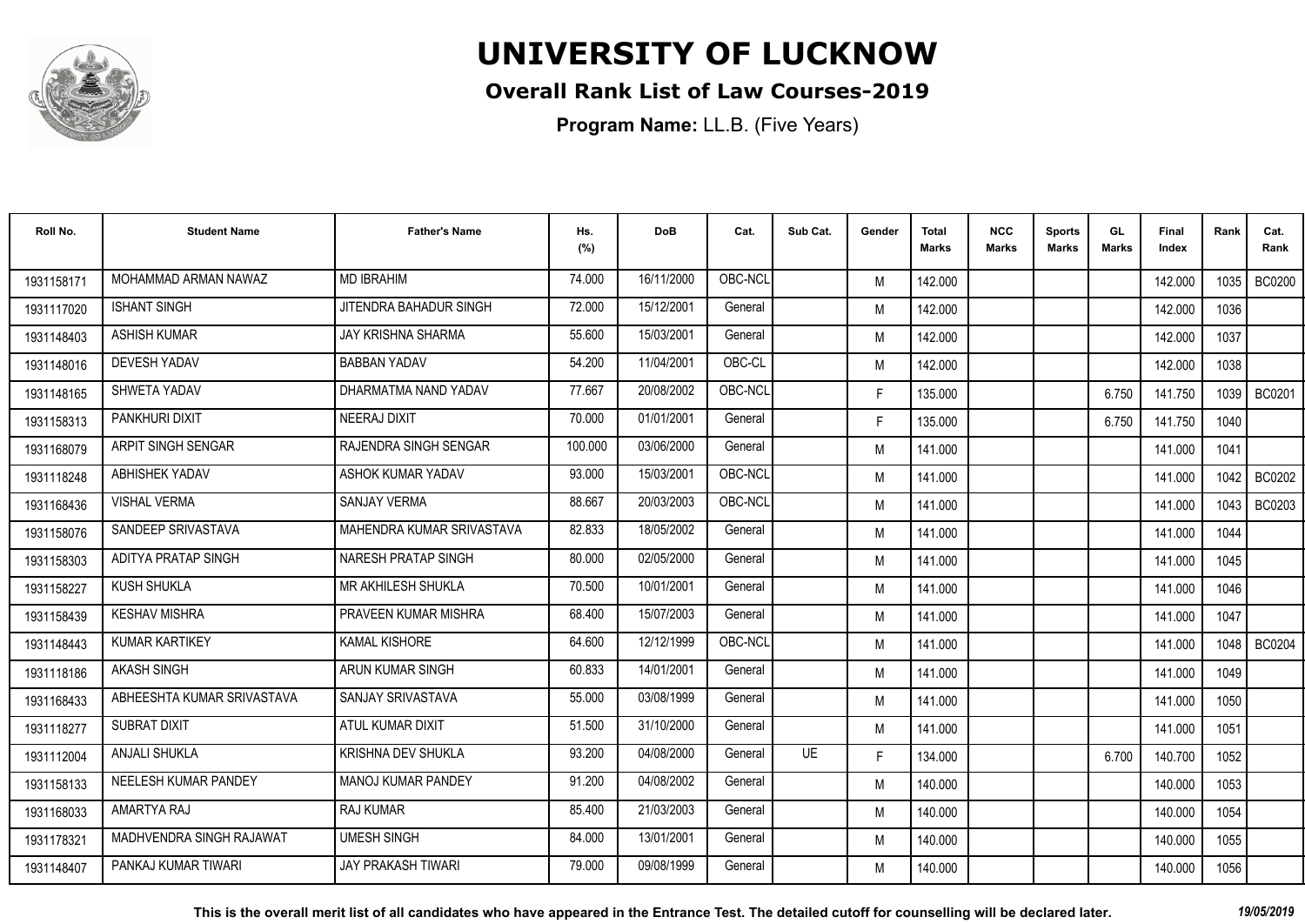# UNIVERSITY OF LUCKNOW

## Overall Rank List of Law Courses-2019

**Program Name:** LL.B. (Five Years)

| Roll No. | Student Name | Father's Name | Hs. (%) | DoB | Cat. | Sub Cat. | Gender | Total Marks | NCC Marks | Sports Marks | GL Marks | Final Index | Rank | Cat. Rank |
|---|---|---|---|---|---|---|---|---|---|---|---|---|---|---|
| 1931158171 | MOHAMMAD ARMAN NAWAZ | MD IBRAHIM | 74.000 | 16/11/2000 | OBC-NCL | | M | 142.000 | | | | 142.000 | 1035 | BC0200 |
| 1931117020 | ISHANT SINGH | JITENDRA BAHADUR SINGH | 72.000 | 15/12/2001 | General | | M | 142.000 | | | | 142.000 | 1036 | |
| 1931148403 | ASHISH KUMAR | JAY KRISHNA SHARMA | 55.600 | 15/03/2001 | General | | M | 142.000 | | | | 142.000 | 1037 | |
| 1931148016 | DEVESH YADAV | BABBAN YADAV | 54.200 | 11/04/2001 | OBC-CL | | M | 142.000 | | | | 142.000 | 1038 | |
| 1931148165 | SHWETA YADAV | DHARMATMA NAND YADAV | 77.667 | 20/08/2002 | OBC-NCL | | F | 135.000 | | | 6.750 | 141.750 | 1039 | BC0201 |
| 1931158313 | PANKHURI DIXIT | NEERAJ DIXIT | 70.000 | 01/01/2001 | General | | F | 135.000 | | | 6.750 | 141.750 | 1040 | |
| 1931168079 | ARPIT SINGH SENGAR | RAJENDRA SINGH SENGAR | 100.000 | 03/06/2000 | General | | M | 141.000 | | | | 141.000 | 1041 | |
| 1931118248 | ABHISHEK YADAV | ASHOK KUMAR YADAV | 93.000 | 15/03/2001 | OBC-NCL | | M | 141.000 | | | | 141.000 | 1042 | BC0202 |
| 1931168436 | VISHAL VERMA | SANJAY VERMA | 88.667 | 20/03/2003 | OBC-NCL | | M | 141.000 | | | | 141.000 | 1043 | BC0203 |
| 1931158076 | SANDEEP SRIVASTAVA | MAHENDRA KUMAR SRIVASTAVA | 82.833 | 18/05/2002 | General | | M | 141.000 | | | | 141.000 | 1044 | |
| 1931158303 | ADITYA PRATAP SINGH | NARESH PRATAP SINGH | 80.000 | 02/05/2000 | General | | M | 141.000 | | | | 141.000 | 1045 | |
| 1931158227 | KUSH SHUKLA | MR AKHILESH SHUKLA | 70.500 | 10/01/2001 | General | | M | 141.000 | | | | 141.000 | 1046 | |
| 1931158439 | KESHAV MISHRA | PRAVEEN KUMAR MISHRA | 68.400 | 15/07/2003 | General | | M | 141.000 | | | | 141.000 | 1047 | |
| 1931148443 | KUMAR KARTIKEY | KAMAL KISHORE | 64.600 | 12/12/1999 | OBC-NCL | | M | 141.000 | | | | 141.000 | 1048 | BC0204 |
| 1931118186 | AKASH SINGH | ARUN KUMAR SINGH | 60.833 | 14/01/2001 | General | | M | 141.000 | | | | 141.000 | 1049 | |
| 1931168433 | ABHEESHTA KUMAR SRIVASTAVA | SANJAY SRIVASTAVA | 55.000 | 03/08/1999 | General | | M | 141.000 | | | | 141.000 | 1050 | |
| 1931118277 | SUBRAT DIXIT | ATUL KUMAR DIXIT | 51.500 | 31/10/2000 | General | | M | 141.000 | | | | 141.000 | 1051 | |
| 1931112004 | ANJALI SHUKLA | KRISHNA DEV SHUKLA | 93.200 | 04/08/2000 | General | UE | F | 134.000 | | | 6.700 | 140.700 | 1052 | |
| 1931158133 | NEELESH KUMAR PANDEY | MANOJ KUMAR PANDEY | 91.200 | 04/08/2002 | General | | M | 140.000 | | | | 140.000 | 1053 | |
| 1931168033 | AMARTYA RAJ | RAJ KUMAR | 85.400 | 21/03/2003 | General | | M | 140.000 | | | | 140.000 | 1054 | |
| 1931178321 | MADHVENDRA SINGH RAJAWAT | UMESH SINGH | 84.000 | 13/01/2001 | General | | M | 140.000 | | | | 140.000 | 1055 | |
| 1931148407 | PANKAJ KUMAR TIWARI | JAY PRAKASH TIWARI | 79.000 | 09/08/1999 | General | | M | 140.000 | | | | 140.000 | 1056 | |

**This is the overall merit list of all candidates who have appeared in the Entrance Test. The detailed cutoff for counselling will be declared later.** *19/05/2019*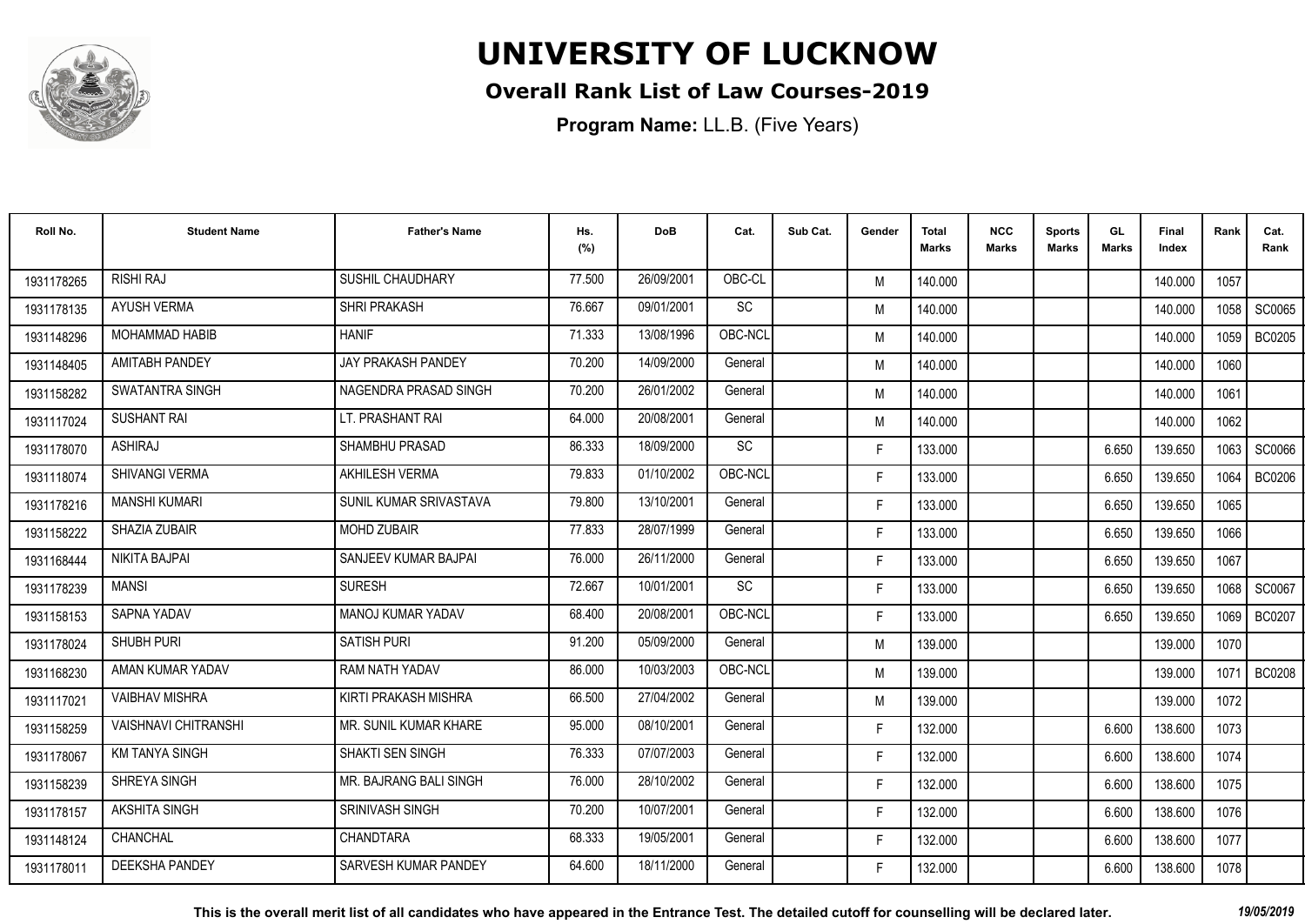# UNIVERSITY OF LUCKNOW

## Overall Rank List of Law Courses-2019

**Program Name:** LL.B. (Five Years)

| Roll No. | Student Name | Father's Name | Hs. (%) | DoB | Cat. | Sub Cat. | Gender | Total Marks | NCC Marks | Sports Marks | GL Marks | Final Index | Rank | Cat. Rank |
|---|---|---|---|---|---|---|---|---|---|---|---|---|---|---|
| 1931178265 | RISHI RAJ | SUSHIL CHAUDHARY | 77.500 | 26/09/2001 | OBC-CL | | M | 140.000 | | | | 140.000 | 1057 | |
| 1931178135 | AYUSH VERMA | SHRI PRAKASH | 76.667 | 09/01/2001 | SC | | M | 140.000 | | | | 140.000 | 1058 | SC0065 |
| 1931148296 | MOHAMMAD HABIB | HANIF | 71.333 | 13/08/1996 | OBC-NCL | | M | 140.000 | | | | 140.000 | 1059 | BC0205 |
| 1931148405 | AMITABH PANDEY | JAY PRAKASH PANDEY | 70.200 | 14/09/2000 | General | | M | 140.000 | | | | 140.000 | 1060 | |
| 1931158282 | SWATANTRA SINGH | NAGENDRA PRASAD SINGH | 70.200 | 26/01/2002 | General | | M | 140.000 | | | | 140.000 | 1061 | |
| 1931117024 | SUSHANT RAI | LT. PRASHANT RAI | 64.000 | 20/08/2001 | General | | M | 140.000 | | | | 140.000 | 1062 | |
| 1931178070 | ASHIRAJ | SHAMBHU PRASAD | 86.333 | 18/09/2000 | SC | | F | 133.000 | | | 6.650 | 139.650 | 1063 | SC0066 |
| 1931118074 | SHIVANGI VERMA | AKHILESH VERMA | 79.833 | 01/10/2002 | OBC-NCL | | F | 133.000 | | | 6.650 | 139.650 | 1064 | BC0206 |
| 1931178216 | MANSHI KUMARI | SUNIL KUMAR SRIVASTAVA | 79.800 | 13/10/2001 | General | | F | 133.000 | | | 6.650 | 139.650 | 1065 | |
| 1931158222 | SHAZIA ZUBAIR | MOHD ZUBAIR | 77.833 | 28/07/1999 | General | | F | 133.000 | | | 6.650 | 139.650 | 1066 | |
| 1931168444 | NIKITA BAJPAI | SANJEEV KUMAR BAJPAI | 76.000 | 26/11/2000 | General | | F | 133.000 | | | 6.650 | 139.650 | 1067 | |
| 1931178239 | MANSI | SURESH | 72.667 | 10/01/2001 | SC | | F | 133.000 | | | 6.650 | 139.650 | 1068 | SC0067 |
| 1931158153 | SAPNA YADAV | MANOJ KUMAR YADAV | 68.400 | 20/08/2001 | OBC-NCL | | F | 133.000 | | | 6.650 | 139.650 | 1069 | BC0207 |
| 1931178024 | SHUBH PURI | SATISH PURI | 91.200 | 05/09/2000 | General | | M | 139.000 | | | | 139.000 | 1070 | |
| 1931168230 | AMAN KUMAR YADAV | RAM NATH YADAV | 86.000 | 10/03/2003 | OBC-NCL | | M | 139.000 | | | | 139.000 | 1071 | BC0208 |
| 1931117021 | VAIBHAV MISHRA | KIRTI PRAKASH MISHRA | 66.500 | 27/04/2002 | General | | M | 139.000 | | | | 139.000 | 1072 | |
| 1931158259 | VAISHNAVI CHITRANSHI | MR. SUNIL KUMAR KHARE | 95.000 | 08/10/2001 | General | | F | 132.000 | | | 6.600 | 138.600 | 1073 | |
| 1931178067 | KM TANYA SINGH | SHAKTI SEN SINGH | 76.333 | 07/07/2003 | General | | F | 132.000 | | | 6.600 | 138.600 | 1074 | |
| 1931158239 | SHREYA SINGH | MR. BAJRANG BALI SINGH | 76.000 | 28/10/2002 | General | | F | 132.000 | | | 6.600 | 138.600 | 1075 | |
| 1931178157 | AKSHITA SINGH | SRINIVASH SINGH | 70.200 | 10/07/2001 | General | | F | 132.000 | | | 6.600 | 138.600 | 1076 | |
| 1931148124 | CHANCHAL | CHANDTARA | 68.333 | 19/05/2001 | General | | F | 132.000 | | | 6.600 | 138.600 | 1077 | |
| 1931178011 | DEEKSHA PANDEY | SARVESH KUMAR PANDEY | 64.600 | 18/11/2000 | General | | F | 132.000 | | | 6.600 | 138.600 | 1078 | |

**This is the overall merit list of all candidates who have appeared in the Entrance Test. The detailed cutoff for counselling will be declared later.** *19/05/2019*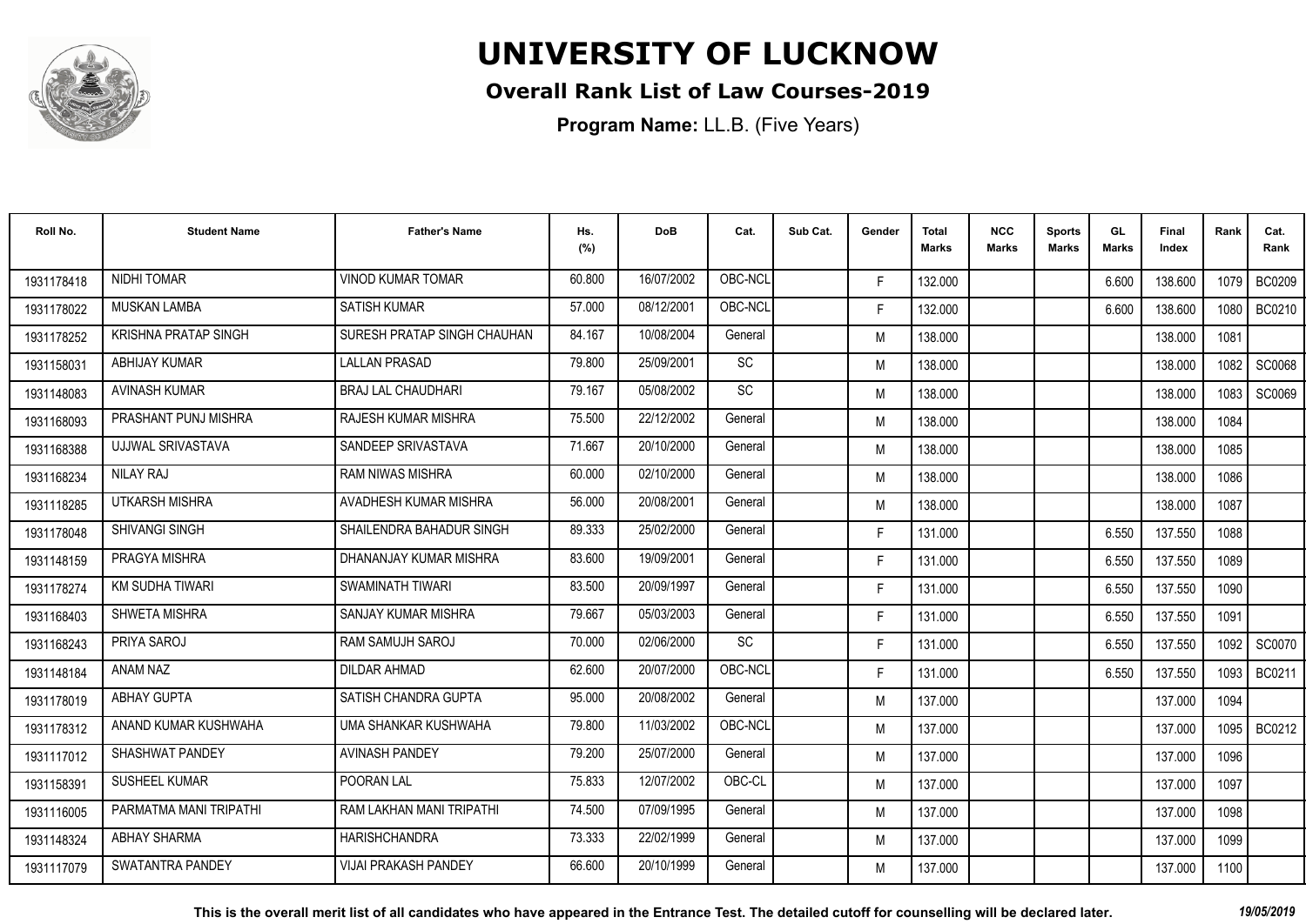# UNIVERSITY OF LUCKNOW

**Overall Rank List of Law Courses-2019**

**Program Name:** LL.B. (Five Years)

| Roll No. | Student Name | Father's Name | Hs. (%) | DoB | Cat. | Sub Cat. | Gender | Total Marks | NCC Marks | Sports Marks | GL Marks | Final Index | Rank | Cat. Rank |
|---|---|---|---|---|---|---|---|---|---|---|---|---|---|---|
| 1931178418 | NIDHI TOMAR | VINOD KUMAR TOMAR | 60.800 | 16/07/2002 | OBC-NCL | | F | 132.000 | | | 6.600 | 138.600 | 1079 | BC0209 |
| 1931178022 | MUSKAN LAMBA | SATISH KUMAR | 57.000 | 08/12/2001 | OBC-NCL | | F | 132.000 | | | 6.600 | 138.600 | 1080 | BC0210 |
| 1931178252 | KRISHNA PRATAP SINGH | SURESH PRATAP SINGH CHAUHAN | 84.167 | 10/08/2004 | General | | M | 138.000 | | | | 138.000 | 1081 | |
| 1931158031 | ABHIJAY KUMAR | LALLAN PRASAD | 79.800 | 25/09/2001 | SC | | M | 138.000 | | | | 138.000 | 1082 | SC0068 |
| 1931148083 | AVINASH KUMAR | BRAJ LAL CHAUDHARI | 79.167 | 05/08/2002 | SC | | M | 138.000 | | | | 138.000 | 1083 | SC0069 |
| 1931168093 | PRASHANT PUNJ MISHRA | RAJESH KUMAR MISHRA | 75.500 | 22/12/2002 | General | | M | 138.000 | | | | 138.000 | 1084 | |
| 1931168388 | UJJWAL SRIVASTAVA | SANDEEP SRIVASTAVA | 71.667 | 20/10/2000 | General | | M | 138.000 | | | | 138.000 | 1085 | |
| 1931168234 | NILAY RAJ | RAM NIWAS MISHRA | 60.000 | 02/10/2000 | General | | M | 138.000 | | | | 138.000 | 1086 | |
| 1931118285 | UTKARSH MISHRA | AVADHESH KUMAR MISHRA | 56.000 | 20/08/2001 | General | | M | 138.000 | | | | 138.000 | 1087 | |
| 1931178048 | SHIVANGI SINGH | SHAILENDRA BAHADUR SINGH | 89.333 | 25/02/2000 | General | | F | 131.000 | | | 6.550 | 137.550 | 1088 | |
| 1931148159 | PRAGYA MISHRA | DHANANJAY KUMAR MISHRA | 83.600 | 19/09/2001 | General | | F | 131.000 | | | 6.550 | 137.550 | 1089 | |
| 1931178274 | KM SUDHA TIWARI | SWAMINATH TIWARI | 83.500 | 20/09/1997 | General | | F | 131.000 | | | 6.550 | 137.550 | 1090 | |
| 1931168403 | SHWETA MISHRA | SANJAY KUMAR MISHRA | 79.667 | 05/03/2003 | General | | F | 131.000 | | | 6.550 | 137.550 | 1091 | |
| 1931168243 | PRIYA SAROJ | RAM SAMUJH SAROJ | 70.000 | 02/06/2000 | SC | | F | 131.000 | | | 6.550 | 137.550 | 1092 | SC0070 |
| 1931148184 | ANAM NAZ | DILDAR AHMAD | 62.600 | 20/07/2000 | OBC-NCL | | F | 131.000 | | | 6.550 | 137.550 | 1093 | BC0211 |
| 1931178019 | ABHAY GUPTA | SATISH CHANDRA GUPTA | 95.000 | 20/08/2002 | General | | M | 137.000 | | | | 137.000 | 1094 | |
| 1931178312 | ANAND KUMAR KUSHWAHA | UMA SHANKAR KUSHWAHA | 79.800 | 11/03/2002 | OBC-NCL | | M | 137.000 | | | | 137.000 | 1095 | BC0212 |
| 1931117012 | SHASHWAT PANDEY | AVINASH PANDEY | 79.200 | 25/07/2000 | General | | M | 137.000 | | | | 137.000 | 1096 | |
| 1931158391 | SUSHEEL KUMAR | POORAN LAL | 75.833 | 12/07/2002 | OBC-CL | | M | 137.000 | | | | 137.000 | 1097 | |
| 1931116005 | PARMATMA MANI TRIPATHI | RAM LAKHAN MANI TRIPATHI | 74.500 | 07/09/1995 | General | | M | 137.000 | | | | 137.000 | 1098 | |
| 1931148324 | ABHAY SHARMA | HARISHCHANDRA | 73.333 | 22/02/1999 | General | | M | 137.000 | | | | 137.000 | 1099 | |
| 1931117079 | SWATANTRA PANDEY | VIJAI PRAKASH PANDEY | 66.600 | 20/10/1999 | General | | M | 137.000 | | | | 137.000 | 1100 | |

**This is the overall merit list of all candidates who have appeared in the Entrance Test. The detailed cutoff for counselling will be declared later.** *19/05/2019*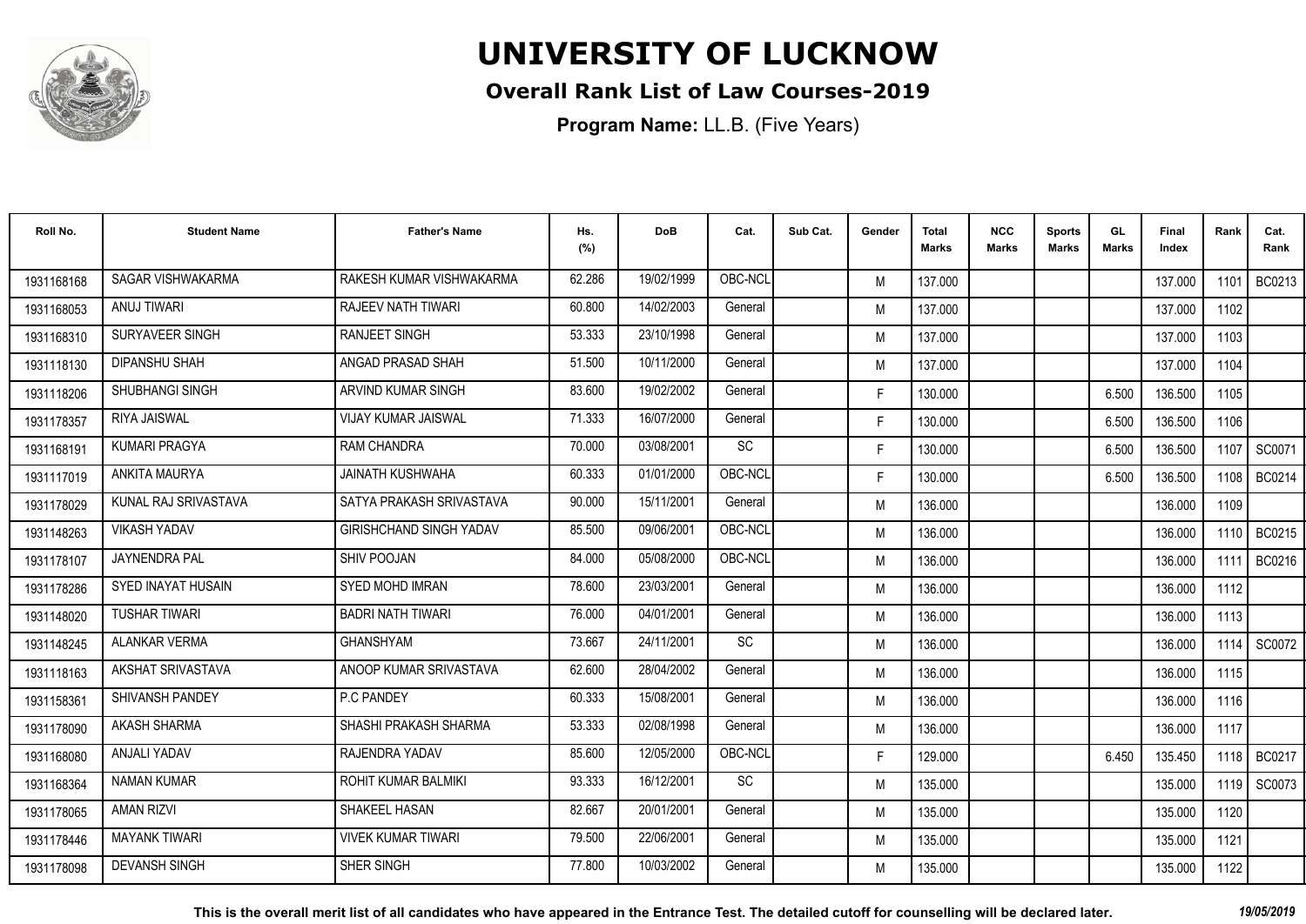# UNIVERSITY OF LUCKNOW

## Overall Rank List of Law Courses-2019

**Program Name:** LL.B. (Five Years)

| Roll No. | Student Name | Father's Name | Hs. (%) | DoB | Cat. | Sub Cat. | Gender | Total Marks | NCC Marks | Sports Marks | GL Marks | Final Index | Rank | Cat. Rank |
|---|---|---|---|---|---|---|---|---|---|---|---|---|---|---|
| 1931168168 | SAGAR VISHWAKARMA | RAKESH KUMAR VISHWAKARMA | 62.286 | 19/02/1999 | OBC-NCL | | M | 137.000 | | | | 137.000 | 1101 | BC0213 |
| 1931168053 | ANUJ TIWARI | RAJEEV NATH TIWARI | 60.800 | 14/02/2003 | General | | M | 137.000 | | | | 137.000 | 1102 | |
| 1931168310 | SURYAVEER SINGH | RANJEET SINGH | 53.333 | 23/10/1998 | General | | M | 137.000 | | | | 137.000 | 1103 | |
| 1931118130 | DIPANSHU SHAH | ANGAD PRASAD SHAH | 51.500 | 10/11/2000 | General | | M | 137.000 | | | | 137.000 | 1104 | |
| 1931118206 | SHUBHANGI SINGH | ARVIND KUMAR SINGH | 83.600 | 19/02/2002 | General | | F | 130.000 | | | 6.500 | 136.500 | 1105 | |
| 1931178357 | RIYA JAISWAL | VIJAY KUMAR JAISWAL | 71.333 | 16/07/2000 | General | | F | 130.000 | | | 6.500 | 136.500 | 1106 | |
| 1931168191 | KUMARI PRAGYA | RAM CHANDRA | 70.000 | 03/08/2001 | SC | | F | 130.000 | | | 6.500 | 136.500 | 1107 | SC0071 |
| 1931117019 | ANKITA MAURYA | JAINATH KUSHWAHA | 60.333 | 01/01/2000 | OBC-NCL | | F | 130.000 | | | 6.500 | 136.500 | 1108 | BC0214 |
| 1931178029 | KUNAL RAJ SRIVASTAVA | SATYA PRAKASH SRIVASTAVA | 90.000 | 15/11/2001 | General | | M | 136.000 | | | | 136.000 | 1109 | |
| 1931148263 | VIKASH YADAV | GIRISHCHAND SINGH YADAV | 85.500 | 09/06/2001 | OBC-NCL | | M | 136.000 | | | | 136.000 | 1110 | BC0215 |
| 1931178107 | JAYNENDRA PAL | SHIV POOJAN | 84.000 | 05/08/2000 | OBC-NCL | | M | 136.000 | | | | 136.000 | 1111 | BC0216 |
| 1931178286 | SYED INAYAT HUSAIN | SYED MOHD IMRAN | 78.600 | 23/03/2001 | General | | M | 136.000 | | | | 136.000 | 1112 | |
| 1931148020 | TUSHAR TIWARI | BADRI NATH TIWARI | 76.000 | 04/01/2001 | General | | M | 136.000 | | | | 136.000 | 1113 | |
| 1931148245 | ALANKAR VERMA | GHANSHYAM | 73.667 | 24/11/2001 | SC | | M | 136.000 | | | | 136.000 | 1114 | SC0072 |
| 1931118163 | AKSHAT SRIVASTAVA | ANOOP KUMAR SRIVASTAVA | 62.600 | 28/04/2002 | General | | M | 136.000 | | | | 136.000 | 1115 | |
| 1931158361 | SHIVANSH PANDEY | P.C PANDEY | 60.333 | 15/08/2001 | General | | M | 136.000 | | | | 136.000 | 1116 | |
| 1931178090 | AKASH SHARMA | SHASHI PRAKASH SHARMA | 53.333 | 02/08/1998 | General | | M | 136.000 | | | | 136.000 | 1117 | |
| 1931168080 | ANJALI YADAV | RAJENDRA YADAV | 85.600 | 12/05/2000 | OBC-NCL | | F | 129.000 | | | 6.450 | 135.450 | 1118 | BC0217 |
| 1931168364 | NAMAN KUMAR | ROHIT KUMAR BALMIKI | 93.333 | 16/12/2001 | SC | | M | 135.000 | | | | 135.000 | 1119 | SC0073 |
| 1931178065 | AMAN RIZVI | SHAKEEL HASAN | 82.667 | 20/01/2001 | General | | M | 135.000 | | | | 135.000 | 1120 | |
| 1931178446 | MAYANK TIWARI | VIVEK KUMAR TIWARI | 79.500 | 22/06/2001 | General | | M | 135.000 | | | | 135.000 | 1121 | |
| 1931178098 | DEVANSH SINGH | SHER SINGH | 77.800 | 10/03/2002 | General | | M | 135.000 | | | | 135.000 | 1122 | |

**This is the overall merit list of all candidates who have appeared in the Entrance Test. The detailed cutoff for counselling will be declared later.** *19/05/2019*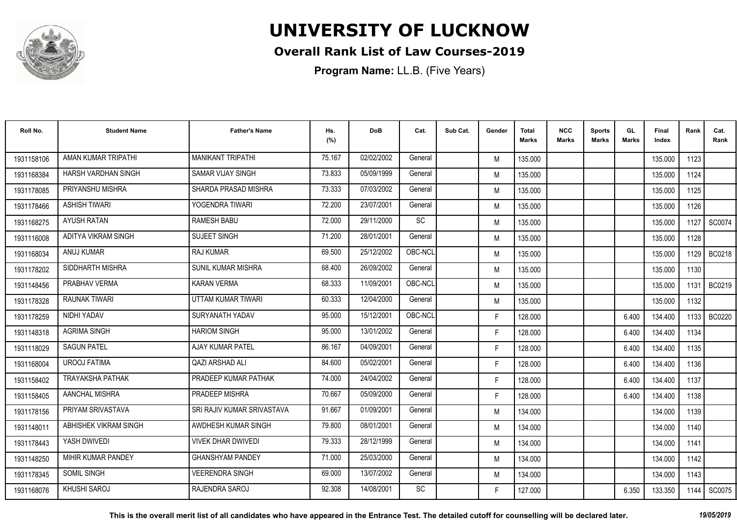# UNIVERSITY OF LUCKNOW

## Overall Rank List of Law Courses-2019

**Program Name:** LL.B. (Five Years)

| Roll No. | Student Name | Father's Name | Hs. (%) | DoB | Cat. | Sub Cat. | Gender | Total Marks | NCC Marks | Sports Marks | GL Marks | Final Index | Rank | Cat. Rank |
|---|---|---|---|---|---|---|---|---|---|---|---|---|---|---|
| 1931158106 | AMAN KUMAR TRIPATHI | MANIKANT TRIPATHI | 75.167 | 02/02/2002 | General | | M | 135.000 | | | | 135.000 | 1123 | |
| 1931168384 | HARSH VARDHAN SINGH | SAMAR VIJAY SINGH | 73.833 | 05/09/1999 | General | | M | 135.000 | | | | 135.000 | 1124 | |
| 1931178085 | PRIYANSHU MISHRA | SHARDA PRASAD MISHRA | 73.333 | 07/03/2002 | General | | M | 135.000 | | | | 135.000 | 1125 | |
| 1931178466 | ASHISH TIWARI | YOGENDRA TIWARI | 72.200 | 23/07/2001 | General | | M | 135.000 | | | | 135.000 | 1126 | |
| 1931168275 | AYUSH RATAN | RAMESH BABU | 72.000 | 29/11/2000 | SC | | M | 135.000 | | | | 135.000 | 1127 | SC0074 |
| 1931116008 | ADITYA VIKRAM SINGH | SUJEET SINGH | 71.200 | 28/01/2001 | General | | M | 135.000 | | | | 135.000 | 1128 | |
| 1931168034 | ANUJ KUMAR | RAJ KUMAR | 69.500 | 25/12/2002 | OBC-NCL | | M | 135.000 | | | | 135.000 | 1129 | BC0218 |
| 1931178202 | SIDDHARTH MISHRA | SUNIL KUMAR MISHRA | 68.400 | 26/09/2002 | General | | M | 135.000 | | | | 135.000 | 1130 | |
| 1931148456 | PRABHAV VERMA | KARAN VERMA | 68.333 | 11/09/2001 | OBC-NCL | | M | 135.000 | | | | 135.000 | 1131 | BC0219 |
| 1931178328 | RAUNAK TIWARI | UTTAM KUMAR TIWARI | 60.333 | 12/04/2000 | General | | M | 135.000 | | | | 135.000 | 1132 | |
| 1931178259 | NIDHI YADAV | SURYANATH YADAV | 95.000 | 15/12/2001 | OBC-NCL | | F | 128.000 | | | 6.400 | 134.400 | 1133 | BC0220 |
| 1931148318 | AGRIMA SINGH | HARIOM SINGH | 95.000 | 13/01/2002 | General | | F | 128.000 | | | 6.400 | 134.400 | 1134 | |
| 1931118029 | SAGUN PATEL | AJAY KUMAR PATEL | 86.167 | 04/09/2001 | General | | F | 128.000 | | | 6.400 | 134.400 | 1135 | |
| 1931168004 | UROOJ FATIMA | QAZI ARSHAD ALI | 84.600 | 05/02/2001 | General | | F | 128.000 | | | 6.400 | 134.400 | 1136 | |
| 1931158402 | TRAYAKSHA PATHAK | PRADEEP KUMAR PATHAK | 74.000 | 24/04/2002 | General | | F | 128.000 | | | 6.400 | 134.400 | 1137 | |
| 1931158405 | AANCHAL MISHRA | PRADEEP MISHRA | 70.667 | 05/09/2000 | General | | F | 128.000 | | | 6.400 | 134.400 | 1138 | |
| 1931178156 | PRIYAM SRIVASTAVA | SRI RAJIV KUMAR SRIVASTAVA | 91.667 | 01/09/2001 | General | | M | 134.000 | | | | 134.000 | 1139 | |
| 1931148011 | ABHISHEK VIKRAM SINGH | AWDHESH KUMAR SINGH | 79.800 | 08/01/2001 | General | | M | 134.000 | | | | 134.000 | 1140 | |
| 1931178443 | YASH DWIVEDI | VIVEK DHAR DWIVEDI | 79.333 | 28/12/1999 | General | | M | 134.000 | | | | 134.000 | 1141 | |
| 1931148250 | MIHIR KUMAR PANDEY | GHANSHYAM PANDEY | 71.000 | 25/03/2000 | General | | M | 134.000 | | | | 134.000 | 1142 | |
| 1931178345 | SOMIL SINGH | VEERENDRA SINGH | 69.000 | 13/07/2002 | General | | M | 134.000 | | | | 134.000 | 1143 | |
| 1931168076 | KHUSHI SAROJ | RAJENDRA SAROJ | 92.308 | 14/08/2001 | SC | | F | 127.000 | | | 6.350 | 133.350 | 1144 | SC0075 |

**This is the overall merit list of all candidates who have appeared in the Entrance Test. The detailed cutoff for counselling will be declared later.** *19/05/2019*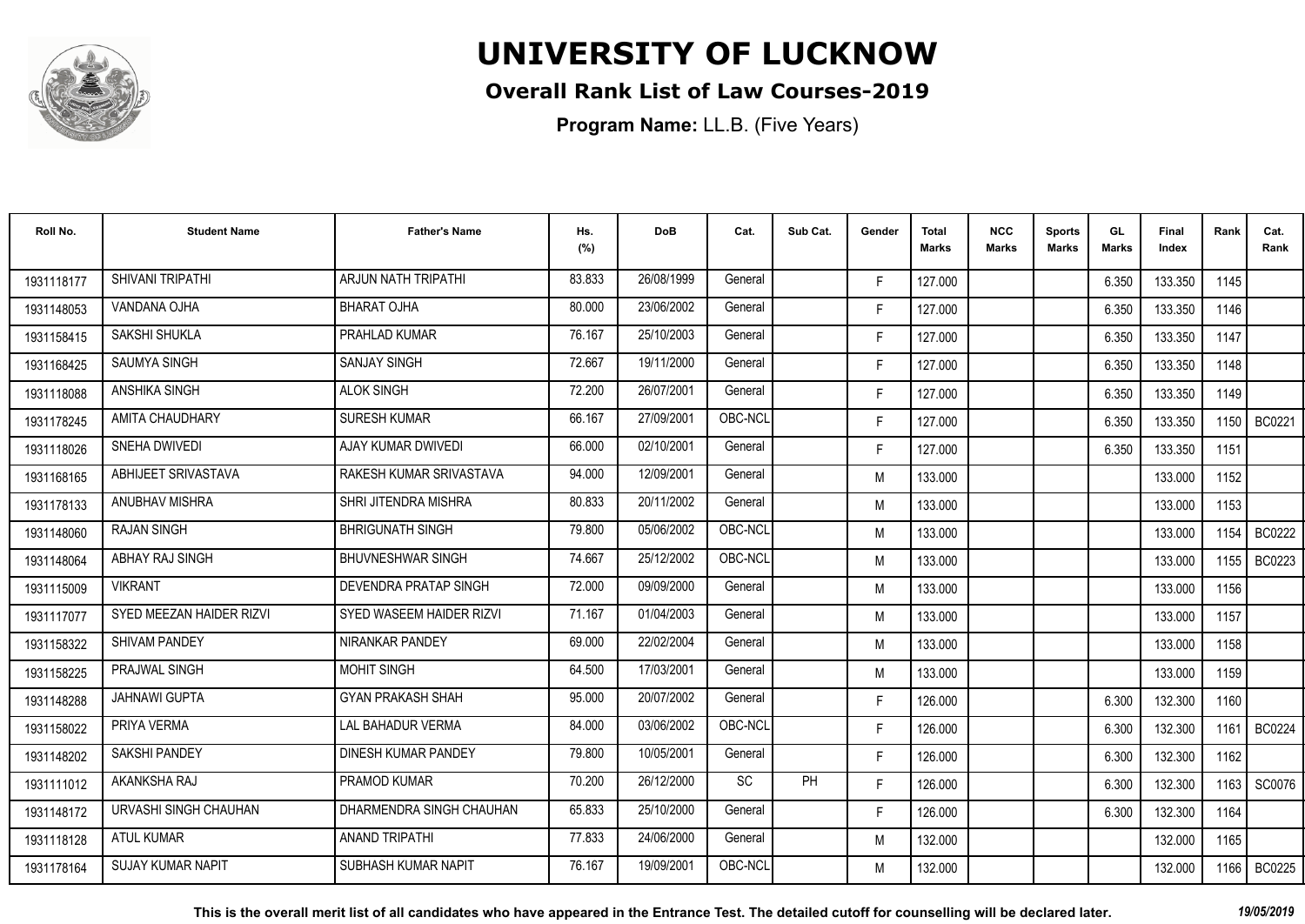# UNIVERSITY OF LUCKNOW

## Overall Rank List of Law Courses-2019

**Program Name:** LL.B. (Five Years)

| Roll No. | Student Name | Father's Name | Hs. (%) | DoB | Cat. | Sub Cat. | Gender | Total Marks | NCC Marks | Sports Marks | GL Marks | Final Index | Rank | Cat. Rank |
|---|---|---|---|---|---|---|---|---|---|---|---|---|---|---|
| 1931118177 | SHIVANI TRIPATHI | ARJUN NATH TRIPATHI | 83.833 | 26/08/1999 | General | | F | 127.000 | | | 6.350 | 133.350 | 1145 | |
| 1931148053 | VANDANA OJHA | BHARAT OJHA | 80.000 | 23/06/2002 | General | | F | 127.000 | | | 6.350 | 133.350 | 1146 | |
| 1931158415 | SAKSHI SHUKLA | PRAHLAD KUMAR | 76.167 | 25/10/2003 | General | | F | 127.000 | | | 6.350 | 133.350 | 1147 | |
| 1931168425 | SAUMYA SINGH | SANJAY SINGH | 72.667 | 19/11/2000 | General | | F | 127.000 | | | 6.350 | 133.350 | 1148 | |
| 1931118088 | ANSHIKA SINGH | ALOK SINGH | 72.200 | 26/07/2001 | General | | F | 127.000 | | | 6.350 | 133.350 | 1149 | |
| 1931178245 | AMITA CHAUDHARY | SURESH KUMAR | 66.167 | 27/09/2001 | OBC-NCL | | F | 127.000 | | | 6.350 | 133.350 | 1150 | BC0221 |
| 1931118026 | SNEHA DWIVEDI | AJAY KUMAR DWIVEDI | 66.000 | 02/10/2001 | General | | F | 127.000 | | | 6.350 | 133.350 | 1151 | |
| 1931168165 | ABHIJEET SRIVASTAVA | RAKESH KUMAR SRIVASTAVA | 94.000 | 12/09/2001 | General | | M | 133.000 | | | | 133.000 | 1152 | |
| 1931178133 | ANUBHAV MISHRA | SHRI JITENDRA MISHRA | 80.833 | 20/11/2002 | General | | M | 133.000 | | | | 133.000 | 1153 | |
| 1931148060 | RAJAN SINGH | BHRIGUNATH SINGH | 79.800 | 05/06/2002 | OBC-NCL | | M | 133.000 | | | | 133.000 | 1154 | BC0222 |
| 1931148064 | ABHAY RAJ SINGH | BHUVNESHWAR SINGH | 74.667 | 25/12/2002 | OBC-NCL | | M | 133.000 | | | | 133.000 | 1155 | BC0223 |
| 1931115009 | VIKRANT | DEVENDRA PRATAP SINGH | 72.000 | 09/09/2000 | General | | M | 133.000 | | | | 133.000 | 1156 | |
| 1931117077 | SYED MEEZAN HAIDER RIZVI | SYED WASEEM HAIDER RIZVI | 71.167 | 01/04/2003 | General | | M | 133.000 | | | | 133.000 | 1157 | |
| 1931158322 | SHIVAM PANDEY | NIRANKAR PANDEY | 69.000 | 22/02/2004 | General | | M | 133.000 | | | | 133.000 | 1158 | |
| 1931158225 | PRAJWAL SINGH | MOHIT SINGH | 64.500 | 17/03/2001 | General | | M | 133.000 | | | | 133.000 | 1159 | |
| 1931148288 | JAHNAWI GUPTA | GYAN PRAKASH SHAH | 95.000 | 20/07/2002 | General | | F | 126.000 | | | 6.300 | 132.300 | 1160 | |
| 1931158022 | PRIYA VERMA | LAL BAHADUR VERMA | 84.000 | 03/06/2002 | OBC-NCL | | F | 126.000 | | | 6.300 | 132.300 | 1161 | BC0224 |
| 1931148202 | SAKSHI PANDEY | DINESH KUMAR PANDEY | 79.800 | 10/05/2001 | General | | F | 126.000 | | | 6.300 | 132.300 | 1162 | |
| 1931111012 | AKANKSHA RAJ | PRAMOD KUMAR | 70.200 | 26/12/2000 | SC | PH | F | 126.000 | | | 6.300 | 132.300 | 1163 | SC0076 |
| 1931148172 | URVASHI SINGH CHAUHAN | DHARMENDRA SINGH CHAUHAN | 65.833 | 25/10/2000 | General | | F | 126.000 | | | 6.300 | 132.300 | 1164 | |
| 1931118128 | ATUL KUMAR | ANAND TRIPATHI | 77.833 | 24/06/2000 | General | | M | 132.000 | | | | 132.000 | 1165 | |
| 1931178164 | SUJAY KUMAR NAPIT | SUBHASH KUMAR NAPIT | 76.167 | 19/09/2001 | OBC-NCL | | M | 132.000 | | | | 132.000 | 1166 | BC0225 |

**This is the overall merit list of all candidates who have appeared in the Entrance Test. The detailed cutoff for counselling will be declared later.** *19/05/2019*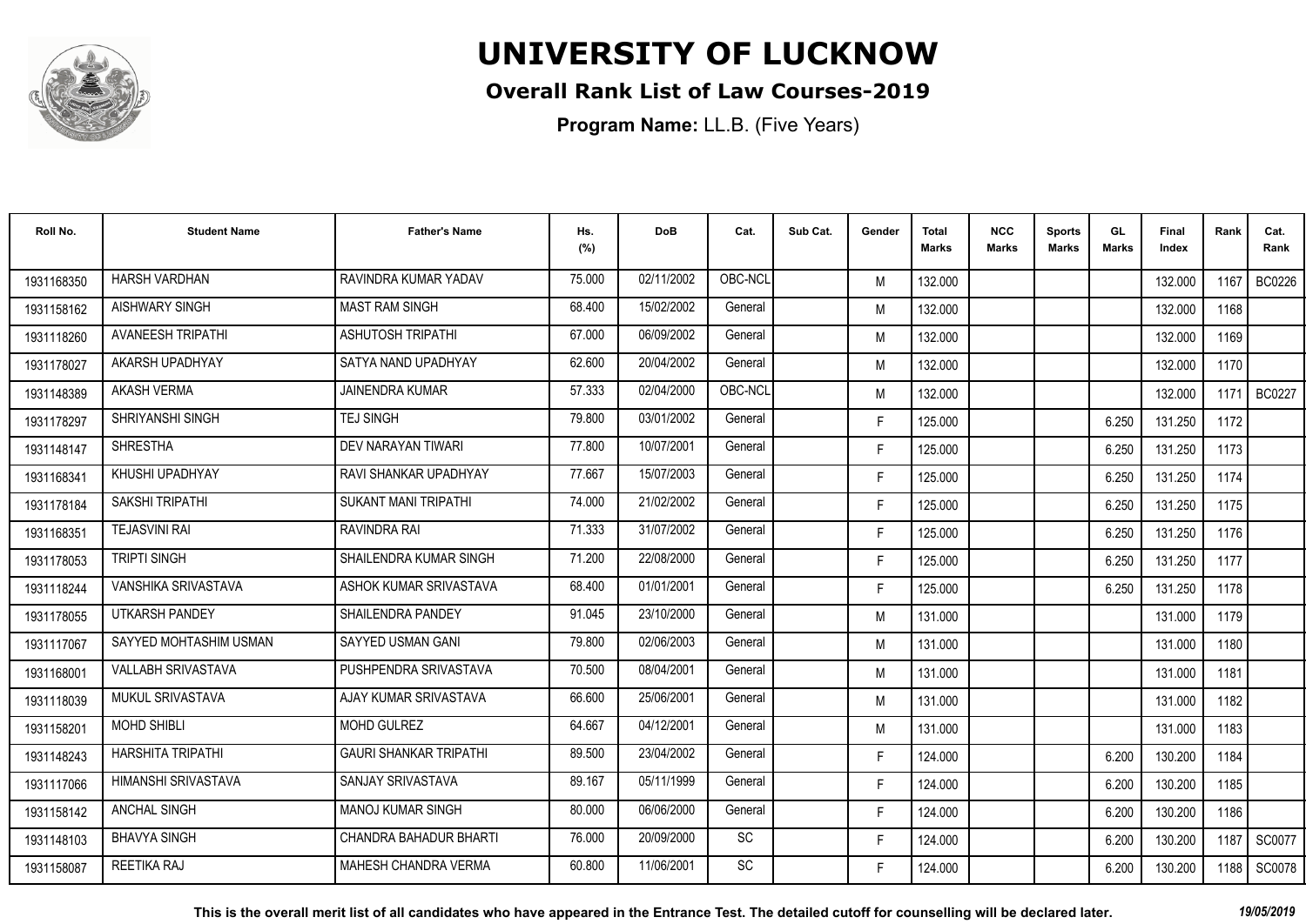# UNIVERSITY OF LUCKNOW

## Overall Rank List of Law Courses-2019

**Program Name:** LL.B. (Five Years)

| Roll No. | Student Name | Father's Name | Hs. (%) | DoB | Cat. | Sub Cat. | Gender | Total Marks | NCC Marks | Sports Marks | GL Marks | Final Index | Rank | Cat. Rank |
|---|---|---|---|---|---|---|---|---|---|---|---|---|---|---|
| 1931168350 | HARSH VARDHAN | RAVINDRA KUMAR YADAV | 75.000 | 02/11/2002 | OBC-NCL | | M | 132.000 | | | | 132.000 | 1167 | BC0226 |
| 1931158162 | AISHWARY SINGH | MAST RAM SINGH | 68.400 | 15/02/2002 | General | | M | 132.000 | | | | 132.000 | 1168 | |
| 1931118260 | AVANEESH TRIPATHI | ASHUTOSH TRIPATHI | 67.000 | 06/09/2002 | General | | M | 132.000 | | | | 132.000 | 1169 | |
| 1931178027 | AKARSH UPADHYAY | SATYA NAND UPADHYAY | 62.600 | 20/04/2002 | General | | M | 132.000 | | | | 132.000 | 1170 | |
| 1931148389 | AKASH VERMA | JAINENDRA KUMAR | 57.333 | 02/04/2000 | OBC-NCL | | M | 132.000 | | | | 132.000 | 1171 | BC0227 |
| 1931178297 | SHRIYANSHI SINGH | TEJ SINGH | 79.800 | 03/01/2002 | General | | F | 125.000 | | | 6.250 | 131.250 | 1172 | |
| 1931148147 | SHRESTHA | DEV NARAYAN TIWARI | 77.800 | 10/07/2001 | General | | F | 125.000 | | | 6.250 | 131.250 | 1173 | |
| 1931168341 | KHUSHI UPADHYAY | RAVI SHANKAR UPADHYAY | 77.667 | 15/07/2003 | General | | F | 125.000 | | | 6.250 | 131.250 | 1174 | |
| 1931178184 | SAKSHI TRIPATHI | SUKANT MANI TRIPATHI | 74.000 | 21/02/2002 | General | | F | 125.000 | | | 6.250 | 131.250 | 1175 | |
| 1931168351 | TEJASVINI RAI | RAVINDRA RAI | 71.333 | 31/07/2002 | General | | F | 125.000 | | | 6.250 | 131.250 | 1176 | |
| 1931178053 | TRIPTI SINGH | SHAILENDRA KUMAR SINGH | 71.200 | 22/08/2000 | General | | F | 125.000 | | | 6.250 | 131.250 | 1177 | |
| 1931118244 | VANSHIKA SRIVASTAVA | ASHOK KUMAR SRIVASTAVA | 68.400 | 01/01/2001 | General | | F | 125.000 | | | 6.250 | 131.250 | 1178 | |
| 1931178055 | UTKARSH PANDEY | SHAILENDRA PANDEY | 91.045 | 23/10/2000 | General | | M | 131.000 | | | | 131.000 | 1179 | |
| 1931117067 | SAYYED MOHTASHIM USMAN | SAYYED USMAN GANI | 79.800 | 02/06/2003 | General | | M | 131.000 | | | | 131.000 | 1180 | |
| 1931168001 | VALLABH SRIVASTAVA | PUSHPENDRA SRIVASTAVA | 70.500 | 08/04/2001 | General | | M | 131.000 | | | | 131.000 | 1181 | |
| 1931118039 | MUKUL SRIVASTAVA | AJAY KUMAR SRIVASTAVA | 66.600 | 25/06/2001 | General | | M | 131.000 | | | | 131.000 | 1182 | |
| 1931158201 | MOHD SHIBLI | MOHD GULREZ | 64.667 | 04/12/2001 | General | | M | 131.000 | | | | 131.000 | 1183 | |
| 1931148243 | HARSHITA TRIPATHI | GAURI SHANKAR TRIPATHI | 89.500 | 23/04/2002 | General | | F | 124.000 | | | 6.200 | 130.200 | 1184 | |
| 1931117066 | HIMANSHI SRIVASTAVA | SANJAY SRIVASTAVA | 89.167 | 05/11/1999 | General | | F | 124.000 | | | 6.200 | 130.200 | 1185 | |
| 1931158142 | ANCHAL SINGH | MANOJ KUMAR SINGH | 80.000 | 06/06/2000 | General | | F | 124.000 | | | 6.200 | 130.200 | 1186 | |
| 1931148103 | BHAVYA SINGH | CHANDRA BAHADUR BHARTI | 76.000 | 20/09/2000 | SC | | F | 124.000 | | | 6.200 | 130.200 | 1187 | SC0077 |
| 1931158087 | REETIKA RAJ | MAHESH CHANDRA VERMA | 60.800 | 11/06/2001 | SC | | F | 124.000 | | | 6.200 | 130.200 | 1188 | SC0078 |

**This is the overall merit list of all candidates who have appeared in the Entrance Test. The detailed cutoff for counselling will be declared later.** *19/05/2019*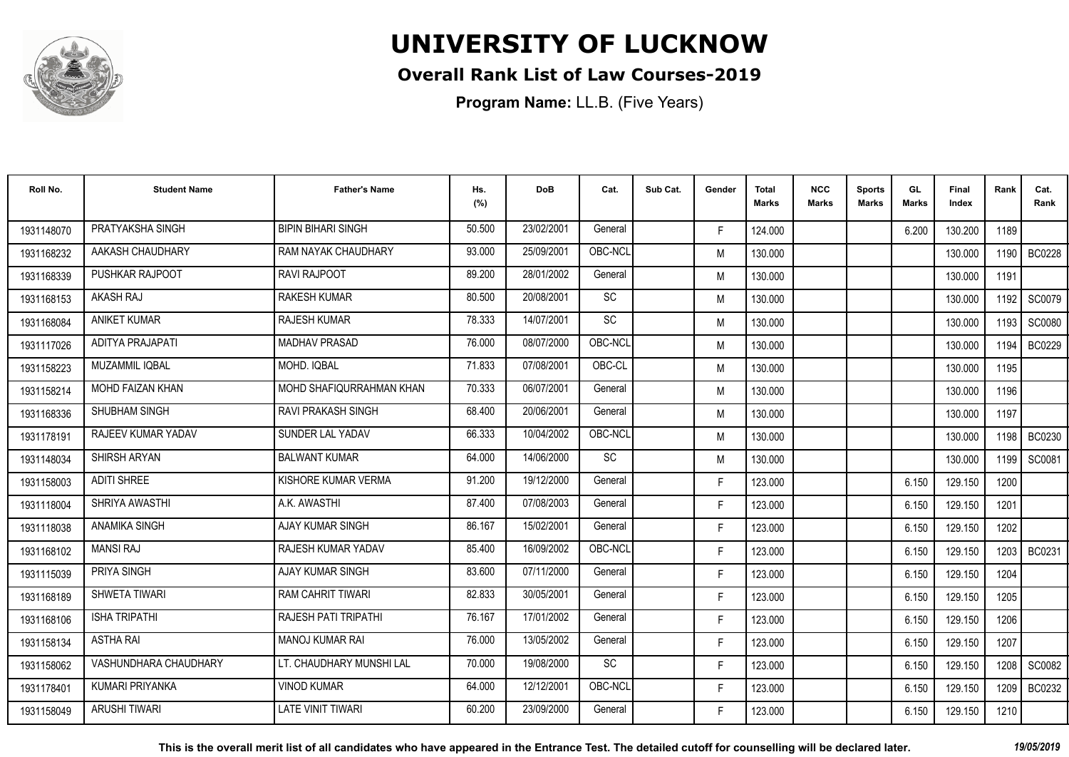# UNIVERSITY OF LUCKNOW

## Overall Rank List of Law Courses-2019

**Program Name:** LL.B. (Five Years)

| Roll No. | Student Name | Father's Name | Hs. (%) | DoB | Cat. | Sub Cat. | Gender | Total Marks | NCC Marks | Sports Marks | GL Marks | Final Index | Rank | Cat. Rank |
|---|---|---|---|---|---|---|---|---|---|---|---|---|---|---|
| 1931148070 | PRATYAKSHA SINGH | BIPIN BIHARI SINGH | 50.500 | 23/02/2001 | General | | F | 124.000 | | | 6.200 | 130.200 | 1189 | |
| 1931168232 | AAKASH CHAUDHARY | RAM NAYAK CHAUDHARY | 93.000 | 25/09/2001 | OBC-NCL | | M | 130.000 | | | | 130.000 | 1190 | BC0228 |
| 1931168339 | PUSHKAR RAJPOOT | RAVI RAJPOOT | 89.200 | 28/01/2002 | General | | M | 130.000 | | | | 130.000 | 1191 | |
| 1931168153 | AKASH RAJ | RAKESH KUMAR | 80.500 | 20/08/2001 | SC | | M | 130.000 | | | | 130.000 | 1192 | SC0079 |
| 1931168084 | ANIKET KUMAR | RAJESH KUMAR | 78.333 | 14/07/2001 | SC | | M | 130.000 | | | | 130.000 | 1193 | SC0080 |
| 1931117026 | ADITYA PRAJAPATI | MADHAV PRASAD | 76.000 | 08/07/2000 | OBC-NCL | | M | 130.000 | | | | 130.000 | 1194 | BC0229 |
| 1931158223 | MUZAMMIL IQBAL | MOHD. IQBAL | 71.833 | 07/08/2001 | OBC-CL | | M | 130.000 | | | | 130.000 | 1195 | |
| 1931158214 | MOHD FAIZAN KHAN | MOHD SHAFIQURRAHMAN KHAN | 70.333 | 06/07/2001 | General | | M | 130.000 | | | | 130.000 | 1196 | |
| 1931168336 | SHUBHAM SINGH | RAVI PRAKASH SINGH | 68.400 | 20/06/2001 | General | | M | 130.000 | | | | 130.000 | 1197 | |
| 1931178191 | RAJEEV KUMAR YADAV | SUNDER LAL YADAV | 66.333 | 10/04/2002 | OBC-NCL | | M | 130.000 | | | | 130.000 | 1198 | BC0230 |
| 1931148034 | SHIRSH ARYAN | BALWANT KUMAR | 64.000 | 14/06/2000 | SC | | M | 130.000 | | | | 130.000 | 1199 | SC0081 |
| 1931158003 | ADITI SHREE | KISHORE KUMAR VERMA | 91.200 | 19/12/2000 | General | | F | 123.000 | | | 6.150 | 129.150 | 1200 | |
| 1931118004 | SHRIYA AWASTHI | A.K. AWASTHI | 87.400 | 07/08/2003 | General | | F | 123.000 | | | 6.150 | 129.150 | 1201 | |
| 1931118038 | ANAMIKA SINGH | AJAY KUMAR SINGH | 86.167 | 15/02/2001 | General | | F | 123.000 | | | 6.150 | 129.150 | 1202 | |
| 1931168102 | MANSI RAJ | RAJESH KUMAR YADAV | 85.400 | 16/09/2002 | OBC-NCL | | F | 123.000 | | | 6.150 | 129.150 | 1203 | BC0231 |
| 1931115039 | PRIYA SINGH | AJAY KUMAR SINGH | 83.600 | 07/11/2000 | General | | F | 123.000 | | | 6.150 | 129.150 | 1204 | |
| 1931168189 | SHWETA TIWARI | RAM CAHRIT TIWARI | 82.833 | 30/05/2001 | General | | F | 123.000 | | | 6.150 | 129.150 | 1205 | |
| 1931168106 | ISHA TRIPATHI | RAJESH PATI TRIPATHI | 76.167 | 17/01/2002 | General | | F | 123.000 | | | 6.150 | 129.150 | 1206 | |
| 1931158134 | ASTHA RAI | MANOJ KUMAR RAI | 76.000 | 13/05/2002 | General | | F | 123.000 | | | 6.150 | 129.150 | 1207 | |
| 1931158062 | VASHUNDHARA CHAUDHARY | LT. CHAUDHARY MUNSHI LAL | 70.000 | 19/08/2000 | SC | | F | 123.000 | | | 6.150 | 129.150 | 1208 | SC0082 |
| 1931178401 | KUMARI PRIYANKA | VINOD KUMAR | 64.000 | 12/12/2001 | OBC-NCL | | F | 123.000 | | | 6.150 | 129.150 | 1209 | BC0232 |
| 1931158049 | ARUSHI TIWARI | LATE VINIT TIWARI | 60.200 | 23/09/2000 | General | | F | 123.000 | | | 6.150 | 129.150 | 1210 | |

**This is the overall merit list of all candidates who have appeared in the Entrance Test. The detailed cutoff for counselling will be declared later.** *19/05/2019*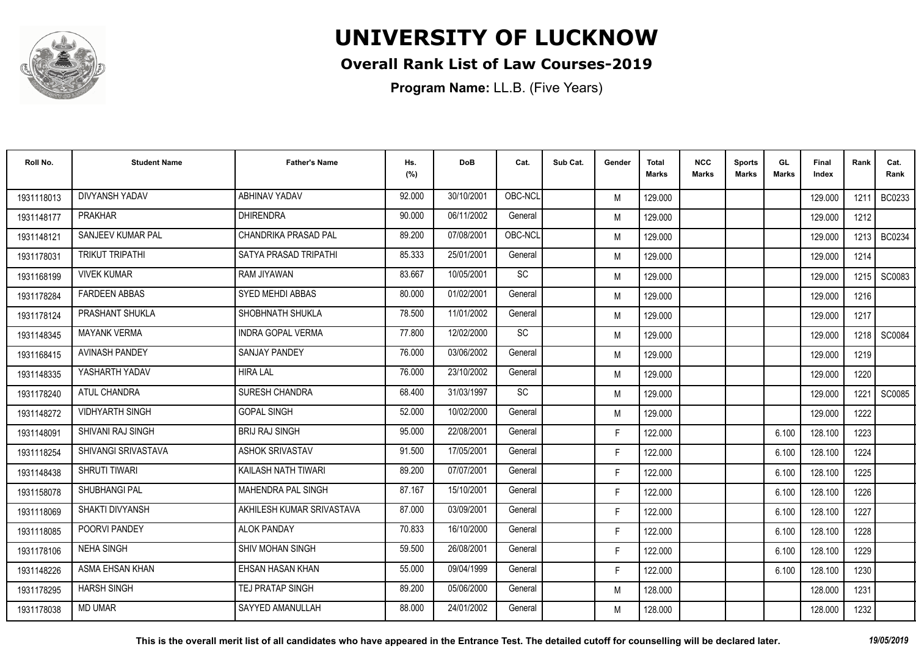# UNIVERSITY OF LUCKNOW

## Overall Rank List of Law Courses-2019

**Program Name:** LL.B. (Five Years)

| Roll No. | Student Name | Father's Name | Hs. (%) | DoB | Cat. | Sub Cat. | Gender | Total Marks | NCC Marks | Sports Marks | GL Marks | Final Index | Rank | Cat. Rank |
|---|---|---|---|---|---|---|---|---|---|---|---|---|---|---|
| 1931118013 | DIVYANSH YADAV | ABHINAV YADAV | 92.000 | 30/10/2001 | OBC-NCL | | M | 129.000 | | | | 129.000 | 1211 | BC0233 |
| 1931148177 | PRAKHAR | DHIRENDRA | 90.000 | 06/11/2002 | General | | M | 129.000 | | | | 129.000 | 1212 | |
| 1931148121 | SANJEEV KUMAR PAL | CHANDRIKA PRASAD PAL | 89.200 | 07/08/2001 | OBC-NCL | | M | 129.000 | | | | 129.000 | 1213 | BC0234 |
| 1931178031 | TRIKUT TRIPATHI | SATYA PRASAD TRIPATHI | 85.333 | 25/01/2001 | General | | M | 129.000 | | | | 129.000 | 1214 | |
| 1931168199 | VIVEK KUMAR | RAM JIYAWAN | 83.667 | 10/05/2001 | SC | | M | 129.000 | | | | 129.000 | 1215 | SC0083 |
| 1931178284 | FARDEEN ABBAS | SYED MEHDI ABBAS | 80.000 | 01/02/2001 | General | | M | 129.000 | | | | 129.000 | 1216 | |
| 1931178124 | PRASHANT SHUKLA | SHOBHNATH SHUKLA | 78.500 | 11/01/2002 | General | | M | 129.000 | | | | 129.000 | 1217 | |
| 1931148345 | MAYANK VERMA | INDRA GOPAL VERMA | 77.800 | 12/02/2000 | SC | | M | 129.000 | | | | 129.000 | 1218 | SC0084 |
| 1931168415 | AVINASH PANDEY | SANJAY PANDEY | 76.000 | 03/06/2002 | General | | M | 129.000 | | | | 129.000 | 1219 | |
| 1931148335 | YASHARTH YADAV | HIRA LAL | 76.000 | 23/10/2002 | General | | M | 129.000 | | | | 129.000 | 1220 | |
| 1931178240 | ATUL CHANDRA | SURESH CHANDRA | 68.400 | 31/03/1997 | SC | | M | 129.000 | | | | 129.000 | 1221 | SC0085 |
| 1931148272 | VIDHYARTH SINGH | GOPAL SINGH | 52.000 | 10/02/2000 | General | | M | 129.000 | | | | 129.000 | 1222 | |
| 1931148091 | SHIVANI RAJ SINGH | BRIJ RAJ SINGH | 95.000 | 22/08/2001 | General | | F | 122.000 | | | 6.100 | 128.100 | 1223 | |
| 1931118254 | SHIVANGI SRIVASTAVA | ASHOK SRIVASTAV | 91.500 | 17/05/2001 | General | | F | 122.000 | | | 6.100 | 128.100 | 1224 | |
| 1931148438 | SHRUTI TIWARI | KAILASH NATH TIWARI | 89.200 | 07/07/2001 | General | | F | 122.000 | | | 6.100 | 128.100 | 1225 | |
| 1931158078 | SHUBHANGI PAL | MAHENDRA PAL SINGH | 87.167 | 15/10/2001 | General | | F | 122.000 | | | 6.100 | 128.100 | 1226 | |
| 1931118069 | SHAKTI DIVYANSH | AKHILESH KUMAR SRIVASTAVA | 87.000 | 03/09/2001 | General | | F | 122.000 | | | 6.100 | 128.100 | 1227 | |
| 1931118085 | POORVI PANDEY | ALOK PANDAY | 70.833 | 16/10/2000 | General | | F | 122.000 | | | 6.100 | 128.100 | 1228 | |
| 1931178106 | NEHA SINGH | SHIV MOHAN SINGH | 59.500 | 26/08/2001 | General | | F | 122.000 | | | 6.100 | 128.100 | 1229 | |
| 1931148226 | ASMA EHSAN KHAN | EHSAN HASAN KHAN | 55.000 | 09/04/1999 | General | | F | 122.000 | | | 6.100 | 128.100 | 1230 | |
| 1931178295 | HARSH SINGH | TEJ PRATAP SINGH | 89.200 | 05/06/2000 | General | | M | 128.000 | | | | 128.000 | 1231 | |
| 1931178038 | MD UMAR | SAYYED AMANULLAH | 88.000 | 24/01/2002 | General | | M | 128.000 | | | | 128.000 | 1232 | |

**This is the overall merit list of all candidates who have appeared in the Entrance Test. The detailed cutoff for counselling will be declared later.** *19/05/2019*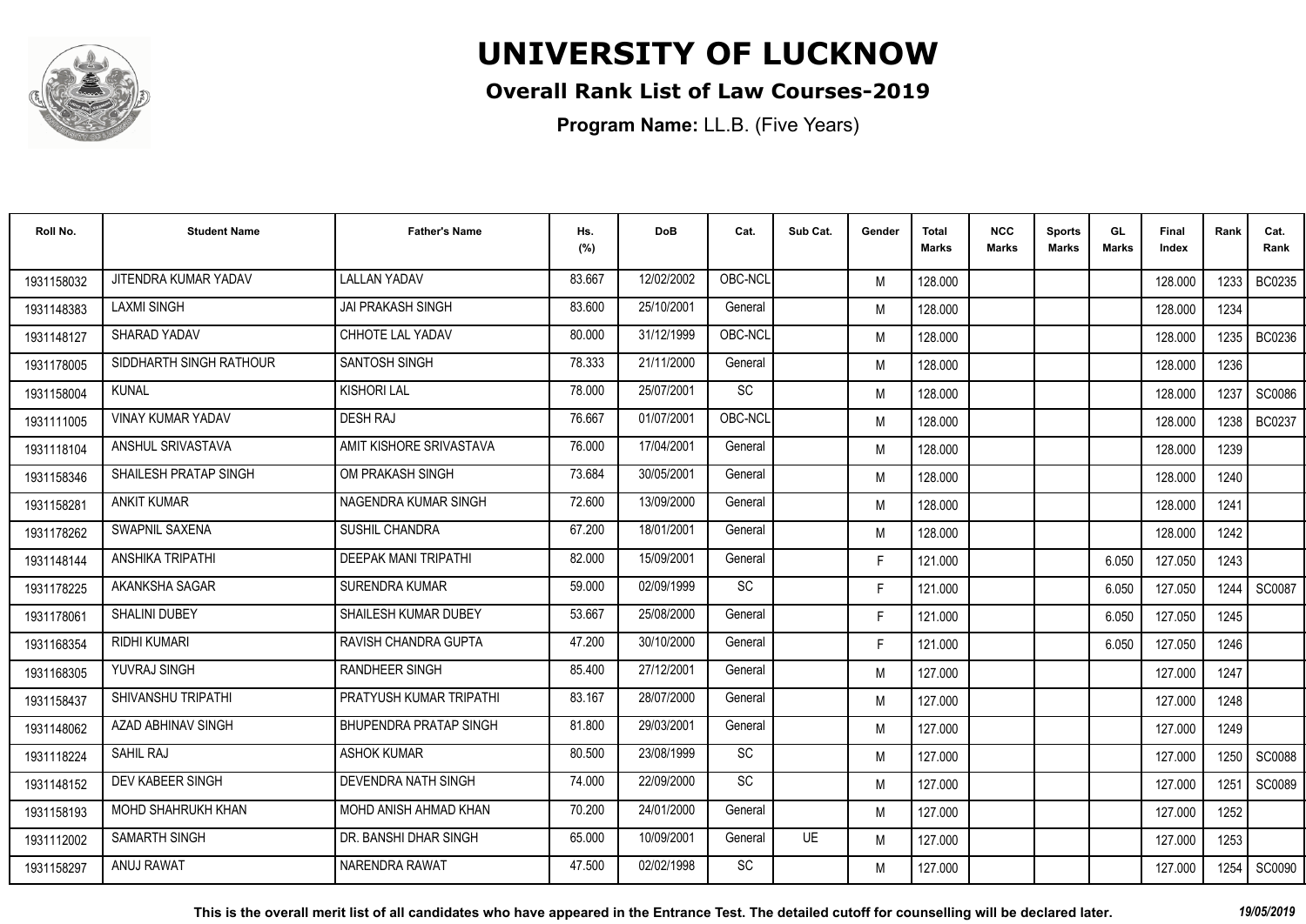# UNIVERSITY OF LUCKNOW

## Overall Rank List of Law Courses-2019

**Program Name:** LL.B. (Five Years)

| Roll No. | Student Name | Father's Name | Hs. (%) | DoB | Cat. | Sub Cat. | Gender | Total Marks | NCC Marks | Sports Marks | GL Marks | Final Index | Rank | Cat. Rank |
|---|---|---|---|---|---|---|---|---|---|---|---|---|---|---|
| 1931158032 | JITENDRA KUMAR YADAV | LALLAN YADAV | 83.667 | 12/02/2002 | OBC-NCL | | M | 128.000 | | | | 128.000 | 1233 | BC0235 |
| 1931148383 | LAXMI SINGH | JAI PRAKASH SINGH | 83.600 | 25/10/2001 | General | | M | 128.000 | | | | 128.000 | 1234 | |
| 1931148127 | SHARAD YADAV | CHHOTE LAL YADAV | 80.000 | 31/12/1999 | OBC-NCL | | M | 128.000 | | | | 128.000 | 1235 | BC0236 |
| 1931178005 | SIDDHARTH SINGH RATHOUR | SANTOSH SINGH | 78.333 | 21/11/2000 | General | | M | 128.000 | | | | 128.000 | 1236 | |
| 1931158004 | KUNAL | KISHORI LAL | 78.000 | 25/07/2001 | SC | | M | 128.000 | | | | 128.000 | 1237 | SC0086 |
| 1931111005 | VINAY KUMAR YADAV | DESH RAJ | 76.667 | 01/07/2001 | OBC-NCL | | M | 128.000 | | | | 128.000 | 1238 | BC0237 |
| 1931118104 | ANSHUL SRIVASTAVA | AMIT KISHORE SRIVASTAVA | 76.000 | 17/04/2001 | General | | M | 128.000 | | | | 128.000 | 1239 | |
| 1931158346 | SHAILESH PRATAP SINGH | OM PRAKASH SINGH | 73.684 | 30/05/2001 | General | | M | 128.000 | | | | 128.000 | 1240 | |
| 1931158281 | ANKIT KUMAR | NAGENDRA KUMAR SINGH | 72.600 | 13/09/2000 | General | | M | 128.000 | | | | 128.000 | 1241 | |
| 1931178262 | SWAPNIL SAXENA | SUSHIL CHANDRA | 67.200 | 18/01/2001 | General | | M | 128.000 | | | | 128.000 | 1242 | |
| 1931148144 | ANSHIKA TRIPATHI | DEEPAK MANI TRIPATHI | 82.000 | 15/09/2001 | General | | F | 121.000 | | | 6.050 | 127.050 | 1243 | |
| 1931178225 | AKANKSHA SAGAR | SURENDRA KUMAR | 59.000 | 02/09/1999 | SC | | F | 121.000 | | | 6.050 | 127.050 | 1244 | SC0087 |
| 1931178061 | SHALINI DUBEY | SHAILESH KUMAR DUBEY | 53.667 | 25/08/2000 | General | | F | 121.000 | | | 6.050 | 127.050 | 1245 | |
| 1931168354 | RIDHI KUMARI | RAVISH CHANDRA GUPTA | 47.200 | 30/10/2000 | General | | F | 121.000 | | | 6.050 | 127.050 | 1246 | |
| 1931168305 | YUVRAJ SINGH | RANDHEER SINGH | 85.400 | 27/12/2001 | General | | M | 127.000 | | | | 127.000 | 1247 | |
| 1931158437 | SHIVANSHU TRIPATHI | PRATYUSH KUMAR TRIPATHI | 83.167 | 28/07/2000 | General | | M | 127.000 | | | | 127.000 | 1248 | |
| 1931148062 | AZAD ABHINAV SINGH | BHUPENDRA PRATAP SINGH | 81.800 | 29/03/2001 | General | | M | 127.000 | | | | 127.000 | 1249 | |
| 1931118224 | SAHIL RAJ | ASHOK KUMAR | 80.500 | 23/08/1999 | SC | | M | 127.000 | | | | 127.000 | 1250 | SC0088 |
| 1931148152 | DEV KABEER SINGH | DEVENDRA NATH SINGH | 74.000 | 22/09/2000 | SC | | M | 127.000 | | | | 127.000 | 1251 | SC0089 |
| 1931158193 | MOHD SHAHRUKH KHAN | MOHD ANISH AHMAD KHAN | 70.200 | 24/01/2000 | General | | M | 127.000 | | | | 127.000 | 1252 | |
| 1931112002 | SAMARTH SINGH | DR. BANSHI DHAR SINGH | 65.000 | 10/09/2001 | General | UE | M | 127.000 | | | | 127.000 | 1253 | |
| 1931158297 | ANUJ RAWAT | NARENDRA RAWAT | 47.500 | 02/02/1998 | SC | | M | 127.000 | | | | 127.000 | 1254 | SC0090 |

**This is the overall merit list of all candidates who have appeared in the Entrance Test. The detailed cutoff for counselling will be declared later.** *19/05/2019*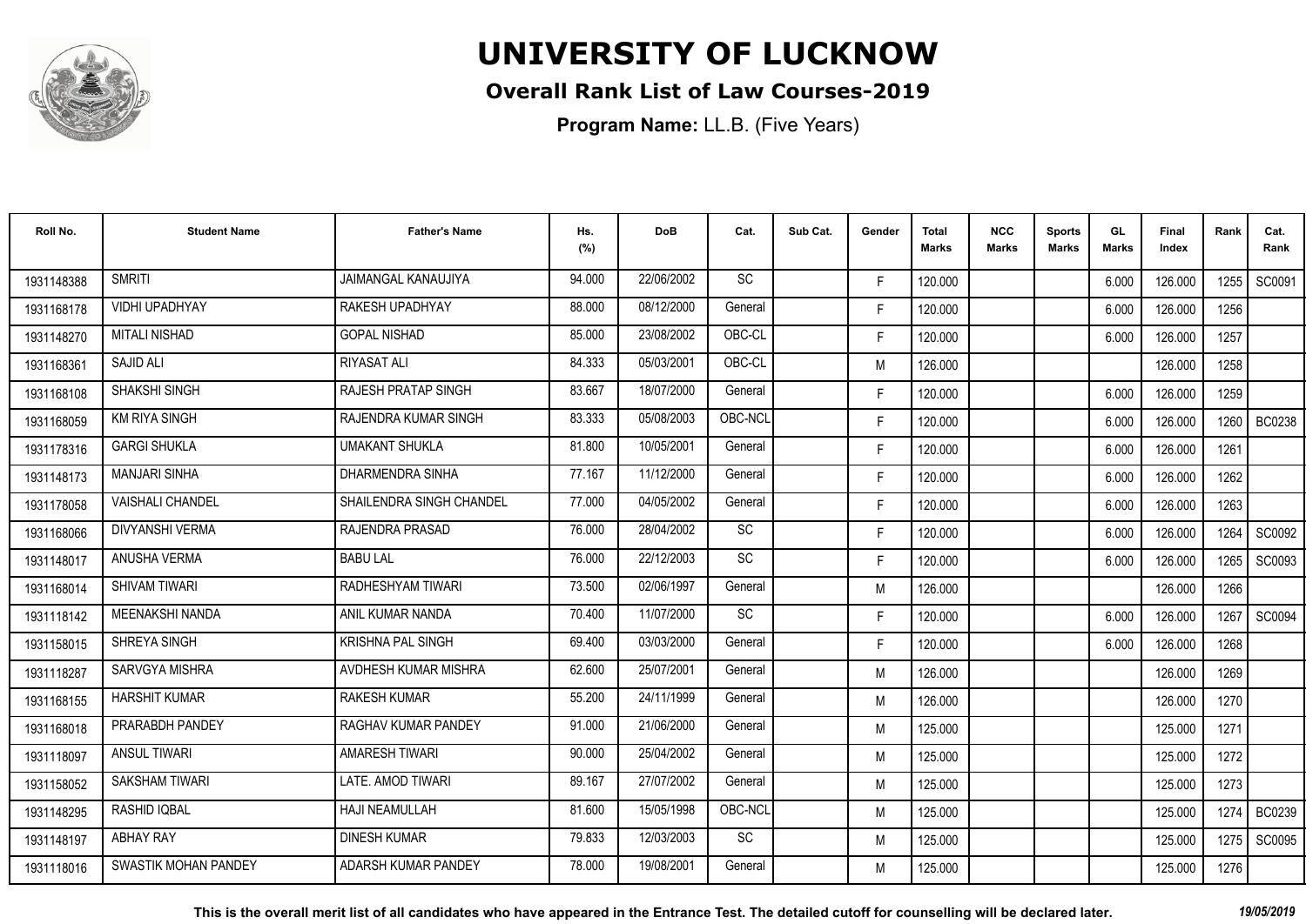# UNIVERSITY OF LUCKNOW

## Overall Rank List of Law Courses-2019

**Program Name:** LL.B. (Five Years)

| Roll No. | Student Name | Father's Name | Hs. (%) | DoB | Cat. | Sub Cat. | Gender | Total Marks | NCC Marks | Sports Marks | GL Marks | Final Index | Rank | Cat. Rank |
|---|---|---|---|---|---|---|---|---|---|---|---|---|---|---|
| 1931148388 | SMRITI | JAIMANGAL KANAUJIYA | 94.000 | 22/06/2002 | SC | | F | 120.000 | | | 6.000 | 126.000 | 1255 | SC0091 |
| 1931168178 | VIDHI UPADHYAY | RAKESH UPADHYAY | 88.000 | 08/12/2000 | General | | F | 120.000 | | | 6.000 | 126.000 | 1256 | |
| 1931148270 | MITALI NISHAD | GOPAL NISHAD | 85.000 | 23/08/2002 | OBC-CL | | F | 120.000 | | | 6.000 | 126.000 | 1257 | |
| 1931168361 | SAJID ALI | RIYASAT ALI | 84.333 | 05/03/2001 | OBC-CL | | M | 126.000 | | | | 126.000 | 1258 | |
| 1931168108 | SHAKSHI SINGH | RAJESH PRATAP SINGH | 83.667 | 18/07/2000 | General | | F | 120.000 | | | 6.000 | 126.000 | 1259 | |
| 1931168059 | KM RIYA SINGH | RAJENDRA KUMAR SINGH | 83.333 | 05/08/2003 | OBC-NCL | | F | 120.000 | | | 6.000 | 126.000 | 1260 | BC0238 |
| 1931178316 | GARGI SHUKLA | UMAKANT SHUKLA | 81.800 | 10/05/2001 | General | | F | 120.000 | | | 6.000 | 126.000 | 1261 | |
| 1931148173 | MANJARI SINHA | DHARMENDRA SINHA | 77.167 | 11/12/2000 | General | | F | 120.000 | | | 6.000 | 126.000 | 1262 | |
| 1931178058 | VAISHALI CHANDEL | SHAILENDRA SINGH CHANDEL | 77.000 | 04/05/2002 | General | | F | 120.000 | | | 6.000 | 126.000 | 1263 | |
| 1931168066 | DIVYANSHI VERMA | RAJENDRA PRASAD | 76.000 | 28/04/2002 | SC | | F | 120.000 | | | 6.000 | 126.000 | 1264 | SC0092 |
| 1931148017 | ANUSHA VERMA | BABU LAL | 76.000 | 22/12/2003 | SC | | F | 120.000 | | | 6.000 | 126.000 | 1265 | SC0093 |
| 1931168014 | SHIVAM TIWARI | RADHESHYAM TIWARI | 73.500 | 02/06/1997 | General | | M | 126.000 | | | | 126.000 | 1266 | |
| 1931118142 | MEENAKSHI NANDA | ANIL KUMAR NANDA | 70.400 | 11/07/2000 | SC | | F | 120.000 | | | 6.000 | 126.000 | 1267 | SC0094 |
| 1931158015 | SHREYA SINGH | KRISHNA PAL SINGH | 69.400 | 03/03/2000 | General | | F | 120.000 | | | 6.000 | 126.000 | 1268 | |
| 1931118287 | SARVGYA MISHRA | AVDHESH KUMAR MISHRA | 62.600 | 25/07/2001 | General | | M | 126.000 | | | | 126.000 | 1269 | |
| 1931168155 | HARSHIT KUMAR | RAKESH KUMAR | 55.200 | 24/11/1999 | General | | M | 126.000 | | | | 126.000 | 1270 | |
| 1931168018 | PRARABDH PANDEY | RAGHAV KUMAR PANDEY | 91.000 | 21/06/2000 | General | | M | 125.000 | | | | 125.000 | 1271 | |
| 1931118097 | ANSUL TIWARI | AMARESH TIWARI | 90.000 | 25/04/2002 | General | | M | 125.000 | | | | 125.000 | 1272 | |
| 1931158052 | SAKSHAM TIWARI | LATE. AMOD TIWARI | 89.167 | 27/07/2002 | General | | M | 125.000 | | | | 125.000 | 1273 | |
| 1931148295 | RASHID IQBAL | HAJI NEAMULLAH | 81.600 | 15/05/1998 | OBC-NCL | | M | 125.000 | | | | 125.000 | 1274 | BC0239 |
| 1931148197 | ABHAY RAY | DINESH KUMAR | 79.833 | 12/03/2003 | SC | | M | 125.000 | | | | 125.000 | 1275 | SC0095 |
| 1931118016 | SWASTIK MOHAN PANDEY | ADARSH KUMAR PANDEY | 78.000 | 19/08/2001 | General | | M | 125.000 | | | | 125.000 | 1276 | |

**This is the overall merit list of all candidates who have appeared in the Entrance Test. The detailed cutoff for counselling will be declared later.** *19/05/2019*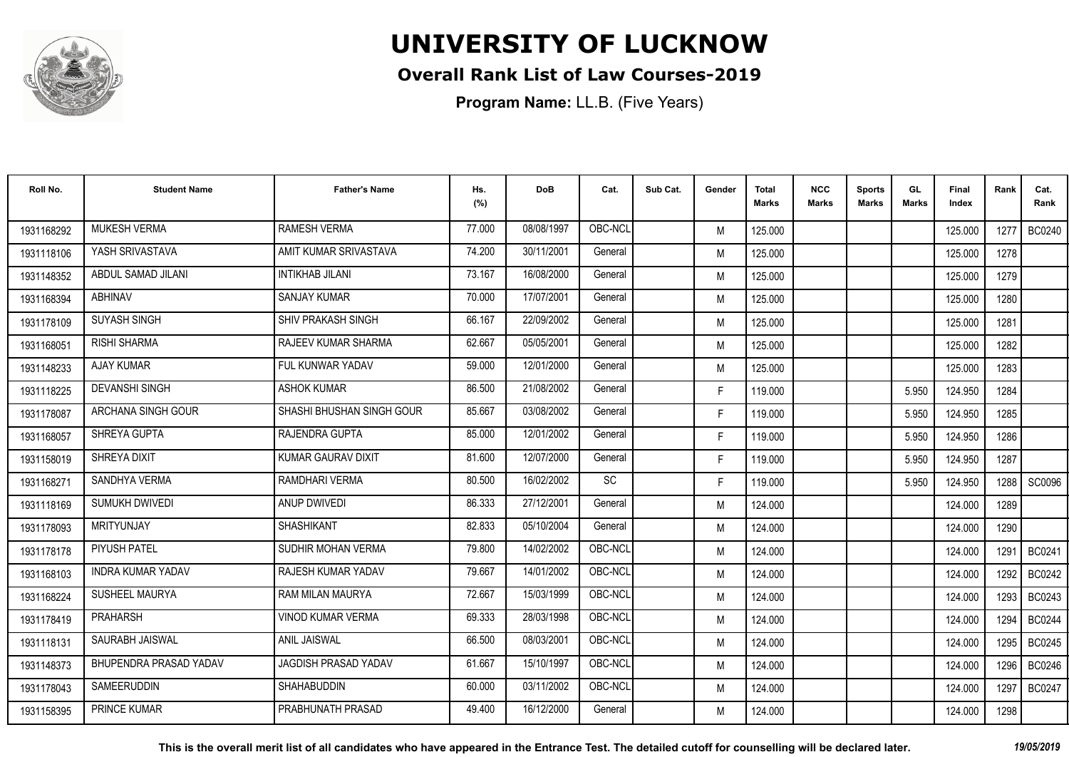# UNIVERSITY OF LUCKNOW

## Overall Rank List of Law Courses-2019

**Program Name:** LL.B. (Five Years)

| Roll No. | Student Name | Father's Name | Hs. (%) | DoB | Cat. | Sub Cat. | Gender | Total Marks | NCC Marks | Sports Marks | GL Marks | Final Index | Rank | Cat. Rank |
|---|---|---|---|---|---|---|---|---|---|---|---|---|---|---|
| 1931168292 | MUKESH VERMA | RAMESH VERMA | 77.000 | 08/08/1997 | OBC-NCL | | M | 125.000 | | | | 125.000 | 1277 | BC0240 |
| 1931118106 | YASH SRIVASTAVA | AMIT KUMAR SRIVASTAVA | 74.200 | 30/11/2001 | General | | M | 125.000 | | | | 125.000 | 1278 | |
| 1931148352 | ABDUL SAMAD JILANI | INTIKHAB JILANI | 73.167 | 16/08/2000 | General | | M | 125.000 | | | | 125.000 | 1279 | |
| 1931168394 | ABHINAV | SANJAY KUMAR | 70.000 | 17/07/2001 | General | | M | 125.000 | | | | 125.000 | 1280 | |
| 1931178109 | SUYASH SINGH | SHIV PRAKASH SINGH | 66.167 | 22/09/2002 | General | | M | 125.000 | | | | 125.000 | 1281 | |
| 1931168051 | RISHI SHARMA | RAJEEV KUMAR SHARMA | 62.667 | 05/05/2001 | General | | M | 125.000 | | | | 125.000 | 1282 | |
| 1931148233 | AJAY KUMAR | FUL KUNWAR YADAV | 59.000 | 12/01/2000 | General | | M | 125.000 | | | | 125.000 | 1283 | |
| 1931118225 | DEVANSHI SINGH | ASHOK KUMAR | 86.500 | 21/08/2002 | General | | F | 119.000 | | | 5.950 | 124.950 | 1284 | |
| 1931178087 | ARCHANA SINGH GOUR | SHASHI BHUSHAN SINGH GOUR | 85.667 | 03/08/2002 | General | | F | 119.000 | | | 5.950 | 124.950 | 1285 | |
| 1931168057 | SHREYA GUPTA | RAJENDRA GUPTA | 85.000 | 12/01/2002 | General | | F | 119.000 | | | 5.950 | 124.950 | 1286 | |
| 1931158019 | SHREYA DIXIT | KUMAR GAURAV DIXIT | 81.600 | 12/07/2000 | General | | F | 119.000 | | | 5.950 | 124.950 | 1287 | |
| 1931168271 | SANDHYA VERMA | RAMDHARI VERMA | 80.500 | 16/02/2002 | SC | | F | 119.000 | | | 5.950 | 124.950 | 1288 | SC0096 |
| 1931118169 | SUMUKH DWIVEDI | ANUP DWIVEDI | 86.333 | 27/12/2001 | General | | M | 124.000 | | | | 124.000 | 1289 | |
| 1931178093 | MRITYUNJAY | SHASHIKANT | 82.833 | 05/10/2004 | General | | M | 124.000 | | | | 124.000 | 1290 | |
| 1931178178 | PIYUSH PATEL | SUDHIR MOHAN VERMA | 79.800 | 14/02/2002 | OBC-NCL | | M | 124.000 | | | | 124.000 | 1291 | BC0241 |
| 1931168103 | INDRA KUMAR YADAV | RAJESH KUMAR YADAV | 79.667 | 14/01/2002 | OBC-NCL | | M | 124.000 | | | | 124.000 | 1292 | BC0242 |
| 1931168224 | SUSHEEL MAURYA | RAM MILAN MAURYA | 72.667 | 15/03/1999 | OBC-NCL | | M | 124.000 | | | | 124.000 | 1293 | BC0243 |
| 1931178419 | PRAHARSH | VINOD KUMAR VERMA | 69.333 | 28/03/1998 | OBC-NCL | | M | 124.000 | | | | 124.000 | 1294 | BC0244 |
| 1931118131 | SAURABH JAISWAL | ANIL JAISWAL | 66.500 | 08/03/2001 | OBC-NCL | | M | 124.000 | | | | 124.000 | 1295 | BC0245 |
| 1931148373 | BHUPENDRA PRASAD YADAV | JAGDISH PRASAD YADAV | 61.667 | 15/10/1997 | OBC-NCL | | M | 124.000 | | | | 124.000 | 1296 | BC0246 |
| 1931178043 | SAMEERUDDIN | SHAHABUDDIN | 60.000 | 03/11/2002 | OBC-NCL | | M | 124.000 | | | | 124.000 | 1297 | BC0247 |
| 1931158395 | PRINCE KUMAR | PRABHUNATH PRASAD | 49.400 | 16/12/2000 | General | | M | 124.000 | | | | 124.000 | 1298 | |

**This is the overall merit list of all candidates who have appeared in the Entrance Test. The detailed cutoff for counselling will be declared later.** *19/05/2019*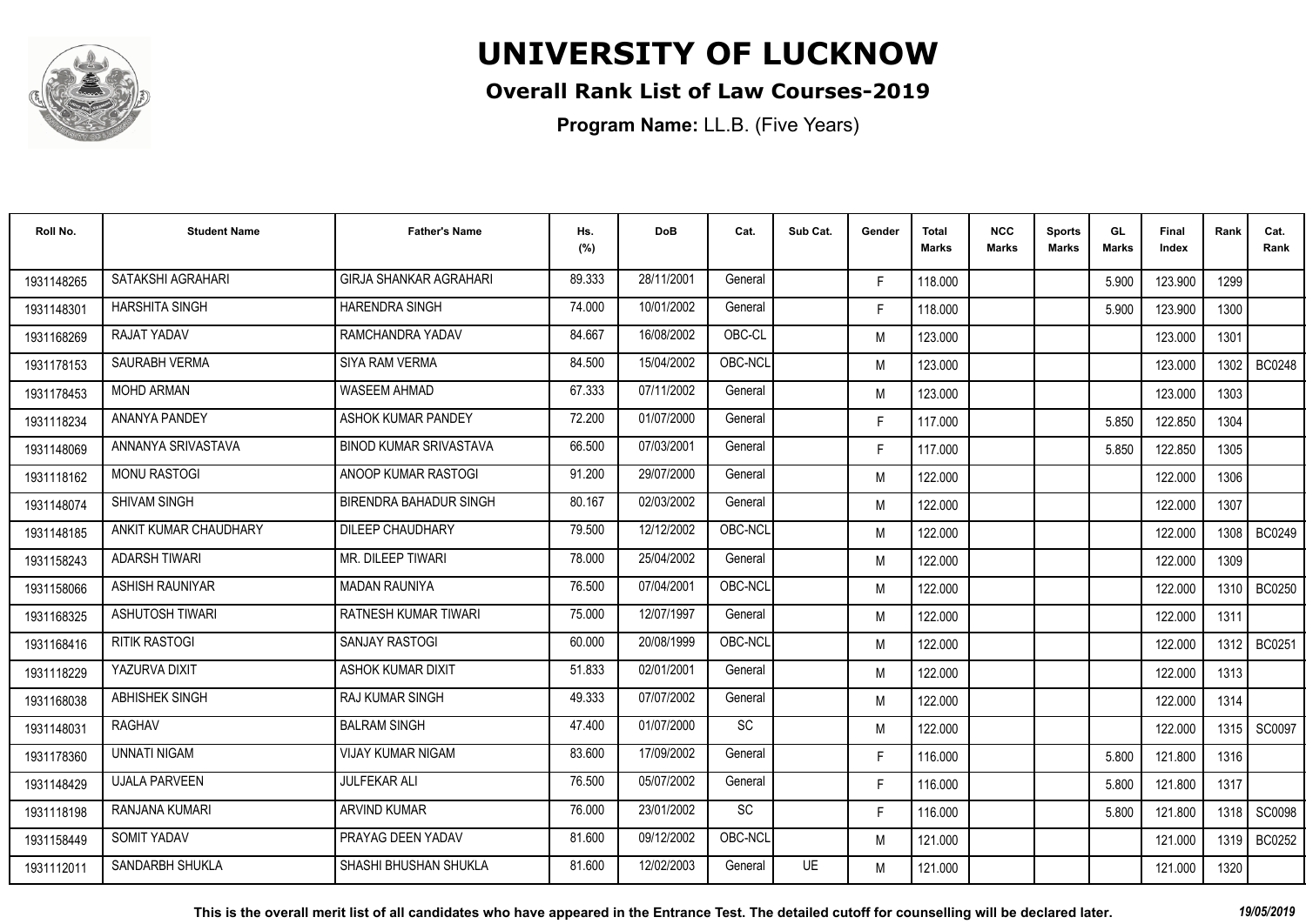# UNIVERSITY OF LUCKNOW

## Overall Rank List of Law Courses-2019

**Program Name:** LL.B. (Five Years)

| Roll No. | Student Name | Father's Name | Hs. (%) | DoB | Cat. | Sub Cat. | Gender | Total Marks | NCC Marks | Sports Marks | GL Marks | Final Index | Rank | Cat. Rank |
|---|---|---|---|---|---|---|---|---|---|---|---|---|---|---|
| 1931148265 | SATAKSHI AGRAHARI | GIRJA SHANKAR AGRAHARI | 89.333 | 28/11/2001 | General | | F | 118.000 | | | 5.900 | 123.900 | 1299 | |
| 1931148301 | HARSHITA SINGH | HARENDRA SINGH | 74.000 | 10/01/2002 | General | | F | 118.000 | | | 5.900 | 123.900 | 1300 | |
| 1931168269 | RAJAT YADAV | RAMCHANDRA YADAV | 84.667 | 16/08/2002 | OBC-CL | | M | 123.000 | | | | 123.000 | 1301 | |
| 1931178153 | SAURABH VERMA | SIYA RAM VERMA | 84.500 | 15/04/2002 | OBC-NCL | | M | 123.000 | | | | 123.000 | 1302 | BC0248 |
| 1931178453 | MOHD ARMAN | WASEEM AHMAD | 67.333 | 07/11/2002 | General | | M | 123.000 | | | | 123.000 | 1303 | |
| 1931118234 | ANANYA PANDEY | ASHOK KUMAR PANDEY | 72.200 | 01/07/2000 | General | | F | 117.000 | | | 5.850 | 122.850 | 1304 | |
| 1931148069 | ANNANYA SRIVASTAVA | BINOD KUMAR SRIVASTAVA | 66.500 | 07/03/2001 | General | | F | 117.000 | | | 5.850 | 122.850 | 1305 | |
| 1931118162 | MONU RASTOGI | ANOOP KUMAR RASTOGI | 91.200 | 29/07/2000 | General | | M | 122.000 | | | | 122.000 | 1306 | |
| 1931148074 | SHIVAM SINGH | BIRENDRA BAHADUR SINGH | 80.167 | 02/03/2002 | General | | M | 122.000 | | | | 122.000 | 1307 | |
| 1931148185 | ANKIT KUMAR CHAUDHARY | DILEEP CHAUDHARY | 79.500 | 12/12/2002 | OBC-NCL | | M | 122.000 | | | | 122.000 | 1308 | BC0249 |
| 1931158243 | ADARSH TIWARI | MR. DILEEP TIWARI | 78.000 | 25/04/2002 | General | | M | 122.000 | | | | 122.000 | 1309 | |
| 1931158066 | ASHISH RAUNIYAR | MADAN RAUNIYA | 76.500 | 07/04/2001 | OBC-NCL | | M | 122.000 | | | | 122.000 | 1310 | BC0250 |
| 1931168325 | ASHUTOSH TIWARI | RATNESH KUMAR TIWARI | 75.000 | 12/07/1997 | General | | M | 122.000 | | | | 122.000 | 1311 | |
| 1931168416 | RITIK RASTOGI | SANJAY RASTOGI | 60.000 | 20/08/1999 | OBC-NCL | | M | 122.000 | | | | 122.000 | 1312 | BC0251 |
| 1931118229 | YAZURVA DIXIT | ASHOK KUMAR DIXIT | 51.833 | 02/01/2001 | General | | M | 122.000 | | | | 122.000 | 1313 | |
| 1931168038 | ABHISHEK SINGH | RAJ KUMAR SINGH | 49.333 | 07/07/2002 | General | | M | 122.000 | | | | 122.000 | 1314 | |
| 1931148031 | RAGHAV | BALRAM SINGH | 47.400 | 01/07/2000 | SC | | M | 122.000 | | | | 122.000 | 1315 | SC0097 |
| 1931178360 | UNNATI NIGAM | VIJAY KUMAR NIGAM | 83.600 | 17/09/2002 | General | | F | 116.000 | | | 5.800 | 121.800 | 1316 | |
| 1931148429 | UJALA PARVEEN | JULFEKAR ALI | 76.500 | 05/07/2002 | General | | F | 116.000 | | | 5.800 | 121.800 | 1317 | |
| 1931118198 | RANJANA KUMARI | ARVIND KUMAR | 76.000 | 23/01/2002 | SC | | F | 116.000 | | | 5.800 | 121.800 | 1318 | SC0098 |
| 1931158449 | SOMIT YADAV | PRAYAG DEEN YADAV | 81.600 | 09/12/2002 | OBC-NCL | | M | 121.000 | | | | 121.000 | 1319 | BC0252 |
| 1931112011 | SANDARBH SHUKLA | SHASHI BHUSHAN SHUKLA | 81.600 | 12/02/2003 | General | UE | M | 121.000 | | | | 121.000 | 1320 | |

*This is the overall merit list of all candidates who have appeared in the Entrance Test. The detailed cutoff for counselling will be declared later.*

*19/05/2019*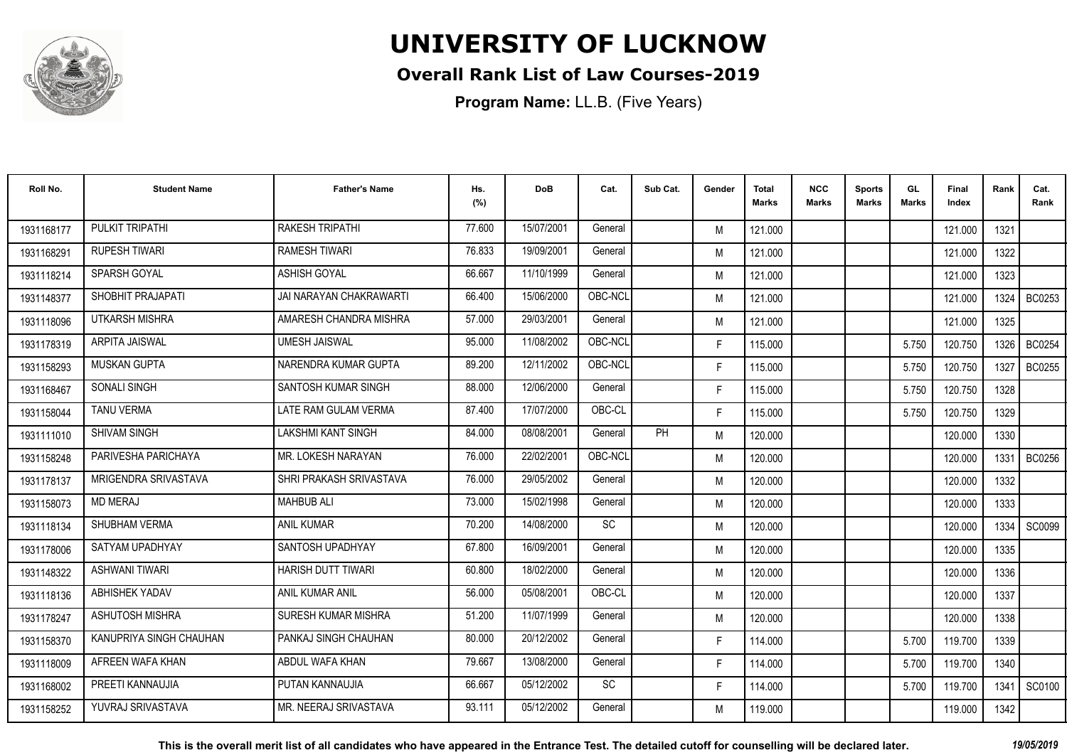# UNIVERSITY OF LUCKNOW

## Overall Rank List of Law Courses-2019

**Program Name:** LL.B. (Five Years)

| Roll No. | Student Name | Father's Name | Hs. (%) | DoB | Cat. | Sub Cat. | Gender | Total Marks | NCC Marks | Sports Marks | GL Marks | Final Index | Rank | Cat. Rank |
|---|---|---|---|---|---|---|---|---|---|---|---|---|---|---|
| 1931168177 | PULKIT TRIPATHI | RAKESH TRIPATHI | 77.600 | 15/07/2001 | General | | M | 121.000 | | | | 121.000 | 1321 | |
| 1931168291 | RUPESH TIWARI | RAMESH TIWARI | 76.833 | 19/09/2001 | General | | M | 121.000 | | | | 121.000 | 1322 | |
| 1931118214 | SPARSH GOYAL | ASHISH GOYAL | 66.667 | 11/10/1999 | General | | M | 121.000 | | | | 121.000 | 1323 | |
| 1931148377 | SHOBHIT PRAJAPATI | JAI NARAYAN CHAKRAWARTI | 66.400 | 15/06/2000 | OBC-NCL | | M | 121.000 | | | | 121.000 | 1324 | BC0253 |
| 1931118096 | UTKARSH MISHRA | AMARESH CHANDRA MISHRA | 57.000 | 29/03/2001 | General | | M | 121.000 | | | | 121.000 | 1325 | |
| 1931178319 | ARPITA JAISWAL | UMESH JAISWAL | 95.000 | 11/08/2002 | OBC-NCL | | F | 115.000 | | | 5.750 | 120.750 | 1326 | BC0254 |
| 1931158293 | MUSKAN GUPTA | NARENDRA KUMAR GUPTA | 89.200 | 12/11/2002 | OBC-NCL | | F | 115.000 | | | 5.750 | 120.750 | 1327 | BC0255 |
| 1931168467 | SONALI SINGH | SANTOSH KUMAR SINGH | 88.000 | 12/06/2000 | General | | F | 115.000 | | | 5.750 | 120.750 | 1328 | |
| 1931158044 | TANU VERMA | LATE RAM GULAM VERMA | 87.400 | 17/07/2000 | OBC-CL | | F | 115.000 | | | 5.750 | 120.750 | 1329 | |
| 1931111010 | SHIVAM SINGH | LAKSHMI KANT SINGH | 84.000 | 08/08/2001 | General | PH | M | 120.000 | | | | 120.000 | 1330 | |
| 1931158248 | PARIVESHA PARICHAYA | MR. LOKESH NARAYAN | 76.000 | 22/02/2001 | OBC-NCL | | M | 120.000 | | | | 120.000 | 1331 | BC0256 |
| 1931178137 | MRIGENDRA SRIVASTAVA | SHRI PRAKASH SRIVASTAVA | 76.000 | 29/05/2002 | General | | M | 120.000 | | | | 120.000 | 1332 | |
| 1931158073 | MD MERAJ | MAHBUB ALI | 73.000 | 15/02/1998 | General | | M | 120.000 | | | | 120.000 | 1333 | |
| 1931118134 | SHUBHAM VERMA | ANIL KUMAR | 70.200 | 14/08/2000 | SC | | M | 120.000 | | | | 120.000 | 1334 | SC0099 |
| 1931178006 | SATYAM UPADHYAY | SANTOSH UPADHYAY | 67.800 | 16/09/2001 | General | | M | 120.000 | | | | 120.000 | 1335 | |
| 1931148322 | ASHWANI TIWARI | HARISH DUTT TIWARI | 60.800 | 18/02/2000 | General | | M | 120.000 | | | | 120.000 | 1336 | |
| 1931118136 | ABHISHEK YADAV | ANIL KUMAR ANIL | 56.000 | 05/08/2001 | OBC-CL | | M | 120.000 | | | | 120.000 | 1337 | |
| 1931178247 | ASHUTOSH MISHRA | SURESH KUMAR MISHRA | 51.200 | 11/07/1999 | General | | M | 120.000 | | | | 120.000 | 1338 | |
| 1931158370 | KANUPRIYA SINGH CHAUHAN | PANKAJ SINGH CHAUHAN | 80.000 | 20/12/2002 | General | | F | 114.000 | | | 5.700 | 119.700 | 1339 | |
| 1931118009 | AFREEN WAFA KHAN | ABDUL WAFA KHAN | 79.667 | 13/08/2000 | General | | F | 114.000 | | | 5.700 | 119.700 | 1340 | |
| 1931168002 | PREETI KANNAUJIA | PUTAN KANNAUJIA | 66.667 | 05/12/2002 | SC | | F | 114.000 | | | 5.700 | 119.700 | 1341 | SC0100 |
| 1931158252 | YUVRAJ SRIVASTAVA | MR. NEERAJ SRIVASTAVA | 93.111 | 05/12/2002 | General | | M | 119.000 | | | | 119.000 | 1342 | |

**This is the overall merit list of all candidates who have appeared in the Entrance Test. The detailed cutoff for counselling will be declared later.** *19/05/2019*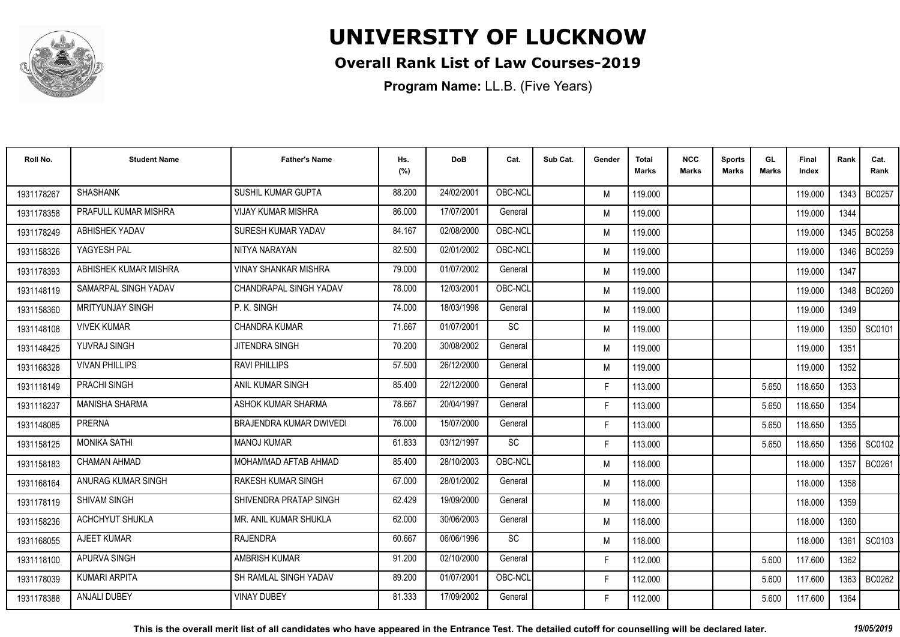# UNIVERSITY OF LUCKNOW

## Overall Rank List of Law Courses-2019

**Program Name:** LL.B. (Five Years)

| Roll No. | Student Name | Father's Name | Hs. (%) | DoB | Cat. | Sub Cat. | Gender | Total Marks | NCC Marks | Sports Marks | GL Marks | Final Index | Rank | Cat. Rank |
|---|---|---|---|---|---|---|---|---|---|---|---|---|---|---|
| 1931178267 | SHASHANK | SUSHIL KUMAR GUPTA | 88.200 | 24/02/2001 | OBC-NCL | | M | 119.000 | | | | 119.000 | 1343 | BC0257 |
| 1931178358 | PRAFULL KUMAR MISHRA | VIJAY KUMAR MISHRA | 86.000 | 17/07/2001 | General | | M | 119.000 | | | | 119.000 | 1344 | |
| 1931178249 | ABHISHEK YADAV | SURESH KUMAR YADAV | 84.167 | 02/08/2000 | OBC-NCL | | M | 119.000 | | | | 119.000 | 1345 | BC0258 |
| 1931158326 | YAGYESH PAL | NITYA NARAYAN | 82.500 | 02/01/2002 | OBC-NCL | | M | 119.000 | | | | 119.000 | 1346 | BC0259 |
| 1931178393 | ABHISHEK KUMAR MISHRA | VINAY SHANKAR MISHRA | 79.000 | 01/07/2002 | General | | M | 119.000 | | | | 119.000 | 1347 | |
| 1931148119 | SAMARPAL SINGH YADAV | CHANDRAPAL SINGH YADAV | 78.000 | 12/03/2001 | OBC-NCL | | M | 119.000 | | | | 119.000 | 1348 | BC0260 |
| 1931158360 | MRITYUNJAY SINGH | P. K. SINGH | 74.000 | 18/03/1998 | General | | M | 119.000 | | | | 119.000 | 1349 | |
| 1931148108 | VIVEK KUMAR | CHANDRA KUMAR | 71.667 | 01/07/2001 | SC | | M | 119.000 | | | | 119.000 | 1350 | SC0101 |
| 1931148425 | YUVRAJ SINGH | JITENDRA SINGH | 70.200 | 30/08/2002 | General | | M | 119.000 | | | | 119.000 | 1351 | |
| 1931168328 | VIVAN PHILLIPS | RAVI PHILLIPS | 57.500 | 26/12/2000 | General | | M | 119.000 | | | | 119.000 | 1352 | |
| 1931118149 | PRACHI SINGH | ANIL KUMAR SINGH | 85.400 | 22/12/2000 | General | | F | 113.000 | | | 5.650 | 118.650 | 1353 | |
| 1931118237 | MANISHA SHARMA | ASHOK KUMAR SHARMA | 78.667 | 20/04/1997 | General | | F | 113.000 | | | 5.650 | 118.650 | 1354 | |
| 1931148085 | PRERNA | BRAJENDRA KUMAR DWIVEDI | 76.000 | 15/07/2000 | General | | F | 113.000 | | | 5.650 | 118.650 | 1355 | |
| 1931158125 | MONIKA SATHI | MANOJ KUMAR | 61.833 | 03/12/1997 | SC | | F | 113.000 | | | 5.650 | 118.650 | 1356 | SC0102 |
| 1931158183 | CHAMAN AHMAD | MOHAMMAD AFTAB AHMAD | 85.400 | 28/10/2003 | OBC-NCL | | M | 118.000 | | | | 118.000 | 1357 | BC0261 |
| 1931168164 | ANURAG KUMAR SINGH | RAKESH KUMAR SINGH | 67.000 | 28/01/2002 | General | | M | 118.000 | | | | 118.000 | 1358 | |
| 1931178119 | SHIVAM SINGH | SHIVENDRA PRATAP SINGH | 62.429 | 19/09/2000 | General | | M | 118.000 | | | | 118.000 | 1359 | |
| 1931158236 | ACHCHYUT SHUKLA | MR. ANIL KUMAR SHUKLA | 62.000 | 30/06/2003 | General | | M | 118.000 | | | | 118.000 | 1360 | |
| 1931168055 | AJEET KUMAR | RAJENDRA | 60.667 | 06/06/1996 | SC | | M | 118.000 | | | | 118.000 | 1361 | SC0103 |
| 1931118100 | APURVA SINGH | AMBRISH KUMAR | 91.200 | 02/10/2000 | General | | F | 112.000 | | | 5.600 | 117.600 | 1362 | |
| 1931178039 | KUMARI ARPITA | SH RAMLAL SINGH YADAV | 89.200 | 01/07/2001 | OBC-NCL | | F | 112.000 | | | 5.600 | 117.600 | 1363 | BC0262 |
| 1931178388 | ANJALI DUBEY | VINAY DUBEY | 81.333 | 17/09/2002 | General | | F | 112.000 | | | 5.600 | 117.600 | 1364 | |

**This is the overall merit list of all candidates who have appeared in the Entrance Test. The detailed cutoff for counselling will be declared later.** *19/05/2019*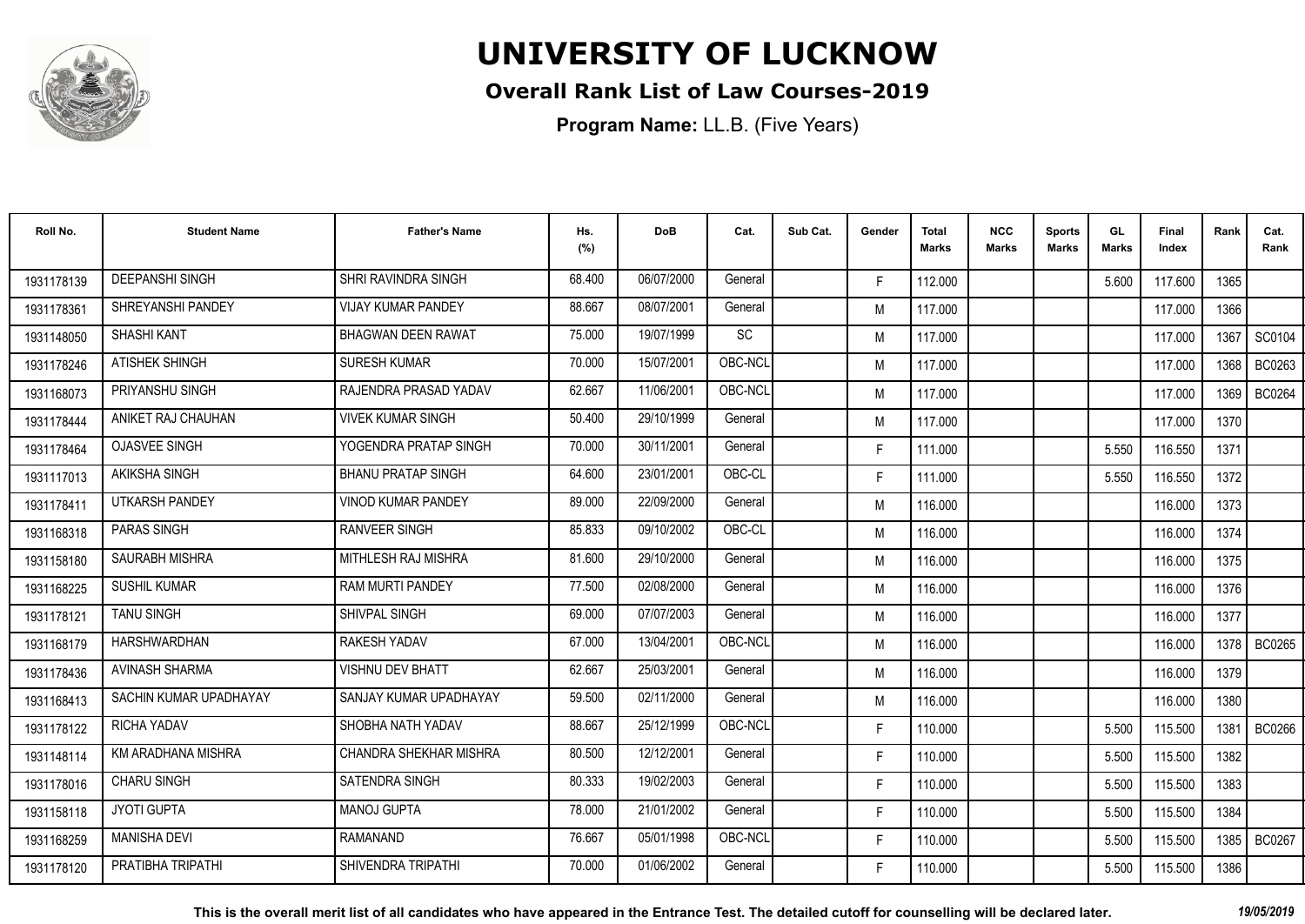# UNIVERSITY OF LUCKNOW

## Overall Rank List of Law Courses-2019

**Program Name:** LL.B. (Five Years)

| Roll No. | Student Name | Father's Name | Hs. (%) | DoB | Cat. | Sub Cat. | Gender | Total Marks | NCC Marks | Sports Marks | GL Marks | Final Index | Rank | Cat. Rank |
|---|---|---|---|---|---|---|---|---|---|---|---|---|---|---|
| 1931178139 | DEEPANSHI SINGH | SHRI RAVINDRA SINGH | 68.400 | 06/07/2000 | General | | F | 112.000 | | | 5.600 | 117.600 | 1365 | |
| 1931178361 | SHREYANSHI PANDEY | VIJAY KUMAR PANDEY | 88.667 | 08/07/2001 | General | | M | 117.000 | | | | 117.000 | 1366 | |
| 1931148050 | SHASHI KANT | BHAGWAN DEEN RAWAT | 75.000 | 19/07/1999 | SC | | M | 117.000 | | | | 117.000 | 1367 | SC0104 |
| 1931178246 | ATISHEK SHINGH | SURESH KUMAR | 70.000 | 15/07/2001 | OBC-NCL | | M | 117.000 | | | | 117.000 | 1368 | BC0263 |
| 1931168073 | PRIYANSHU SINGH | RAJENDRA PRASAD YADAV | 62.667 | 11/06/2001 | OBC-NCL | | M | 117.000 | | | | 117.000 | 1369 | BC0264 |
| 1931178444 | ANIKET RAJ CHAUHAN | VIVEK KUMAR SINGH | 50.400 | 29/10/1999 | General | | M | 117.000 | | | | 117.000 | 1370 | |
| 1931178464 | OJASVEE SINGH | YOGENDRA PRATAP SINGH | 70.000 | 30/11/2001 | General | | F | 111.000 | | | 5.550 | 116.550 | 1371 | |
| 1931117013 | AKIKSHA SINGH | BHANU PRATAP SINGH | 64.600 | 23/01/2001 | OBC-CL | | F | 111.000 | | | 5.550 | 116.550 | 1372 | |
| 1931178411 | UTKARSH PANDEY | VINOD KUMAR PANDEY | 89.000 | 22/09/2000 | General | | M | 116.000 | | | | 116.000 | 1373 | |
| 1931168318 | PARAS SINGH | RANVEER SINGH | 85.833 | 09/10/2002 | OBC-CL | | M | 116.000 | | | | 116.000 | 1374 | |
| 1931158180 | SAURABH MISHRA | MITHLESH RAJ MISHRA | 81.600 | 29/10/2000 | General | | M | 116.000 | | | | 116.000 | 1375 | |
| 1931168225 | SUSHIL KUMAR | RAM MURTI PANDEY | 77.500 | 02/08/2000 | General | | M | 116.000 | | | | 116.000 | 1376 | |
| 1931178121 | TANU SINGH | SHIVPAL SINGH | 69.000 | 07/07/2003 | General | | M | 116.000 | | | | 116.000 | 1377 | |
| 1931168179 | HARSHWARDHAN | RAKESH YADAV | 67.000 | 13/04/2001 | OBC-NCL | | M | 116.000 | | | | 116.000 | 1378 | BC0265 |
| 1931178436 | AVINASH SHARMA | VISHNU DEV BHATT | 62.667 | 25/03/2001 | General | | M | 116.000 | | | | 116.000 | 1379 | |
| 1931168413 | SACHIN KUMAR UPADHAYAY | SANJAY KUMAR UPADHAYAY | 59.500 | 02/11/2000 | General | | M | 116.000 | | | | 116.000 | 1380 | |
| 1931178122 | RICHA YADAV | SHOBHA NATH YADAV | 88.667 | 25/12/1999 | OBC-NCL | | F | 110.000 | | | 5.500 | 115.500 | 1381 | BC0266 |
| 1931148114 | KM ARADHANA MISHRA | CHANDRA SHEKHAR MISHRA | 80.500 | 12/12/2001 | General | | F | 110.000 | | | 5.500 | 115.500 | 1382 | |
| 1931178016 | CHARU SINGH | SATENDRA SINGH | 80.333 | 19/02/2003 | General | | F | 110.000 | | | 5.500 | 115.500 | 1383 | |
| 1931158118 | JYOTI GUPTA | MANOJ GUPTA | 78.000 | 21/01/2002 | General | | F | 110.000 | | | 5.500 | 115.500 | 1384 | |
| 1931168259 | MANISHA DEVI | RAMANAND | 76.667 | 05/01/1998 | OBC-NCL | | F | 110.000 | | | 5.500 | 115.500 | 1385 | BC0267 |
| 1931178120 | PRATIBHA TRIPATHI | SHIVENDRA TRIPATHI | 70.000 | 01/06/2002 | General | | F | 110.000 | | | 5.500 | 115.500 | 1386 | |

**This is the overall merit list of all candidates who have appeared in the Entrance Test. The detailed cutoff for counselling will be declared later.** *19/05/2019*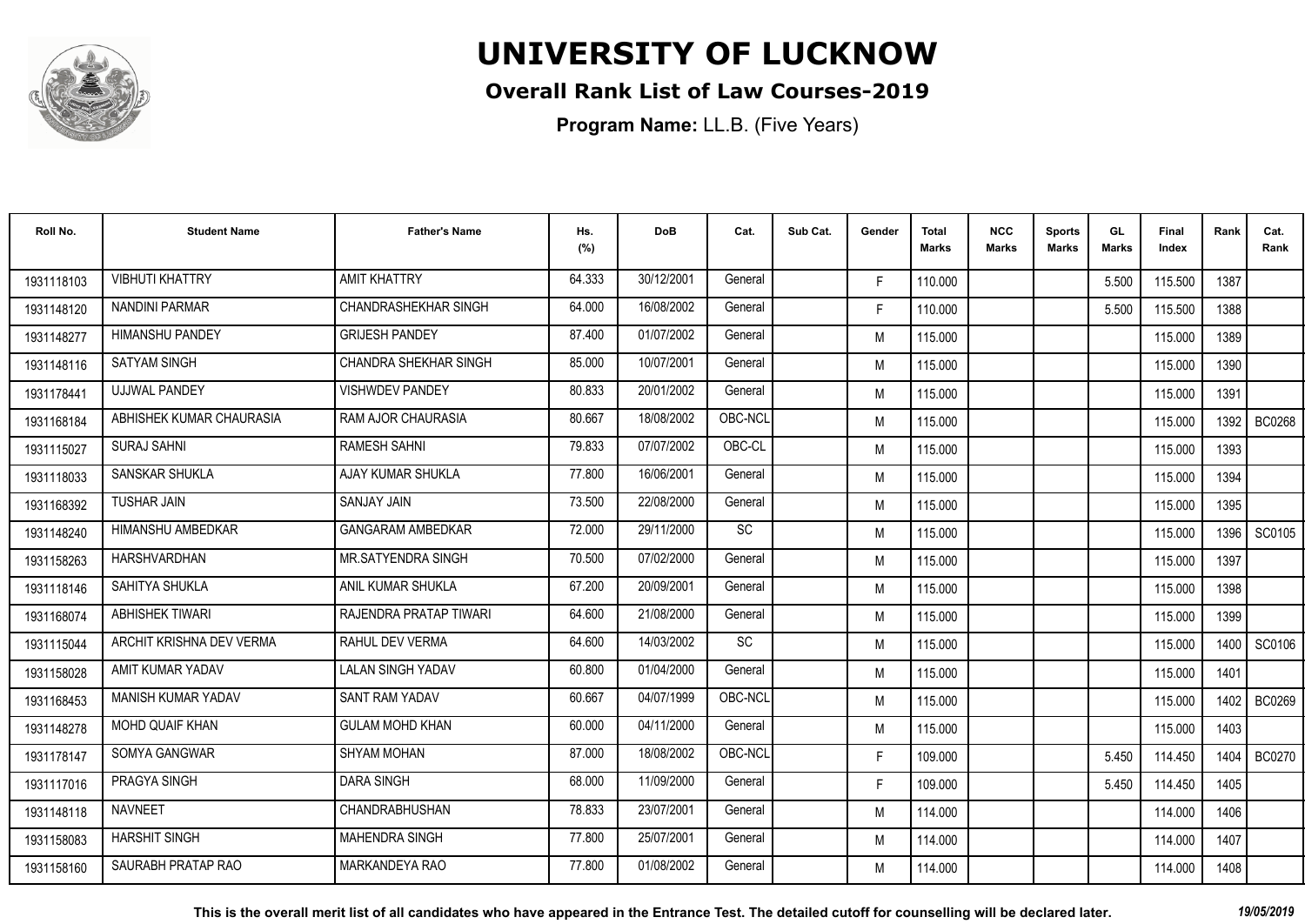# UNIVERSITY OF LUCKNOW

## Overall Rank List of Law Courses-2019

**Program Name:** LL.B. (Five Years)

| Roll No. | Student Name | Father's Name | Hs. (%) | DoB | Cat. | Sub Cat. | Gender | Total Marks | NCC Marks | Sports Marks | GL Marks | Final Index | Rank | Cat. Rank |
|---|---|---|---|---|---|---|---|---|---|---|---|---|---|---|
| 1931118103 | VIBHUTI KHATTRY | AMIT KHATTRY | 64.333 | 30/12/2001 | General | | F | 110.000 | | | 5.500 | 115.500 | 1387 | |
| 1931148120 | NANDINI PARMAR | CHANDRASHEKHAR SINGH | 64.000 | 16/08/2002 | General | | F | 110.000 | | | 5.500 | 115.500 | 1388 | |
| 1931148277 | HIMANSHU PANDEY | GRIJESH PANDEY | 87.400 | 01/07/2002 | General | | M | 115.000 | | | | 115.000 | 1389 | |
| 1931148116 | SATYAM SINGH | CHANDRA SHEKHAR SINGH | 85.000 | 10/07/2001 | General | | M | 115.000 | | | | 115.000 | 1390 | |
| 1931178441 | UJJWAL PANDEY | VISHWDEV PANDEY | 80.833 | 20/01/2002 | General | | M | 115.000 | | | | 115.000 | 1391 | |
| 1931168184 | ABHISHEK KUMAR CHAURASIA | RAM AJOR CHAURASIA | 80.667 | 18/08/2002 | OBC-NCL | | M | 115.000 | | | | 115.000 | 1392 | BC0268 |
| 1931115027 | SURAJ SAHNI | RAMESH SAHNI | 79.833 | 07/07/2002 | OBC-CL | | M | 115.000 | | | | 115.000 | 1393 | |
| 1931118033 | SANSKAR SHUKLA | AJAY KUMAR SHUKLA | 77.800 | 16/06/2001 | General | | M | 115.000 | | | | 115.000 | 1394 | |
| 1931168392 | TUSHAR JAIN | SANJAY JAIN | 73.500 | 22/08/2000 | General | | M | 115.000 | | | | 115.000 | 1395 | |
| 1931148240 | HIMANSHU AMBEDKAR | GANGARAM AMBEDKAR | 72.000 | 29/11/2000 | SC | | M | 115.000 | | | | 115.000 | 1396 | SC0105 |
| 1931158263 | HARSHVARDHAN | MR.SATYENDRA SINGH | 70.500 | 07/02/2000 | General | | M | 115.000 | | | | 115.000 | 1397 | |
| 1931118146 | SAHITYA SHUKLA | ANIL KUMAR SHUKLA | 67.200 | 20/09/2001 | General | | M | 115.000 | | | | 115.000 | 1398 | |
| 1931168074 | ABHISHEK TIWARI | RAJENDRA PRATAP TIWARI | 64.600 | 21/08/2000 | General | | M | 115.000 | | | | 115.000 | 1399 | |
| 1931115044 | ARCHIT KRISHNA DEV VERMA | RAHUL DEV VERMA | 64.600 | 14/03/2002 | SC | | M | 115.000 | | | | 115.000 | 1400 | SC0106 |
| 1931158028 | AMIT KUMAR YADAV | LALAN SINGH YADAV | 60.800 | 01/04/2000 | General | | M | 115.000 | | | | 115.000 | 1401 | |
| 1931168453 | MANISH KUMAR YADAV | SANT RAM YADAV | 60.667 | 04/07/1999 | OBC-NCL | | M | 115.000 | | | | 115.000 | 1402 | BC0269 |
| 1931148278 | MOHD QUAIF KHAN | GULAM MOHD KHAN | 60.000 | 04/11/2000 | General | | M | 115.000 | | | | 115.000 | 1403 | |
| 1931178147 | SOMYA GANGWAR | SHYAM MOHAN | 87.000 | 18/08/2002 | OBC-NCL | | F | 109.000 | | | 5.450 | 114.450 | 1404 | BC0270 |
| 1931117016 | PRAGYA SINGH | DARA SINGH | 68.000 | 11/09/2000 | General | | F | 109.000 | | | 5.450 | 114.450 | 1405 | |
| 1931148118 | NAVNEET | CHANDRABHUSHAN | 78.833 | 23/07/2001 | General | | M | 114.000 | | | | 114.000 | 1406 | |
| 1931158083 | HARSHIT SINGH | MAHENDRA SINGH | 77.800 | 25/07/2001 | General | | M | 114.000 | | | | 114.000 | 1407 | |
| 1931158160 | SAURABH PRATAP RAO | MARKANDEYA RAO | 77.800 | 01/08/2002 | General | | M | 114.000 | | | | 114.000 | 1408 | |

**This is the overall merit list of all candidates who have appeared in the Entrance Test. The detailed cutoff for counselling will be declared later.** *19/05/2019*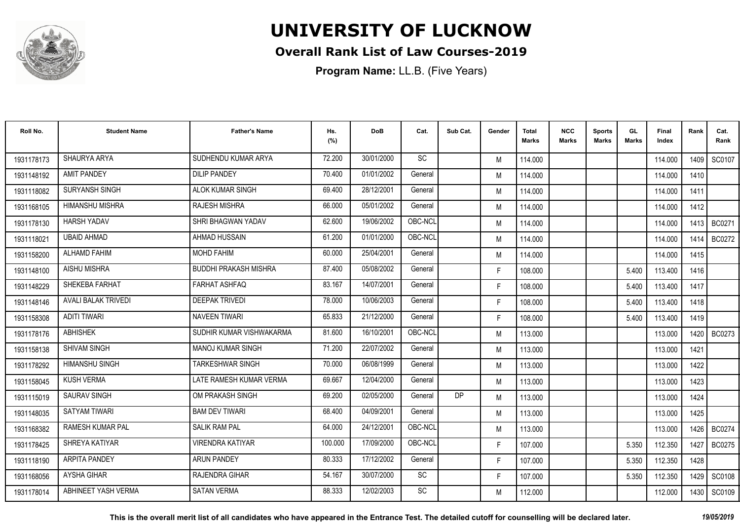# UNIVERSITY OF LUCKNOW

## Overall Rank List of Law Courses-2019

**Program Name:** LL.B. (Five Years)

| Roll No. | Student Name | Father's Name | Hs. (%) | DoB | Cat. | Sub Cat. | Gender | Total Marks | NCC Marks | Sports Marks | GL Marks | Final Index | Rank | Cat. Rank |
|---|---|---|---|---|---|---|---|---|---|---|---|---|---|---|
| 1931178173 | SHAURYA ARYA | SUDHENDU KUMAR ARYA | 72.200 | 30/01/2000 | SC | | M | 114.000 | | | | 114.000 | 1409 | SC0107 |
| 1931148192 | AMIT PANDEY | DILIP PANDEY | 70.400 | 01/01/2002 | General | | M | 114.000 | | | | 114.000 | 1410 | |
| 1931118082 | SURYANSH SINGH | ALOK KUMAR SINGH | 69.400 | 28/12/2001 | General | | M | 114.000 | | | | 114.000 | 1411 | |
| 1931168105 | HIMANSHU MISHRA | RAJESH MISHRA | 66.000 | 05/01/2002 | General | | M | 114.000 | | | | 114.000 | 1412 | |
| 1931178130 | HARSH YADAV | SHRI BHAGWAN YADAV | 62.600 | 19/06/2002 | OBC-NCL | | M | 114.000 | | | | 114.000 | 1413 | BC0271 |
| 1931118021 | UBAID AHMAD | AHMAD HUSSAIN | 61.200 | 01/01/2000 | OBC-NCL | | M | 114.000 | | | | 114.000 | 1414 | BC0272 |
| 1931158200 | ALHAMD FAHIM | MOHD FAHIM | 60.000 | 25/04/2001 | General | | M | 114.000 | | | | 114.000 | 1415 | |
| 1931148100 | AISHU MISHRA | BUDDHI PRAKASH MISHRA | 87.400 | 05/08/2002 | General | | F | 108.000 | | | 5.400 | 113.400 | 1416 | |
| 1931148229 | SHEKEBA FARHAT | FARHAT ASHFAQ | 83.167 | 14/07/2001 | General | | F | 108.000 | | | 5.400 | 113.400 | 1417 | |
| 1931148146 | AVALI BALAK TRIVEDI | DEEPAK TRIVEDI | 78.000 | 10/06/2003 | General | | F | 108.000 | | | 5.400 | 113.400 | 1418 | |
| 1931158308 | ADITI TIWARI | NAVEEN TIWARI | 65.833 | 21/12/2000 | General | | F | 108.000 | | | 5.400 | 113.400 | 1419 | |
| 1931178176 | ABHISHEK | SUDHIR KUMAR VISHWAKARMA | 81.600 | 16/10/2001 | OBC-NCL | | M | 113.000 | | | | 113.000 | 1420 | BC0273 |
| 1931158138 | SHIVAM SINGH | MANOJ KUMAR SINGH | 71.200 | 22/07/2002 | General | | M | 113.000 | | | | 113.000 | 1421 | |
| 1931178292 | HIMANSHU SINGH | TARKESHWAR SINGH | 70.000 | 06/08/1999 | General | | M | 113.000 | | | | 113.000 | 1422 | |
| 1931158045 | KUSH VERMA | LATE RAMESH KUMAR VERMA | 69.667 | 12/04/2000 | General | | M | 113.000 | | | | 113.000 | 1423 | |
| 1931115019 | SAURAV SINGH | OM PRAKASH SINGH | 69.200 | 02/05/2000 | General | DP | M | 113.000 | | | | 113.000 | 1424 | |
| 1931148035 | SATYAM TIWARI | BAM DEV TIWARI | 68.400 | 04/09/2001 | General | | M | 113.000 | | | | 113.000 | 1425 | |
| 1931168382 | RAMESH KUMAR PAL | SALIK RAM PAL | 64.000 | 24/12/2001 | OBC-NCL | | M | 113.000 | | | | 113.000 | 1426 | BC0274 |
| 1931178425 | SHREYA KATIYAR | VIRENDRA KATIYAR | 100.000 | 17/09/2000 | OBC-NCL | | F | 107.000 | | | 5.350 | 112.350 | 1427 | BC0275 |
| 1931118190 | ARPITA PANDEY | ARUN PANDEY | 80.333 | 17/12/2002 | General | | F | 107.000 | | | 5.350 | 112.350 | 1428 | |
| 1931168056 | AYSHA GIHAR | RAJENDRA GIHAR | 54.167 | 30/07/2000 | SC | | F | 107.000 | | | 5.350 | 112.350 | 1429 | SC0108 |
| 1931178014 | ABHINEET YASH VERMA | SATAN VERMA | 88.333 | 12/02/2003 | SC | | M | 112.000 | | | | 112.000 | 1430 | SC0109 |

**This is the overall merit list of all candidates who have appeared in the Entrance Test. The detailed cutoff for counselling will be declared later.** *19/05/2019*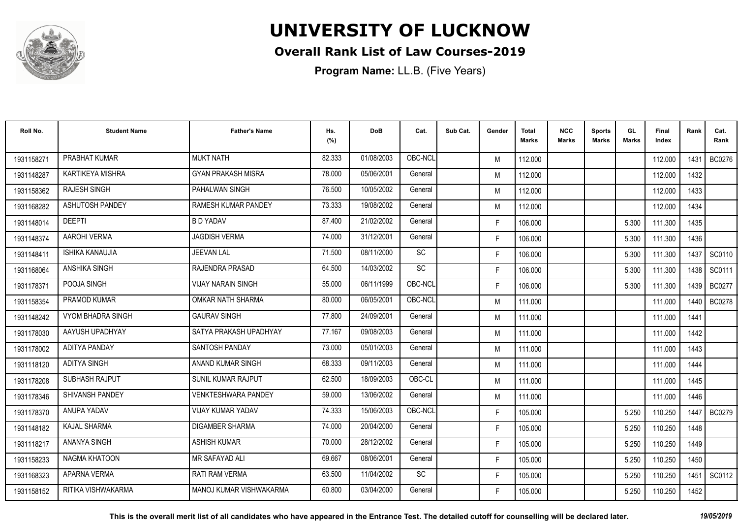# UNIVERSITY OF LUCKNOW

## Overall Rank List of Law Courses-2019

**Program Name:** LL.B. (Five Years)

| Roll No. | Student Name | Father's Name | Hs. (%) | DoB | Cat. | Sub Cat. | Gender | Total Marks | NCC Marks | Sports Marks | GL Marks | Final Index | Rank | Cat. Rank |
|---|---|---|---|---|---|---|---|---|---|---|---|---|---|---|
| 1931158271 | PRABHAT KUMAR | MUKT NATH | 82.333 | 01/08/2003 | OBC-NCL | | M | 112.000 | | | | 112.000 | 1431 | BC0276 |
| 1931148287 | KARTIKEYA MISHRA | GYAN PRAKASH MISRA | 78.000 | 05/06/2001 | General | | M | 112.000 | | | | 112.000 | 1432 | |
| 1931158362 | RAJESH SINGH | PAHALWAN SINGH | 76.500 | 10/05/2002 | General | | M | 112.000 | | | | 112.000 | 1433 | |
| 1931168282 | ASHUTOSH PANDEY | RAMESH KUMAR PANDEY | 73.333 | 19/08/2002 | General | | M | 112.000 | | | | 112.000 | 1434 | |
| 1931148014 | DEEPTI | B D YADAV | 87.400 | 21/02/2002 | General | | F | 106.000 | | | 5.300 | 111.300 | 1435 | |
| 1931148374 | AAROHI VERMA | JAGDISH VERMA | 74.000 | 31/12/2001 | General | | F | 106.000 | | | 5.300 | 111.300 | 1436 | |
| 1931148411 | ISHIKA KANAUJIA | JEEVAN LAL | 71.500 | 08/11/2000 | SC | | F | 106.000 | | | 5.300 | 111.300 | 1437 | SC0110 |
| 1931168064 | ANSHIKA SINGH | RAJENDRA PRASAD | 64.500 | 14/03/2002 | SC | | F | 106.000 | | | 5.300 | 111.300 | 1438 | SC0111 |
| 1931178371 | POOJA SINGH | VIJAY NARAIN SINGH | 55.000 | 06/11/1999 | OBC-NCL | | F | 106.000 | | | 5.300 | 111.300 | 1439 | BC0277 |
| 1931158354 | PRAMOD KUMAR | OMKAR NATH SHARMA | 80.000 | 06/05/2001 | OBC-NCL | | M | 111.000 | | | | 111.000 | 1440 | BC0278 |
| 1931148242 | VYOM BHADRA SINGH | GAURAV SINGH | 77.800 | 24/09/2001 | General | | M | 111.000 | | | | 111.000 | 1441 | |
| 1931178030 | AAYUSH UPADHYAY | SATYA PRAKASH UPADHYAY | 77.167 | 09/08/2003 | General | | M | 111.000 | | | | 111.000 | 1442 | |
| 1931178002 | ADITYA PANDAY | SANTOSH PANDAY | 73.000 | 05/01/2003 | General | | M | 111.000 | | | | 111.000 | 1443 | |
| 1931118120 | ADITYA SINGH | ANAND KUMAR SINGH | 68.333 | 09/11/2003 | General | | M | 111.000 | | | | 111.000 | 1444 | |
| 1931178208 | SUBHASH RAJPUT | SUNIL KUMAR RAJPUT | 62.500 | 18/09/2003 | OBC-CL | | M | 111.000 | | | | 111.000 | 1445 | |
| 1931178346 | SHIVANSH PANDEY | VENKTESHWARA PANDEY | 59.000 | 13/06/2002 | General | | M | 111.000 | | | | 111.000 | 1446 | |
| 1931178370 | ANUPA YADAV | VIJAY KUMAR YADAV | 74.333 | 15/06/2003 | OBC-NCL | | F | 105.000 | | | 5.250 | 110.250 | 1447 | BC0279 |
| 1931148182 | KAJAL SHARMA | DIGAMBER SHARMA | 74.000 | 20/04/2000 | General | | F | 105.000 | | | 5.250 | 110.250 | 1448 | |
| 1931118217 | ANANYA SINGH | ASHISH KUMAR | 70.000 | 28/12/2002 | General | | F | 105.000 | | | 5.250 | 110.250 | 1449 | |
| 1931158233 | NAGMA KHATOON | MR SAFAYAD ALI | 69.667 | 08/06/2001 | General | | F | 105.000 | | | 5.250 | 110.250 | 1450 | |
| 1931168323 | APARNA VERMA | RATI RAM VERMA | 63.500 | 11/04/2002 | SC | | F | 105.000 | | | 5.250 | 110.250 | 1451 | SC0112 |
| 1931158152 | RITIKA VISHWAKARMA | MANOJ KUMAR VISHWAKARMA | 60.800 | 03/04/2000 | General | | F | 105.000 | | | 5.250 | 110.250 | 1452 | |

**This is the overall merit list of all candidates who have appeared in the Entrance Test. The detailed cutoff for counselling will be declared later.** *19/05/2019*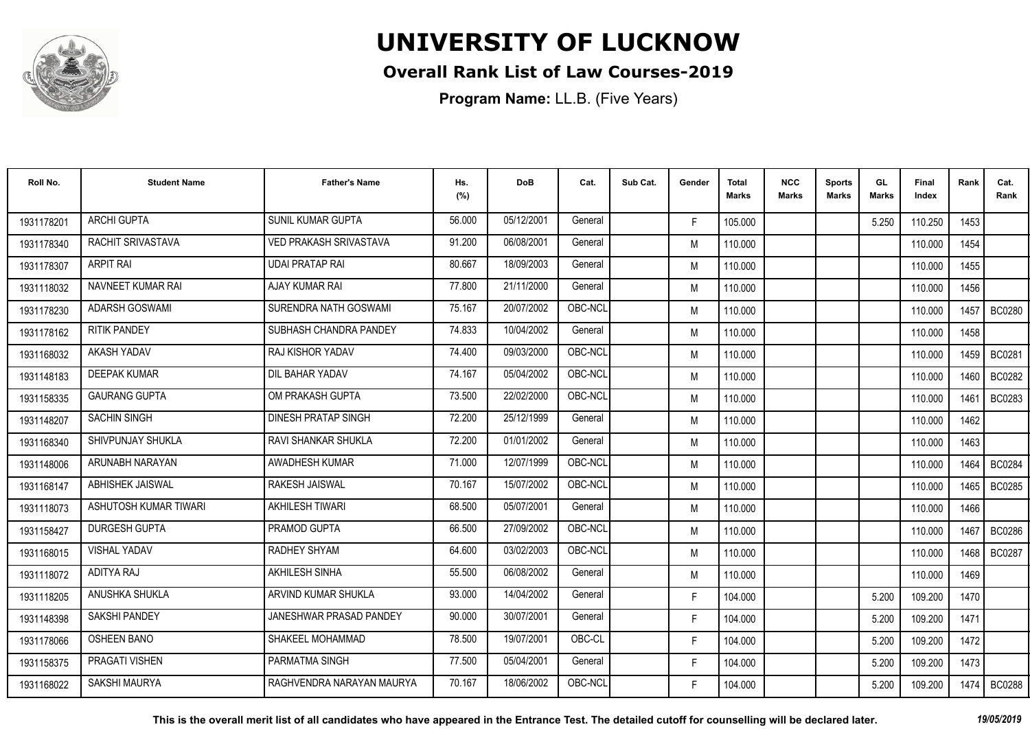# UNIVERSITY OF LUCKNOW

## Overall Rank List of Law Courses-2019

**Program Name:** LL.B. (Five Years)

| Roll No. | Student Name | Father's Name | Hs. (%) | DoB | Cat. | Sub Cat. | Gender | Total Marks | NCC Marks | Sports Marks | GL Marks | Final Index | Rank | Cat. Rank |
|---|---|---|---|---|---|---|---|---|---|---|---|---|---|---|
| 1931178201 | ARCHI GUPTA | SUNIL KUMAR GUPTA | 56.000 | 05/12/2001 | General | | F | 105.000 | | | 5.250 | 110.250 | 1453 | |
| 1931178340 | RACHIT SRIVASTAVA | VED PRAKASH SRIVASTAVA | 91.200 | 06/08/2001 | General | | M | 110.000 | | | | 110.000 | 1454 | |
| 1931178307 | ARPIT RAI | UDAI PRATAP RAI | 80.667 | 18/09/2003 | General | | M | 110.000 | | | | 110.000 | 1455 | |
| 1931118032 | NAVNEET KUMAR RAI | AJAY KUMAR RAI | 77.800 | 21/11/2000 | General | | M | 110.000 | | | | 110.000 | 1456 | |
| 1931178230 | ADARSH GOSWAMI | SURENDRA NATH GOSWAMI | 75.167 | 20/07/2002 | OBC-NCL | | M | 110.000 | | | | 110.000 | 1457 | BC0280 |
| 1931178162 | RITIK PANDEY | SUBHASH CHANDRA PANDEY | 74.833 | 10/04/2002 | General | | M | 110.000 | | | | 110.000 | 1458 | |
| 1931168032 | AKASH YADAV | RAJ KISHOR YADAV | 74.400 | 09/03/2000 | OBC-NCL | | M | 110.000 | | | | 110.000 | 1459 | BC0281 |
| 1931148183 | DEEPAK KUMAR | DIL BAHAR YADAV | 74.167 | 05/04/2002 | OBC-NCL | | M | 110.000 | | | | 110.000 | 1460 | BC0282 |
| 1931158335 | GAURANG GUPTA | OM PRAKASH GUPTA | 73.500 | 22/02/2000 | OBC-NCL | | M | 110.000 | | | | 110.000 | 1461 | BC0283 |
| 1931148207 | SACHIN SINGH | DINESH PRATAP SINGH | 72.200 | 25/12/1999 | General | | M | 110.000 | | | | 110.000 | 1462 | |
| 1931168340 | SHIVPUNJAY SHUKLA | RAVI SHANKAR SHUKLA | 72.200 | 01/01/2002 | General | | M | 110.000 | | | | 110.000 | 1463 | |
| 1931148006 | ARUNABH NARAYAN | AWADHESH KUMAR | 71.000 | 12/07/1999 | OBC-NCL | | M | 110.000 | | | | 110.000 | 1464 | BC0284 |
| 1931168147 | ABHISHEK JAISWAL | RAKESH JAISWAL | 70.167 | 15/07/2002 | OBC-NCL | | M | 110.000 | | | | 110.000 | 1465 | BC0285 |
| 1931118073 | ASHUTOSH KUMAR TIWARI | AKHILESH TIWARI | 68.500 | 05/07/2001 | General | | M | 110.000 | | | | 110.000 | 1466 | |
| 1931158427 | DURGESH GUPTA | PRAMOD GUPTA | 66.500 | 27/09/2002 | OBC-NCL | | M | 110.000 | | | | 110.000 | 1467 | BC0286 |
| 1931168015 | VISHAL YADAV | RADHEY SHYAM | 64.600 | 03/02/2003 | OBC-NCL | | M | 110.000 | | | | 110.000 | 1468 | BC0287 |
| 1931118072 | ADITYA RAJ | AKHILESH SINHA | 55.500 | 06/08/2002 | General | | M | 110.000 | | | | 110.000 | 1469 | |
| 1931118205 | ANUSHKA SHUKLA | ARVIND KUMAR SHUKLA | 93.000 | 14/04/2002 | General | | F | 104.000 | | | 5.200 | 109.200 | 1470 | |
| 1931148398 | SAKSHI PANDEY | JANESHWAR PRASAD PANDEY | 90.000 | 30/07/2001 | General | | F | 104.000 | | | 5.200 | 109.200 | 1471 | |
| 1931178066 | OSHEEN BANO | SHAKEEL MOHAMMAD | 78.500 | 19/07/2001 | OBC-CL | | F | 104.000 | | | 5.200 | 109.200 | 1472 | |
| 1931158375 | PRAGATI VISHEN | PARMATMA SINGH | 77.500 | 05/04/2001 | General | | F | 104.000 | | | 5.200 | 109.200 | 1473 | |
| 1931168022 | SAKSHI MAURYA | RAGHVENDRA NARAYAN MAURYA | 70.167 | 18/06/2002 | OBC-NCL | | F | 104.000 | | | 5.200 | 109.200 | 1474 | BC0288 |

*This is the overall merit list of all candidates who have appeared in the Entrance Test. The detailed cutoff for counselling will be declared later.* *19/05/2019*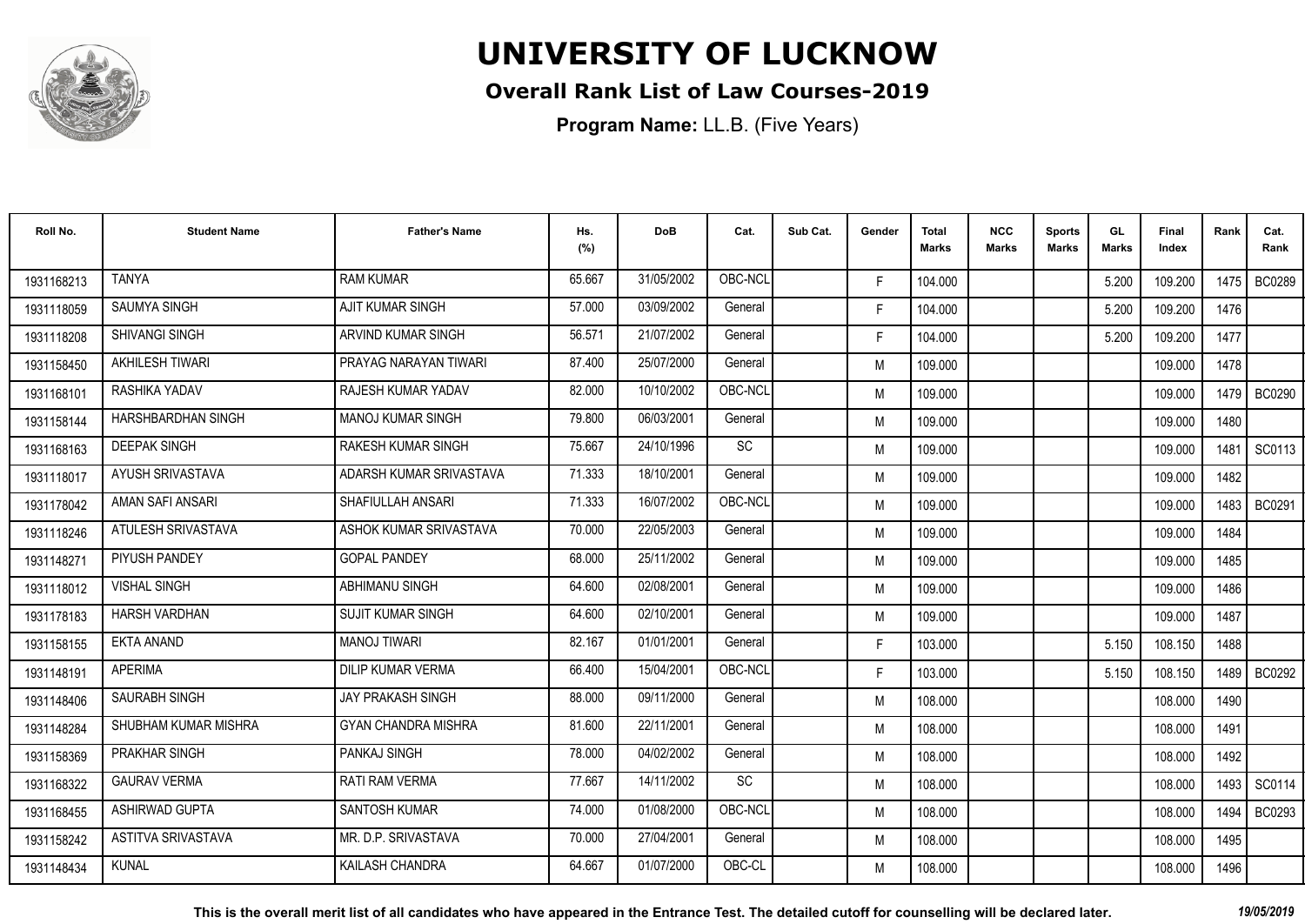# UNIVERSITY OF LUCKNOW

## Overall Rank List of Law Courses-2019

**Program Name:** LL.B. (Five Years)

| Roll No. | Student Name | Father's Name | Hs. (%) | DoB | Cat. | Sub Cat. | Gender | Total Marks | NCC Marks | Sports Marks | GL Marks | Final Index | Rank | Cat. Rank |
|---|---|---|---|---|---|---|---|---|---|---|---|---|---|---|
| 1931168213 | TANYA | RAM KUMAR | 65.667 | 31/05/2002 | OBC-NCL | | F | 104.000 | | | 5.200 | 109.200 | 1475 | BC0289 |
| 1931118059 | SAUMYA SINGH | AJIT KUMAR SINGH | 57.000 | 03/09/2002 | General | | F | 104.000 | | | 5.200 | 109.200 | 1476 | |
| 1931118208 | SHIVANGI SINGH | ARVIND KUMAR SINGH | 56.571 | 21/07/2002 | General | | F | 104.000 | | | 5.200 | 109.200 | 1477 | |
| 1931158450 | AKHILESH TIWARI | PRAYAG NARAYAN TIWARI | 87.400 | 25/07/2000 | General | | M | 109.000 | | | | 109.000 | 1478 | |
| 1931168101 | RASHIKA YADAV | RAJESH KUMAR YADAV | 82.000 | 10/10/2002 | OBC-NCL | | M | 109.000 | | | | 109.000 | 1479 | BC0290 |
| 1931158144 | HARSHBARDHAN SINGH | MANOJ KUMAR SINGH | 79.800 | 06/03/2001 | General | | M | 109.000 | | | | 109.000 | 1480 | |
| 1931168163 | DEEPAK SINGH | RAKESH KUMAR SINGH | 75.667 | 24/10/1996 | SC | | M | 109.000 | | | | 109.000 | 1481 | SC0113 |
| 1931118017 | AYUSH SRIVASTAVA | ADARSH KUMAR SRIVASTAVA | 71.333 | 18/10/2001 | General | | M | 109.000 | | | | 109.000 | 1482 | |
| 1931178042 | AMAN SAFI ANSARI | SHAFIULLAH ANSARI | 71.333 | 16/07/2002 | OBC-NCL | | M | 109.000 | | | | 109.000 | 1483 | BC0291 |
| 1931118246 | ATULESH SRIVASTAVA | ASHOK KUMAR SRIVASTAVA | 70.000 | 22/05/2003 | General | | M | 109.000 | | | | 109.000 | 1484 | |
| 1931148271 | PIYUSH PANDEY | GOPAL PANDEY | 68.000 | 25/11/2002 | General | | M | 109.000 | | | | 109.000 | 1485 | |
| 1931118012 | VISHAL SINGH | ABHIMANU SINGH | 64.600 | 02/08/2001 | General | | M | 109.000 | | | | 109.000 | 1486 | |
| 1931178183 | HARSH VARDHAN | SUJIT KUMAR SINGH | 64.600 | 02/10/2001 | General | | M | 109.000 | | | | 109.000 | 1487 | |
| 1931158155 | EKTA ANAND | MANOJ TIWARI | 82.167 | 01/01/2001 | General | | F | 103.000 | | | 5.150 | 108.150 | 1488 | |
| 1931148191 | APERIMA | DILIP KUMAR VERMA | 66.400 | 15/04/2001 | OBC-NCL | | F | 103.000 | | | 5.150 | 108.150 | 1489 | BC0292 |
| 1931148406 | SAURABH SINGH | JAY PRAKASH SINGH | 88.000 | 09/11/2000 | General | | M | 108.000 | | | | 108.000 | 1490 | |
| 1931148284 | SHUBHAM KUMAR MISHRA | GYAN CHANDRA MISHRA | 81.600 | 22/11/2001 | General | | M | 108.000 | | | | 108.000 | 1491 | |
| 1931158369 | PRAKHAR SINGH | PANKAJ SINGH | 78.000 | 04/02/2002 | General | | M | 108.000 | | | | 108.000 | 1492 | |
| 1931168322 | GAURAV VERMA | RATI RAM VERMA | 77.667 | 14/11/2002 | SC | | M | 108.000 | | | | 108.000 | 1493 | SC0114 |
| 1931168455 | ASHIRWAD GUPTA | SANTOSH KUMAR | 74.000 | 01/08/2000 | OBC-NCL | | M | 108.000 | | | | 108.000 | 1494 | BC0293 |
| 1931158242 | ASTITVA SRIVASTAVA | MR. D.P. SRIVASTAVA | 70.000 | 27/04/2001 | General | | M | 108.000 | | | | 108.000 | 1495 | |
| 1931148434 | KUNAL | KAILASH CHANDRA | 64.667 | 01/07/2000 | OBC-CL | | M | 108.000 | | | | 108.000 | 1496 | |

**This is the overall merit list of all candidates who have appeared in the Entrance Test. The detailed cutoff for counselling will be declared later.** *19/05/2019*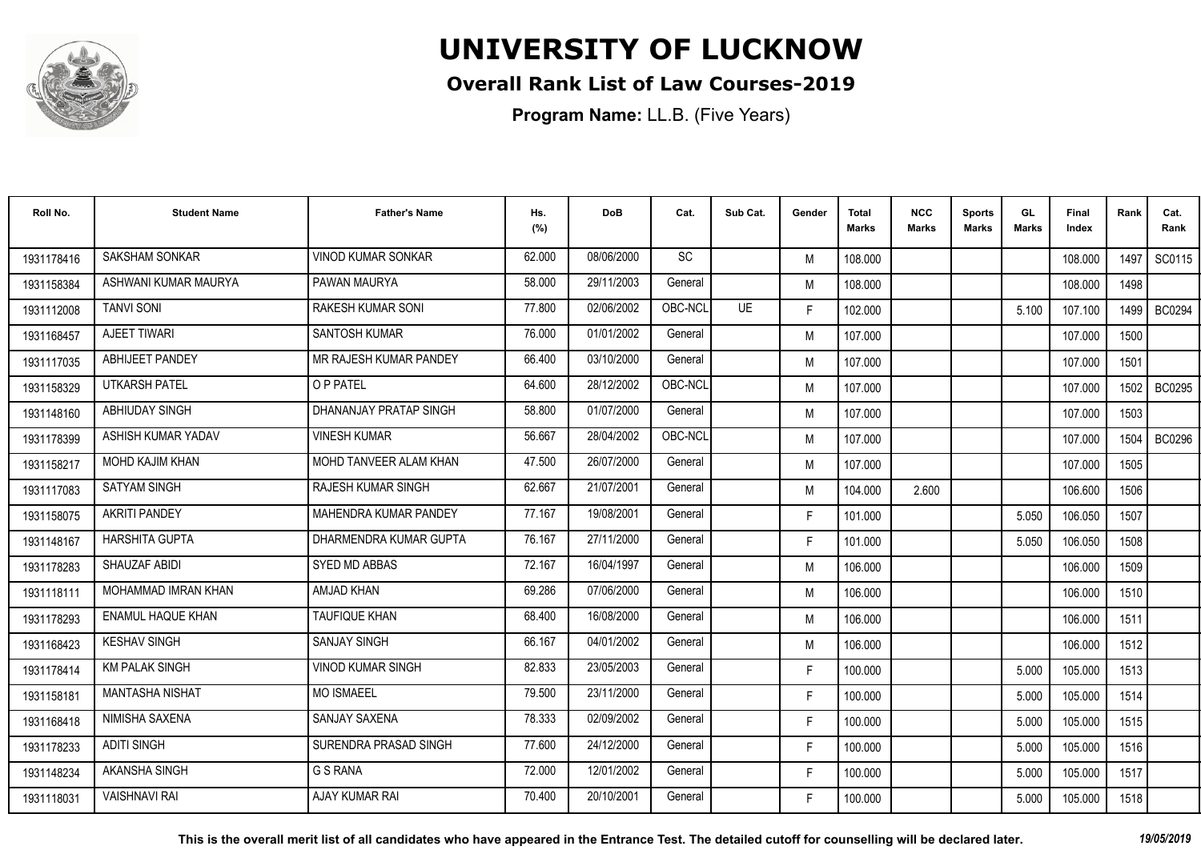# UNIVERSITY OF LUCKNOW

## Overall Rank List of Law Courses-2019

**Program Name:** LL.B. (Five Years)

| Roll No. | Student Name | Father's Name | Hs. (%) | DoB | Cat. | Sub Cat. | Gender | Total Marks | NCC Marks | Sports Marks | GL Marks | Final Index | Rank | Cat. Rank |
|---|---|---|---|---|---|---|---|---|---|---|---|---|---|---|
| 1931178416 | SAKSHAM SONKAR | VINOD KUMAR SONKAR | 62.000 | 08/06/2000 | SC | | M | 108.000 | | | | 108.000 | 1497 | SC0115 |
| 1931158384 | ASHWANI KUMAR MAURYA | PAWAN MAURYA | 58.000 | 29/11/2003 | General | | M | 108.000 | | | | 108.000 | 1498 | |
| 1931112008 | TANVI SONI | RAKESH KUMAR SONI | 77.800 | 02/06/2002 | OBC-NCL | UE | F | 102.000 | | | 5.100 | 107.100 | 1499 | BC0294 |
| 1931168457 | AJEET TIWARI | SANTOSH KUMAR | 76.000 | 01/01/2002 | General | | M | 107.000 | | | | 107.000 | 1500 | |
| 1931117035 | ABHIJEET PANDEY | MR RAJESH KUMAR PANDEY | 66.400 | 03/10/2000 | General | | M | 107.000 | | | | 107.000 | 1501 | |
| 1931158329 | UTKARSH PATEL | O P PATEL | 64.600 | 28/12/2002 | OBC-NCL | | M | 107.000 | | | | 107.000 | 1502 | BC0295 |
| 1931148160 | ABHIUDAY SINGH | DHANANJAY PRATAP SINGH | 58.800 | 01/07/2000 | General | | M | 107.000 | | | | 107.000 | 1503 | |
| 1931178399 | ASHISH KUMAR YADAV | VINESH KUMAR | 56.667 | 28/04/2002 | OBC-NCL | | M | 107.000 | | | | 107.000 | 1504 | BC0296 |
| 1931158217 | MOHD KAJIM KHAN | MOHD TANVEER ALAM KHAN | 47.500 | 26/07/2000 | General | | M | 107.000 | | | | 107.000 | 1505 | |
| 1931117083 | SATYAM SINGH | RAJESH KUMAR SINGH | 62.667 | 21/07/2001 | General | | M | 104.000 | 2.600 | | | 106.600 | 1506 | |
| 1931158075 | AKRITI PANDEY | MAHENDRA KUMAR PANDEY | 77.167 | 19/08/2001 | General | | F | 101.000 | | | 5.050 | 106.050 | 1507 | |
| 1931148167 | HARSHITA GUPTA | DHARMENDRA KUMAR GUPTA | 76.167 | 27/11/2000 | General | | F | 101.000 | | | 5.050 | 106.050 | 1508 | |
| 1931178283 | SHAUZAF ABIDI | SYED MD ABBAS | 72.167 | 16/04/1997 | General | | M | 106.000 | | | | 106.000 | 1509 | |
| 1931118111 | MOHAMMAD IMRAN KHAN | AMJAD KHAN | 69.286 | 07/06/2000 | General | | M | 106.000 | | | | 106.000 | 1510 | |
| 1931178293 | ENAMUL HAQUE KHAN | TAUFIQUE KHAN | 68.400 | 16/08/2000 | General | | M | 106.000 | | | | 106.000 | 1511 | |
| 1931168423 | KESHAV SINGH | SANJAY SINGH | 66.167 | 04/01/2002 | General | | M | 106.000 | | | | 106.000 | 1512 | |
| 1931178414 | KM PALAK SINGH | VINOD KUMAR SINGH | 82.833 | 23/05/2003 | General | | F | 100.000 | | | 5.000 | 105.000 | 1513 | |
| 1931158181 | MANTASHA NISHAT | MO ISMAEEL | 79.500 | 23/11/2000 | General | | F | 100.000 | | | 5.000 | 105.000 | 1514 | |
| 1931168418 | NIMISHA SAXENA | SANJAY SAXENA | 78.333 | 02/09/2002 | General | | F | 100.000 | | | 5.000 | 105.000 | 1515 | |
| 1931178233 | ADITI SINGH | SURENDRA PRASAD SINGH | 77.600 | 24/12/2000 | General | | F | 100.000 | | | 5.000 | 105.000 | 1516 | |
| 1931148234 | AKANSHA SINGH | G S RANA | 72.000 | 12/01/2002 | General | | F | 100.000 | | | 5.000 | 105.000 | 1517 | |
| 1931118031 | VAISHNAVI RAI | AJAY KUMAR RAI | 70.400 | 20/10/2001 | General | | F | 100.000 | | | 5.000 | 105.000 | 1518 | |

**This is the overall merit list of all candidates who have appeared in the Entrance Test. The detailed cutoff for counselling will be declared later.** *19/05/2019*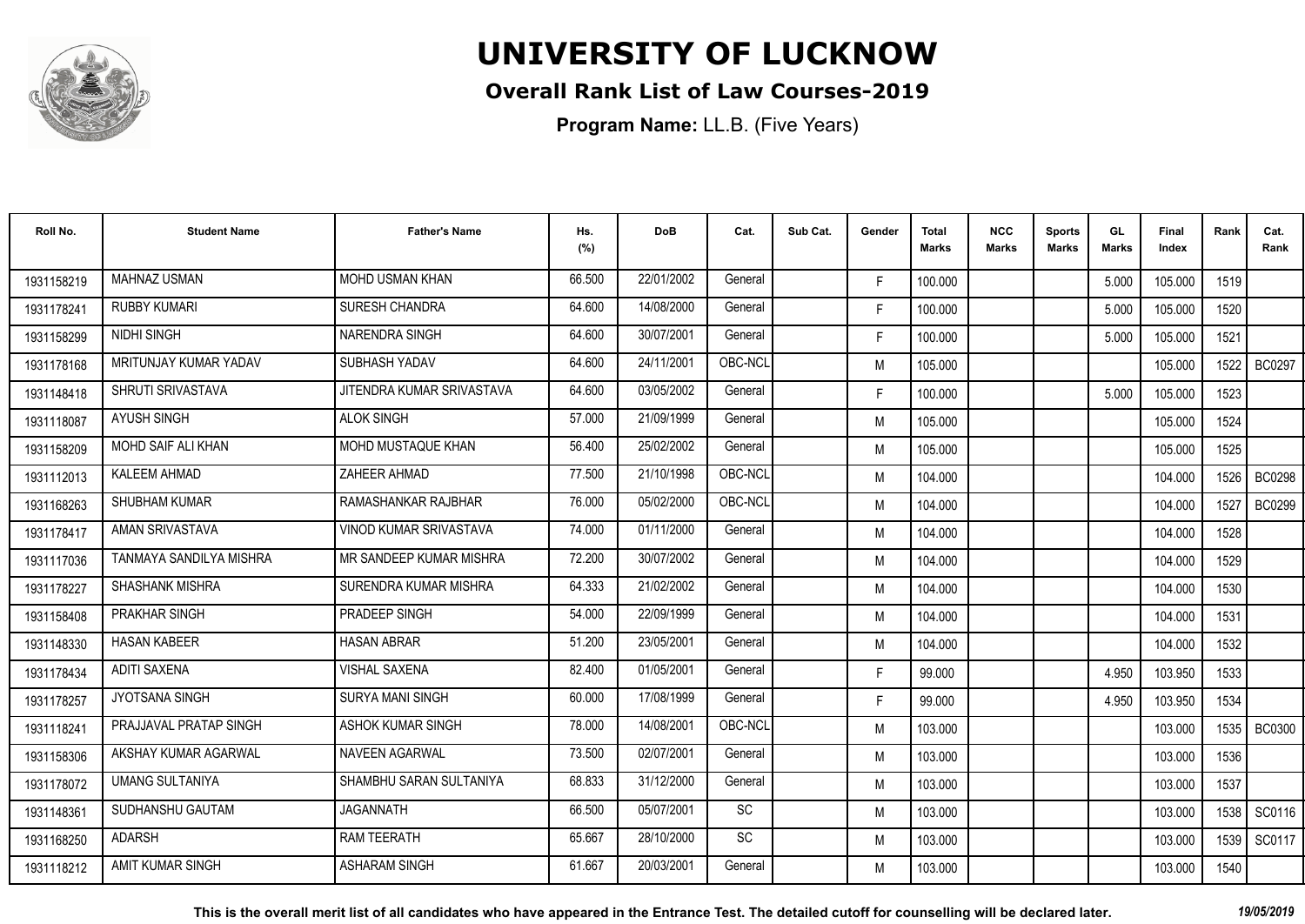# UNIVERSITY OF LUCKNOW

## Overall Rank List of Law Courses-2019

**Program Name:** LL.B. (Five Years)

| Roll No. | Student Name | Father's Name | Hs. (%) | DoB | Cat. | Sub Cat. | Gender | Total Marks | NCC Marks | Sports Marks | GL Marks | Final Index | Rank | Cat. Rank |
|---|---|---|---|---|---|---|---|---|---|---|---|---|---|---|
| 1931158219 | MAHNAZ USMAN | MOHD USMAN KHAN | 66.500 | 22/01/2002 | General | | F | 100.000 | | | 5.000 | 105.000 | 1519 | |
| 1931178241 | RUBBY KUMARI | SURESH CHANDRA | 64.600 | 14/08/2000 | General | | F | 100.000 | | | 5.000 | 105.000 | 1520 | |
| 1931158299 | NIDHI SINGH | NARENDRA SINGH | 64.600 | 30/07/2001 | General | | F | 100.000 | | | 5.000 | 105.000 | 1521 | |
| 1931178168 | MRITUNJAY KUMAR YADAV | SUBHASH YADAV | 64.600 | 24/11/2001 | OBC-NCL | | M | 105.000 | | | | 105.000 | 1522 | BC0297 |
| 1931148418 | SHRUTI SRIVASTAVA | JITENDRA KUMAR SRIVASTAVA | 64.600 | 03/05/2002 | General | | F | 100.000 | | | 5.000 | 105.000 | 1523 | |
| 1931118087 | AYUSH SINGH | ALOK SINGH | 57.000 | 21/09/1999 | General | | M | 105.000 | | | | 105.000 | 1524 | |
| 1931158209 | MOHD SAIF ALI KHAN | MOHD MUSTAQUE KHAN | 56.400 | 25/02/2002 | General | | M | 105.000 | | | | 105.000 | 1525 | |
| 1931112013 | KALEEM AHMAD | ZAHEER AHMAD | 77.500 | 21/10/1998 | OBC-NCL | | M | 104.000 | | | | 104.000 | 1526 | BC0298 |
| 1931168263 | SHUBHAM KUMAR | RAMASHANKAR RAJBHAR | 76.000 | 05/02/2000 | OBC-NCL | | M | 104.000 | | | | 104.000 | 1527 | BC0299 |
| 1931178417 | AMAN SRIVASTAVA | VINOD KUMAR SRIVASTAVA | 74.000 | 01/11/2000 | General | | M | 104.000 | | | | 104.000 | 1528 | |
| 1931117036 | TANMAYA SANDILYA MISHRA | MR SANDEEP KUMAR MISHRA | 72.200 | 30/07/2002 | General | | M | 104.000 | | | | 104.000 | 1529 | |
| 1931178227 | SHASHANK MISHRA | SURENDRA KUMAR MISHRA | 64.333 | 21/02/2002 | General | | M | 104.000 | | | | 104.000 | 1530 | |
| 1931158408 | PRAKHAR SINGH | PRADEEP SINGH | 54.000 | 22/09/1999 | General | | M | 104.000 | | | | 104.000 | 1531 | |
| 1931148330 | HASAN KABEER | HASAN ABRAR | 51.200 | 23/05/2001 | General | | M | 104.000 | | | | 104.000 | 1532 | |
| 1931178434 | ADITI SAXENA | VISHAL SAXENA | 82.400 | 01/05/2001 | General | | F | 99.000 | | | 4.950 | 103.950 | 1533 | |
| 1931178257 | JYOTSANA SINGH | SURYA MANI SINGH | 60.000 | 17/08/1999 | General | | F | 99.000 | | | 4.950 | 103.950 | 1534 | |
| 1931118241 | PRAJJAVAL PRATAP SINGH | ASHOK KUMAR SINGH | 78.000 | 14/08/2001 | OBC-NCL | | M | 103.000 | | | | 103.000 | 1535 | BC0300 |
| 1931158306 | AKSHAY KUMAR AGARWAL | NAVEEN AGARWAL | 73.500 | 02/07/2001 | General | | M | 103.000 | | | | 103.000 | 1536 | |
| 1931178072 | UMANG SULTANIYA | SHAMBHU SARAN SULTANIYA | 68.833 | 31/12/2000 | General | | M | 103.000 | | | | 103.000 | 1537 | |
| 1931148361 | SUDHANSHU GAUTAM | JAGANNATH | 66.500 | 05/07/2001 | SC | | M | 103.000 | | | | 103.000 | 1538 | SC0116 |
| 1931168250 | ADARSH | RAM TEERATH | 65.667 | 28/10/2000 | SC | | M | 103.000 | | | | 103.000 | 1539 | SC0117 |
| 1931118212 | AMIT KUMAR SINGH | ASHARAM SINGH | 61.667 | 20/03/2001 | General | | M | 103.000 | | | | 103.000 | 1540 | |

**This is the overall merit list of all candidates who have appeared in the Entrance Test. The detailed cutoff for counselling will be declared later.** *19/05/2019*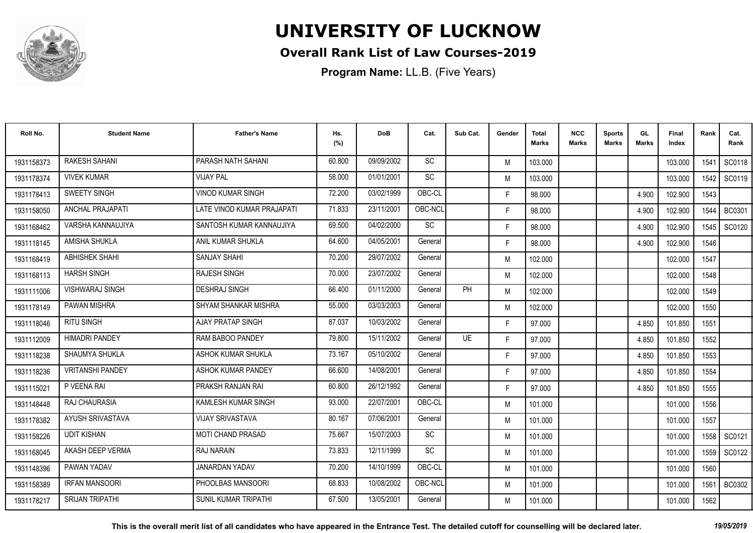# UNIVERSITY OF LUCKNOW

## Overall Rank List of Law Courses-2019

**Program Name:** LL.B. (Five Years)

| Roll No. | Student Name | Father's Name | Hs. (%) | DoB | Cat. | Sub Cat. | Gender | Total Marks | NCC Marks | Sports Marks | GL Marks | Final Index | Rank | Cat. Rank |
|---|---|---|---|---|---|---|---|---|---|---|---|---|---|---|
| 1931158373 | RAKESH SAHANI | PARASH NATH SAHANI | 60.800 | 09/09/2002 | SC | | M | 103.000 | | | | 103.000 | 1541 | SC0118 |
| 1931178374 | VIVEK KUMAR | VIJAY PAL | 58.000 | 01/01/2001 | SC | | M | 103.000 | | | | 103.000 | 1542 | SC0119 |
| 1931178413 | SWEETY SINGH | VINOD KUMAR SINGH | 72.200 | 03/02/1999 | OBC-CL | | F | 98.000 | | | 4.900 | 102.900 | 1543 | |
| 1931158050 | ANCHAL PRAJAPATI | LATE VINOD KUMAR PRAJAPATI | 71.833 | 23/11/2001 | OBC-NCL | | F | 98.000 | | | 4.900 | 102.900 | 1544 | BC0301 |
| 1931168462 | VARSHA KANNAUJIYA | SANTOSH KUMAR KANNAUJIYA | 69.500 | 04/02/2000 | SC | | F | 98.000 | | | 4.900 | 102.900 | 1545 | SC0120 |
| 1931118145 | AMISHA SHUKLA | ANIL KUMAR SHUKLA | 64.600 | 04/05/2001 | General | | F | 98.000 | | | 4.900 | 102.900 | 1546 | |
| 1931168419 | ABHISHEK SHAHI | SANJAY SHAHI | 70.200 | 29/07/2002 | General | | M | 102.000 | | | | 102.000 | 1547 | |
| 1931168113 | HARSH SINGH | RAJESH SINGH | 70.000 | 23/07/2002 | General | | M | 102.000 | | | | 102.000 | 1548 | |
| 1931111006 | VISHWARAJ SINGH | DESHRAJ SINGH | 66.400 | 01/11/2000 | General | PH | M | 102.000 | | | | 102.000 | 1549 | |
| 1931178149 | PAWAN MISHRA | SHYAM SHANKAR MISHRA | 55.000 | 03/03/2003 | General | | M | 102.000 | | | | 102.000 | 1550 | |
| 1931118046 | RITU SINGH | AJAY PRATAP SINGH | 87.037 | 10/03/2002 | General | | F | 97.000 | | | 4.850 | 101.850 | 1551 | |
| 1931112009 | HIMADRI PANDEY | RAM BABOO PANDEY | 79.800 | 15/11/2002 | General | UE | F | 97.000 | | | 4.850 | 101.850 | 1552 | |
| 1931118238 | SHAUMYA SHUKLA | ASHOK KUMAR SHUKLA | 73.167 | 05/10/2002 | General | | F | 97.000 | | | 4.850 | 101.850 | 1553 | |
| 1931118236 | VRITANSHI PANDEY | ASHOK KUMAR PANDEY | 66.600 | 14/08/2001 | General | | F | 97.000 | | | 4.850 | 101.850 | 1554 | |
| 1931115021 | P VEENA RAI | PRAKSH RANJAN RAI | 60.800 | 26/12/1992 | General | | F | 97.000 | | | 4.850 | 101.850 | 1555 | |
| 1931148448 | RAJ CHAURASIA | KAMLESH KUMAR SINGH | 93.000 | 22/07/2001 | OBC-CL | | M | 101.000 | | | | 101.000 | 1556 | |
| 1931178382 | AYUSH SRIVASTAVA | VIJAY SRIVASTAVA | 80.167 | 07/06/2001 | General | | M | 101.000 | | | | 101.000 | 1557 | |
| 1931158226 | UDIT KISHAN | MOTI CHAND PRASAD | 75.667 | 15/07/2003 | SC | | M | 101.000 | | | | 101.000 | 1558 | SC0121 |
| 1931168045 | AKASH DEEP VERMA | RAJ NARAIN | 73.833 | 12/11/1999 | SC | | M | 101.000 | | | | 101.000 | 1559 | SC0122 |
| 1931148396 | PAWAN YADAV | JANARDAN YADAV | 70.200 | 14/10/1999 | OBC-CL | | M | 101.000 | | | | 101.000 | 1560 | |
| 1931158389 | IRFAN MANSOORI | PHOOLBAS MANSOORI | 68.833 | 10/08/2002 | OBC-NCL | | M | 101.000 | | | | 101.000 | 1561 | BC0302 |
| 1931178217 | SRIJAN TRIPATHI | SUNIL KUMAR TRIPATHI | 67.500 | 13/05/2001 | General | | M | 101.000 | | | | 101.000 | 1562 | |

**This is the overall merit list of all candidates who have appeared in the Entrance Test. The detailed cutoff for counselling will be declared later.** *19/05/2019*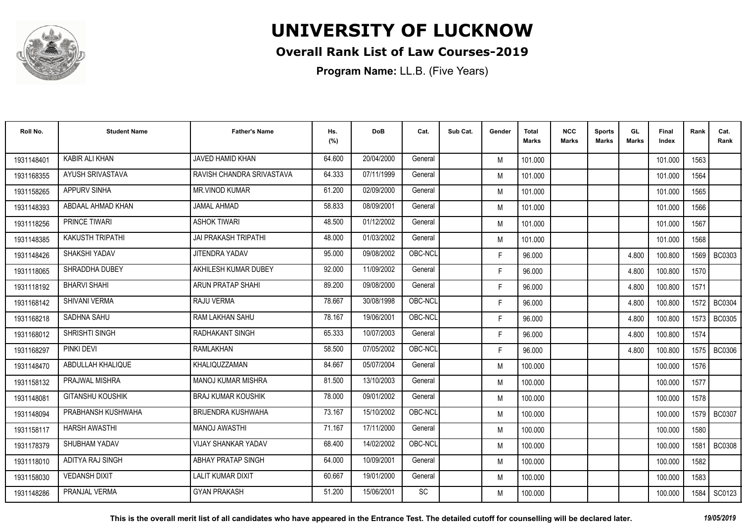# UNIVERSITY OF LUCKNOW

## Overall Rank List of Law Courses-2019

**Program Name:** LL.B. (Five Years)

| Roll No. | Student Name | Father's Name | Hs. (%) | DoB | Cat. | Sub Cat. | Gender | Total Marks | NCC Marks | Sports Marks | GL Marks | Final Index | Rank | Cat. Rank |
|---|---|---|---|---|---|---|---|---|---|---|---|---|---|---|
| 1931148401 | KABIR ALI KHAN | JAVED HAMID KHAN | 64.600 | 20/04/2000 | General | | M | 101.000 | | | | 101.000 | 1563 | |
| 1931168355 | AYUSH SRIVASTAVA | RAVISH CHANDRA SRIVASTAVA | 64.333 | 07/11/1999 | General | | M | 101.000 | | | | 101.000 | 1564 | |
| 1931158265 | APPURV SINHA | MR.VINOD KUMAR | 61.200 | 02/09/2000 | General | | M | 101.000 | | | | 101.000 | 1565 | |
| 1931148393 | ABDAAL AHMAD KHAN | JAMAL AHMAD | 58.833 | 08/09/2001 | General | | M | 101.000 | | | | 101.000 | 1566 | |
| 1931118256 | PRINCE TIWARI | ASHOK TIWARI | 48.500 | 01/12/2002 | General | | M | 101.000 | | | | 101.000 | 1567 | |
| 1931148385 | KAKUSTH TRIPATHI | JAI PRAKASH TRIPATHI | 48.000 | 01/03/2002 | General | | M | 101.000 | | | | 101.000 | 1568 | |
| 1931148426 | SHAKSHI YADAV | JITENDRA YADAV | 95.000 | 09/08/2002 | OBC-NCL | | F | 96.000 | | | 4.800 | 100.800 | 1569 | BC0303 |
| 1931118065 | SHRADDHA DUBEY | AKHILESH KUMAR DUBEY | 92.000 | 11/09/2002 | General | | F | 96.000 | | | 4.800 | 100.800 | 1570 | |
| 1931118192 | BHARVI SHAHI | ARUN PRATAP SHAHI | 89.200 | 09/08/2000 | General | | F | 96.000 | | | 4.800 | 100.800 | 1571 | |
| 1931168142 | SHIVANI VERMA | RAJU VERMA | 78.667 | 30/08/1998 | OBC-NCL | | F | 96.000 | | | 4.800 | 100.800 | 1572 | BC0304 |
| 1931168218 | SADHNA SAHU | RAM LAKHAN SAHU | 78.167 | 19/06/2001 | OBC-NCL | | F | 96.000 | | | 4.800 | 100.800 | 1573 | BC0305 |
| 1931168012 | SHRISHTI SINGH | RADHAKANT SINGH | 65.333 | 10/07/2003 | General | | F | 96.000 | | | 4.800 | 100.800 | 1574 | |
| 1931168297 | PINKI DEVI | RAMLAKHAN | 58.500 | 07/05/2002 | OBC-NCL | | F | 96.000 | | | 4.800 | 100.800 | 1575 | BC0306 |
| 1931148470 | ABDULLAH KHALIQUE | KHALIQUZZAMAN | 84.667 | 05/07/2004 | General | | M | 100.000 | | | | 100.000 | 1576 | |
| 1931158132 | PRAJWAL MISHRA | MANOJ KUMAR MISHRA | 81.500 | 13/10/2003 | General | | M | 100.000 | | | | 100.000 | 1577 | |
| 1931148081 | GITANSHU KOUSHIK | BRAJ KUMAR KOUSHIK | 78.000 | 09/01/2002 | General | | M | 100.000 | | | | 100.000 | 1578 | |
| 1931148094 | PRABHANSH KUSHWAHA | BRIJENDRA KUSHWAHA | 73.167 | 15/10/2002 | OBC-NCL | | M | 100.000 | | | | 100.000 | 1579 | BC0307 |
| 1931158117 | HARSH AWASTHI | MANOJ AWASTHI | 71.167 | 17/11/2000 | General | | M | 100.000 | | | | 100.000 | 1580 | |
| 1931178379 | SHUBHAM YADAV | VIJAY SHANKAR YADAV | 68.400 | 14/02/2002 | OBC-NCL | | M | 100.000 | | | | 100.000 | 1581 | BC0308 |
| 1931118010 | ADITYA RAJ SINGH | ABHAY PRATAP SINGH | 64.000 | 10/09/2001 | General | | M | 100.000 | | | | 100.000 | 1582 | |
| 1931158030 | VEDANSH DIXIT | LALIT KUMAR DIXIT | 60.667 | 19/01/2000 | General | | M | 100.000 | | | | 100.000 | 1583 | |
| 1931148286 | PRANJAL VERMA | GYAN PRAKASH | 51.200 | 15/06/2001 | SC | | M | 100.000 | | | | 100.000 | 1584 | SC0123 |

**This is the overall merit list of all candidates who have appeared in the Entrance Test. The detailed cutoff for counselling will be declared later.** *19/05/2019*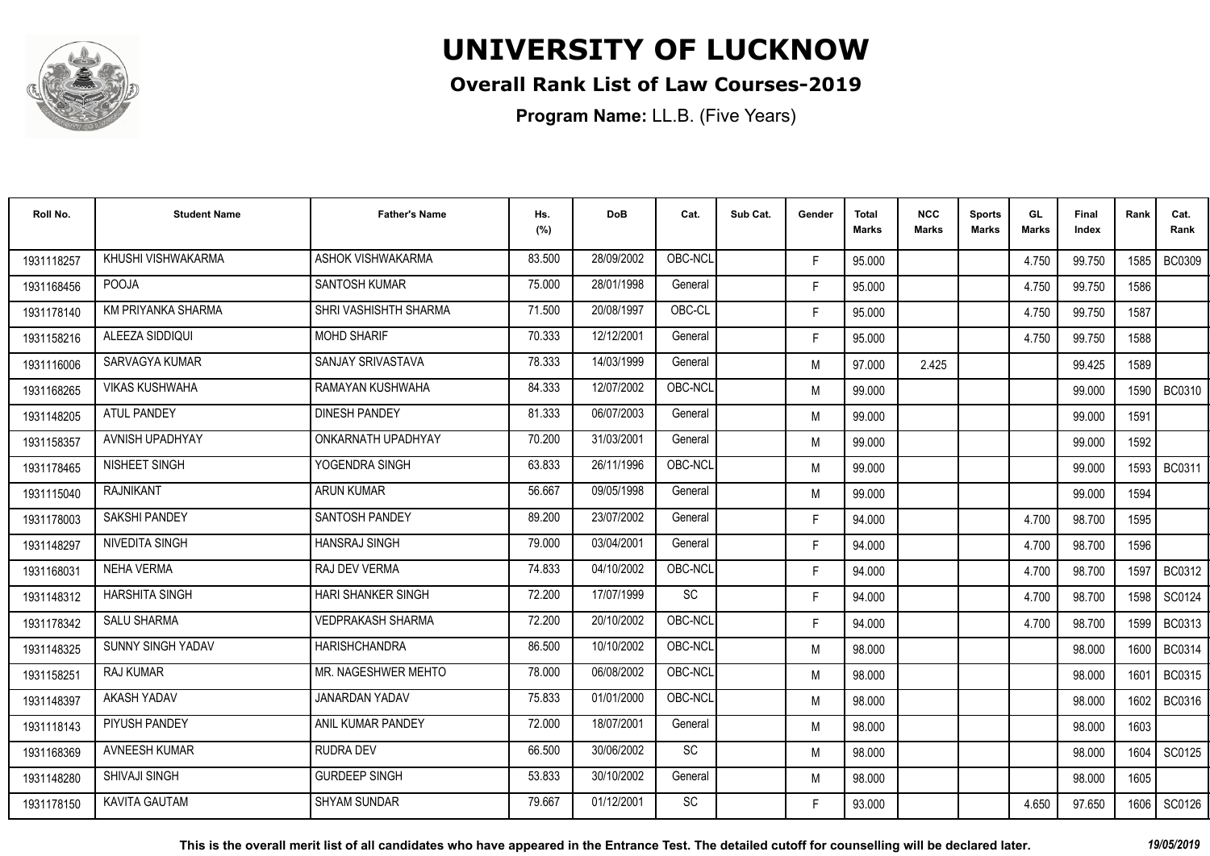# UNIVERSITY OF LUCKNOW

## Overall Rank List of Law Courses-2019

**Program Name:** LL.B. (Five Years)

| Roll No. | Student Name | Father's Name | Hs. (%) | DoB | Cat. | Sub Cat. | Gender | Total Marks | NCC Marks | Sports Marks | GL Marks | Final Index | Rank | Cat. Rank |
|---|---|---|---|---|---|---|---|---|---|---|---|---|---|---|
| 1931118257 | KHUSHI VISHWAKARMA | ASHOK VISHWAKARMA | 83.500 | 28/09/2002 | OBC-NCL | | F | 95.000 | | | 4.750 | 99.750 | 1585 | BC0309 |
| 1931168456 | POOJA | SANTOSH KUMAR | 75.000 | 28/01/1998 | General | | F | 95.000 | | | 4.750 | 99.750 | 1586 | |
| 1931178140 | KM PRIYANKA SHARMA | SHRI VASHISHTH SHARMA | 71.500 | 20/08/1997 | OBC-CL | | F | 95.000 | | | 4.750 | 99.750 | 1587 | |
| 1931158216 | ALEEZA SIDDIQUI | MOHD SHARIF | 70.333 | 12/12/2001 | General | | F | 95.000 | | | 4.750 | 99.750 | 1588 | |
| 1931116006 | SARVAGYA KUMAR | SANJAY SRIVASTAVA | 78.333 | 14/03/1999 | General | | M | 97.000 | 2.425 | | | 99.425 | 1589 | |
| 1931168265 | VIKAS KUSHWAHA | RAMAYAN KUSHWAHA | 84.333 | 12/07/2002 | OBC-NCL | | M | 99.000 | | | | 99.000 | 1590 | BC0310 |
| 1931148205 | ATUL PANDEY | DINESH PANDEY | 81.333 | 06/07/2003 | General | | M | 99.000 | | | | 99.000 | 1591 | |
| 1931158357 | AVNISH UPADHYAY | ONKARNATH UPADHYAY | 70.200 | 31/03/2001 | General | | M | 99.000 | | | | 99.000 | 1592 | |
| 1931178465 | NISHEET SINGH | YOGENDRA SINGH | 63.833 | 26/11/1996 | OBC-NCL | | M | 99.000 | | | | 99.000 | 1593 | BC0311 |
| 1931115040 | RAJNIKANT | ARUN KUMAR | 56.667 | 09/05/1998 | General | | M | 99.000 | | | | 99.000 | 1594 | |
| 1931178003 | SAKSHI PANDEY | SANTOSH PANDEY | 89.200 | 23/07/2002 | General | | F | 94.000 | | | 4.700 | 98.700 | 1595 | |
| 1931148297 | NIVEDITA SINGH | HANSRAJ SINGH | 79.000 | 03/04/2001 | General | | F | 94.000 | | | 4.700 | 98.700 | 1596 | |
| 1931168031 | NEHA VERMA | RAJ DEV VERMA | 74.833 | 04/10/2002 | OBC-NCL | | F | 94.000 | | | 4.700 | 98.700 | 1597 | BC0312 |
| 1931148312 | HARSHITA SINGH | HARI SHANKER SINGH | 72.200 | 17/07/1999 | SC | | F | 94.000 | | | 4.700 | 98.700 | 1598 | SC0124 |
| 1931178342 | SALU SHARMA | VEDPRAKASH SHARMA | 72.200 | 20/10/2002 | OBC-NCL | | F | 94.000 | | | 4.700 | 98.700 | 1599 | BC0313 |
| 1931148325 | SUNNY SINGH YADAV | HARISHCHANDRA | 86.500 | 10/10/2002 | OBC-NCL | | M | 98.000 | | | | 98.000 | 1600 | BC0314 |
| 1931158251 | RAJ KUMAR | MR. NAGESHWER MEHTO | 78.000 | 06/08/2002 | OBC-NCL | | M | 98.000 | | | | 98.000 | 1601 | BC0315 |
| 1931148397 | AKASH YADAV | JANARDAN YADAV | 75.833 | 01/01/2000 | OBC-NCL | | M | 98.000 | | | | 98.000 | 1602 | BC0316 |
| 1931118143 | PIYUSH PANDEY | ANIL KUMAR PANDEY | 72.000 | 18/07/2001 | General | | M | 98.000 | | | | 98.000 | 1603 | |
| 1931168369 | AVNEESH KUMAR | RUDRA DEV | 66.500 | 30/06/2002 | SC | | M | 98.000 | | | | 98.000 | 1604 | SC0125 |
| 1931148280 | SHIVAJI SINGH | GURDEEP SINGH | 53.833 | 30/10/2002 | General | | M | 98.000 | | | | 98.000 | 1605 | |
| 1931178150 | KAVITA GAUTAM | SHYAM SUNDAR | 79.667 | 01/12/2001 | SC | | F | 93.000 | | | 4.650 | 97.650 | 1606 | SC0126 |

**This is the overall merit list of all candidates who have appeared in the Entrance Test. The detailed cutoff for counselling will be declared later.** *19/05/2019*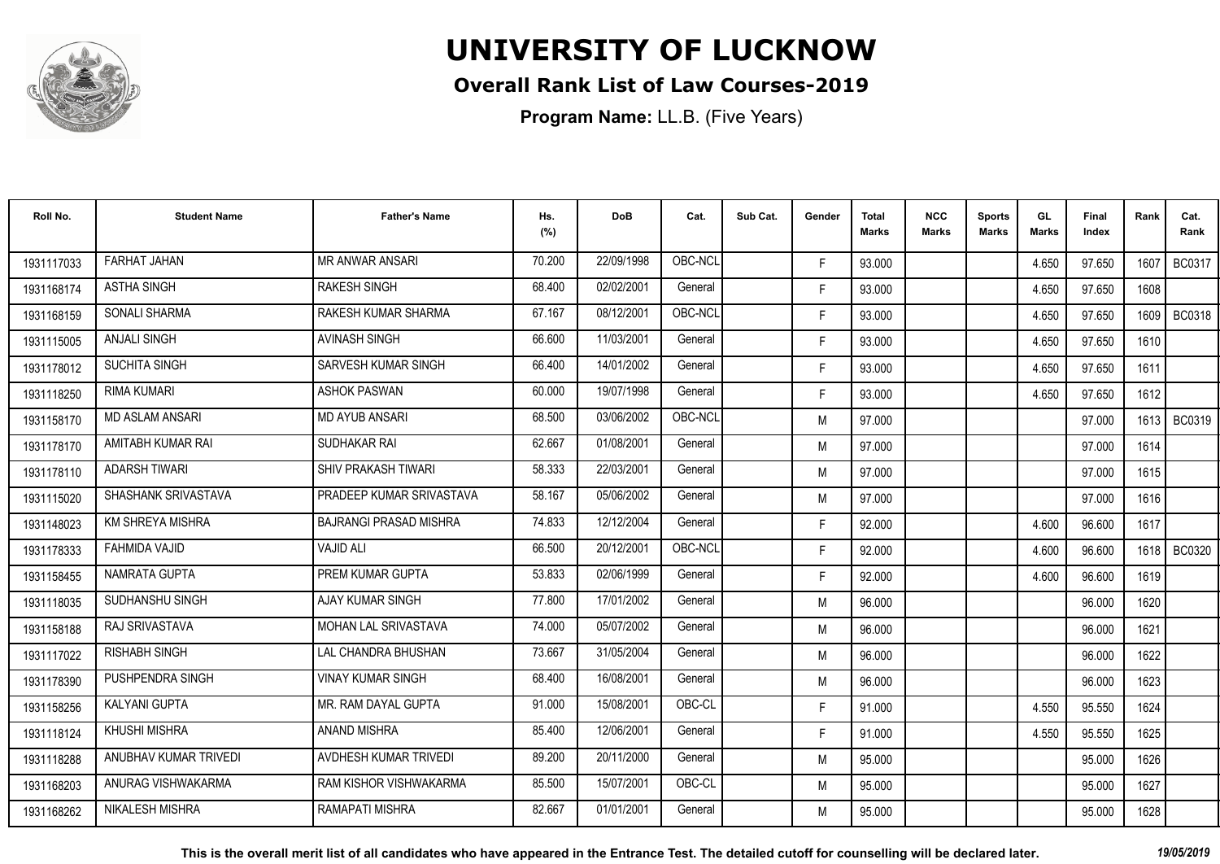# UNIVERSITY OF LUCKNOW

## Overall Rank List of Law Courses-2019

**Program Name:** LL.B. (Five Years)

| Roll No. | Student Name | Father's Name | Hs. (%) | DoB | Cat. | Sub Cat. | Gender | Total Marks | NCC Marks | Sports Marks | GL Marks | Final Index | Rank | Cat. Rank |
|---|---|---|---|---|---|---|---|---|---|---|---|---|---|---|
| 1931117033 | FARHAT JAHAN | MR ANWAR ANSARI | 70.200 | 22/09/1998 | OBC-NCL | | F | 93.000 | | | 4.650 | 97.650 | 1607 | BC0317 |
| 1931168174 | ASTHA SINGH | RAKESH SINGH | 68.400 | 02/02/2001 | General | | F | 93.000 | | | 4.650 | 97.650 | 1608 | |
| 1931168159 | SONALI SHARMA | RAKESH KUMAR SHARMA | 67.167 | 08/12/2001 | OBC-NCL | | F | 93.000 | | | 4.650 | 97.650 | 1609 | BC0318 |
| 1931115005 | ANJALI SINGH | AVINASH SINGH | 66.600 | 11/03/2001 | General | | F | 93.000 | | | 4.650 | 97.650 | 1610 | |
| 1931178012 | SUCHITA SINGH | SARVESH KUMAR SINGH | 66.400 | 14/01/2002 | General | | F | 93.000 | | | 4.650 | 97.650 | 1611 | |
| 1931118250 | RIMA KUMARI | ASHOK PASWAN | 60.000 | 19/07/1998 | General | | F | 93.000 | | | 4.650 | 97.650 | 1612 | |
| 1931158170 | MD ASLAM ANSARI | MD AYUB ANSARI | 68.500 | 03/06/2002 | OBC-NCL | | M | 97.000 | | | | 97.000 | 1613 | BC0319 |
| 1931178170 | AMITABH KUMAR RAI | SUDHAKAR RAI | 62.667 | 01/08/2001 | General | | M | 97.000 | | | | 97.000 | 1614 | |
| 1931178110 | ADARSH TIWARI | SHIV PRAKASH TIWARI | 58.333 | 22/03/2001 | General | | M | 97.000 | | | | 97.000 | 1615 | |
| 1931115020 | SHASHANK SRIVASTAVA | PRADEEP KUMAR SRIVASTAVA | 58.167 | 05/06/2002 | General | | M | 97.000 | | | | 97.000 | 1616 | |
| 1931148023 | KM SHREYA MISHRA | BAJRANGI PRASAD MISHRA | 74.833 | 12/12/2004 | General | | F | 92.000 | | | 4.600 | 96.600 | 1617 | |
| 1931178333 | FAHMIDA VAJID | VAJID ALI | 66.500 | 20/12/2001 | OBC-NCL | | F | 92.000 | | | 4.600 | 96.600 | 1618 | BC0320 |
| 1931158455 | NAMRATA GUPTA | PREM KUMAR GUPTA | 53.833 | 02/06/1999 | General | | F | 92.000 | | | 4.600 | 96.600 | 1619 | |
| 1931118035 | SUDHANSHU SINGH | AJAY KUMAR SINGH | 77.800 | 17/01/2002 | General | | M | 96.000 | | | | 96.000 | 1620 | |
| 1931158188 | RAJ SRIVASTAVA | MOHAN LAL SRIVASTAVA | 74.000 | 05/07/2002 | General | | M | 96.000 | | | | 96.000 | 1621 | |
| 1931117022 | RISHABH SINGH | LAL CHANDRA BHUSHAN | 73.667 | 31/05/2004 | General | | M | 96.000 | | | | 96.000 | 1622 | |
| 1931178390 | PUSHPENDRA SINGH | VINAY KUMAR SINGH | 68.400 | 16/08/2001 | General | | M | 96.000 | | | | 96.000 | 1623 | |
| 1931158256 | KALYANI GUPTA | MR. RAM DAYAL GUPTA | 91.000 | 15/08/2001 | OBC-CL | | F | 91.000 | | | 4.550 | 95.550 | 1624 | |
| 1931118124 | KHUSHI MISHRA | ANAND MISHRA | 85.400 | 12/06/2001 | General | | F | 91.000 | | | 4.550 | 95.550 | 1625 | |
| 1931118288 | ANUBHAV KUMAR TRIVEDI | AVDHESH KUMAR TRIVEDI | 89.200 | 20/11/2000 | General | | M | 95.000 | | | | 95.000 | 1626 | |
| 1931168203 | ANURAG VISHWAKARMA | RAM KISHOR VISHWAKARMA | 85.500 | 15/07/2001 | OBC-CL | | M | 95.000 | | | | 95.000 | 1627 | |
| 1931168262 | NIKALESH MISHRA | RAMAPATI MISHRA | 82.667 | 01/01/2001 | General | | M | 95.000 | | | | 95.000 | 1628 | |

**This is the overall merit list of all candidates who have appeared in the Entrance Test. The detailed cutoff for counselling will be declared later.** *19/05/2019*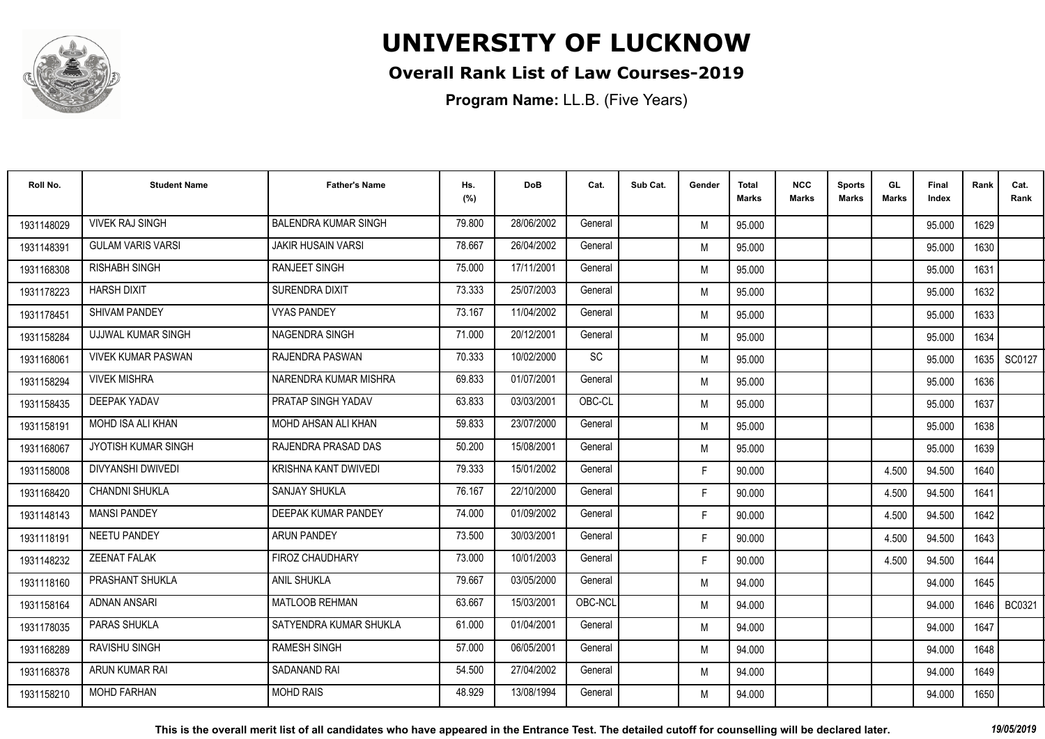# UNIVERSITY OF LUCKNOW

## Overall Rank List of Law Courses-2019

**Program Name:** LL.B. (Five Years)

| Roll No. | Student Name | Father's Name | Hs. (%) | DoB | Cat. | Sub Cat. | Gender | Total Marks | NCC Marks | Sports Marks | GL Marks | Final Index | Rank | Cat. Rank |
|---|---|---|---|---|---|---|---|---|---|---|---|---|---|---|
| 1931148029 | VIVEK RAJ SINGH | BALENDRA KUMAR SINGH | 79.800 | 28/06/2002 | General | | M | 95.000 | | | | 95.000 | 1629 | |
| 1931148391 | GULAM VARIS VARSI | JAKIR HUSAIN VARSI | 78.667 | 26/04/2002 | General | | M | 95.000 | | | | 95.000 | 1630 | |
| 1931168308 | RISHABH SINGH | RANJEET SINGH | 75.000 | 17/11/2001 | General | | M | 95.000 | | | | 95.000 | 1631 | |
| 1931178223 | HARSH DIXIT | SURENDRA DIXIT | 73.333 | 25/07/2003 | General | | M | 95.000 | | | | 95.000 | 1632 | |
| 1931178451 | SHIVAM PANDEY | VYAS PANDEY | 73.167 | 11/04/2002 | General | | M | 95.000 | | | | 95.000 | 1633 | |
| 1931158284 | UJJWAL KUMAR SINGH | NAGENDRA SINGH | 71.000 | 20/12/2001 | General | | M | 95.000 | | | | 95.000 | 1634 | |
| 1931168061 | VIVEK KUMAR PASWAN | RAJENDRA PASWAN | 70.333 | 10/02/2000 | SC | | M | 95.000 | | | | 95.000 | 1635 | SC0127 |
| 1931158294 | VIVEK MISHRA | NARENDRA KUMAR MISHRA | 69.833 | 01/07/2001 | General | | M | 95.000 | | | | 95.000 | 1636 | |
| 1931158435 | DEEPAK YADAV | PRATAP SINGH YADAV | 63.833 | 03/03/2001 | OBC-CL | | M | 95.000 | | | | 95.000 | 1637 | |
| 1931158191 | MOHD ISA ALI KHAN | MOHD AHSAN ALI KHAN | 59.833 | 23/07/2000 | General | | M | 95.000 | | | | 95.000 | 1638 | |
| 1931168067 | JYOTISH KUMAR SINGH | RAJENDRA PRASAD DAS | 50.200 | 15/08/2001 | General | | M | 95.000 | | | | 95.000 | 1639 | |
| 1931158008 | DIVYANSHI DWIVEDI | KRISHNA KANT DWIVEDI | 79.333 | 15/01/2002 | General | | F | 90.000 | | | 4.500 | 94.500 | 1640 | |
| 1931168420 | CHANDNI SHUKLA | SANJAY SHUKLA | 76.167 | 22/10/2000 | General | | F | 90.000 | | | 4.500 | 94.500 | 1641 | |
| 1931148143 | MANSI PANDEY | DEEPAK KUMAR PANDEY | 74.000 | 01/09/2002 | General | | F | 90.000 | | | 4.500 | 94.500 | 1642 | |
| 1931118191 | NEETU PANDEY | ARUN PANDEY | 73.500 | 30/03/2001 | General | | F | 90.000 | | | 4.500 | 94.500 | 1643 | |
| 1931148232 | ZEENAT FALAK | FIROZ CHAUDHARY | 73.000 | 10/01/2003 | General | | F | 90.000 | | | 4.500 | 94.500 | 1644 | |
| 1931118160 | PRASHANT SHUKLA | ANIL SHUKLA | 79.667 | 03/05/2000 | General | | M | 94.000 | | | | 94.000 | 1645 | |
| 1931158164 | ADNAN ANSARI | MATLOOB REHMAN | 63.667 | 15/03/2001 | OBC-NCL | | M | 94.000 | | | | 94.000 | 1646 | BC0321 |
| 1931178035 | PARAS SHUKLA | SATYENDRA KUMAR SHUKLA | 61.000 | 01/04/2001 | General | | M | 94.000 | | | | 94.000 | 1647 | |
| 1931168289 | RAVISHU SINGH | RAMESH SINGH | 57.000 | 06/05/2001 | General | | M | 94.000 | | | | 94.000 | 1648 | |
| 1931168378 | ARUN KUMAR RAI | SADANAND RAI | 54.500 | 27/04/2002 | General | | M | 94.000 | | | | 94.000 | 1649 | |
| 1931158210 | MOHD FARHAN | MOHD RAIS | 48.929 | 13/08/1994 | General | | M | 94.000 | | | | 94.000 | 1650 | |

**This is the overall merit list of all candidates who have appeared in the Entrance Test. The detailed cutoff for counselling will be declared later.** *19/05/2019*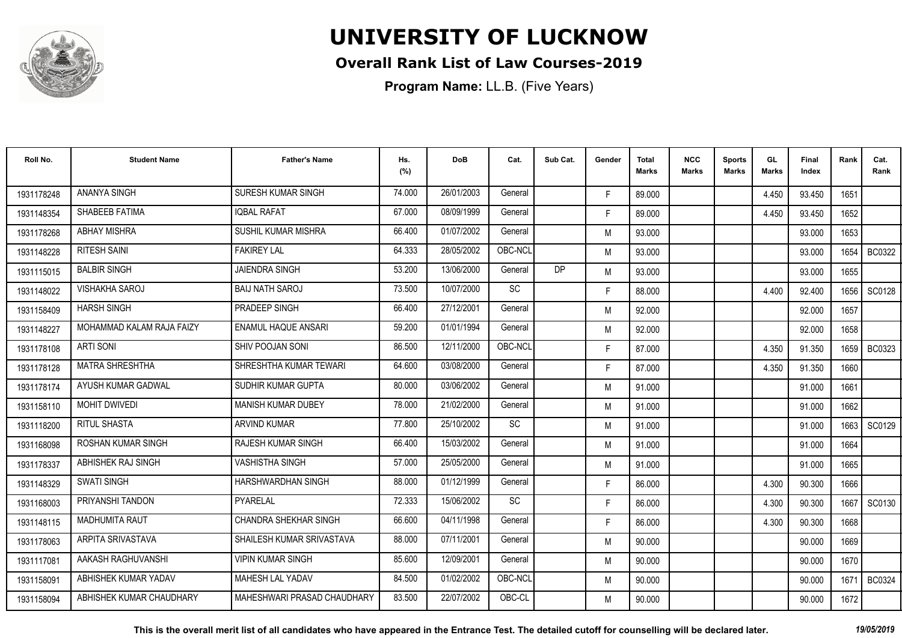# UNIVERSITY OF LUCKNOW

## Overall Rank List of Law Courses-2019

**Program Name:** LL.B. (Five Years)

| Roll No. | Student Name | Father's Name | Hs. (%) | DoB | Cat. | Sub Cat. | Gender | Total Marks | NCC Marks | Sports Marks | GL Marks | Final Index | Rank | Cat. Rank |
|---|---|---|---|---|---|---|---|---|---|---|---|---|---|---|
| 1931178248 | ANANYA SINGH | SURESH KUMAR SINGH | 74.000 | 26/01/2003 | General | | F | 89.000 | | | 4.450 | 93.450 | 1651 | |
| 1931148354 | SHABEEB FATIMA | IQBAL RAFAT | 67.000 | 08/09/1999 | General | | F | 89.000 | | | 4.450 | 93.450 | 1652 | |
| 1931178268 | ABHAY MISHRA | SUSHIL KUMAR MISHRA | 66.400 | 01/07/2002 | General | | M | 93.000 | | | | 93.000 | 1653 | |
| 1931148228 | RITESH SAINI | FAKIREY LAL | 64.333 | 28/05/2002 | OBC-NCL | | M | 93.000 | | | | 93.000 | 1654 | BC0322 |
| 1931115015 | BALBIR SINGH | JAIENDRA SINGH | 53.200 | 13/06/2000 | General | DP | M | 93.000 | | | | 93.000 | 1655 | |
| 1931148022 | VISHAKHA SAROJ | BAIJ NATH SAROJ | 73.500 | 10/07/2000 | SC | | F | 88.000 | | | 4.400 | 92.400 | 1656 | SC0128 |
| 1931158409 | HARSH SINGH | PRADEEP SINGH | 66.400 | 27/12/2001 | General | | M | 92.000 | | | | 92.000 | 1657 | |
| 1931148227 | MOHAMMAD KALAM RAJA FAIZY | ENAMUL HAQUE ANSARI | 59.200 | 01/01/1994 | General | | M | 92.000 | | | | 92.000 | 1658 | |
| 1931178108 | ARTI SONI | SHIV POOJAN SONI | 86.500 | 12/11/2000 | OBC-NCL | | F | 87.000 | | | 4.350 | 91.350 | 1659 | BC0323 |
| 1931178128 | MATRA SHRESHTHA | SHRESHTHA KUMAR TEWARI | 64.600 | 03/08/2000 | General | | F | 87.000 | | | 4.350 | 91.350 | 1660 | |
| 1931178174 | AYUSH KUMAR GADWAL | SUDHIR KUMAR GUPTA | 80.000 | 03/06/2002 | General | | M | 91.000 | | | | 91.000 | 1661 | |
| 1931158110 | MOHIT DWIVEDI | MANISH KUMAR DUBEY | 78.000 | 21/02/2000 | General | | M | 91.000 | | | | 91.000 | 1662 | |
| 1931118200 | RITUL SHASTA | ARVIND KUMAR | 77.800 | 25/10/2002 | SC | | M | 91.000 | | | | 91.000 | 1663 | SC0129 |
| 1931168098 | ROSHAN KUMAR SINGH | RAJESH KUMAR SINGH | 66.400 | 15/03/2002 | General | | M | 91.000 | | | | 91.000 | 1664 | |
| 1931178337 | ABHISHEK RAJ SINGH | VASHISTHA SINGH | 57.000 | 25/05/2000 | General | | M | 91.000 | | | | 91.000 | 1665 | |
| 1931148329 | SWATI SINGH | HARSHWARDHAN SINGH | 88.000 | 01/12/1999 | General | | F | 86.000 | | | 4.300 | 90.300 | 1666 | |
| 1931168003 | PRIYANSHI TANDON | PYARELAL | 72.333 | 15/06/2002 | SC | | F | 86.000 | | | 4.300 | 90.300 | 1667 | SC0130 |
| 1931148115 | MADHUMITA RAUT | CHANDRA SHEKHAR SINGH | 66.600 | 04/11/1998 | General | | F | 86.000 | | | 4.300 | 90.300 | 1668 | |
| 1931178063 | ARPITA SRIVASTAVA | SHAILESH KUMAR SRIVASTAVA | 88.000 | 07/11/2001 | General | | M | 90.000 | | | | 90.000 | 1669 | |
| 1931117081 | AAKASH RAGHUVANSHI | VIPIN KUMAR SINGH | 85.600 | 12/09/2001 | General | | M | 90.000 | | | | 90.000 | 1670 | |
| 1931158091 | ABHISHEK KUMAR YADAV | MAHESH LAL YADAV | 84.500 | 01/02/2002 | OBC-NCL | | M | 90.000 | | | | 90.000 | 1671 | BC0324 |
| 1931158094 | ABHISHEK KUMAR CHAUDHARY | MAHESHWARI PRASAD CHAUDHARY | 83.500 | 22/07/2002 | OBC-CL | | M | 90.000 | | | | 90.000 | 1672 | |

**This is the overall merit list of all candidates who have appeared in the Entrance Test. The detailed cutoff for counselling will be declared later.** *19/05/2019*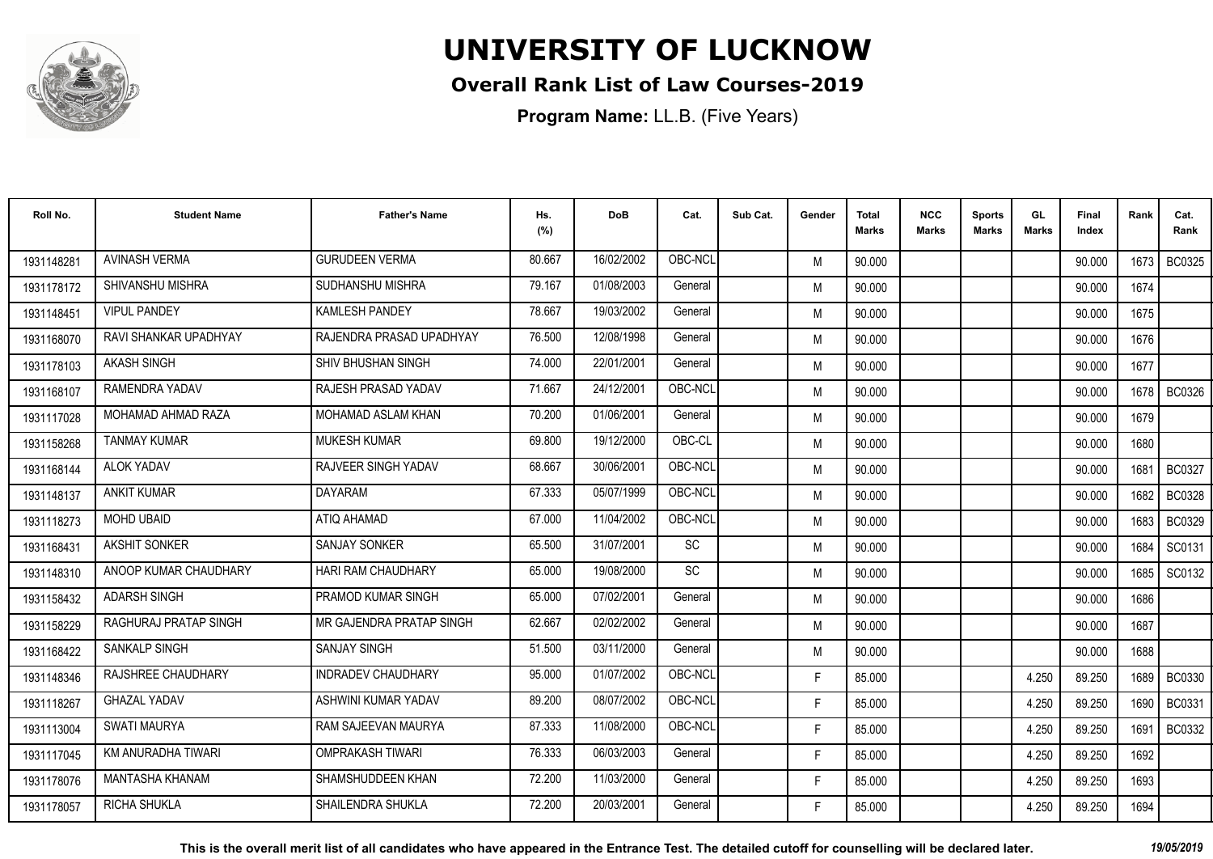# UNIVERSITY OF LUCKNOW

## Overall Rank List of Law Courses-2019

**Program Name:** LL.B. (Five Years)

| Roll No. | Student Name | Father's Name | Hs. (%) | DoB | Cat. | Sub Cat. | Gender | Total Marks | NCC Marks | Sports Marks | GL Marks | Final Index | Rank | Cat. Rank |
|---|---|---|---|---|---|---|---|---|---|---|---|---|---|---|
| 1931148281 | AVINASH VERMA | GURUDEEN VERMA | 80.667 | 16/02/2002 | OBC-NCL | | M | 90.000 | | | | 90.000 | 1673 | BC0325 |
| 1931178172 | SHIVANSHU MISHRA | SUDHANSHU MISHRA | 79.167 | 01/08/2003 | General | | M | 90.000 | | | | 90.000 | 1674 | |
| 1931148451 | VIPUL PANDEY | KAMLESH PANDEY | 78.667 | 19/03/2002 | General | | M | 90.000 | | | | 90.000 | 1675 | |
| 1931168070 | RAVI SHANKAR UPADHYAY | RAJENDRA PRASAD UPADHYAY | 76.500 | 12/08/1998 | General | | M | 90.000 | | | | 90.000 | 1676 | |
| 1931178103 | AKASH SINGH | SHIV BHUSHAN SINGH | 74.000 | 22/01/2001 | General | | M | 90.000 | | | | 90.000 | 1677 | |
| 1931168107 | RAMENDRA YADAV | RAJESH PRASAD YADAV | 71.667 | 24/12/2001 | OBC-NCL | | M | 90.000 | | | | 90.000 | 1678 | BC0326 |
| 1931117028 | MOHAMAD AHMAD RAZA | MOHAMAD ASLAM KHAN | 70.200 | 01/06/2001 | General | | M | 90.000 | | | | 90.000 | 1679 | |
| 1931158268 | TANMAY KUMAR | MUKESH KUMAR | 69.800 | 19/12/2000 | OBC-CL | | M | 90.000 | | | | 90.000 | 1680 | |
| 1931168144 | ALOK YADAV | RAJVEER SINGH YADAV | 68.667 | 30/06/2001 | OBC-NCL | | M | 90.000 | | | | 90.000 | 1681 | BC0327 |
| 1931148137 | ANKIT KUMAR | DAYARAM | 67.333 | 05/07/1999 | OBC-NCL | | M | 90.000 | | | | 90.000 | 1682 | BC0328 |
| 1931118273 | MOHD UBAID | ATIQ AHAMAD | 67.000 | 11/04/2002 | OBC-NCL | | M | 90.000 | | | | 90.000 | 1683 | BC0329 |
| 1931168431 | AKSHIT SONKER | SANJAY SONKER | 65.500 | 31/07/2001 | SC | | M | 90.000 | | | | 90.000 | 1684 | SC0131 |
| 1931148310 | ANOOP KUMAR CHAUDHARY | HARI RAM CHAUDHARY | 65.000 | 19/08/2000 | SC | | M | 90.000 | | | | 90.000 | 1685 | SC0132 |
| 1931158432 | ADARSH SINGH | PRAMOD KUMAR SINGH | 65.000 | 07/02/2001 | General | | M | 90.000 | | | | 90.000 | 1686 | |
| 1931158229 | RAGHURAJ PRATAP SINGH | MR GAJENDRA PRATAP SINGH | 62.667 | 02/02/2002 | General | | M | 90.000 | | | | 90.000 | 1687 | |
| 1931168422 | SANKALP SINGH | SANJAY SINGH | 51.500 | 03/11/2000 | General | | M | 90.000 | | | | 90.000 | 1688 | |
| 1931148346 | RAJSHREE CHAUDHARY | INDRADEV CHAUDHARY | 95.000 | 01/07/2002 | OBC-NCL | | F | 85.000 | | | 4.250 | 89.250 | 1689 | BC0330 |
| 1931118267 | GHAZAL YADAV | ASHWINI KUMAR YADAV | 89.200 | 08/07/2002 | OBC-NCL | | F | 85.000 | | | 4.250 | 89.250 | 1690 | BC0331 |
| 1931113004 | SWATI MAURYA | RAM SAJEEVAN MAURYA | 87.333 | 11/08/2000 | OBC-NCL | | F | 85.000 | | | 4.250 | 89.250 | 1691 | BC0332 |
| 1931117045 | KM ANURADHA TIWARI | OMPRAKASH TIWARI | 76.333 | 06/03/2003 | General | | F | 85.000 | | | 4.250 | 89.250 | 1692 | |
| 1931178076 | MANTASHA KHANAM | SHAMSHUDDEEN KHAN | 72.200 | 11/03/2000 | General | | F | 85.000 | | | 4.250 | 89.250 | 1693 | |
| 1931178057 | RICHA SHUKLA | SHAILENDRA SHUKLA | 72.200 | 20/03/2001 | General | | F | 85.000 | | | 4.250 | 89.250 | 1694 | |

**This is the overall merit list of all candidates who have appeared in the Entrance Test. The detailed cutoff for counselling will be declared later.** *19/05/2019*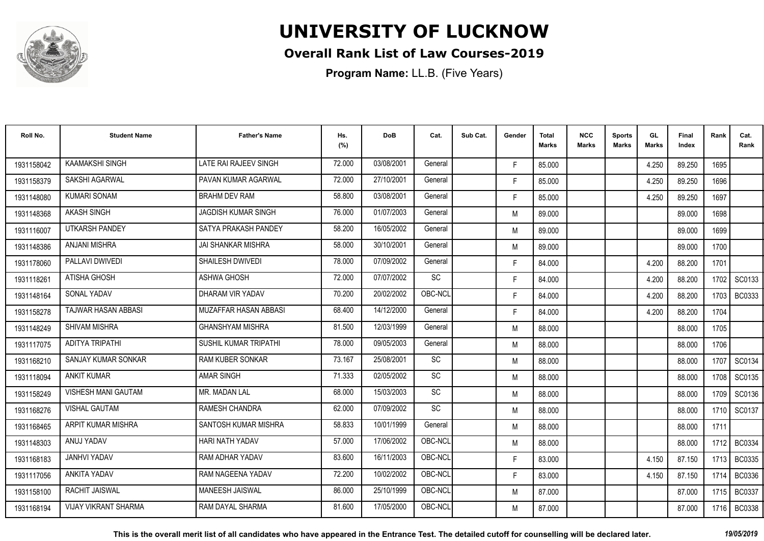# UNIVERSITY OF LUCKNOW

## Overall Rank List of Law Courses-2019

**Program Name:** LL.B. (Five Years)

| Roll No. | Student Name | Father's Name | Hs. (%) | DoB | Cat. | Sub Cat. | Gender | Total Marks | NCC Marks | Sports Marks | GL Marks | Final Index | Rank | Cat. Rank |
|---|---|---|---|---|---|---|---|---|---|---|---|---|---|---|
| 1931158042 | KAAMAKSHI SINGH | LATE RAI RAJEEV SINGH | 72.000 | 03/08/2001 | General | | F | 85.000 | | | 4.250 | 89.250 | 1695 | |
| 1931158379 | SAKSHI AGARWAL | PAVAN KUMAR AGARWAL | 72.000 | 27/10/2001 | General | | F | 85.000 | | | 4.250 | 89.250 | 1696 | |
| 1931148080 | KUMARI SONAM | BRAHM DEV RAM | 58.800 | 03/08/2001 | General | | F | 85.000 | | | 4.250 | 89.250 | 1697 | |
| 1931148368 | AKASH SINGH | JAGDISH KUMAR SINGH | 76.000 | 01/07/2003 | General | | M | 89.000 | | | | 89.000 | 1698 | |
| 1931116007 | UTKARSH PANDEY | SATYA PRAKASH PANDEY | 58.200 | 16/05/2002 | General | | M | 89.000 | | | | 89.000 | 1699 | |
| 1931148386 | ANJANI MISHRA | JAI SHANKAR MISHRA | 58.000 | 30/10/2001 | General | | M | 89.000 | | | | 89.000 | 1700 | |
| 1931178060 | PALLAVI DWIVEDI | SHAILESH DWIVEDI | 78.000 | 07/09/2002 | General | | F | 84.000 | | | 4.200 | 88.200 | 1701 | |
| 1931118261 | ATISHA GHOSH | ASHWA GHOSH | 72.000 | 07/07/2002 | SC | | F | 84.000 | | | 4.200 | 88.200 | 1702 | SC0133 |
| 1931148164 | SONAL YADAV | DHARAM VIR YADAV | 70.200 | 20/02/2002 | OBC-NCL | | F | 84.000 | | | 4.200 | 88.200 | 1703 | BC0333 |
| 1931158278 | TAJWAR HASAN ABBASI | MUZAFFAR HASAN ABBASI | 68.400 | 14/12/2000 | General | | F | 84.000 | | | 4.200 | 88.200 | 1704 | |
| 1931148249 | SHIVAM MISHRA | GHANSHYAM MISHRA | 81.500 | 12/03/1999 | General | | M | 88.000 | | | | 88.000 | 1705 | |
| 1931117075 | ADITYA TRIPATHI | SUSHIL KUMAR TRIPATHI | 78.000 | 09/05/2003 | General | | M | 88.000 | | | | 88.000 | 1706 | |
| 1931168210 | SANJAY KUMAR SONKAR | RAM KUBER SONKAR | 73.167 | 25/08/2001 | SC | | M | 88.000 | | | | 88.000 | 1707 | SC0134 |
| 1931118094 | ANKIT KUMAR | AMAR SINGH | 71.333 | 02/05/2002 | SC | | M | 88.000 | | | | 88.000 | 1708 | SC0135 |
| 1931158249 | VISHESH MANI GAUTAM | MR. MADAN LAL | 68.000 | 15/03/2003 | SC | | M | 88.000 | | | | 88.000 | 1709 | SC0136 |
| 1931168276 | VISHAL GAUTAM | RAMESH CHANDRA | 62.000 | 07/09/2002 | SC | | M | 88.000 | | | | 88.000 | 1710 | SC0137 |
| 1931168465 | ARPIT KUMAR MISHRA | SANTOSH KUMAR MISHRA | 58.833 | 10/01/1999 | General | | M | 88.000 | | | | 88.000 | 1711 | |
| 1931148303 | ANUJ YADAV | HARI NATH YADAV | 57.000 | 17/06/2002 | OBC-NCL | | M | 88.000 | | | | 88.000 | 1712 | BC0334 |
| 1931168183 | JANHVI YADAV | RAM ADHAR YADAV | 83.600 | 16/11/2003 | OBC-NCL | | F | 83.000 | | | 4.150 | 87.150 | 1713 | BC0335 |
| 1931117056 | ANKITA YADAV | RAM NAGEENA YADAV | 72.200 | 10/02/2002 | OBC-NCL | | F | 83.000 | | | 4.150 | 87.150 | 1714 | BC0336 |
| 1931158100 | RACHIT JAISWAL | MANEESH JAISWAL | 86.000 | 25/10/1999 | OBC-NCL | | M | 87.000 | | | | 87.000 | 1715 | BC0337 |
| 1931168194 | VIJAY VIKRANT SHARMA | RAM DAYAL SHARMA | 81.600 | 17/05/2000 | OBC-NCL | | M | 87.000 | | | | 87.000 | 1716 | BC0338 |

**This is the overall merit list of all candidates who have appeared in the Entrance Test. The detailed cutoff for counselling will be declared later.** *19/05/2019*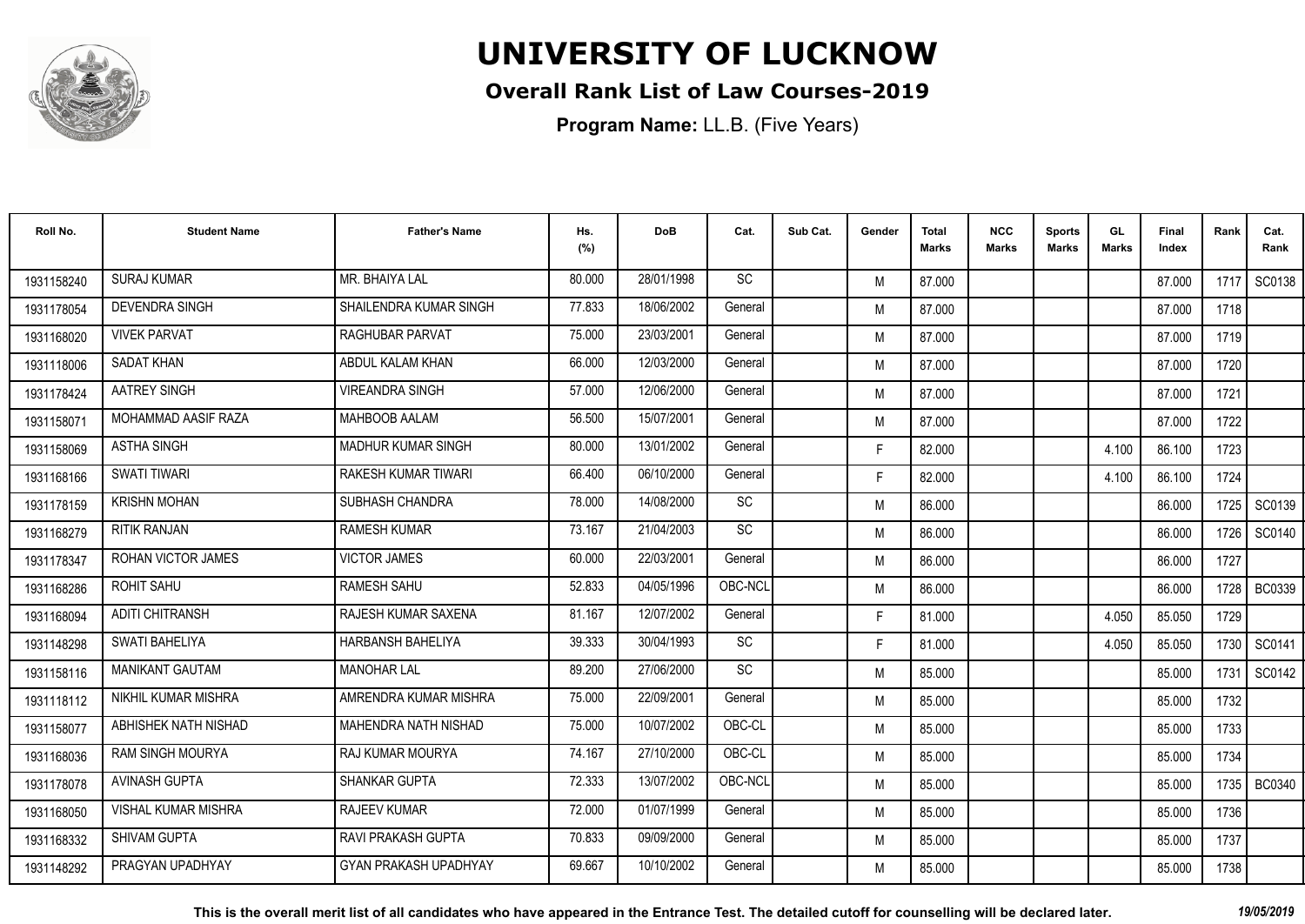# UNIVERSITY OF LUCKNOW

## Overall Rank List of Law Courses-2019

**Program Name:** LL.B. (Five Years)

| Roll No. | Student Name | Father's Name | Hs. (%) | DoB | Cat. | Sub Cat. | Gender | Total Marks | NCC Marks | Sports Marks | GL Marks | Final Index | Rank | Cat. Rank |
|---|---|---|---|---|---|---|---|---|---|---|---|---|---|---|
| 1931158240 | SURAJ KUMAR | MR. BHAIYA LAL | 80.000 | 28/01/1998 | SC | | M | 87.000 | | | | 87.000 | 1717 | SC0138 |
| 1931178054 | DEVENDRA SINGH | SHAILENDRA KUMAR SINGH | 77.833 | 18/06/2002 | General | | M | 87.000 | | | | 87.000 | 1718 | |
| 1931168020 | VIVEK PARVAT | RAGHUBAR PARVAT | 75.000 | 23/03/2001 | General | | M | 87.000 | | | | 87.000 | 1719 | |
| 1931118006 | SADAT KHAN | ABDUL KALAM KHAN | 66.000 | 12/03/2000 | General | | M | 87.000 | | | | 87.000 | 1720 | |
| 1931178424 | AATREY SINGH | VIREANDRA SINGH | 57.000 | 12/06/2000 | General | | M | 87.000 | | | | 87.000 | 1721 | |
| 1931158071 | MOHAMMAD AASIF RAZA | MAHBOOB AALAM | 56.500 | 15/07/2001 | General | | M | 87.000 | | | | 87.000 | 1722 | |
| 1931158069 | ASTHA SINGH | MADHUR KUMAR SINGH | 80.000 | 13/01/2002 | General | | F | 82.000 | | | 4.100 | 86.100 | 1723 | |
| 1931168166 | SWATI TIWARI | RAKESH KUMAR TIWARI | 66.400 | 06/10/2000 | General | | F | 82.000 | | | 4.100 | 86.100 | 1724 | |
| 1931178159 | KRISHN MOHAN | SUBHASH CHANDRA | 78.000 | 14/08/2000 | SC | | M | 86.000 | | | | 86.000 | 1725 | SC0139 |
| 1931168279 | RITIK RANJAN | RAMESH KUMAR | 73.167 | 21/04/2003 | SC | | M | 86.000 | | | | 86.000 | 1726 | SC0140 |
| 1931178347 | ROHAN VICTOR JAMES | VICTOR JAMES | 60.000 | 22/03/2001 | General | | M | 86.000 | | | | 86.000 | 1727 | |
| 1931168286 | ROHIT SAHU | RAMESH SAHU | 52.833 | 04/05/1996 | OBC-NCL | | M | 86.000 | | | | 86.000 | 1728 | BC0339 |
| 1931168094 | ADITI CHITRANSH | RAJESH KUMAR SAXENA | 81.167 | 12/07/2002 | General | | F | 81.000 | | | 4.050 | 85.050 | 1729 | |
| 1931148298 | SWATI BAHELIYA | HARBANSH BAHELIYA | 39.333 | 30/04/1993 | SC | | F | 81.000 | | | 4.050 | 85.050 | 1730 | SC0141 |
| 1931158116 | MANIKANT GAUTAM | MANOHAR LAL | 89.200 | 27/06/2000 | SC | | M | 85.000 | | | | 85.000 | 1731 | SC0142 |
| 1931118112 | NIKHIL KUMAR MISHRA | AMRENDRA KUMAR MISHRA | 75.000 | 22/09/2001 | General | | M | 85.000 | | | | 85.000 | 1732 | |
| 1931158077 | ABHISHEK NATH NISHAD | MAHENDRA NATH NISHAD | 75.000 | 10/07/2002 | OBC-CL | | M | 85.000 | | | | 85.000 | 1733 | |
| 1931168036 | RAM SINGH MOURYA | RAJ KUMAR MOURYA | 74.167 | 27/10/2000 | OBC-CL | | M | 85.000 | | | | 85.000 | 1734 | |
| 1931178078 | AVINASH GUPTA | SHANKAR GUPTA | 72.333 | 13/07/2002 | OBC-NCL | | M | 85.000 | | | | 85.000 | 1735 | BC0340 |
| 1931168050 | VISHAL KUMAR MISHRA | RAJEEV KUMAR | 72.000 | 01/07/1999 | General | | M | 85.000 | | | | 85.000 | 1736 | |
| 1931168332 | SHIVAM GUPTA | RAVI PRAKASH GUPTA | 70.833 | 09/09/2000 | General | | M | 85.000 | | | | 85.000 | 1737 | |
| 1931148292 | PRAGYAN UPADHYAY | GYAN PRAKASH UPADHYAY | 69.667 | 10/10/2002 | General | | M | 85.000 | | | | 85.000 | 1738 | |

**This is the overall merit list of all candidates who have appeared in the Entrance Test. The detailed cutoff for counselling will be declared later.** *19/05/2019*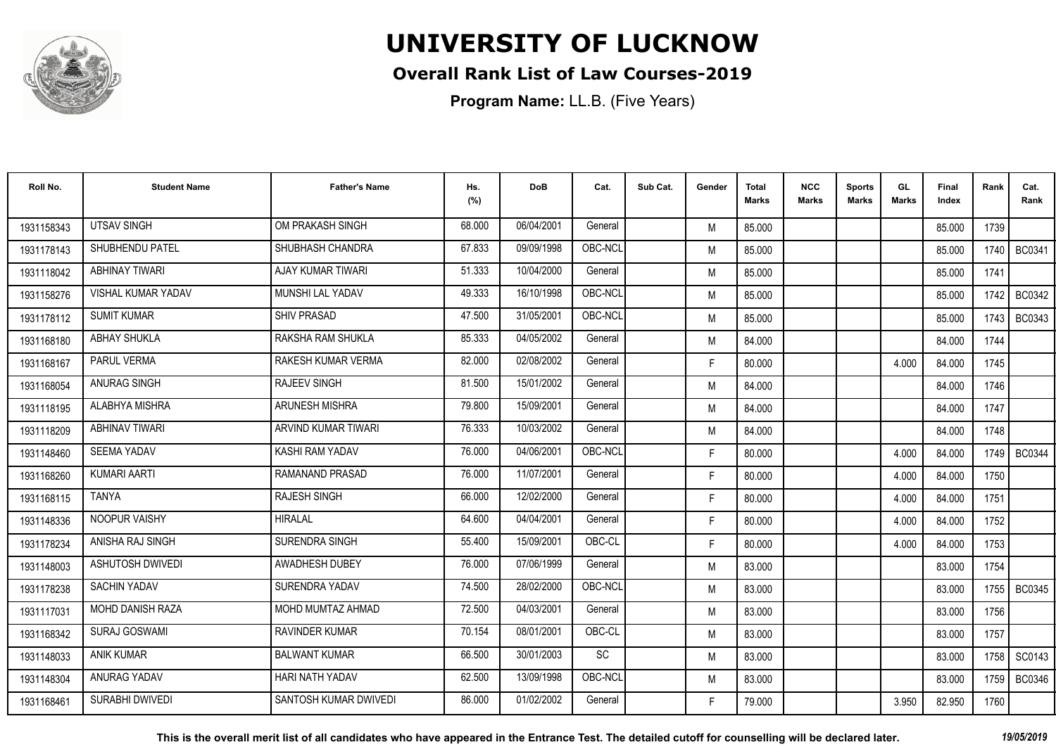# UNIVERSITY OF LUCKNOW

## Overall Rank List of Law Courses-2019

**Program Name:** LL.B. (Five Years)

| Roll No. | Student Name | Father's Name | Hs. (%) | DoB | Cat. | Sub Cat. | Gender | Total Marks | NCC Marks | Sports Marks | GL Marks | Final Index | Rank | Cat. Rank |
|---|---|---|---|---|---|---|---|---|---|---|---|---|---|---|
| 1931158343 | UTSAV SINGH | OM PRAKASH SINGH | 68.000 | 06/04/2001 | General | | M | 85.000 | | | | 85.000 | 1739 | |
| 1931178143 | SHUBHENDU PATEL | SHUBHASH CHANDRA | 67.833 | 09/09/1998 | OBC-NCL | | M | 85.000 | | | | 85.000 | 1740 | BC0341 |
| 1931118042 | ABHINAY TIWARI | AJAY KUMAR TIWARI | 51.333 | 10/04/2000 | General | | M | 85.000 | | | | 85.000 | 1741 | |
| 1931158276 | VISHAL KUMAR YADAV | MUNSHI LAL YADAV | 49.333 | 16/10/1998 | OBC-NCL | | M | 85.000 | | | | 85.000 | 1742 | BC0342 |
| 1931178112 | SUMIT KUMAR | SHIV PRASAD | 47.500 | 31/05/2001 | OBC-NCL | | M | 85.000 | | | | 85.000 | 1743 | BC0343 |
| 1931168180 | ABHAY SHUKLA | RAKSHA RAM SHUKLA | 85.333 | 04/05/2002 | General | | M | 84.000 | | | | 84.000 | 1744 | |
| 1931168167 | PARUL VERMA | RAKESH KUMAR VERMA | 82.000 | 02/08/2002 | General | | F | 80.000 | | | 4.000 | 84.000 | 1745 | |
| 1931168054 | ANURAG SINGH | RAJEEV SINGH | 81.500 | 15/01/2002 | General | | M | 84.000 | | | | 84.000 | 1746 | |
| 1931118195 | ALABHYA MISHRA | ARUNESH MISHRA | 79.800 | 15/09/2001 | General | | M | 84.000 | | | | 84.000 | 1747 | |
| 1931118209 | ABHINAV TIWARI | ARVIND KUMAR TIWARI | 76.333 | 10/03/2002 | General | | M | 84.000 | | | | 84.000 | 1748 | |
| 1931148460 | SEEMA YADAV | KASHI RAM YADAV | 76.000 | 04/06/2001 | OBC-NCL | | F | 80.000 | | | 4.000 | 84.000 | 1749 | BC0344 |
| 1931168260 | KUMARI AARTI | RAMANAND PRASAD | 76.000 | 11/07/2001 | General | | F | 80.000 | | | 4.000 | 84.000 | 1750 | |
| 1931168115 | TANYA | RAJESH SINGH | 66.000 | 12/02/2000 | General | | F | 80.000 | | | 4.000 | 84.000 | 1751 | |
| 1931148336 | NOOPUR VAISHY | HIRALAL | 64.600 | 04/04/2001 | General | | F | 80.000 | | | 4.000 | 84.000 | 1752 | |
| 1931178234 | ANISHA RAJ SINGH | SURENDRA SINGH | 55.400 | 15/09/2001 | OBC-CL | | F | 80.000 | | | 4.000 | 84.000 | 1753 | |
| 1931148003 | ASHUTOSH DWIVEDI | AWADHESH DUBEY | 76.000 | 07/06/1999 | General | | M | 83.000 | | | | 83.000 | 1754 | |
| 1931178238 | SACHIN YADAV | SURENDRA YADAV | 74.500 | 28/02/2000 | OBC-NCL | | M | 83.000 | | | | 83.000 | 1755 | BC0345 |
| 1931117031 | MOHD DANISH RAZA | MOHD MUMTAZ AHMAD | 72.500 | 04/03/2001 | General | | M | 83.000 | | | | 83.000 | 1756 | |
| 1931168342 | SURAJ GOSWAMI | RAVINDER KUMAR | 70.154 | 08/01/2001 | OBC-CL | | M | 83.000 | | | | 83.000 | 1757 | |
| 1931148033 | ANIK KUMAR | BALWANT KUMAR | 66.500 | 30/01/2003 | SC | | M | 83.000 | | | | 83.000 | 1758 | SC0143 |
| 1931148304 | ANURAG YADAV | HARI NATH YADAV | 62.500 | 13/09/1998 | OBC-NCL | | M | 83.000 | | | | 83.000 | 1759 | BC0346 |
| 1931168461 | SURABHI DWIVEDI | SANTOSH KUMAR DWIVEDI | 86.000 | 01/02/2002 | General | | F | 79.000 | | | 3.950 | 82.950 | 1760 | |

This is the overall merit list of all candidates who have appeared in the Entrance Test. The detailed cutoff for counselling will be declared later.

*19/05/2019*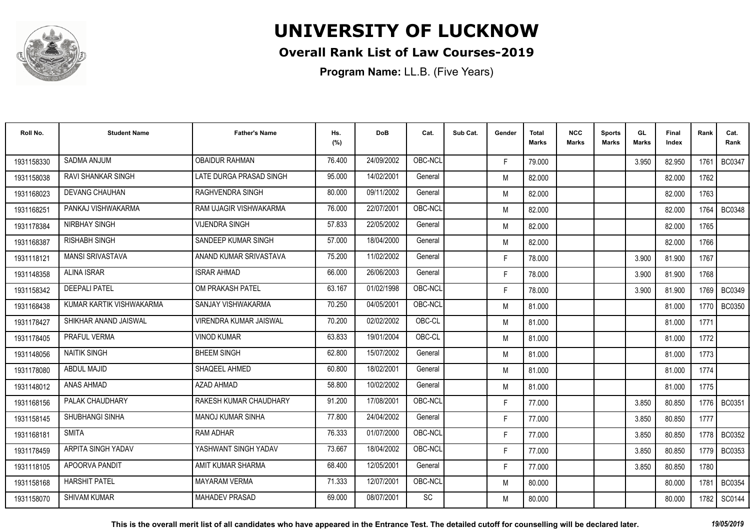# UNIVERSITY OF LUCKNOW

## Overall Rank List of Law Courses-2019

**Program Name:** LL.B. (Five Years)

| Roll No. | Student Name | Father's Name | Hs. (%) | DoB | Cat. | Sub Cat. | Gender | Total Marks | NCC Marks | Sports Marks | GL Marks | Final Index | Rank | Cat. Rank |
|---|---|---|---|---|---|---|---|---|---|---|---|---|---|---|
| 1931158330 | SADMA ANJUM | OBAIDUR RAHMAN | 76.400 | 24/09/2002 | OBC-NCL | | F | 79.000 | | | 3.950 | 82.950 | 1761 | BC0347 |
| 1931158038 | RAVI SHANKAR SINGH | LATE DURGA PRASAD SINGH | 95.000 | 14/02/2001 | General | | M | 82.000 | | | | 82.000 | 1762 | |
| 1931168023 | DEVANG CHAUHAN | RAGHVENDRA SINGH | 80.000 | 09/11/2002 | General | | M | 82.000 | | | | 82.000 | 1763 | |
| 1931168251 | PANKAJ VISHWAKARMA | RAM UJAGIR VISHWAKARMA | 76.000 | 22/07/2001 | OBC-NCL | | M | 82.000 | | | | 82.000 | 1764 | BC0348 |
| 1931178384 | NIRBHAY SINGH | VIJENDRA SINGH | 57.833 | 22/05/2002 | General | | M | 82.000 | | | | 82.000 | 1765 | |
| 1931168387 | RISHABH SINGH | SANDEEP KUMAR SINGH | 57.000 | 18/04/2000 | General | | M | 82.000 | | | | 82.000 | 1766 | |
| 1931118121 | MANSI SRIVASTAVA | ANAND KUMAR SRIVASTAVA | 75.200 | 11/02/2002 | General | | F | 78.000 | | | 3.900 | 81.900 | 1767 | |
| 1931148358 | ALINA ISRAR | ISRAR AHMAD | 66.000 | 26/06/2003 | General | | F | 78.000 | | | 3.900 | 81.900 | 1768 | |
| 1931158342 | DEEPALI PATEL | OM PRAKASH PATEL | 63.167 | 01/02/1998 | OBC-NCL | | F | 78.000 | | | 3.900 | 81.900 | 1769 | BC0349 |
| 1931168438 | KUMAR KARTIK VISHWAKARMA | SANJAY VISHWAKARMA | 70.250 | 04/05/2001 | OBC-NCL | | M | 81.000 | | | | 81.000 | 1770 | BC0350 |
| 1931178427 | SHIKHAR ANAND JAISWAL | VIRENDRA KUMAR JAISWAL | 70.200 | 02/02/2002 | OBC-CL | | M | 81.000 | | | | 81.000 | 1771 | |
| 1931178405 | PRAFUL VERMA | VINOD KUMAR | 63.833 | 19/01/2004 | OBC-CL | | M | 81.000 | | | | 81.000 | 1772 | |
| 1931148056 | NAITIK SINGH | BHEEM SINGH | 62.800 | 15/07/2002 | General | | M | 81.000 | | | | 81.000 | 1773 | |
| 1931178080 | ABDUL MAJID | SHAQEEL AHMED | 60.800 | 18/02/2001 | General | | M | 81.000 | | | | 81.000 | 1774 | |
| 1931148012 | ANAS AHMAD | AZAD AHMAD | 58.800 | 10/02/2002 | General | | M | 81.000 | | | | 81.000 | 1775 | |
| 1931168156 | PALAK CHAUDHARY | RAKESH KUMAR CHAUDHARY | 91.200 | 17/08/2001 | OBC-NCL | | F | 77.000 | | | 3.850 | 80.850 | 1776 | BC0351 |
| 1931158145 | SHUBHANGI SINHA | MANOJ KUMAR SINHA | 77.800 | 24/04/2002 | General | | F | 77.000 | | | 3.850 | 80.850 | 1777 | |
| 1931168181 | SMITA | RAM ADHAR | 76.333 | 01/07/2000 | OBC-NCL | | F | 77.000 | | | 3.850 | 80.850 | 1778 | BC0352 |
| 1931178459 | ARPITA SINGH YADAV | YASHWANT SINGH YADAV | 73.667 | 18/04/2002 | OBC-NCL | | F | 77.000 | | | 3.850 | 80.850 | 1779 | BC0353 |
| 1931118105 | APOORVA PANDIT | AMIT KUMAR SHARMA | 68.400 | 12/05/2001 | General | | F | 77.000 | | | 3.850 | 80.850 | 1780 | |
| 1931158168 | HARSHIT PATEL | MAYARAM VERMA | 71.333 | 12/07/2001 | OBC-NCL | | M | 80.000 | | | | 80.000 | 1781 | BC0354 |
| 1931158070 | SHIVAM KUMAR | MAHADEV PRASAD | 69.000 | 08/07/2001 | SC | | M | 80.000 | | | | 80.000 | 1782 | SC0144 |

**This is the overall merit list of all candidates who have appeared in the Entrance Test. The detailed cutoff for counselling will be declared later.** *19/05/2019*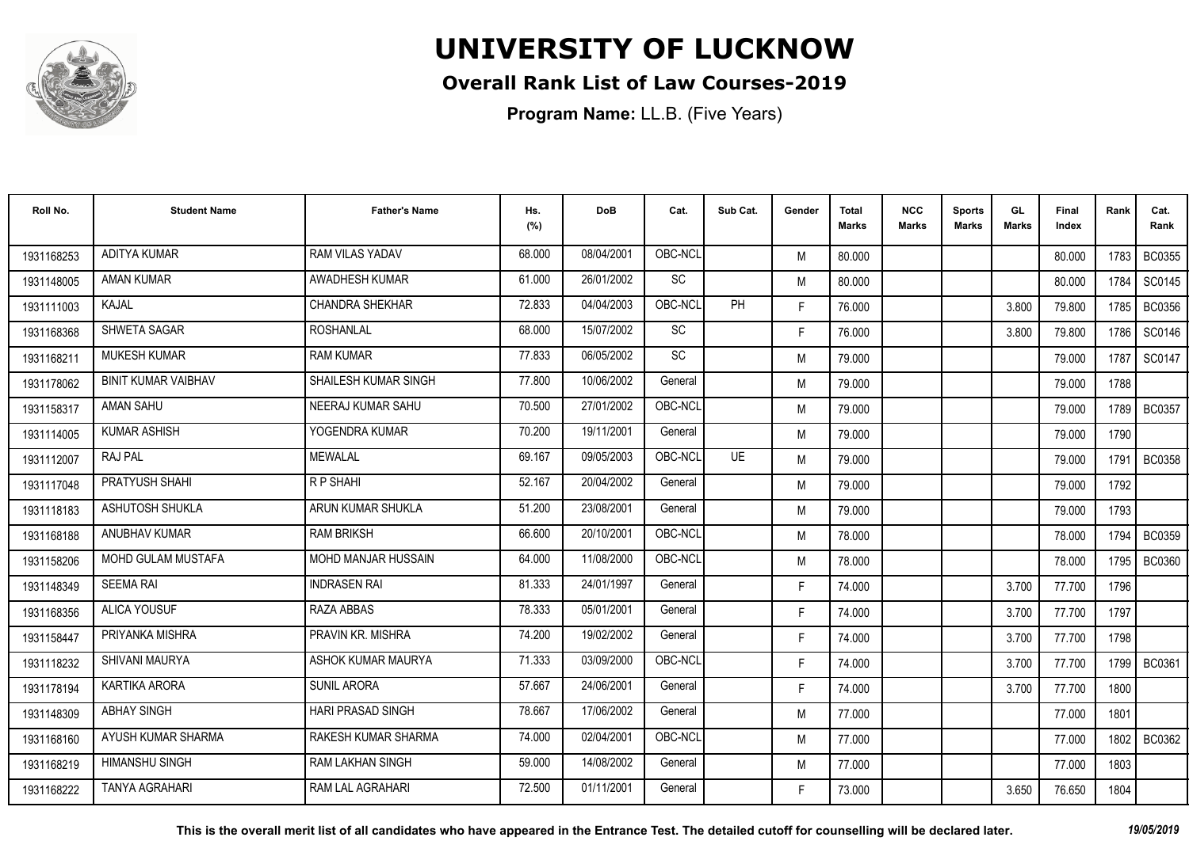# UNIVERSITY OF LUCKNOW

## Overall Rank List of Law Courses-2019

**Program Name:** LL.B. (Five Years)

| Roll No. | Student Name | Father's Name | Hs. (%) | DoB | Cat. | Sub Cat. | Gender | Total Marks | NCC Marks | Sports Marks | GL Marks | Final Index | Rank | Cat. Rank |
|---|---|---|---|---|---|---|---|---|---|---|---|---|---|---|
| 1931168253 | ADITYA KUMAR | RAM VILAS YADAV | 68.000 | 08/04/2001 | OBC-NCL | | M | 80.000 | | | | 80.000 | 1783 | BC0355 |
| 1931148005 | AMAN KUMAR | AWADHESH KUMAR | 61.000 | 26/01/2002 | SC | | M | 80.000 | | | | 80.000 | 1784 | SC0145 |
| 1931111003 | KAJAL | CHANDRA SHEKHAR | 72.833 | 04/04/2003 | OBC-NCL | PH | F | 76.000 | | | 3.800 | 79.800 | 1785 | BC0356 |
| 1931168368 | SHWETA SAGAR | ROSHANLAL | 68.000 | 15/07/2002 | SC | | F | 76.000 | | | 3.800 | 79.800 | 1786 | SC0146 |
| 1931168211 | MUKESH KUMAR | RAM KUMAR | 77.833 | 06/05/2002 | SC | | M | 79.000 | | | | 79.000 | 1787 | SC0147 |
| 1931178062 | BINIT KUMAR VAIBHAV | SHAILESH KUMAR SINGH | 77.800 | 10/06/2002 | General | | M | 79.000 | | | | 79.000 | 1788 | |
| 1931158317 | AMAN SAHU | NEERAJ KUMAR SAHU | 70.500 | 27/01/2002 | OBC-NCL | | M | 79.000 | | | | 79.000 | 1789 | BC0357 |
| 1931114005 | KUMAR ASHISH | YOGENDRA KUMAR | 70.200 | 19/11/2001 | General | | M | 79.000 | | | | 79.000 | 1790 | |
| 1931112007 | RAJ PAL | MEWALAL | 69.167 | 09/05/2003 | OBC-NCL | UE | M | 79.000 | | | | 79.000 | 1791 | BC0358 |
| 1931117048 | PRATYUSH SHAHI | R P SHAHI | 52.167 | 20/04/2002 | General | | M | 79.000 | | | | 79.000 | 1792 | |
| 1931118183 | ASHUTOSH SHUKLA | ARUN KUMAR SHUKLA | 51.200 | 23/08/2001 | General | | M | 79.000 | | | | 79.000 | 1793 | |
| 1931168188 | ANUBHAV KUMAR | RAM BRIKSH | 66.600 | 20/10/2001 | OBC-NCL | | M | 78.000 | | | | 78.000 | 1794 | BC0359 |
| 1931158206 | MOHD GULAM MUSTAFA | MOHD MANJAR HUSSAIN | 64.000 | 11/08/2000 | OBC-NCL | | M | 78.000 | | | | 78.000 | 1795 | BC0360 |
| 1931148349 | SEEMA RAI | INDRASEN RAI | 81.333 | 24/01/1997 | General | | F | 74.000 | | | 3.700 | 77.700 | 1796 | |
| 1931168356 | ALICA YOUSUF | RAZA ABBAS | 78.333 | 05/01/2001 | General | | F | 74.000 | | | 3.700 | 77.700 | 1797 | |
| 1931158447 | PRIYANKA MISHRA | PRAVIN KR. MISHRA | 74.200 | 19/02/2002 | General | | F | 74.000 | | | 3.700 | 77.700 | 1798 | |
| 1931118232 | SHIVANI MAURYA | ASHOK KUMAR MAURYA | 71.333 | 03/09/2000 | OBC-NCL | | F | 74.000 | | | 3.700 | 77.700 | 1799 | BC0361 |
| 1931178194 | KARTIKA ARORA | SUNIL ARORA | 57.667 | 24/06/2001 | General | | F | 74.000 | | | 3.700 | 77.700 | 1800 | |
| 1931148309 | ABHAY SINGH | HARI PRASAD SINGH | 78.667 | 17/06/2002 | General | | M | 77.000 | | | | 77.000 | 1801 | |
| 1931168160 | AYUSH KUMAR SHARMA | RAKESH KUMAR SHARMA | 74.000 | 02/04/2001 | OBC-NCL | | M | 77.000 | | | | 77.000 | 1802 | BC0362 |
| 1931168219 | HIMANSHU SINGH | RAM LAKHAN SINGH | 59.000 | 14/08/2002 | General | | M | 77.000 | | | | 77.000 | 1803 | |
| 1931168222 | TANYA AGRAHARI | RAM LAL AGRAHARI | 72.500 | 01/11/2001 | General | | F | 73.000 | | | 3.650 | 76.650 | 1804 | |

**This is the overall merit list of all candidates who have appeared in the Entrance Test. The detailed cutoff for counselling will be declared later.** *19/05/2019*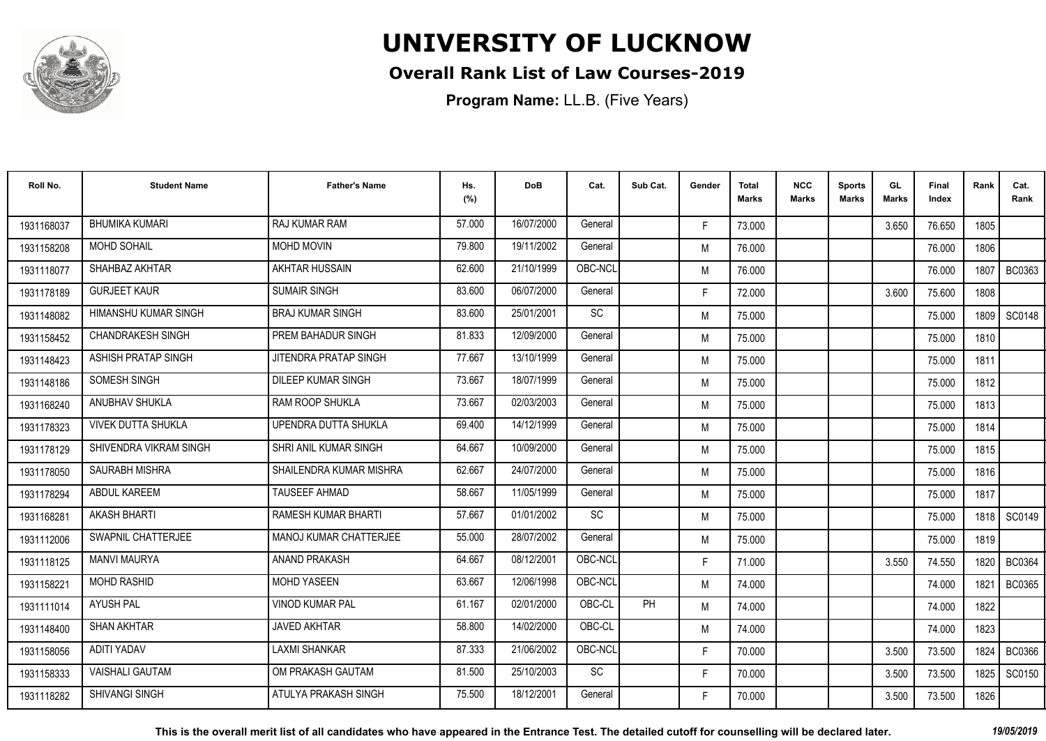# UNIVERSITY OF LUCKNOW

## Overall Rank List of Law Courses-2019

**Program Name:** LL.B. (Five Years)

| Roll No. | Student Name | Father's Name | Hs. (%) | DoB | Cat. | Sub Cat. | Gender | Total Marks | NCC Marks | Sports Marks | GL Marks | Final Index | Rank | Cat. Rank |
|---|---|---|---|---|---|---|---|---|---|---|---|---|---|---|
| 1931168037 | BHUMIKA KUMARI | RAJ KUMAR RAM | 57.000 | 16/07/2000 | General | | F | 73.000 | | | 3.650 | 76.650 | 1805 | |
| 1931158208 | MOHD SOHAIL | MOHD MOVIN | 79.800 | 19/11/2002 | General | | M | 76.000 | | | | 76.000 | 1806 | |
| 1931118077 | SHAHBAZ AKHTAR | AKHTAR HUSSAIN | 62.600 | 21/10/1999 | OBC-NCL | | M | 76.000 | | | | 76.000 | 1807 | BC0363 |
| 1931178189 | GURJEET KAUR | SUMAIR SINGH | 83.600 | 06/07/2000 | General | | F | 72.000 | | | 3.600 | 75.600 | 1808 | |
| 1931148082 | HIMANSHU KUMAR SINGH | BRAJ KUMAR SINGH | 83.600 | 25/01/2001 | SC | | M | 75.000 | | | | 75.000 | 1809 | SC0148 |
| 1931158452 | CHANDRAKESH SINGH | PREM BAHADUR SINGH | 81.833 | 12/09/2000 | General | | M | 75.000 | | | | 75.000 | 1810 | |
| 1931148423 | ASHISH PRATAP SINGH | JITENDRA PRATAP SINGH | 77.667 | 13/10/1999 | General | | M | 75.000 | | | | 75.000 | 1811 | |
| 1931148186 | SOMESH SINGH | DILEEP KUMAR SINGH | 73.667 | 18/07/1999 | General | | M | 75.000 | | | | 75.000 | 1812 | |
| 1931168240 | ANUBHAV SHUKLA | RAM ROOP SHUKLA | 73.667 | 02/03/2003 | General | | M | 75.000 | | | | 75.000 | 1813 | |
| 1931178323 | VIVEK DUTTA SHUKLA | UPENDRA DUTTA SHUKLA | 69.400 | 14/12/1999 | General | | M | 75.000 | | | | 75.000 | 1814 | |
| 1931178129 | SHIVENDRA VIKRAM SINGH | SHRI ANIL KUMAR SINGH | 64.667 | 10/09/2000 | General | | M | 75.000 | | | | 75.000 | 1815 | |
| 1931178050 | SAURABH MISHRA | SHAILENDRA KUMAR MISHRA | 62.667 | 24/07/2000 | General | | M | 75.000 | | | | 75.000 | 1816 | |
| 1931178294 | ABDUL KAREEM | TAUSEEF AHMAD | 58.667 | 11/05/1999 | General | | M | 75.000 | | | | 75.000 | 1817 | |
| 1931168281 | AKASH BHARTI | RAMESH KUMAR BHARTI | 57.667 | 01/01/2002 | SC | | M | 75.000 | | | | 75.000 | 1818 | SC0149 |
| 1931112006 | SWAPNIL CHATTERJEE | MANOJ KUMAR CHATTERJEE | 55.000 | 28/07/2002 | General | | M | 75.000 | | | | 75.000 | 1819 | |
| 1931118125 | MANVI MAURYA | ANAND PRAKASH | 64.667 | 08/12/2001 | OBC-NCL | | F | 71.000 | | | 3.550 | 74.550 | 1820 | BC0364 |
| 1931158221 | MOHD RASHID | MOHD YASEEN | 63.667 | 12/06/1998 | OBC-NCL | | M | 74.000 | | | | 74.000 | 1821 | BC0365 |
| 1931111014 | AYUSH PAL | VINOD KUMAR PAL | 61.167 | 02/01/2000 | OBC-CL | PH | M | 74.000 | | | | 74.000 | 1822 | |
| 1931148400 | SHAN AKHTAR | JAVED AKHTAR | 58.800 | 14/02/2000 | OBC-CL | | M | 74.000 | | | | 74.000 | 1823 | |
| 1931158056 | ADITI YADAV | LAXMI SHANKAR | 87.333 | 21/06/2002 | OBC-NCL | | F | 70.000 | | | 3.500 | 73.500 | 1824 | BC0366 |
| 1931158333 | VAISHALI GAUTAM | OM PRAKASH GAUTAM | 81.500 | 25/10/2003 | SC | | F | 70.000 | | | 3.500 | 73.500 | 1825 | SC0150 |
| 1931118282 | SHIVANGI SINGH | ATULYA PRAKASH SINGH | 75.500 | 18/12/2001 | General | | F | 70.000 | | | 3.500 | 73.500 | 1826 | |

**This is the overall merit list of all candidates who have appeared in the Entrance Test. The detailed cutoff for counselling will be declared later.** *19/05/2019*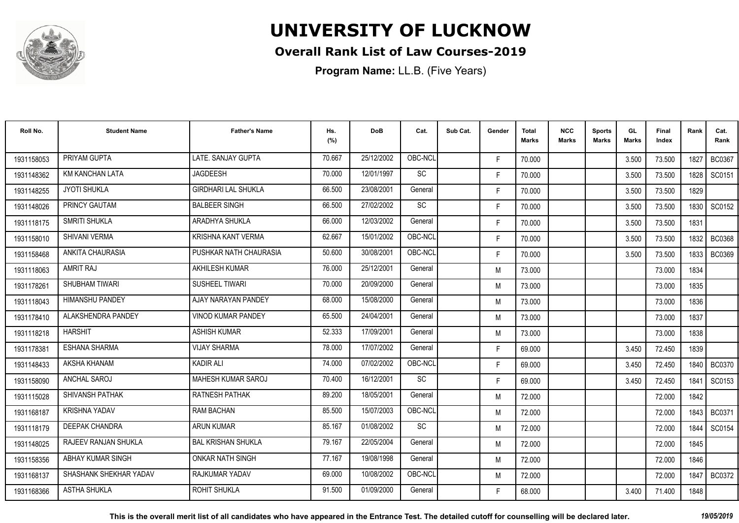# UNIVERSITY OF LUCKNOW

## Overall Rank List of Law Courses-2019

**Program Name:** LL.B. (Five Years)

| Roll No. | Student Name | Father's Name | Hs. (%) | DoB | Cat. | Sub Cat. | Gender | Total Marks | NCC Marks | Sports Marks | GL Marks | Final Index | Rank | Cat. Rank |
|---|---|---|---|---|---|---|---|---|---|---|---|---|---|---|
| 1931158053 | PRIYAM GUPTA | LATE. SANJAY GUPTA | 70.667 | 25/12/2002 | OBC-NCL | | F | 70.000 | | | 3.500 | 73.500 | 1827 | BC0367 |
| 1931148362 | KM KANCHAN LATA | JAGDEESH | 70.000 | 12/01/1997 | SC | | F | 70.000 | | | 3.500 | 73.500 | 1828 | SC0151 |
| 1931148255 | JYOTI SHUKLA | GIRDHARI LAL SHUKLA | 66.500 | 23/08/2001 | General | | F | 70.000 | | | 3.500 | 73.500 | 1829 | |
| 1931148026 | PRINCY GAUTAM | BALBEER SINGH | 66.500 | 27/02/2002 | SC | | F | 70.000 | | | 3.500 | 73.500 | 1830 | SC0152 |
| 1931118175 | SMRITI SHUKLA | ARADHYA SHUKLA | 66.000 | 12/03/2002 | General | | F | 70.000 | | | 3.500 | 73.500 | 1831 | |
| 1931158010 | SHIVANI VERMA | KRISHNA KANT VERMA | 62.667 | 15/01/2002 | OBC-NCL | | F | 70.000 | | | 3.500 | 73.500 | 1832 | BC0368 |
| 1931158468 | ANKITA CHAURASIA | PUSHKAR NATH CHAURASIA | 50.600 | 30/08/2001 | OBC-NCL | | F | 70.000 | | | 3.500 | 73.500 | 1833 | BC0369 |
| 1931118063 | AMRIT RAJ | AKHILESH KUMAR | 76.000 | 25/12/2001 | General | | M | 73.000 | | | | 73.000 | 1834 | |
| 1931178261 | SHUBHAM TIWARI | SUSHEEL TIWARI | 70.000 | 20/09/2000 | General | | M | 73.000 | | | | 73.000 | 1835 | |
| 1931118043 | HIMANSHU PANDEY | AJAY NARAYAN PANDEY | 68.000 | 15/08/2000 | General | | M | 73.000 | | | | 73.000 | 1836 | |
| 1931178410 | ALAKSHENDRA PANDEY | VINOD KUMAR PANDEY | 65.500 | 24/04/2001 | General | | M | 73.000 | | | | 73.000 | 1837 | |
| 1931118218 | HARSHIT | ASHISH KUMAR | 52.333 | 17/09/2001 | General | | M | 73.000 | | | | 73.000 | 1838 | |
| 1931178381 | ESHANA SHARMA | VIJAY SHARMA | 78.000 | 17/07/2002 | General | | F | 69.000 | | | 3.450 | 72.450 | 1839 | |
| 1931148433 | AKSHA KHANAM | KADIR ALI | 74.000 | 07/02/2002 | OBC-NCL | | F | 69.000 | | | 3.450 | 72.450 | 1840 | BC0370 |
| 1931158090 | ANCHAL SAROJ | MAHESH KUMAR SAROJ | 70.400 | 16/12/2001 | SC | | F | 69.000 | | | 3.450 | 72.450 | 1841 | SC0153 |
| 1931115028 | SHIVANSH PATHAK | RATNESH PATHAK | 89.200 | 18/05/2001 | General | | M | 72.000 | | | | 72.000 | 1842 | |
| 1931168187 | KRISHNA YADAV | RAM BACHAN | 85.500 | 15/07/2003 | OBC-NCL | | M | 72.000 | | | | 72.000 | 1843 | BC0371 |
| 1931118179 | DEEPAK CHANDRA | ARUN KUMAR | 85.167 | 01/08/2002 | SC | | M | 72.000 | | | | 72.000 | 1844 | SC0154 |
| 1931148025 | RAJEEV RANJAN SHUKLA | BAL KRISHAN SHUKLA | 79.167 | 22/05/2004 | General | | M | 72.000 | | | | 72.000 | 1845 | |
| 1931158356 | ABHAY KUMAR SINGH | ONKAR NATH SINGH | 77.167 | 19/08/1998 | General | | M | 72.000 | | | | 72.000 | 1846 | |
| 1931168137 | SHASHANK SHEKHAR YADAV | RAJKUMAR YADAV | 69.000 | 10/08/2002 | OBC-NCL | | M | 72.000 | | | | 72.000 | 1847 | BC0372 |
| 1931168366 | ASTHA SHUKLA | ROHIT SHUKLA | 91.500 | 01/09/2000 | General | | F | 68.000 | | | 3.400 | 71.400 | 1848 | |

**This is the overall merit list of all candidates who have appeared in the Entrance Test. The detailed cutoff for counselling will be declared later.** *19/05/2019*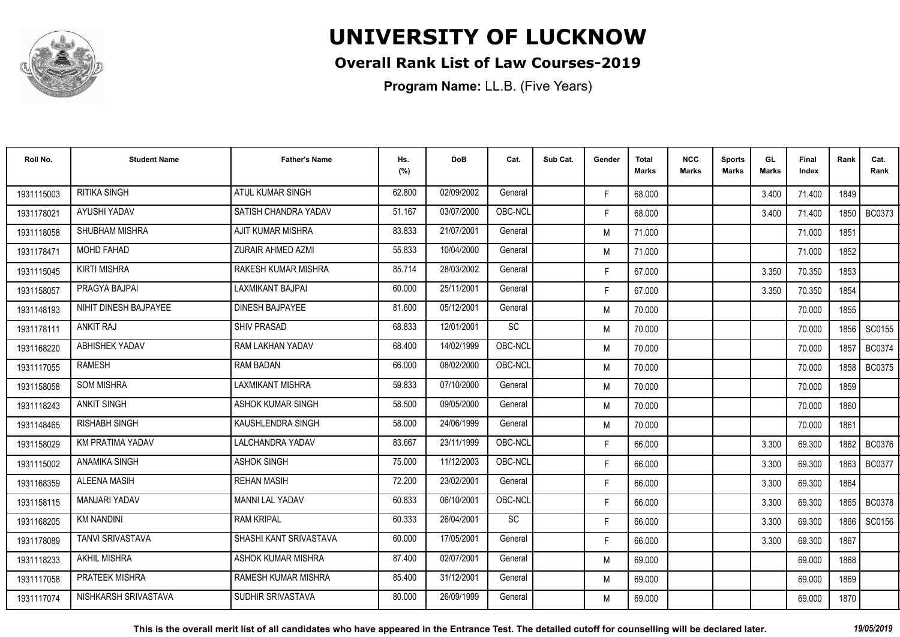# UNIVERSITY OF LUCKNOW

## Overall Rank List of Law Courses-2019

**Program Name:** LL.B. (Five Years)

| Roll No. | Student Name | Father's Name | Hs. (%) | DoB | Cat. | Sub Cat. | Gender | Total Marks | NCC Marks | Sports Marks | GL Marks | Final Index | Rank | Cat. Rank |
|---|---|---|---|---|---|---|---|---|---|---|---|---|---|---|
| 1931115003 | RITIKA SINGH | ATUL KUMAR SINGH | 62.800 | 02/09/2002 | General | | F | 68.000 | | | 3.400 | 71.400 | 1849 | |
| 1931178021 | AYUSHI YADAV | SATISH CHANDRA YADAV | 51.167 | 03/07/2000 | OBC-NCL | | F | 68.000 | | | 3.400 | 71.400 | 1850 | BC0373 |
| 1931118058 | SHUBHAM MISHRA | AJIT KUMAR MISHRA | 83.833 | 21/07/2001 | General | | M | 71.000 | | | | 71.000 | 1851 | |
| 1931178471 | MOHD FAHAD | ZURAIR AHMED AZMI | 55.833 | 10/04/2000 | General | | M | 71.000 | | | | 71.000 | 1852 | |
| 1931115045 | KIRTI MISHRA | RAKESH KUMAR MISHRA | 85.714 | 28/03/2002 | General | | F | 67.000 | | | 3.350 | 70.350 | 1853 | |
| 1931158057 | PRAGYA BAJPAI | LAXMIKANT BAJPAI | 60.000 | 25/11/2001 | General | | F | 67.000 | | | 3.350 | 70.350 | 1854 | |
| 1931148193 | NIHIT DINESH BAJPAYEE | DINESH BAJPAYEE | 81.600 | 05/12/2001 | General | | M | 70.000 | | | | 70.000 | 1855 | |
| 1931178111 | ANKIT RAJ | SHIV PRASAD | 68.833 | 12/01/2001 | SC | | M | 70.000 | | | | 70.000 | 1856 | SC0155 |
| 1931168220 | ABHISHEK YADAV | RAM LAKHAN YADAV | 68.400 | 14/02/1999 | OBC-NCL | | M | 70.000 | | | | 70.000 | 1857 | BC0374 |
| 1931117055 | RAMESH | RAM BADAN | 66.000 | 08/02/2000 | OBC-NCL | | M | 70.000 | | | | 70.000 | 1858 | BC0375 |
| 1931158058 | SOM MISHRA | LAXMIKANT MISHRA | 59.833 | 07/10/2000 | General | | M | 70.000 | | | | 70.000 | 1859 | |
| 1931118243 | ANKIT SINGH | ASHOK KUMAR SINGH | 58.500 | 09/05/2000 | General | | M | 70.000 | | | | 70.000 | 1860 | |
| 1931148465 | RISHABH SINGH | KAUSHLENDRA SINGH | 58.000 | 24/06/1999 | General | | M | 70.000 | | | | 70.000 | 1861 | |
| 1931158029 | KM PRATIMA YADAV | LALCHANDRA YADAV | 83.667 | 23/11/1999 | OBC-NCL | | F | 66.000 | | | 3.300 | 69.300 | 1862 | BC0376 |
| 1931115002 | ANAMIKA SINGH | ASHOK SINGH | 75.000 | 11/12/2003 | OBC-NCL | | F | 66.000 | | | 3.300 | 69.300 | 1863 | BC0377 |
| 1931168359 | ALEENA MASIH | REHAN MASIH | 72.200 | 23/02/2001 | General | | F | 66.000 | | | 3.300 | 69.300 | 1864 | |
| 1931158115 | MANJARI YADAV | MANNI LAL YADAV | 60.833 | 06/10/2001 | OBC-NCL | | F | 66.000 | | | 3.300 | 69.300 | 1865 | BC0378 |
| 1931168205 | KM NANDINI | RAM KRIPAL | 60.333 | 26/04/2001 | SC | | F | 66.000 | | | 3.300 | 69.300 | 1866 | SC0156 |
| 1931178089 | TANVI SRIVASTAVA | SHASHI KANT SRIVASTAVA | 60.000 | 17/05/2001 | General | | F | 66.000 | | | 3.300 | 69.300 | 1867 | |
| 1931118233 | AKHIL MISHRA | ASHOK KUMAR MISHRA | 87.400 | 02/07/2001 | General | | M | 69.000 | | | | 69.000 | 1868 | |
| 1931117058 | PRATEEK MISHRA | RAMESH KUMAR MISHRA | 85.400 | 31/12/2001 | General | | M | 69.000 | | | | 69.000 | 1869 | |
| 1931117074 | NISHKARSH SRIVASTAVA | SUDHIR SRIVASTAVA | 80.000 | 26/09/1999 | General | | M | 69.000 | | | | 69.000 | 1870 | |

**This is the overall merit list of all candidates who have appeared in the Entrance Test. The detailed cutoff for counselling will be declared later.** *19/05/2019*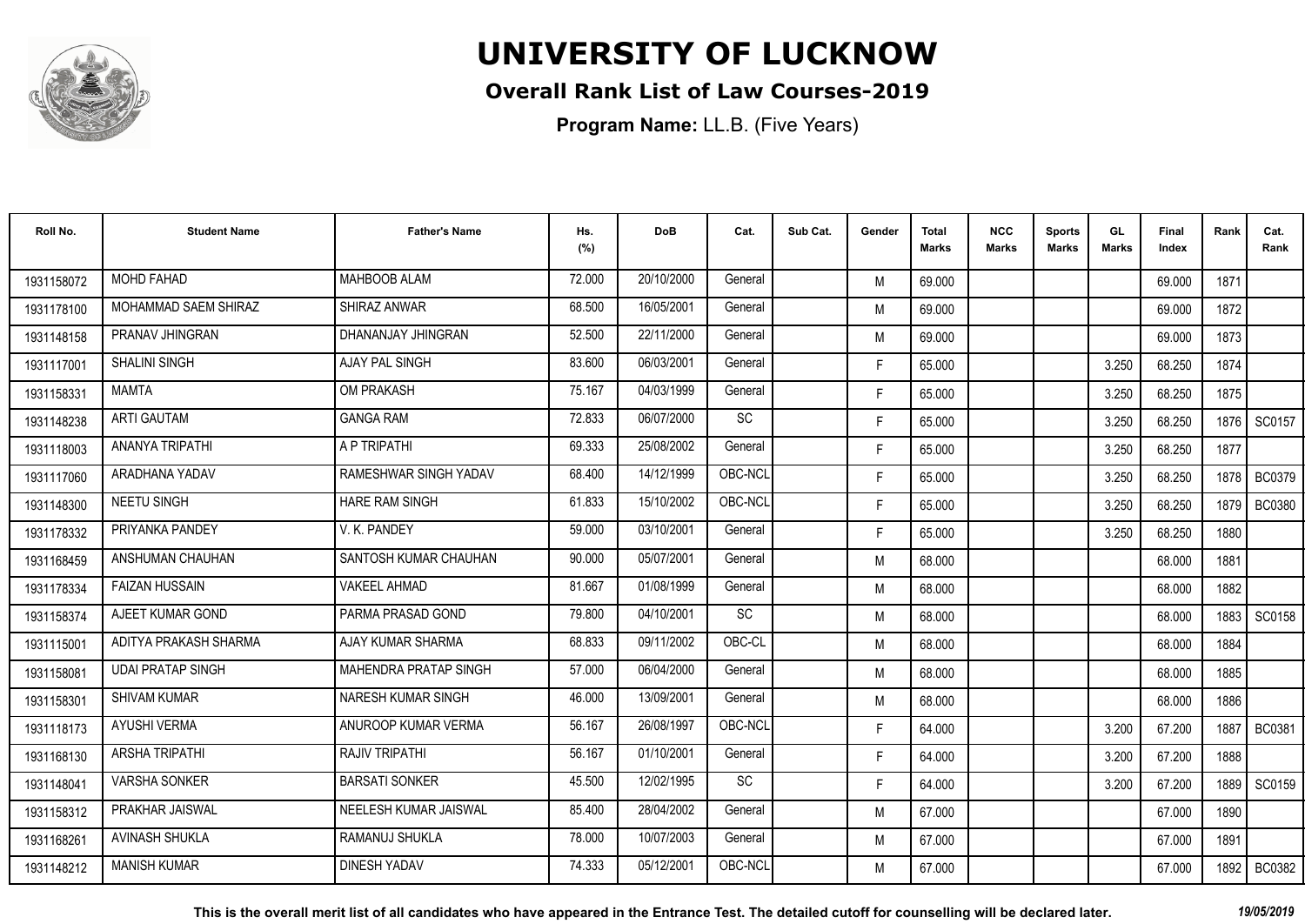# UNIVERSITY OF LUCKNOW

## Overall Rank List of Law Courses-2019

**Program Name:** LL.B. (Five Years)

| Roll No. | Student Name | Father's Name | Hs. (%) | DoB | Cat. | Sub Cat. | Gender | Total Marks | NCC Marks | Sports Marks | GL Marks | Final Index | Rank | Cat. Rank |
|---|---|---|---|---|---|---|---|---|---|---|---|---|---|---|
| 1931158072 | MOHD FAHAD | MAHBOOB ALAM | 72.000 | 20/10/2000 | General | | M | 69.000 | | | | 69.000 | 1871 | |
| 1931178100 | MOHAMMAD SAEM SHIRAZ | SHIRAZ ANWAR | 68.500 | 16/05/2001 | General | | M | 69.000 | | | | 69.000 | 1872 | |
| 1931148158 | PRANAV JHINGRAN | DHANANJAY JHINGRAN | 52.500 | 22/11/2000 | General | | M | 69.000 | | | | 69.000 | 1873 | |
| 1931117001 | SHALINI SINGH | AJAY PAL SINGH | 83.600 | 06/03/2001 | General | | F | 65.000 | | | 3.250 | 68.250 | 1874 | |
| 1931158331 | MAMTA | OM PRAKASH | 75.167 | 04/03/1999 | General | | F | 65.000 | | | 3.250 | 68.250 | 1875 | |
| 1931148238 | ARTI GAUTAM | GANGA RAM | 72.833 | 06/07/2000 | SC | | F | 65.000 | | | 3.250 | 68.250 | 1876 | SC0157 |
| 1931118003 | ANANYA TRIPATHI | A P TRIPATHI | 69.333 | 25/08/2002 | General | | F | 65.000 | | | 3.250 | 68.250 | 1877 | |
| 1931117060 | ARADHANA YADAV | RAMESHWAR SINGH YADAV | 68.400 | 14/12/1999 | OBC-NCL | | F | 65.000 | | | 3.250 | 68.250 | 1878 | BC0379 |
| 1931148300 | NEETU SINGH | HARE RAM SINGH | 61.833 | 15/10/2002 | OBC-NCL | | F | 65.000 | | | 3.250 | 68.250 | 1879 | BC0380 |
| 1931178332 | PRIYANKA PANDEY | V. K. PANDEY | 59.000 | 03/10/2001 | General | | F | 65.000 | | | 3.250 | 68.250 | 1880 | |
| 1931168459 | ANSHUMAN CHAUHAN | SANTOSH KUMAR CHAUHAN | 90.000 | 05/07/2001 | General | | M | 68.000 | | | | 68.000 | 1881 | |
| 1931178334 | FAIZAN HUSSAIN | VAKEEL AHMAD | 81.667 | 01/08/1999 | General | | M | 68.000 | | | | 68.000 | 1882 | |
| 1931158374 | AJEET KUMAR GOND | PARMA PRASAD GOND | 79.800 | 04/10/2001 | SC | | M | 68.000 | | | | 68.000 | 1883 | SC0158 |
| 1931115001 | ADITYA PRAKASH SHARMA | AJAY KUMAR SHARMA | 68.833 | 09/11/2002 | OBC-CL | | M | 68.000 | | | | 68.000 | 1884 | |
| 1931158081 | UDAI PRATAP SINGH | MAHENDRA PRATAP SINGH | 57.000 | 06/04/2000 | General | | M | 68.000 | | | | 68.000 | 1885 | |
| 1931158301 | SHIVAM KUMAR | NARESH KUMAR SINGH | 46.000 | 13/09/2001 | General | | M | 68.000 | | | | 68.000 | 1886 | |
| 1931118173 | AYUSHI VERMA | ANUROOP KUMAR VERMA | 56.167 | 26/08/1997 | OBC-NCL | | F | 64.000 | | | 3.200 | 67.200 | 1887 | BC0381 |
| 1931168130 | ARSHA TRIPATHI | RAJIV TRIPATHI | 56.167 | 01/10/2001 | General | | F | 64.000 | | | 3.200 | 67.200 | 1888 | |
| 1931148041 | VARSHA SONKER | BARSATI SONKER | 45.500 | 12/02/1995 | SC | | F | 64.000 | | | 3.200 | 67.200 | 1889 | SC0159 |
| 1931158312 | PRAKHAR JAISWAL | NEELESH KUMAR JAISWAL | 85.400 | 28/04/2002 | General | | M | 67.000 | | | | 67.000 | 1890 | |
| 1931168261 | AVINASH SHUKLA | RAMANUJ SHUKLA | 78.000 | 10/07/2003 | General | | M | 67.000 | | | | 67.000 | 1891 | |
| 1931148212 | MANISH KUMAR | DINESH YADAV | 74.333 | 05/12/2001 | OBC-NCL | | M | 67.000 | | | | 67.000 | 1892 | BC0382 |

**This is the overall merit list of all candidates who have appeared in the Entrance Test. The detailed cutoff for counselling will be declared later.** *19/05/2019*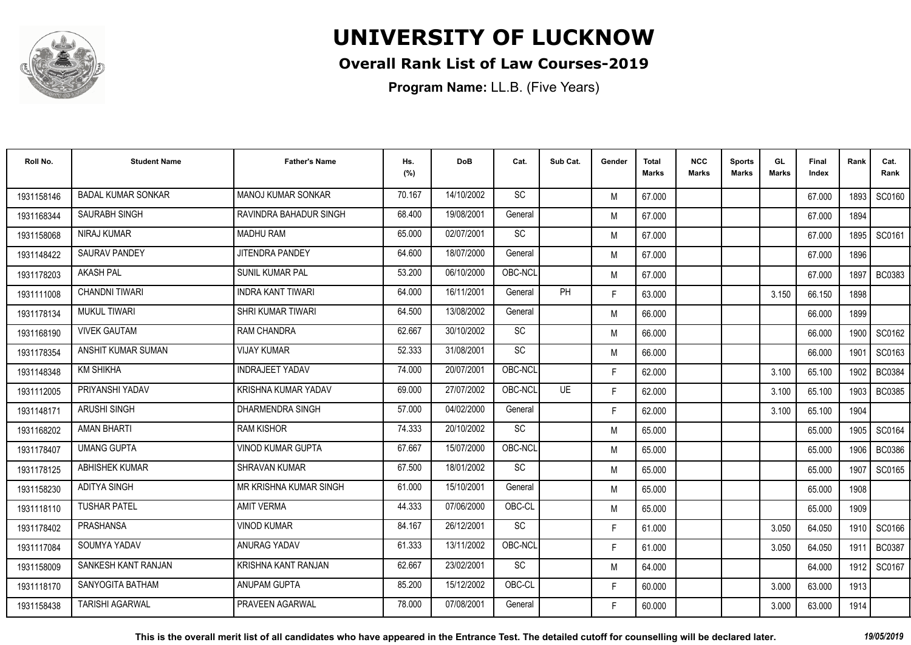# UNIVERSITY OF LUCKNOW

## Overall Rank List of Law Courses-2019

**Program Name:** LL.B. (Five Years)

| Roll No. | Student Name | Father's Name | Hs. (%) | DoB | Cat. | Sub Cat. | Gender | Total Marks | NCC Marks | Sports Marks | GL Marks | Final Index | Rank | Cat. Rank |
|---|---|---|---|---|---|---|---|---|---|---|---|---|---|---|
| 1931158146 | BADAL KUMAR SONKAR | MANOJ KUMAR SONKAR | 70.167 | 14/10/2002 | SC | | M | 67.000 | | | | 67.000 | 1893 | SC0160 |
| 1931168344 | SAURABH SINGH | RAVINDRA BAHADUR SINGH | 68.400 | 19/08/2001 | General | | M | 67.000 | | | | 67.000 | 1894 | |
| 1931158068 | NIRAJ KUMAR | MADHU RAM | 65.000 | 02/07/2001 | SC | | M | 67.000 | | | | 67.000 | 1895 | SC0161 |
| 1931148422 | SAURAV PANDEY | JITENDRA PANDEY | 64.600 | 18/07/2000 | General | | M | 67.000 | | | | 67.000 | 1896 | |
| 1931178203 | AKASH PAL | SUNIL KUMAR PAL | 53.200 | 06/10/2000 | OBC-NCL | | M | 67.000 | | | | 67.000 | 1897 | BC0383 |
| 1931111008 | CHANDNI TIWARI | INDRA KANT TIWARI | 64.000 | 16/11/2001 | General | PH | F | 63.000 | | | 3.150 | 66.150 | 1898 | |
| 1931178134 | MUKUL TIWARI | SHRI KUMAR TIWARI | 64.500 | 13/08/2002 | General | | M | 66.000 | | | | 66.000 | 1899 | |
| 1931168190 | VIVEK GAUTAM | RAM CHANDRA | 62.667 | 30/10/2002 | SC | | M | 66.000 | | | | 66.000 | 1900 | SC0162 |
| 1931178354 | ANSHIT KUMAR SUMAN | VIJAY KUMAR | 52.333 | 31/08/2001 | SC | | M | 66.000 | | | | 66.000 | 1901 | SC0163 |
| 1931148348 | KM SHIKHA | INDRAJEET YADAV | 74.000 | 20/07/2001 | OBC-NCL | | F | 62.000 | | | 3.100 | 65.100 | 1902 | BC0384 |
| 1931112005 | PRIYANSHI YADAV | KRISHNA KUMAR YADAV | 69.000 | 27/07/2002 | OBC-NCL | UE | F | 62.000 | | | 3.100 | 65.100 | 1903 | BC0385 |
| 1931148171 | ARUSHI SINGH | DHARMENDRA SINGH | 57.000 | 04/02/2000 | General | | F | 62.000 | | | 3.100 | 65.100 | 1904 | |
| 1931168202 | AMAN BHARTI | RAM KISHOR | 74.333 | 20/10/2002 | SC | | M | 65.000 | | | | 65.000 | 1905 | SC0164 |
| 1931178407 | UMANG GUPTA | VINOD KUMAR GUPTA | 67.667 | 15/07/2000 | OBC-NCL | | M | 65.000 | | | | 65.000 | 1906 | BC0386 |
| 1931178125 | ABHISHEK KUMAR | SHRAVAN KUMAR | 67.500 | 18/01/2002 | SC | | M | 65.000 | | | | 65.000 | 1907 | SC0165 |
| 1931158230 | ADITYA SINGH | MR KRISHNA KUMAR SINGH | 61.000 | 15/10/2001 | General | | M | 65.000 | | | | 65.000 | 1908 | |
| 1931118110 | TUSHAR PATEL | AMIT VERMA | 44.333 | 07/06/2000 | OBC-CL | | M | 65.000 | | | | 65.000 | 1909 | |
| 1931178402 | PRASHANSA | VINOD KUMAR | 84.167 | 26/12/2001 | SC | | F | 61.000 | | | 3.050 | 64.050 | 1910 | SC0166 |
| 1931117084 | SOUMYA YADAV | ANURAG YADAV | 61.333 | 13/11/2002 | OBC-NCL | | F | 61.000 | | | 3.050 | 64.050 | 1911 | BC0387 |
| 1931158009 | SANKESH KANT RANJAN | KRISHNA KANT RANJAN | 62.667 | 23/02/2001 | SC | | M | 64.000 | | | | 64.000 | 1912 | SC0167 |
| 1931118170 | SANYOGITA BATHAM | ANUPAM GUPTA | 85.200 | 15/12/2002 | OBC-CL | | F | 60.000 | | | 3.000 | 63.000 | 1913 | |
| 1931158438 | TARISHI AGARWAL | PRAVEEN AGARWAL | 78.000 | 07/08/2001 | General | | F | 60.000 | | | 3.000 | 63.000 | 1914 | |

**This is the overall merit list of all candidates who have appeared in the Entrance Test. The detailed cutoff for counselling will be declared later.** *19/05/2019*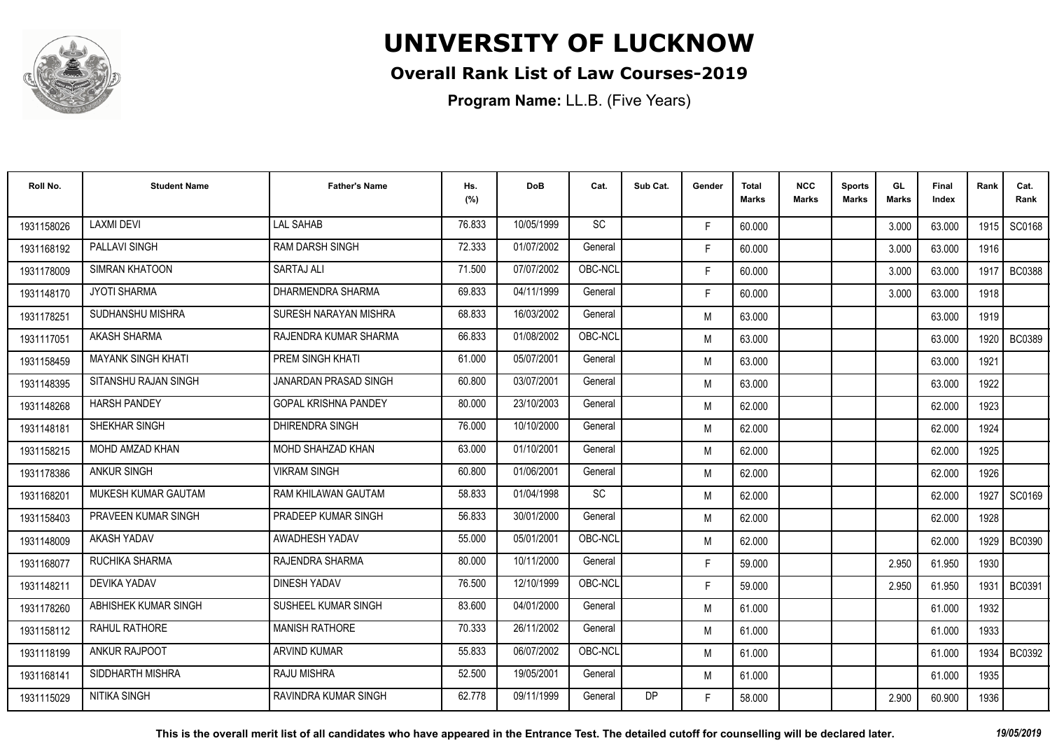# UNIVERSITY OF LUCKNOW

## Overall Rank List of Law Courses-2019

**Program Name:** LL.B. (Five Years)

| Roll No. | Student Name | Father's Name | Hs. (%) | DoB | Cat. | Sub Cat. | Gender | Total Marks | NCC Marks | Sports Marks | GL Marks | Final Index | Rank | Cat. Rank |
|---|---|---|---|---|---|---|---|---|---|---|---|---|---|---|
| 1931158026 | LAXMI DEVI | LAL SAHAB | 76.833 | 10/05/1999 | SC | | F | 60.000 | | | 3.000 | 63.000 | 1915 | SC0168 |
| 1931168192 | PALLAVI SINGH | RAM DARSH SINGH | 72.333 | 01/07/2002 | General | | F | 60.000 | | | 3.000 | 63.000 | 1916 | |
| 1931178009 | SIMRAN KHATOON | SARTAJ ALI | 71.500 | 07/07/2002 | OBC-NCL | | F | 60.000 | | | 3.000 | 63.000 | 1917 | BC0388 |
| 1931148170 | JYOTI SHARMA | DHARMENDRA SHARMA | 69.833 | 04/11/1999 | General | | F | 60.000 | | | 3.000 | 63.000 | 1918 | |
| 1931178251 | SUDHANSHU MISHRA | SURESH NARAYAN MISHRA | 68.833 | 16/03/2002 | General | | M | 63.000 | | | | 63.000 | 1919 | |
| 1931117051 | AKASH SHARMA | RAJENDRA KUMAR SHARMA | 66.833 | 01/08/2002 | OBC-NCL | | M | 63.000 | | | | 63.000 | 1920 | BC0389 |
| 1931158459 | MAYANK SINGH KHATI | PREM SINGH KHATI | 61.000 | 05/07/2001 | General | | M | 63.000 | | | | 63.000 | 1921 | |
| 1931148395 | SITANSHU RAJAN SINGH | JANARDAN PRASAD SINGH | 60.800 | 03/07/2001 | General | | M | 63.000 | | | | 63.000 | 1922 | |
| 1931148268 | HARSH PANDEY | GOPAL KRISHNA PANDEY | 80.000 | 23/10/2003 | General | | M | 62.000 | | | | 62.000 | 1923 | |
| 1931148181 | SHEKHAR SINGH | DHIRENDRA SINGH | 76.000 | 10/10/2000 | General | | M | 62.000 | | | | 62.000 | 1924 | |
| 1931158215 | MOHD AMZAD KHAN | MOHD SHAHZAD KHAN | 63.000 | 01/10/2001 | General | | M | 62.000 | | | | 62.000 | 1925 | |
| 1931178386 | ANKUR SINGH | VIKRAM SINGH | 60.800 | 01/06/2001 | General | | M | 62.000 | | | | 62.000 | 1926 | |
| 1931168201 | MUKESH KUMAR GAUTAM | RAM KHILAWAN GAUTAM | 58.833 | 01/04/1998 | SC | | M | 62.000 | | | | 62.000 | 1927 | SC0169 |
| 1931158403 | PRAVEEN KUMAR SINGH | PRADEEP KUMAR SINGH | 56.833 | 30/01/2000 | General | | M | 62.000 | | | | 62.000 | 1928 | |
| 1931148009 | AKASH YADAV | AWADHESH YADAV | 55.000 | 05/01/2001 | OBC-NCL | | M | 62.000 | | | | 62.000 | 1929 | BC0390 |
| 1931168077 | RUCHIKA SHARMA | RAJENDRA SHARMA | 80.000 | 10/11/2000 | General | | F | 59.000 | | | 2.950 | 61.950 | 1930 | |
| 1931148211 | DEVIKA YADAV | DINESH YADAV | 76.500 | 12/10/1999 | OBC-NCL | | F | 59.000 | | | 2.950 | 61.950 | 1931 | BC0391 |
| 1931178260 | ABHISHEK KUMAR SINGH | SUSHEEL KUMAR SINGH | 83.600 | 04/01/2000 | General | | M | 61.000 | | | | 61.000 | 1932 | |
| 1931158112 | RAHUL RATHORE | MANISH RATHORE | 70.333 | 26/11/2002 | General | | M | 61.000 | | | | 61.000 | 1933 | |
| 1931118199 | ANKUR RAJPOOT | ARVIND KUMAR | 55.833 | 06/07/2002 | OBC-NCL | | M | 61.000 | | | | 61.000 | 1934 | BC0392 |
| 1931168141 | SIDDHARTH MISHRA | RAJU MISHRA | 52.500 | 19/05/2001 | General | | M | 61.000 | | | | 61.000 | 1935 | |
| 1931115029 | NITIKA SINGH | RAVINDRA KUMAR SINGH | 62.778 | 09/11/1999 | General | DP | F | 58.000 | | | 2.900 | 60.900 | 1936 | |

**This is the overall merit list of all candidates who have appeared in the Entrance Test. The detailed cutoff for counselling will be declared later.** *19/05/2019*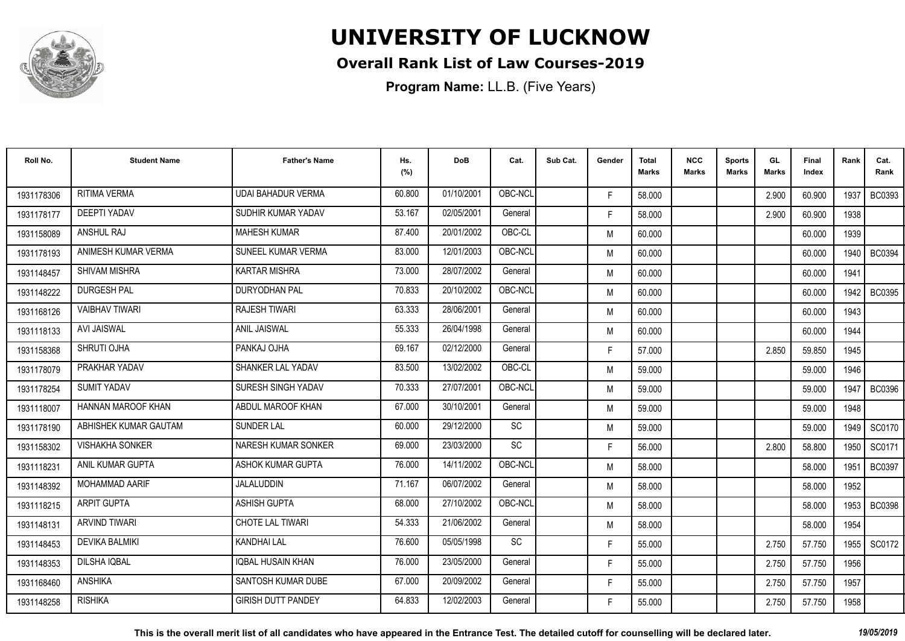# UNIVERSITY OF LUCKNOW

## Overall Rank List of Law Courses-2019

**Program Name:** LL.B. (Five Years)

| Roll No. | Student Name | Father's Name | Hs. (%) | DoB | Cat. | Sub Cat. | Gender | Total Marks | NCC Marks | Sports Marks | GL Marks | Final Index | Rank | Cat. Rank |
|---|---|---|---|---|---|---|---|---|---|---|---|---|---|---|
| 1931178306 | RITIMA VERMA | UDAI BAHADUR VERMA | 60.800 | 01/10/2001 | OBC-NCL | | F | 58.000 | | | 2.900 | 60.900 | 1937 | BC0393 |
| 1931178177 | DEEPTI YADAV | SUDHIR KUMAR YADAV | 53.167 | 02/05/2001 | General | | F | 58.000 | | | 2.900 | 60.900 | 1938 | |
| 1931158089 | ANSHUL RAJ | MAHESH KUMAR | 87.400 | 20/01/2002 | OBC-CL | | M | 60.000 | | | | 60.000 | 1939 | |
| 1931178193 | ANIMESH KUMAR VERMA | SUNEEL KUMAR VERMA | 83.000 | 12/01/2003 | OBC-NCL | | M | 60.000 | | | | 60.000 | 1940 | BC0394 |
| 1931148457 | SHIVAM MISHRA | KARTAR MISHRA | 73.000 | 28/07/2002 | General | | M | 60.000 | | | | 60.000 | 1941 | |
| 1931148222 | DURGESH PAL | DURYODHAN PAL | 70.833 | 20/10/2002 | OBC-NCL | | M | 60.000 | | | | 60.000 | 1942 | BC0395 |
| 1931168126 | VAIBHAV TIWARI | RAJESH TIWARI | 63.333 | 28/06/2001 | General | | M | 60.000 | | | | 60.000 | 1943 | |
| 1931118133 | AVI JAISWAL | ANIL JAISWAL | 55.333 | 26/04/1998 | General | | M | 60.000 | | | | 60.000 | 1944 | |
| 1931158368 | SHRUTI OJHA | PANKAJ OJHA | 69.167 | 02/12/2000 | General | | F | 57.000 | | | 2.850 | 59.850 | 1945 | |
| 1931178079 | PRAKHAR YADAV | SHANKER LAL YADAV | 83.500 | 13/02/2002 | OBC-CL | | M | 59.000 | | | | 59.000 | 1946 | |
| 1931178254 | SUMIT YADAV | SURESH SINGH YADAV | 70.333 | 27/07/2001 | OBC-NCL | | M | 59.000 | | | | 59.000 | 1947 | BC0396 |
| 1931118007 | HANNAN MAROOF KHAN | ABDUL MAROOF KHAN | 67.000 | 30/10/2001 | General | | M | 59.000 | | | | 59.000 | 1948 | |
| 1931178190 | ABHISHEK KUMAR GAUTAM | SUNDER LAL | 60.000 | 29/12/2000 | SC | | M | 59.000 | | | | 59.000 | 1949 | SC0170 |
| 1931158302 | VISHAKHA SONKER | NARESH KUMAR SONKER | 69.000 | 23/03/2000 | SC | | F | 56.000 | | | 2.800 | 58.800 | 1950 | SC0171 |
| 1931118231 | ANIL KUMAR GUPTA | ASHOK KUMAR GUPTA | 76.000 | 14/11/2002 | OBC-NCL | | M | 58.000 | | | | 58.000 | 1951 | BC0397 |
| 1931148392 | MOHAMMAD AARIF | JALALUDDIN | 71.167 | 06/07/2002 | General | | M | 58.000 | | | | 58.000 | 1952 | |
| 1931118215 | ARPIT GUPTA | ASHISH GUPTA | 68.000 | 27/10/2002 | OBC-NCL | | M | 58.000 | | | | 58.000 | 1953 | BC0398 |
| 1931148131 | ARVIND TIWARI | CHOTE LAL TIWARI | 54.333 | 21/06/2002 | General | | M | 58.000 | | | | 58.000 | 1954 | |
| 1931148453 | DEVIKA BALMIKI | KANDHAI LAL | 76.600 | 05/05/1998 | SC | | F | 55.000 | | | 2.750 | 57.750 | 1955 | SC0172 |
| 1931148353 | DILSHA IQBAL | IQBAL HUSAIN KHAN | 76.000 | 23/05/2000 | General | | F | 55.000 | | | 2.750 | 57.750 | 1956 | |
| 1931168460 | ANSHIKA | SANTOSH KUMAR DUBE | 67.000 | 20/09/2002 | General | | F | 55.000 | | | 2.750 | 57.750 | 1957 | |
| 1931148258 | RISHIKA | GIRISH DUTT PANDEY | 64.833 | 12/02/2003 | General | | F | 55.000 | | | 2.750 | 57.750 | 1958 | |

**This is the overall merit list of all candidates who have appeared in the Entrance Test. The detailed cutoff for counselling will be declared later.** *19/05/2019*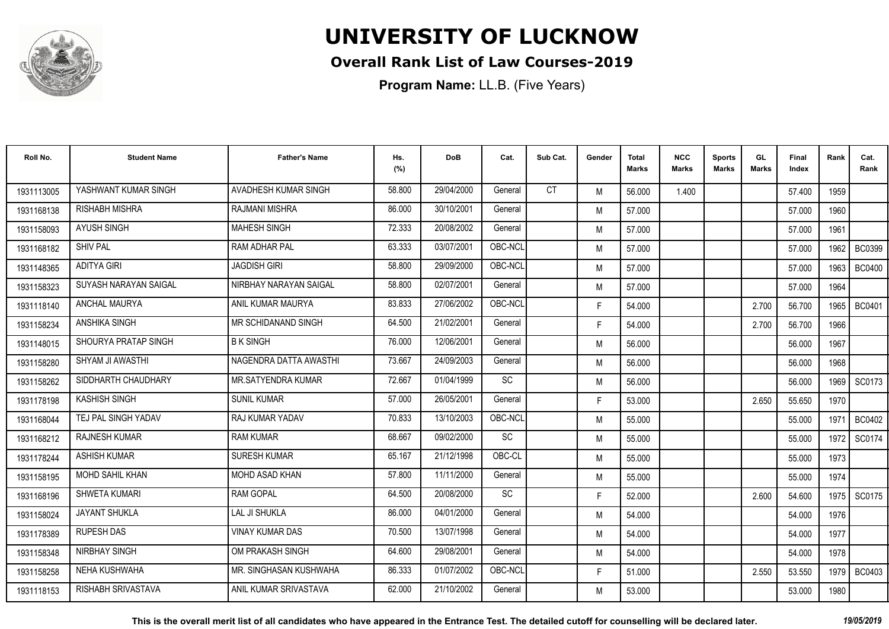# UNIVERSITY OF LUCKNOW

## Overall Rank List of Law Courses-2019

**Program Name:** LL.B. (Five Years)

| Roll No. | Student Name | Father's Name | Hs. (%) | DoB | Cat. | Sub Cat. | Gender | Total Marks | NCC Marks | Sports Marks | GL Marks | Final Index | Rank | Cat. Rank |
|---|---|---|---|---|---|---|---|---|---|---|---|---|---|---|
| 1931113005 | YASHWANT KUMAR SINGH | AVADHESH KUMAR SINGH | 58.800 | 29/04/2000 | General | CT | M | 56.000 | 1.400 | | | 57.400 | 1959 | |
| 1931168138 | RISHABH MISHRA | RAJMANI MISHRA | 86.000 | 30/10/2001 | General | | M | 57.000 | | | | 57.000 | 1960 | |
| 1931158093 | AYUSH SINGH | MAHESH SINGH | 72.333 | 20/08/2002 | General | | M | 57.000 | | | | 57.000 | 1961 | |
| 1931168182 | SHIV PAL | RAM ADHAR PAL | 63.333 | 03/07/2001 | OBC-NCL | | M | 57.000 | | | | 57.000 | 1962 | BC0399 |
| 1931148365 | ADITYA GIRI | JAGDISH GIRI | 58.800 | 29/09/2000 | OBC-NCL | | M | 57.000 | | | | 57.000 | 1963 | BC0400 |
| 1931158323 | SUYASH NARAYAN SAIGAL | NIRBHAY NARAYAN SAIGAL | 58.800 | 02/07/2001 | General | | M | 57.000 | | | | 57.000 | 1964 | |
| 1931118140 | ANCHAL MAURYA | ANIL KUMAR MAURYA | 83.833 | 27/06/2002 | OBC-NCL | | F | 54.000 | | | 2.700 | 56.700 | 1965 | BC0401 |
| 1931158234 | ANSHIKA SINGH | MR SCHIDANAND SINGH | 64.500 | 21/02/2001 | General | | F | 54.000 | | | 2.700 | 56.700 | 1966 | |
| 1931148015 | SHOURYA PRATAP SINGH | B K SINGH | 76.000 | 12/06/2001 | General | | M | 56.000 | | | | 56.000 | 1967 | |
| 1931158280 | SHYAM JI AWASTHI | NAGENDRA DATTA AWASTHI | 73.667 | 24/09/2003 | General | | M | 56.000 | | | | 56.000 | 1968 | |
| 1931158262 | SIDDHARTH CHAUDHARY | MR.SATYENDRA KUMAR | 72.667 | 01/04/1999 | SC | | M | 56.000 | | | | 56.000 | 1969 | SC0173 |
| 1931178198 | KASHISH SINGH | SUNIL KUMAR | 57.000 | 26/05/2001 | General | | F | 53.000 | | | 2.650 | 55.650 | 1970 | |
| 1931168044 | TEJ PAL SINGH YADAV | RAJ KUMAR YADAV | 70.833 | 13/10/2003 | OBC-NCL | | M | 55.000 | | | | 55.000 | 1971 | BC0402 |
| 1931168212 | RAJNESH KUMAR | RAM KUMAR | 68.667 | 09/02/2000 | SC | | M | 55.000 | | | | 55.000 | 1972 | SC0174 |
| 1931178244 | ASHISH KUMAR | SURESH KUMAR | 65.167 | 21/12/1998 | OBC-CL | | M | 55.000 | | | | 55.000 | 1973 | |
| 1931158195 | MOHD SAHIL KHAN | MOHD ASAD KHAN | 57.800 | 11/11/2000 | General | | M | 55.000 | | | | 55.000 | 1974 | |
| 1931168196 | SHWETA KUMARI | RAM GOPAL | 64.500 | 20/08/2000 | SC | | F | 52.000 | | | 2.600 | 54.600 | 1975 | SC0175 |
| 1931158024 | JAYANT SHUKLA | LAL JI SHUKLA | 86.000 | 04/01/2000 | General | | M | 54.000 | | | | 54.000 | 1976 | |
| 1931178389 | RUPESH DAS | VINAY KUMAR DAS | 70.500 | 13/07/1998 | General | | M | 54.000 | | | | 54.000 | 1977 | |
| 1931158348 | NIRBHAY SINGH | OM PRAKASH SINGH | 64.600 | 29/08/2001 | General | | M | 54.000 | | | | 54.000 | 1978 | |
| 1931158258 | NEHA KUSHWAHA | MR. SINGHASAN KUSHWAHA | 86.333 | 01/07/2002 | OBC-NCL | | F | 51.000 | | | 2.550 | 53.550 | 1979 | BC0403 |
| 1931118153 | RISHABH SRIVASTAVA | ANIL KUMAR SRIVASTAVA | 62.000 | 21/10/2002 | General | | M | 53.000 | | | | 53.000 | 1980 | |

**This is the overall merit list of all candidates who have appeared in the Entrance Test. The detailed cutoff for counselling will be declared later.** *19/05/2019*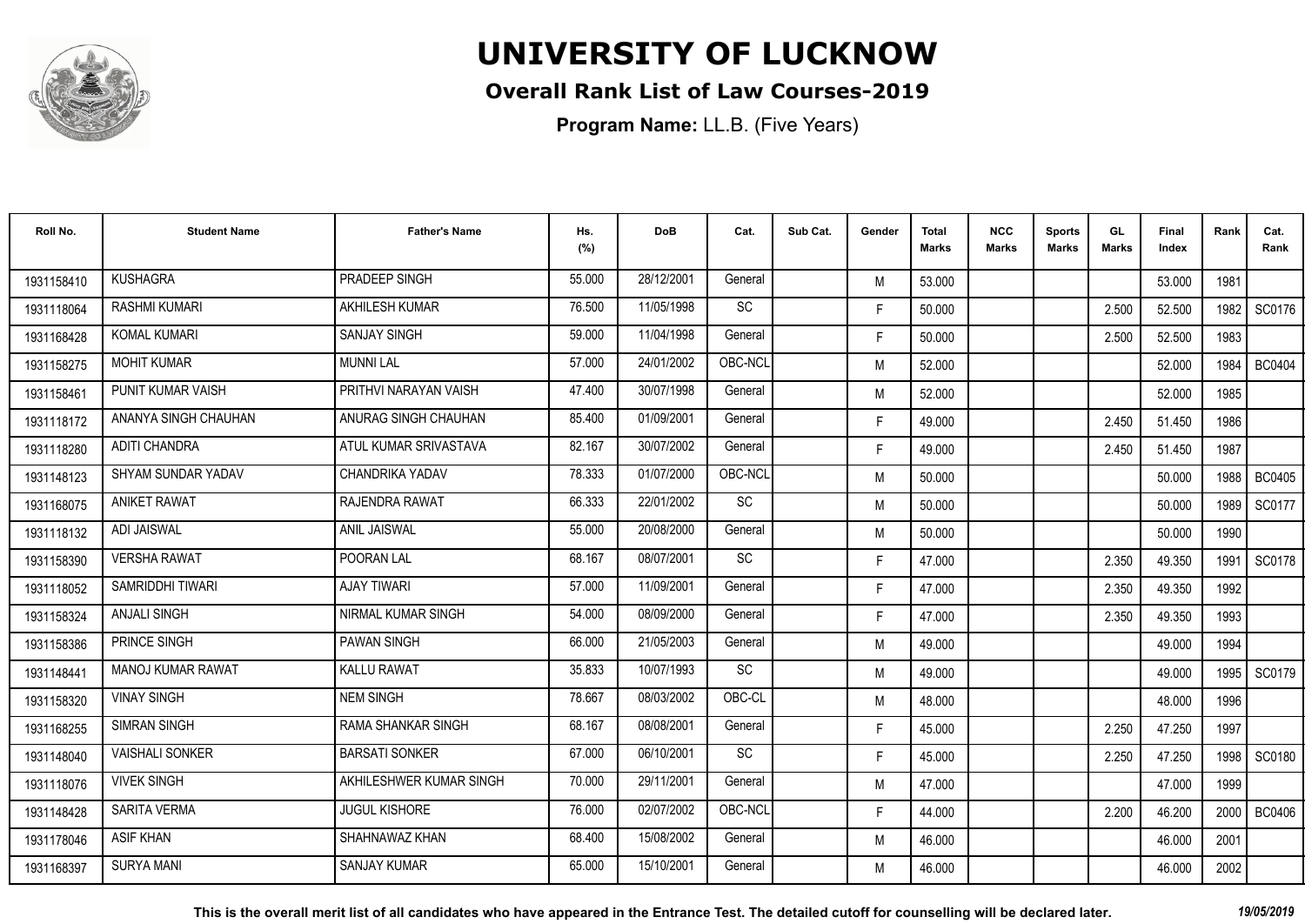# UNIVERSITY OF LUCKNOW

## Overall Rank List of Law Courses-2019

**Program Name:** LL.B. (Five Years)

| Roll No. | Student Name | Father's Name | Hs. (%) | DoB | Cat. | Sub Cat. | Gender | Total Marks | NCC Marks | Sports Marks | GL Marks | Final Index | Rank | Cat. Rank |
|---|---|---|---|---|---|---|---|---|---|---|---|---|---|---|
| 1931158410 | KUSHAGRA | PRADEEP SINGH | 55.000 | 28/12/2001 | General | | M | 53.000 | | | | 53.000 | 1981 | |
| 1931118064 | RASHMI KUMARI | AKHILESH KUMAR | 76.500 | 11/05/1998 | SC | | F | 50.000 | | | 2.500 | 52.500 | 1982 | SC0176 |
| 1931168428 | KOMAL KUMARI | SANJAY SINGH | 59.000 | 11/04/1998 | General | | F | 50.000 | | | 2.500 | 52.500 | 1983 | |
| 1931158275 | MOHIT KUMAR | MUNNI LAL | 57.000 | 24/01/2002 | OBC-NCL | | M | 52.000 | | | | 52.000 | 1984 | BC0404 |
| 1931158461 | PUNIT KUMAR VAISH | PRITHVI NARAYAN VAISH | 47.400 | 30/07/1998 | General | | M | 52.000 | | | | 52.000 | 1985 | |
| 1931118172 | ANANYA SINGH CHAUHAN | ANURAG SINGH CHAUHAN | 85.400 | 01/09/2001 | General | | F | 49.000 | | | 2.450 | 51.450 | 1986 | |
| 1931118280 | ADITI CHANDRA | ATUL KUMAR SRIVASTAVA | 82.167 | 30/07/2002 | General | | F | 49.000 | | | 2.450 | 51.450 | 1987 | |
| 1931148123 | SHYAM SUNDAR YADAV | CHANDRIKA YADAV | 78.333 | 01/07/2000 | OBC-NCL | | M | 50.000 | | | | 50.000 | 1988 | BC0405 |
| 1931168075 | ANIKET RAWAT | RAJENDRA RAWAT | 66.333 | 22/01/2002 | SC | | M | 50.000 | | | | 50.000 | 1989 | SC0177 |
| 1931118132 | ADI JAISWAL | ANIL JAISWAL | 55.000 | 20/08/2000 | General | | M | 50.000 | | | | 50.000 | 1990 | |
| 1931158390 | VERSHA RAWAT | POORAN LAL | 68.167 | 08/07/2001 | SC | | F | 47.000 | | | 2.350 | 49.350 | 1991 | SC0178 |
| 1931118052 | SAMRIDDHI TIWARI | AJAY TIWARI | 57.000 | 11/09/2001 | General | | F | 47.000 | | | 2.350 | 49.350 | 1992 | |
| 1931158324 | ANJALI SINGH | NIRMAL KUMAR SINGH | 54.000 | 08/09/2000 | General | | F | 47.000 | | | 2.350 | 49.350 | 1993 | |
| 1931158386 | PRINCE SINGH | PAWAN SINGH | 66.000 | 21/05/2003 | General | | M | 49.000 | | | | 49.000 | 1994 | |
| 1931148441 | MANOJ KUMAR RAWAT | KALLU RAWAT | 35.833 | 10/07/1993 | SC | | M | 49.000 | | | | 49.000 | 1995 | SC0179 |
| 1931158320 | VINAY SINGH | NEM SINGH | 78.667 | 08/03/2002 | OBC-CL | | M | 48.000 | | | | 48.000 | 1996 | |
| 1931168255 | SIMRAN SINGH | RAMA SHANKAR SINGH | 68.167 | 08/08/2001 | General | | F | 45.000 | | | 2.250 | 47.250 | 1997 | |
| 1931148040 | VAISHALI SONKER | BARSATI SONKER | 67.000 | 06/10/2001 | SC | | F | 45.000 | | | 2.250 | 47.250 | 1998 | SC0180 |
| 1931118076 | VIVEK SINGH | AKHILESHWER KUMAR SINGH | 70.000 | 29/11/2001 | General | | M | 47.000 | | | | 47.000 | 1999 | |
| 1931148428 | SARITA VERMA | JUGUL KISHORE | 76.000 | 02/07/2002 | OBC-NCL | | F | 44.000 | | | 2.200 | 46.200 | 2000 | BC0406 |
| 1931178046 | ASIF KHAN | SHAHNAWAZ KHAN | 68.400 | 15/08/2002 | General | | M | 46.000 | | | | 46.000 | 2001 | |
| 1931168397 | SURYA MANI | SANJAY KUMAR | 65.000 | 15/10/2001 | General | | M | 46.000 | | | | 46.000 | 2002 | |

**This is the overall merit list of all candidates who have appeared in the Entrance Test. The detailed cutoff for counselling will be declared later.** *19/05/2019*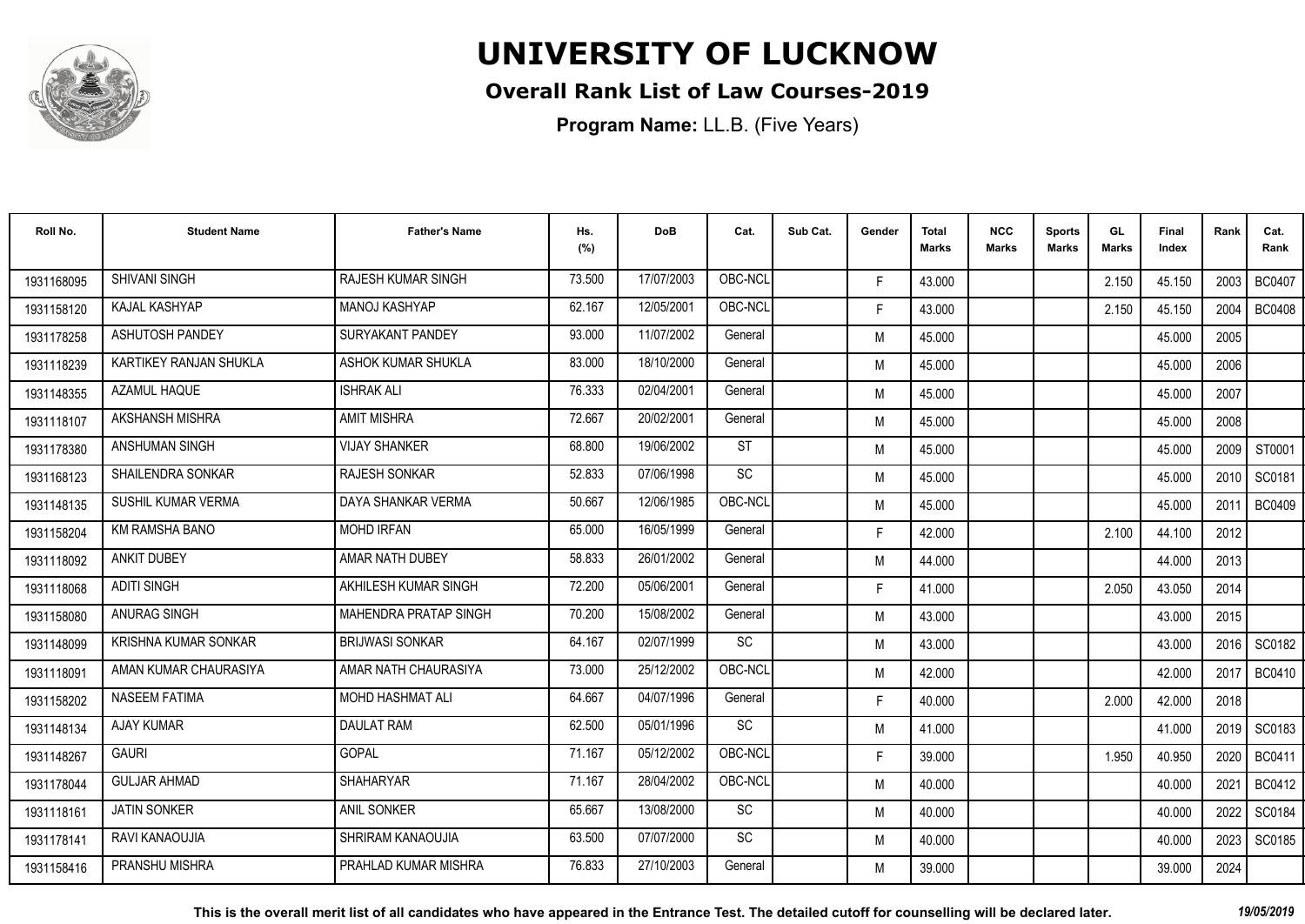# UNIVERSITY OF LUCKNOW

## Overall Rank List of Law Courses-2019

**Program Name:** LL.B. (Five Years)

| Roll No. | Student Name | Father's Name | Hs. (%) | DoB | Cat. | Sub Cat. | Gender | Total Marks | NCC Marks | Sports Marks | GL Marks | Final Index | Rank | Cat. Rank |
|---|---|---|---|---|---|---|---|---|---|---|---|---|---|---|
| 1931168095 | SHIVANI SINGH | RAJESH KUMAR SINGH | 73.500 | 17/07/2003 | OBC-NCL | | F | 43.000 | | | 2.150 | 45.150 | 2003 | BC0407 |
| 1931158120 | KAJAL KASHYAP | MANOJ KASHYAP | 62.167 | 12/05/2001 | OBC-NCL | | F | 43.000 | | | 2.150 | 45.150 | 2004 | BC0408 |
| 1931178258 | ASHUTOSH PANDEY | SURYAKANT PANDEY | 93.000 | 11/07/2002 | General | | M | 45.000 | | | | 45.000 | 2005 | |
| 1931118239 | KARTIKEY RANJAN SHUKLA | ASHOK KUMAR SHUKLA | 83.000 | 18/10/2000 | General | | M | 45.000 | | | | 45.000 | 2006 | |
| 1931148355 | AZAMUL HAQUE | ISHRAK ALI | 76.333 | 02/04/2001 | General | | M | 45.000 | | | | 45.000 | 2007 | |
| 1931118107 | AKSHANSH MISHRA | AMIT MISHRA | 72.667 | 20/02/2001 | General | | M | 45.000 | | | | 45.000 | 2008 | |
| 1931178380 | ANSHUMAN SINGH | VIJAY SHANKER | 68.800 | 19/06/2002 | ST | | M | 45.000 | | | | 45.000 | 2009 | ST0001 |
| 1931168123 | SHAILENDRA SONKAR | RAJESH SONKAR | 52.833 | 07/06/1998 | SC | | M | 45.000 | | | | 45.000 | 2010 | SC0181 |
| 1931148135 | SUSHIL KUMAR VERMA | DAYA SHANKAR VERMA | 50.667 | 12/06/1985 | OBC-NCL | | M | 45.000 | | | | 45.000 | 2011 | BC0409 |
| 1931158204 | KM RAMSHA BANO | MOHD IRFAN | 65.000 | 16/05/1999 | General | | F | 42.000 | | | 2.100 | 44.100 | 2012 | |
| 1931118092 | ANKIT DUBEY | AMAR NATH DUBEY | 58.833 | 26/01/2002 | General | | M | 44.000 | | | | 44.000 | 2013 | |
| 1931118068 | ADITI SINGH | AKHILESH KUMAR SINGH | 72.200 | 05/06/2001 | General | | F | 41.000 | | | 2.050 | 43.050 | 2014 | |
| 1931158080 | ANURAG SINGH | MAHENDRA PRATAP SINGH | 70.200 | 15/08/2002 | General | | M | 43.000 | | | | 43.000 | 2015 | |
| 1931148099 | KRISHNA KUMAR SONKAR | BRIJWASI SONKAR | 64.167 | 02/07/1999 | SC | | M | 43.000 | | | | 43.000 | 2016 | SC0182 |
| 1931118091 | AMAN KUMAR CHAURASIYA | AMAR NATH CHAURASIYA | 73.000 | 25/12/2002 | OBC-NCL | | M | 42.000 | | | | 42.000 | 2017 | BC0410 |
| 1931158202 | NASEEM FATIMA | MOHD HASHMAT ALI | 64.667 | 04/07/1996 | General | | F | 40.000 | | | 2.000 | 42.000 | 2018 | |
| 1931148134 | AJAY KUMAR | DAULAT RAM | 62.500 | 05/01/1996 | SC | | M | 41.000 | | | | 41.000 | 2019 | SC0183 |
| 1931148267 | GAURI | GOPAL | 71.167 | 05/12/2002 | OBC-NCL | | F | 39.000 | | | 1.950 | 40.950 | 2020 | BC0411 |
| 1931178044 | GULJAR AHMAD | SHAHARYAR | 71.167 | 28/04/2002 | OBC-NCL | | M | 40.000 | | | | 40.000 | 2021 | BC0412 |
| 1931118161 | JATIN SONKER | ANIL SONKER | 65.667 | 13/08/2000 | SC | | M | 40.000 | | | | 40.000 | 2022 | SC0184 |
| 1931178141 | RAVI KANAOUJIA | SHRIRAM KANAOUJIA | 63.500 | 07/07/2000 | SC | | M | 40.000 | | | | 40.000 | 2023 | SC0185 |
| 1931158416 | PRANSHU MISHRA | PRAHLAD KUMAR MISHRA | 76.833 | 27/10/2003 | General | | M | 39.000 | | | | 39.000 | 2024 | |

**This is the overall merit list of all candidates who have appeared in the Entrance Test. The detailed cutoff for counselling will be declared later.** *19/05/2019*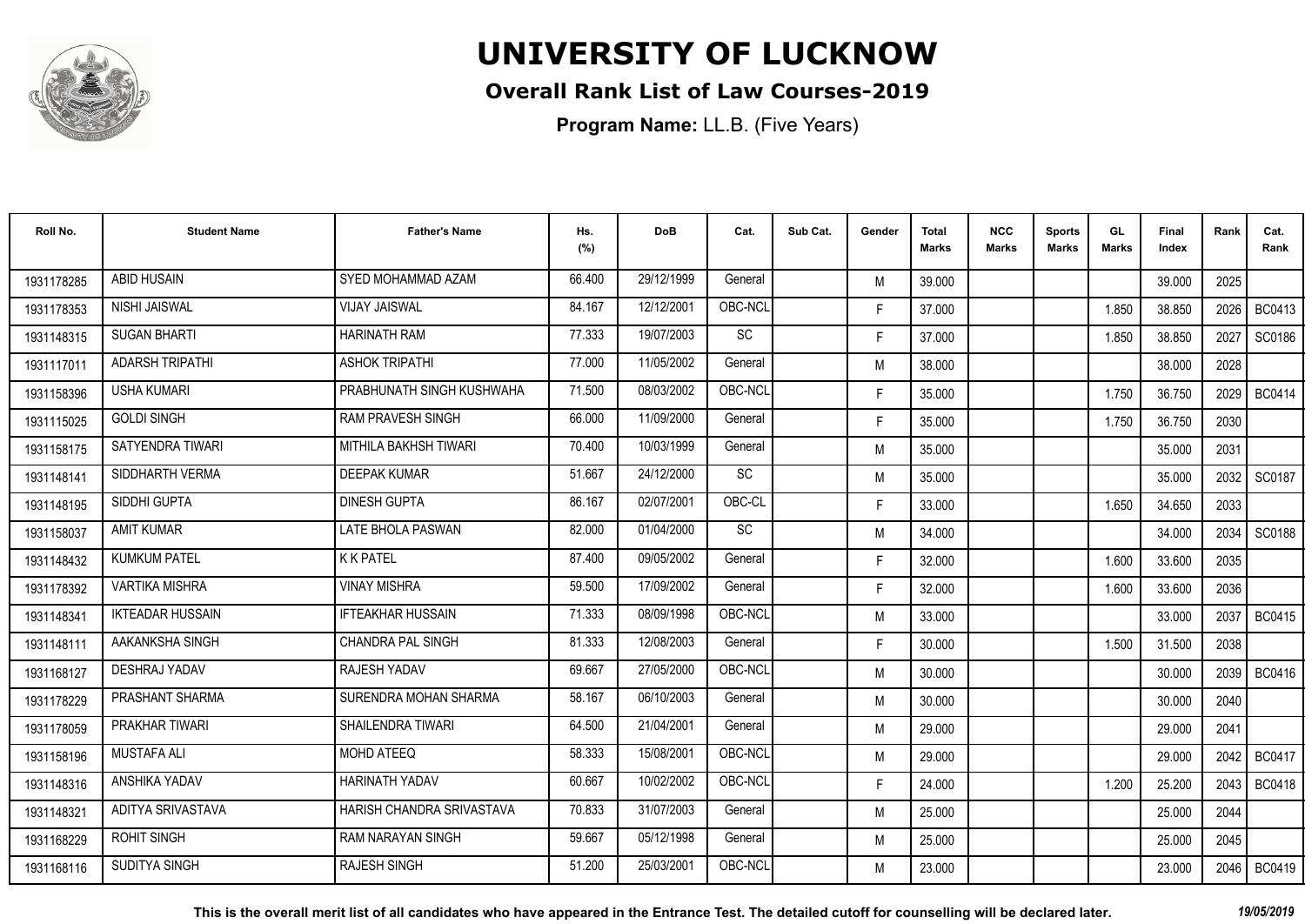# UNIVERSITY OF LUCKNOW

## Overall Rank List of Law Courses-2019

**Program Name:** LL.B. (Five Years)

| Roll No. | Student Name | Father's Name | Hs. (%) | DoB | Cat. | Sub Cat. | Gender | Total Marks | NCC Marks | Sports Marks | GL Marks | Final Index | Rank | Cat. Rank |
|---|---|---|---|---|---|---|---|---|---|---|---|---|---|---|
| 1931178285 | ABID HUSAIN | SYED MOHAMMAD AZAM | 66.400 | 29/12/1999 | General | | M | 39.000 | | | | 39.000 | 2025 | |
| 1931178353 | NISHI JAISWAL | VIJAY JAISWAL | 84.167 | 12/12/2001 | OBC-NCL | | F | 37.000 | | | 1.850 | 38.850 | 2026 | BC0413 |
| 1931148315 | SUGAN BHARTI | HARINATH RAM | 77.333 | 19/07/2003 | SC | | F | 37.000 | | | 1.850 | 38.850 | 2027 | SC0186 |
| 1931117011 | ADARSH TRIPATHI | ASHOK TRIPATHI | 77.000 | 11/05/2002 | General | | M | 38.000 | | | | 38.000 | 2028 | |
| 1931158396 | USHA KUMARI | PRABHUNATH SINGH KUSHWAHA | 71.500 | 08/03/2002 | OBC-NCL | | F | 35.000 | | | 1.750 | 36.750 | 2029 | BC0414 |
| 1931115025 | GOLDI SINGH | RAM PRAVESH SINGH | 66.000 | 11/09/2000 | General | | F | 35.000 | | | 1.750 | 36.750 | 2030 | |
| 1931158175 | SATYENDRA TIWARI | MITHILA BAKHSH TIWARI | 70.400 | 10/03/1999 | General | | M | 35.000 | | | | 35.000 | 2031 | |
| 1931148141 | SIDDHARTH VERMA | DEEPAK KUMAR | 51.667 | 24/12/2000 | SC | | M | 35.000 | | | | 35.000 | 2032 | SC0187 |
| 1931148195 | SIDDHI GUPTA | DINESH GUPTA | 86.167 | 02/07/2001 | OBC-CL | | F | 33.000 | | | 1.650 | 34.650 | 2033 | |
| 1931158037 | AMIT KUMAR | LATE BHOLA PASWAN | 82.000 | 01/04/2000 | SC | | M | 34.000 | | | | 34.000 | 2034 | SC0188 |
| 1931148432 | KUMKUM PATEL | K K PATEL | 87.400 | 09/05/2002 | General | | F | 32.000 | | | 1.600 | 33.600 | 2035 | |
| 1931178392 | VARTIKA MISHRA | VINAY MISHRA | 59.500 | 17/09/2002 | General | | F | 32.000 | | | 1.600 | 33.600 | 2036 | |
| 1931148341 | IKTEADAR HUSSAIN | IFTEAKHAR HUSSAIN | 71.333 | 08/09/1998 | OBC-NCL | | M | 33.000 | | | | 33.000 | 2037 | BC0415 |
| 1931148111 | AAKANKSHA SINGH | CHANDRA PAL SINGH | 81.333 | 12/08/2003 | General | | F | 30.000 | | | 1.500 | 31.500 | 2038 | |
| 1931168127 | DESHRAJ YADAV | RAJESH YADAV | 69.667 | 27/05/2000 | OBC-NCL | | M | 30.000 | | | | 30.000 | 2039 | BC0416 |
| 1931178229 | PRASHANT SHARMA | SURENDRA MOHAN SHARMA | 58.167 | 06/10/2003 | General | | M | 30.000 | | | | 30.000 | 2040 | |
| 1931178059 | PRAKHAR TIWARI | SHAILENDRA TIWARI | 64.500 | 21/04/2001 | General | | M | 29.000 | | | | 29.000 | 2041 | |
| 1931158196 | MUSTAFA ALI | MOHD ATEEQ | 58.333 | 15/08/2001 | OBC-NCL | | M | 29.000 | | | | 29.000 | 2042 | BC0417 |
| 1931148316 | ANSHIKA YADAV | HARINATH YADAV | 60.667 | 10/02/2002 | OBC-NCL | | F | 24.000 | | | 1.200 | 25.200 | 2043 | BC0418 |
| 1931148321 | ADITYA SRIVASTAVA | HARISH CHANDRA SRIVASTAVA | 70.833 | 31/07/2003 | General | | M | 25.000 | | | | 25.000 | 2044 | |
| 1931168229 | ROHIT SINGH | RAM NARAYAN SINGH | 59.667 | 05/12/1998 | General | | M | 25.000 | | | | 25.000 | 2045 | |
| 1931168116 | SUDITYA SINGH | RAJESH SINGH | 51.200 | 25/03/2001 | OBC-NCL | | M | 23.000 | | | | 23.000 | 2046 | BC0419 |

**This is the overall merit list of all candidates who have appeared in the Entrance Test. The detailed cutoff for counselling will be declared later.** *19/05/2019*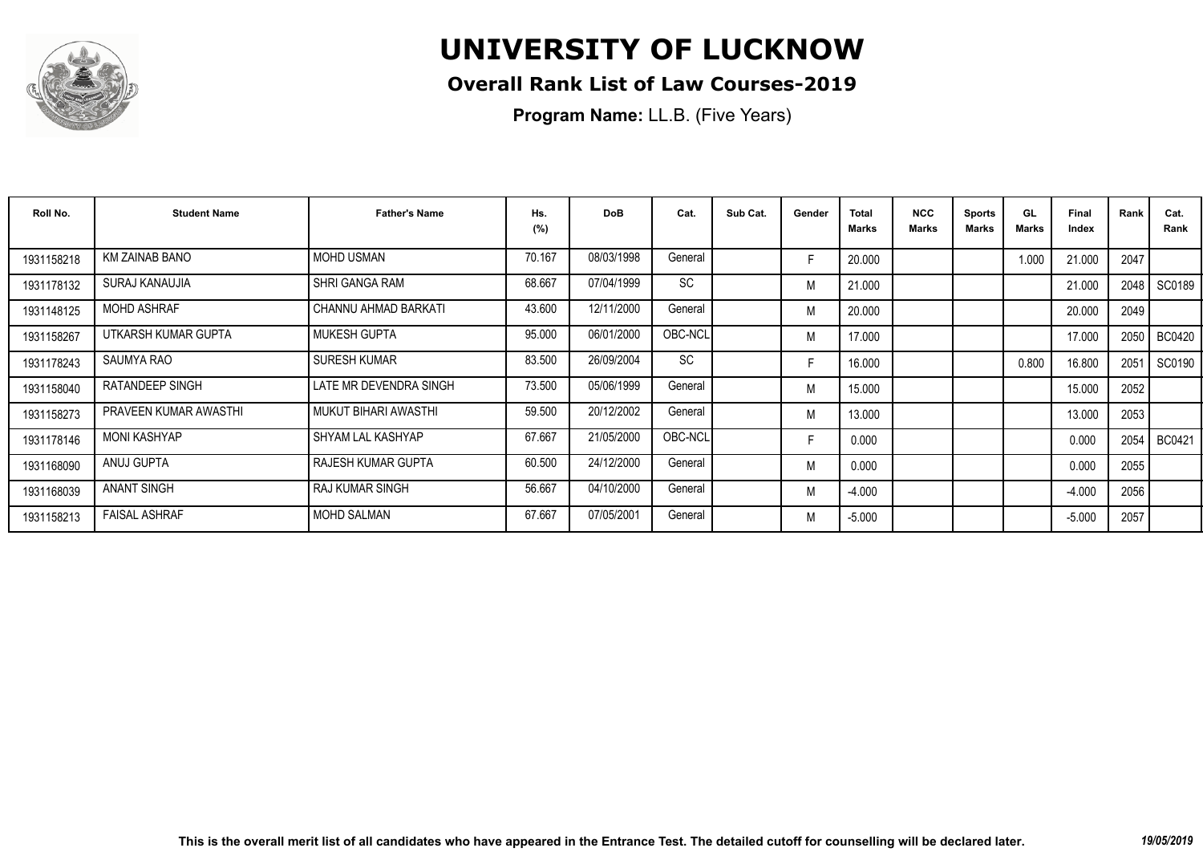# UNIVERSITY OF LUCKNOW

## Overall Rank List of Law Courses-2019

**Program Name:** LL.B. (Five Years)

| Roll No. | Student Name | Father's Name | Hs. (%) | DoB | Cat. | Sub Cat. | Gender | Total Marks | NCC Marks | Sports Marks | GL Marks | Final Index | Rank | Cat. Rank |
|---|---|---|---|---|---|---|---|---|---|---|---|---|---|---|
| 1931158218 | KM ZAINAB BANO | MOHD USMAN | 70.167 | 08/03/1998 | General | | F | 20.000 | | | 1.000 | 21.000 | 2047 | |
| 1931178132 | SURAJ KANAUJIA | SHRI GANGA RAM | 68.667 | 07/04/1999 | SC | | M | 21.000 | | | | 21.000 | 2048 | SC0189 |
| 1931148125 | MOHD ASHRAF | CHANNU AHMAD BARKATI | 43.600 | 12/11/2000 | General | | M | 20.000 | | | | 20.000 | 2049 | |
| 1931158267 | UTKARSH KUMAR GUPTA | MUKESH GUPTA | 95.000 | 06/01/2000 | OBC-NCL | | M | 17.000 | | | | 17.000 | 2050 | BC0420 |
| 1931178243 | SAUMYA RAO | SURESH KUMAR | 83.500 | 26/09/2004 | SC | | F | 16.000 | | | 0.800 | 16.800 | 2051 | SC0190 |
| 1931158040 | RATANDEEP SINGH | LATE MR DEVENDRA SINGH | 73.500 | 05/06/1999 | General | | M | 15.000 | | | | 15.000 | 2052 | |
| 1931158273 | PRAVEEN KUMAR AWASTHI | MUKUT BIHARI AWASTHI | 59.500 | 20/12/2002 | General | | M | 13.000 | | | | 13.000 | 2053 | |
| 1931178146 | MONI KASHYAP | SHYAM LAL KASHYAP | 67.667 | 21/05/2000 | OBC-NCL | | F | 0.000 | | | | 0.000 | 2054 | BC0421 |
| 1931168090 | ANUJ GUPTA | RAJESH KUMAR GUPTA | 60.500 | 24/12/2000 | General | | M | 0.000 | | | | 0.000 | 2055 | |
| 1931168039 | ANANT SINGH | RAJ KUMAR SINGH | 56.667 | 04/10/2000 | General | | M | -4.000 | | | | -4.000 | 2056 | |
| 1931158213 | FAISAL ASHRAF | MOHD SALMAN | 67.667 | 07/05/2001 | General | | M | -5.000 | | | | -5.000 | 2057 | |

**This is the overall merit list of all candidates who have appeared in the Entrance Test. The detailed cutoff for counselling will be declared later.** *19/05/2019*